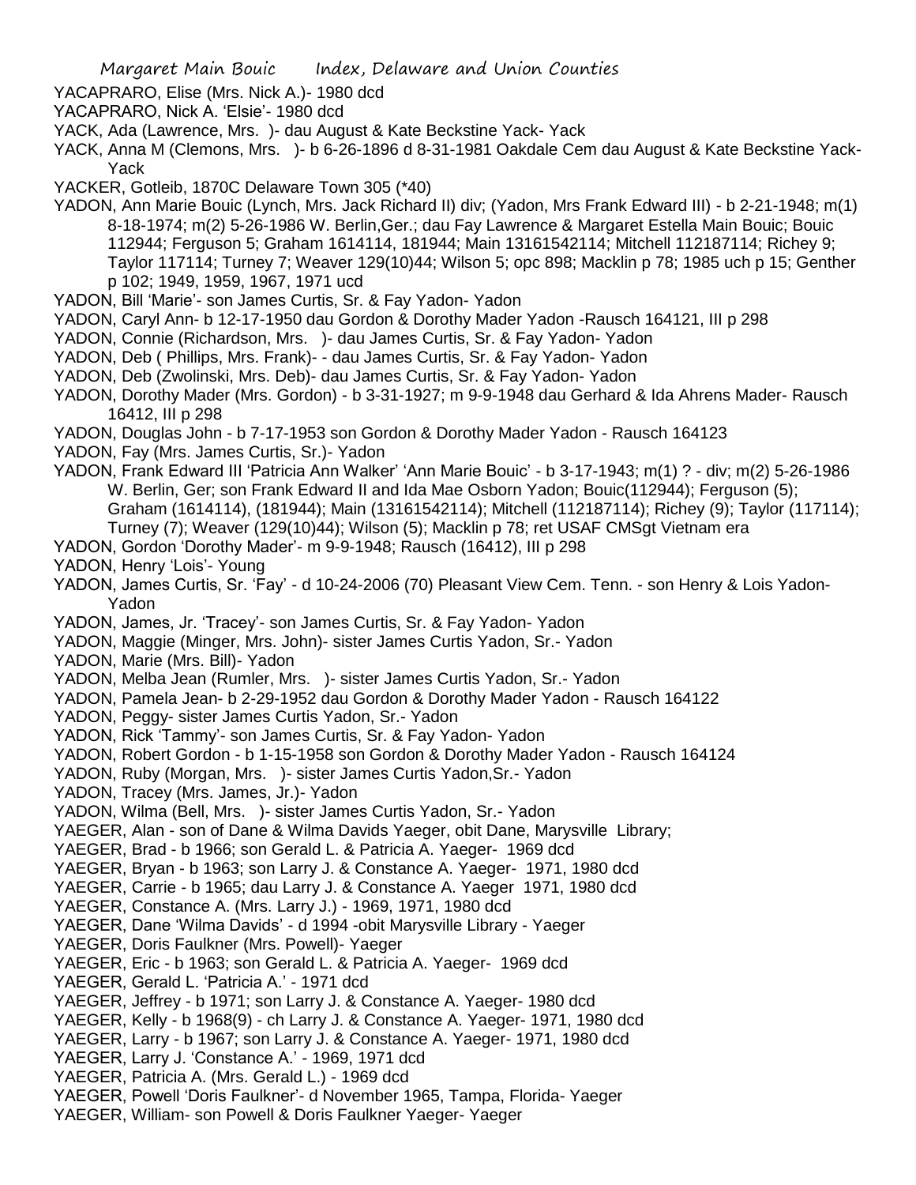YACAPRARO, Elise (Mrs. Nick A.)- 1980 dcd

YACAPRARO, Nick A. 'Elsie'- 1980 dcd

YACK, Ada (Lawrence, Mrs. )- dau August & Kate Beckstine Yack- Yack

YACK, Anna M (Clemons, Mrs. )- b 6-26-1896 d 8-31-1981 Oakdale Cem dau August & Kate Beckstine Yack- Yack

YACKER, Gotleib, 1870C Delaware Town 305 (*40)

YADON, Ann Marie Bouic (Lynch, Mrs. Jack Richard II) div; (Yadon, Mrs Frank Edward III) - b 2-21-1948; m(1) 8-18-1974; m(2) 5-26-1986 W. Berlin,Ger.; dau Fay Lawrence & Margaret Estella Main Bouic; Bouic 112944; Ferguson 5; Graham 1614114, 181944; Main 13161542114; Mitchell 112187114; Richey 9; Taylor 117114; Turney 7; Weaver 129(10)44; Wilson 5; opc 898; Macklin p 78; 1985 uch p 15; Genther p 102; 1949, 1959, 1967, 1971 ucd

YADON, Bill 'Marie'- son James Curtis, Sr. & Fay Yadon- Yadon

YADON, Caryl Ann- b 12-17-1950 dau Gordon & Dorothy Mader Yadon -Rausch 164121, III p 298

YADON, Connie (Richardson, Mrs. )- dau James Curtis, Sr. & Fay Yadon- Yadon

YADON, Deb ( Phillips, Mrs. Frank)- - dau James Curtis, Sr. & Fay Yadon- Yadon

YADON, Deb (Zwolinski, Mrs. Deb)- dau James Curtis, Sr. & Fay Yadon- Yadon

YADON, Dorothy Mader (Mrs. Gordon) - b 3-31-1927; m 9-9-1948 dau Gerhard & Ida Ahrens Mader- Rausch 16412, III p 298

YADON, Douglas John - b 7-17-1953 son Gordon & Dorothy Mader Yadon - Rausch 164123

YADON, Fay (Mrs. James Curtis, Sr.)- Yadon

YADON, Frank Edward III 'Patricia Ann Walker' 'Ann Marie Bouic' - b 3-17-1943; m(1) ? - div; m(2) 5-26-1986 W. Berlin, Ger; son Frank Edward II and Ida Mae Osborn Yadon; Bouic(112944); Ferguson (5); Graham (1614114), (181944); Main (13161542114); Mitchell (112187114); Richey (9); Taylor (117114); Turney (7); Weaver (129(10)44); Wilson (5); Macklin p 78; ret USAF CMSgt Vietnam era

YADON, Gordon 'Dorothy Mader'- m 9-9-1948; Rausch (16412), III p 298

YADON, Henry 'Lois'- Young

YADON, James Curtis, Sr. 'Fay' - d 10-24-2006 (70) Pleasant View Cem. Tenn. - son Henry & Lois Yadon- Yadon

YADON, James, Jr. 'Tracey'- son James Curtis, Sr. & Fay Yadon- Yadon

YADON, Maggie (Minger, Mrs. John)- sister James Curtis Yadon, Sr.- Yadon

YADON, Marie (Mrs. Bill)- Yadon

YADON, Melba Jean (Rumler, Mrs. )- sister James Curtis Yadon, Sr.- Yadon

YADON, Pamela Jean- b 2-29-1952 dau Gordon & Dorothy Mader Yadon - Rausch 164122

YADON, Peggy- sister James Curtis Yadon, Sr.- Yadon

YADON, Rick 'Tammy'- son James Curtis, Sr. & Fay Yadon- Yadon

YADON, Robert Gordon - b 1-15-1958 son Gordon & Dorothy Mader Yadon - Rausch 164124

YADON, Ruby (Morgan, Mrs. )- sister James Curtis Yadon,Sr.- Yadon

YADON, Tracey (Mrs. James, Jr.)- Yadon

YADON, Wilma (Bell, Mrs. )- sister James Curtis Yadon, Sr.- Yadon

YAEGER, Alan - son of Dane & Wilma Davids Yaeger, obit Dane, Marysville Library;

YAEGER, Brad - b 1966; son Gerald L. & Patricia A. Yaeger- 1969 dcd

YAEGER, Bryan - b 1963; son Larry J. & Constance A. Yaeger- 1971, 1980 dcd

YAEGER, Carrie - b 1965; dau Larry J. & Constance A. Yaeger 1971, 1980 dcd

YAEGER, Constance A. (Mrs. Larry J.) - 1969, 1971, 1980 dcd

YAEGER, Dane 'Wilma Davids' - d 1994 -obit Marysville Library - Yaeger

YAEGER, Doris Faulkner (Mrs. Powell)- Yaeger

YAEGER, Eric - b 1963; son Gerald L. & Patricia A. Yaeger- 1969 dcd

YAEGER, Gerald L. 'Patricia A.' - 1971 dcd

YAEGER, Jeffrey - b 1971; son Larry J. & Constance A. Yaeger- 1980 dcd

YAEGER, Kelly - b 1968(9) - ch Larry J. & Constance A. Yaeger- 1971, 1980 dcd

YAEGER, Larry - b 1967; son Larry J. & Constance A. Yaeger- 1971, 1980 dcd

YAEGER, Larry J. 'Constance A.' - 1969, 1971 dcd

YAEGER, Patricia A. (Mrs. Gerald L.) - 1969 dcd

YAEGER, Powell 'Doris Faulkner'- d November 1965, Tampa, Florida- Yaeger

YAEGER, William- son Powell & Doris Faulkner Yaeger- Yaeger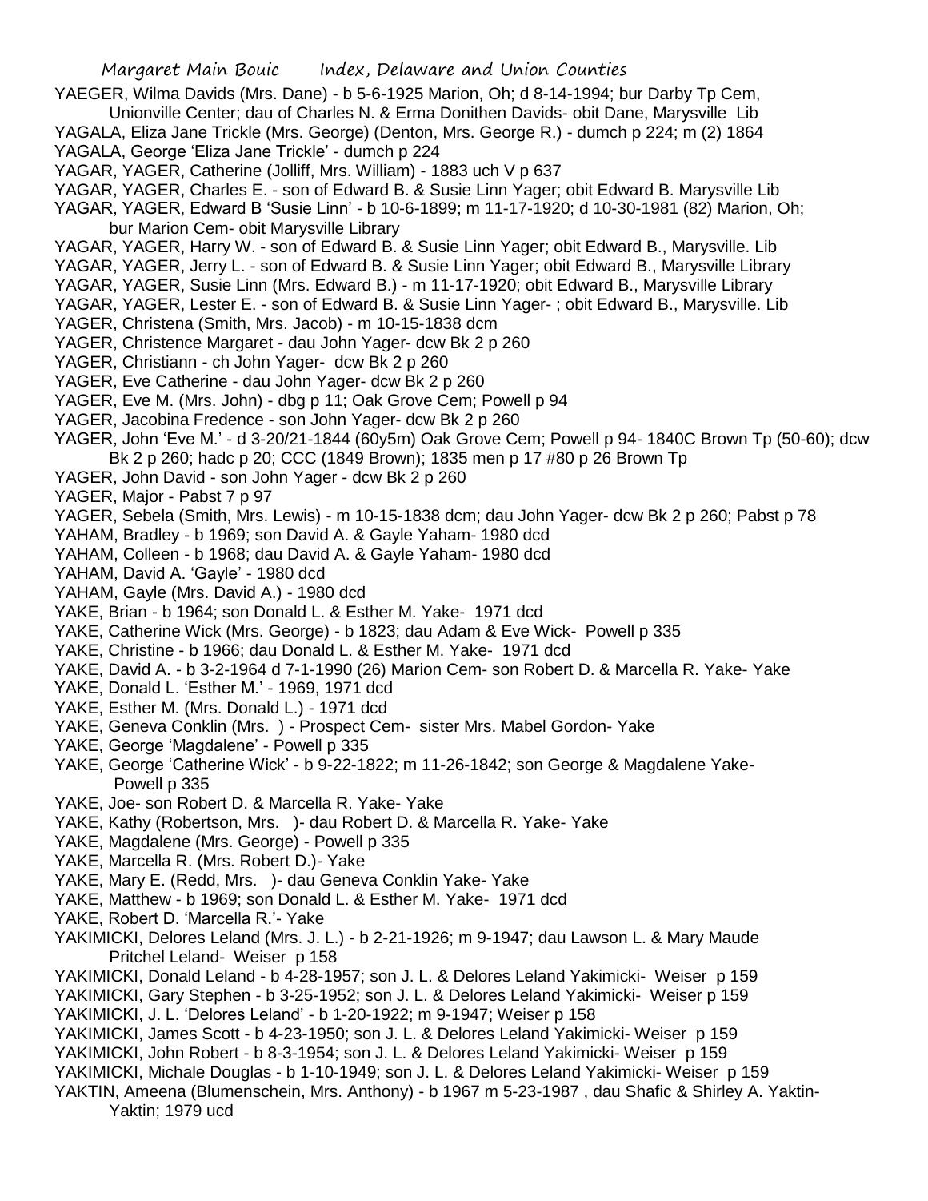YAEGER, Wilma Davids (Mrs. Dane) - b 5-6-1925 Marion, Oh; d 8-14-1994; bur Darby Tp Cem, Unionville Center; dau of Charles N. & Erma Donithen Davids- obit Dane, Marysville Lib

YAGALA, Eliza Jane Trickle (Mrs. George) (Denton, Mrs. George R.) - dumch p 224; m (2) 1864

YAGALA, George 'Eliza Jane Trickle' - dumch p 224

YAGAR, YAGER, Catherine (Jolliff, Mrs. William) - 1883 uch V p 637

YAGAR, YAGER, Charles E. - son of Edward B. & Susie Linn Yager; obit Edward B. Marysville Lib

YAGAR, YAGER, Edward B 'Susie Linn' - b 10-6-1899; m 11-17-1920; d 10-30-1981 (82) Marion, Oh; bur Marion Cem- obit Marysville Library

YAGAR, YAGER, Harry W. - son of Edward B. & Susie Linn Yager; obit Edward B., Marysville. Lib

YAGAR, YAGER, Jerry L. - son of Edward B. & Susie Linn Yager; obit Edward B., Marysville Library

YAGAR, YAGER, Susie Linn (Mrs. Edward B.) - m 11-17-1920; obit Edward B., Marysville Library

YAGAR, YAGER, Lester E. - son of Edward B. & Susie Linn Yager- ; obit Edward B., Marysville. Lib

YAGER, Christena (Smith, Mrs. Jacob) - m 10-15-1838 dcm

YAGER, Christence Margaret - dau John Yager- dcw Bk 2 p 260

YAGER, Christiann - ch John Yager- dcw Bk 2 p 260

YAGER, Eve Catherine - dau John Yager- dcw Bk 2 p 260

YAGER, Eve M. (Mrs. John) - dbg p 11; Oak Grove Cem; Powell p 94

YAGER, Jacobina Fredence - son John Yager- dcw Bk 2 p 260

YAGER, John 'Eve M.' - d 3-20/21-1844 (60y5m) Oak Grove Cem; Powell p 94- 1840C Brown Tp (50-60); dcw Bk 2 p 260; hadc p 20; CCC (1849 Brown); 1835 men p 17 #80 p 26 Brown Tp

YAGER, John David - son John Yager - dcw Bk 2 p 260

YAGER, Major - Pabst 7 p 97

YAGER, Sebela (Smith, Mrs. Lewis) - m 10-15-1838 dcm; dau John Yager- dcw Bk 2 p 260; Pabst p 78

YAHAM, Bradley - b 1969; son David A. & Gayle Yaham- 1980 dcd

YAHAM, Colleen - b 1968; dau David A. & Gayle Yaham- 1980 dcd

YAHAM, David A. 'Gayle' - 1980 dcd

YAHAM, Gayle (Mrs. David A.) - 1980 dcd

YAKE, Brian - b 1964; son Donald L. & Esther M. Yake- 1971 dcd

YAKE, Catherine Wick (Mrs. George) - b 1823; dau Adam & Eve Wick- Powell p 335

YAKE, Christine - b 1966; dau Donald L. & Esther M. Yake- 1971 dcd

YAKE, David A. - b 3-2-1964 d 7-1-1990 (26) Marion Cem- son Robert D. & Marcella R. Yake- Yake

YAKE, Donald L. 'Esther M.' - 1969, 1971 dcd

YAKE, Esther M. (Mrs. Donald L.) - 1971 dcd

YAKE, Geneva Conklin (Mrs. ) - Prospect Cem- sister Mrs. Mabel Gordon- Yake

YAKE, George 'Magdalene' - Powell p 335

YAKE, George 'Catherine Wick' - b 9-22-1822; m 11-26-1842; son George & Magdalene Yake- Powell p 335

YAKE, Joe- son Robert D. & Marcella R. Yake- Yake

YAKE, Kathy (Robertson, Mrs. )- dau Robert D. & Marcella R. Yake- Yake

YAKE, Magdalene (Mrs. George) - Powell p 335

YAKE, Marcella R. (Mrs. Robert D.)- Yake

YAKE, Mary E. (Redd, Mrs. )- dau Geneva Conklin Yake- Yake

YAKE, Matthew - b 1969; son Donald L. & Esther M. Yake- 1971 dcd

YAKE, Robert D. 'Marcella R.'- Yake

YAKIMICKI, Delores Leland (Mrs. J. L.) - b 2-21-1926; m 9-1947; dau Lawson L. & Mary Maude Pritchel Leland- Weiser p 158

YAKIMICKI, Donald Leland - b 4-28-1957; son J. L. & Delores Leland Yakimicki- Weiser p 159

YAKIMICKI, Gary Stephen - b 3-25-1952; son J. L. & Delores Leland Yakimicki- Weiser p 159

YAKIMICKI, J. L. 'Delores Leland' - b 1-20-1922; m 9-1947; Weiser p 158

YAKIMICKI, James Scott - b 4-23-1950; son J. L. & Delores Leland Yakimicki- Weiser p 159

YAKIMICKI, John Robert - b 8-3-1954; son J. L. & Delores Leland Yakimicki- Weiser p 159

YAKIMICKI, Michale Douglas - b 1-10-1949; son J. L. & Delores Leland Yakimicki- Weiser p 159

YAKTIN, Ameena (Blumenschein, Mrs. Anthony) - b 1967 m 5-23-1987 , dau Shafic & Shirley A. Yaktin- Yaktin; 1979 ucd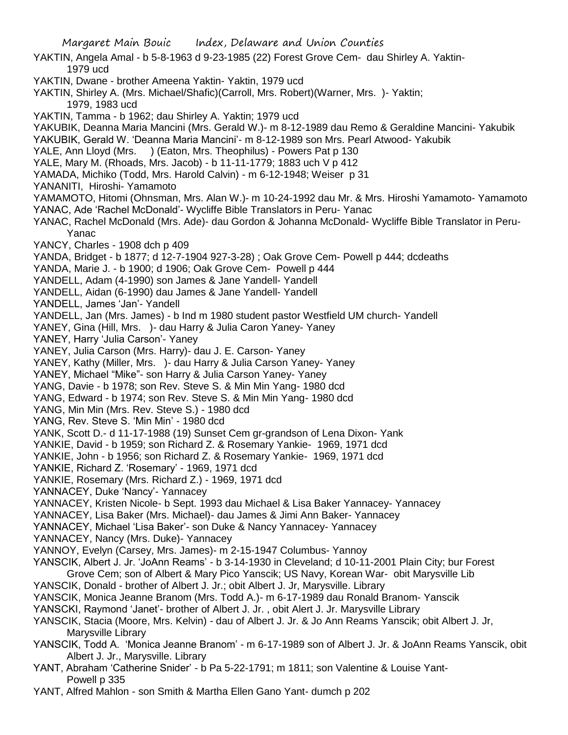YAKTIN, Angela Amal - b 5-8-1963 d 9-23-1985 (22) Forest Grove Cem- dau Shirley A. Yaktin- 1979 ucd

YAKTIN, Dwane - brother Ameena Yaktin- Yaktin, 1979 ucd

YAKTIN, Shirley A. (Mrs. Michael/Shafic)(Carroll, Mrs. Robert)(Warner, Mrs. )- Yaktin; 1979, 1983 ucd

YAKTIN, Tamma - b 1962; dau Shirley A. Yaktin; 1979 ucd

YAKUBIK, Deanna Maria Mancini (Mrs. Gerald W.)- m 8-12-1989 dau Remo & Geraldine Mancini- Yakubik

YAKUBIK, Gerald W. 'Deanna Maria Mancini'- m 8-12-1989 son Mrs. Pearl Atwood- Yakubik

YALE, Ann Lloyd (Mrs. ) (Eaton, Mrs. Theophilus) - Powers Pat p 130

YALE, Mary M. (Rhoads, Mrs. Jacob) - b 11-11-1779; 1883 uch V p 412

YAMADA, Michiko (Todd, Mrs. Harold Calvin) - m 6-12-1948; Weiser p 31

YANANITI, Hiroshi- Yamamoto

YAMAMOTO, Hitomi (Ohnsman, Mrs. Alan W.)- m 10-24-1992 dau Mr. & Mrs. Hiroshi Yamamoto- Yamamoto

YANAC, Ade 'Rachel McDonald'- Wycliffe Bible Translators in Peru- Yanac

YANAC, Rachel McDonald (Mrs. Ade)- dau Gordon & Johanna McDonald- Wycliffe Bible Translator in Peru- Yanac

YANCY, Charles - 1908 dch p 409

YANDA, Bridget - b 1877; d 12-7-1904 927-3-28) ; Oak Grove Cem- Powell p 444; dcdeaths

YANDA, Marie J. - b 1900; d 1906; Oak Grove Cem- Powell p 444

YANDELL, Adam (4-1990) son James & Jane Yandell- Yandell

YANDELL, Aidan (6-1990) dau James & Jane Yandell- Yandell

YANDELL, James 'Jan'- Yandell

YANDELL, Jan (Mrs. James) - b Ind m 1980 student pastor Westfield UM church- Yandell

YANEY, Gina (Hill, Mrs. )- dau Harry & Julia Caron Yaney- Yaney

YANEY, Harry 'Julia Carson'- Yaney

YANEY, Julia Carson (Mrs. Harry)- dau J. E. Carson- Yaney

YANEY, Kathy (Miller, Mrs. )- dau Harry & Julia Carson Yaney- Yaney

YANEY, Michael "Mike"- son Harry & Julia Carson Yaney- Yaney

YANG, Davie - b 1978; son Rev. Steve S. & Min Min Yang- 1980 dcd

YANG, Edward - b 1974; son Rev. Steve S. & Min Min Yang- 1980 dcd

YANG, Min Min (Mrs. Rev. Steve S.) - 1980 dcd

YANG, Rev. Steve S. 'Min Min' - 1980 dcd

YANK, Scott D.- d 11-17-1988 (19) Sunset Cem gr-grandson of Lena Dixon- Yank

YANKIE, David - b 1959; son Richard Z. & Rosemary Yankie- 1969, 1971 dcd

YANKIE, John - b 1956; son Richard Z. & Rosemary Yankie- 1969, 1971 dcd

YANKIE, Richard Z. 'Rosemary' - 1969, 1971 dcd

YANKIE, Rosemary (Mrs. Richard Z.) - 1969, 1971 dcd

YANNACEY, Duke 'Nancy'- Yannacey

YANNACEY, Kristen Nicole- b Sept. 1993 dau Michael & Lisa Baker Yannacey- Yannacey

YANNACEY, Lisa Baker (Mrs. Michael)- dau James & Jimi Ann Baker- Yannacey

YANNACEY, Michael 'Lisa Baker'- son Duke & Nancy Yannacey- Yannacey

YANNACEY, Nancy (Mrs. Duke)- Yannacey

YANNOY, Evelyn (Carsey, Mrs. James)- m 2-15-1947 Columbus- Yannoy

YANSCIK, Albert J. Jr. 'JoAnn Reams' - b 3-14-1930 in Cleveland; d 10-11-2001 Plain City; bur Forest Grove Cem; son of Albert & Mary Pico Yanscik; US Navy, Korean War- obit Marysville Lib

YANSCIK, Donald - brother of Albert J. Jr.; obit Albert J. Jr, Marysville. Library

YANSCIK, Monica Jeanne Branom (Mrs. Todd A.)- m 6-17-1989 dau Ronald Branom- Yanscik

YANSCKI, Raymond 'Janet'- brother of Albert J. Jr. , obit Alert J. Jr. Marysville Library

YANSCIK, Stacia (Moore, Mrs. Kelvin) - dau of Albert J. Jr. & Jo Ann Reams Yanscik; obit Albert J. Jr, Marysville Library

YANSCIK, Todd A. 'Monica Jeanne Branom' - m 6-17-1989 son of Albert J. Jr. & JoAnn Reams Yanscik, obit Albert J. Jr., Marysville. Library

YANT, Abraham 'Catherine Snider' - b Pa 5-22-1791; m 1811; son Valentine & Louise Yant- Powell p 335

YANT, Alfred Mahlon - son Smith & Martha Ellen Gano Yant- dumch p 202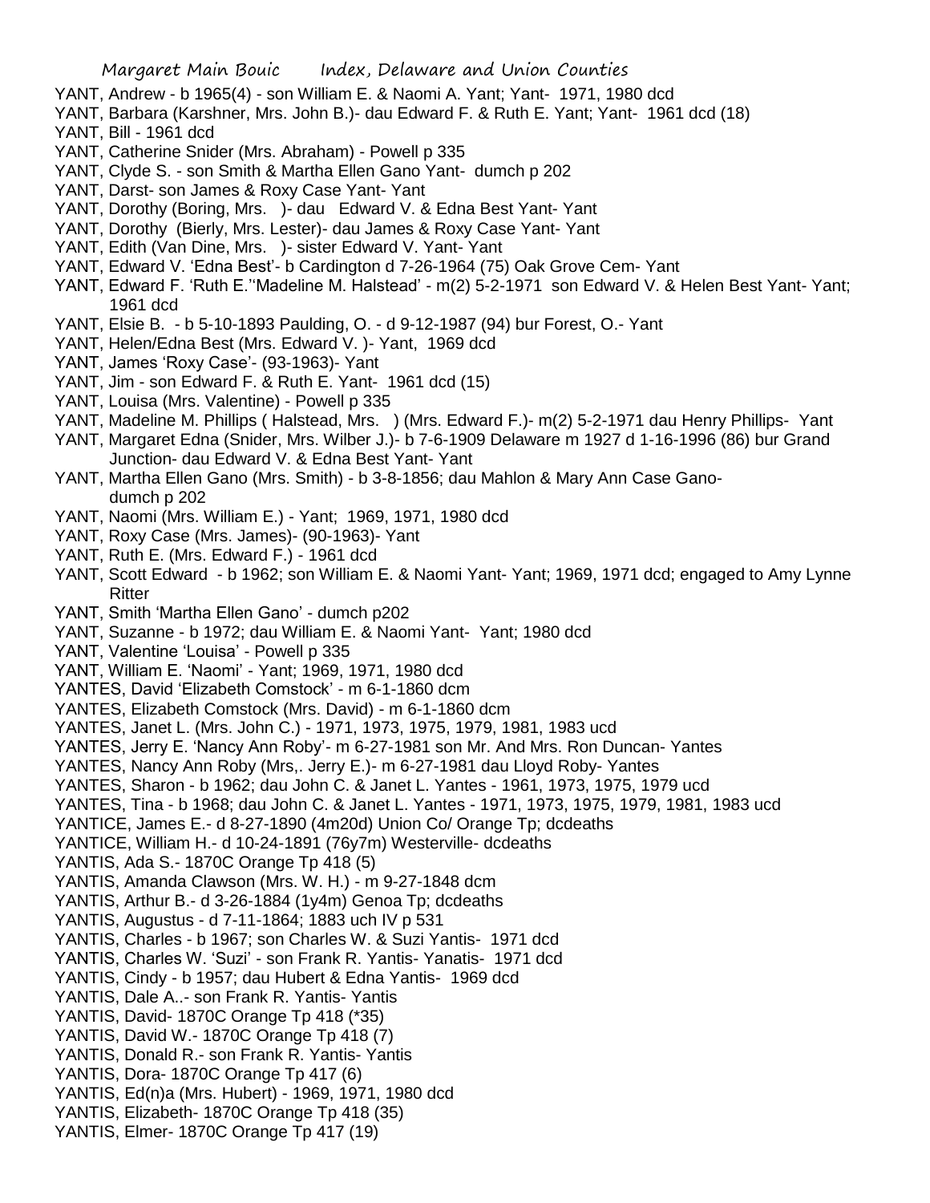YANT, Andrew - b 1965(4) - son William E. & Naomi A. Yant; Yant- 1971, 1980 dcd
YANT, Barbara (Karshner, Mrs. John B.)- dau Edward F. & Ruth E. Yant; Yant- 1961 dcd (18)
YANT, Bill - 1961 dcd
YANT, Catherine Snider (Mrs. Abraham) - Powell p 335
YANT, Clyde S. - son Smith & Martha Ellen Gano Yant- dumch p 202
YANT, Darst- son James & Roxy Case Yant- Yant
YANT, Dorothy (Boring, Mrs. )- dau Edward V. & Edna Best Yant- Yant
YANT, Dorothy (Bierly, Mrs. Lester)- dau James & Roxy Case Yant- Yant
YANT, Edith (Van Dine, Mrs. )- sister Edward V. Yant- Yant
YANT, Edward V. 'Edna Best'- b Cardington d 7-26-1964 (75) Oak Grove Cem- Yant
YANT, Edward F. 'Ruth E.''Madeline M. Halstead' - m(2) 5-2-1971 son Edward V. & Helen Best Yant- Yant; 1961 dcd
YANT, Elsie B. - b 5-10-1893 Paulding, O. - d 9-12-1987 (94) bur Forest, O.- Yant
YANT, Helen/Edna Best (Mrs. Edward V. )- Yant, 1969 dcd
YANT, James 'Roxy Case'- (93-1963)- Yant
YANT, Jim - son Edward F. & Ruth E. Yant- 1961 dcd (15)
YANT, Louisa (Mrs. Valentine) - Powell p 335
YANT, Madeline M. Phillips ( Halstead, Mrs. ) (Mrs. Edward F.)- m(2) 5-2-1971 dau Henry Phillips- Yant
YANT, Margaret Edna (Snider, Mrs. Wilber J.)- b 7-6-1909 Delaware m 1927 d 1-16-1996 (86) bur Grand Junction- dau Edward V. & Edna Best Yant- Yant
YANT, Martha Ellen Gano (Mrs. Smith) - b 3-8-1856; dau Mahlon & Mary Ann Case Gano- dumch p 202
YANT, Naomi (Mrs. William E.) - Yant; 1969, 1971, 1980 dcd
YANT, Roxy Case (Mrs. James)- (90-1963)- Yant
YANT, Ruth E. (Mrs. Edward F.) - 1961 dcd
YANT, Scott Edward - b 1962; son William E. & Naomi Yant- Yant; 1969, 1971 dcd; engaged to Amy Lynne Ritter
YANT, Smith 'Martha Ellen Gano' - dumch p202
YANT, Suzanne - b 1972; dau William E. & Naomi Yant- Yant; 1980 dcd
YANT, Valentine 'Louisa' - Powell p 335
YANT, William E. 'Naomi' - Yant; 1969, 1971, 1980 dcd
YANTES, David 'Elizabeth Comstock' - m 6-1-1860 dcm
YANTES, Elizabeth Comstock (Mrs. David) - m 6-1-1860 dcm
YANTES, Janet L. (Mrs. John C.) - 1971, 1973, 1975, 1979, 1981, 1983 ucd
YANTES, Jerry E. 'Nancy Ann Roby'- m 6-27-1981 son Mr. And Mrs. Ron Duncan- Yantes
YANTES, Nancy Ann Roby (Mrs,. Jerry E.)- m 6-27-1981 dau Lloyd Roby- Yantes
YANTES, Sharon - b 1962; dau John C. & Janet L. Yantes - 1961, 1973, 1975, 1979 ucd
YANTES, Tina - b 1968; dau John C. & Janet L. Yantes - 1971, 1973, 1975, 1979, 1981, 1983 ucd
YANTICE, James E.- d 8-27-1890 (4m20d) Union Co/ Orange Tp; dcdeaths
YANTICE, William H.- d 10-24-1891 (76y7m) Westerville- dcdeaths
YANTIS, Ada S.- 1870C Orange Tp 418 (5)
YANTIS, Amanda Clawson (Mrs. W. H.) - m 9-27-1848 dcm
YANTIS, Arthur B.- d 3-26-1884 (1y4m) Genoa Tp; dcdeaths
YANTIS, Augustus - d 7-11-1864; 1883 uch IV p 531
YANTIS, Charles - b 1967; son Charles W. & Suzi Yantis- 1971 dcd
YANTIS, Charles W. 'Suzi' - son Frank R. Yantis- Yanatis- 1971 dcd
YANTIS, Cindy - b 1957; dau Hubert & Edna Yantis- 1969 dcd
YANTIS, Dale A..- son Frank R. Yantis- Yantis
YANTIS, David- 1870C Orange Tp 418 (*35)
YANTIS, David W.- 1870C Orange Tp 418 (7)
YANTIS, Donald R.- son Frank R. Yantis- Yantis
YANTIS, Dora- 1870C Orange Tp 417 (6)
YANTIS, Ed(n)a (Mrs. Hubert) - 1969, 1971, 1980 dcd
YANTIS, Elizabeth- 1870C Orange Tp 418 (35)
YANTIS, Elmer- 1870C Orange Tp 417 (19)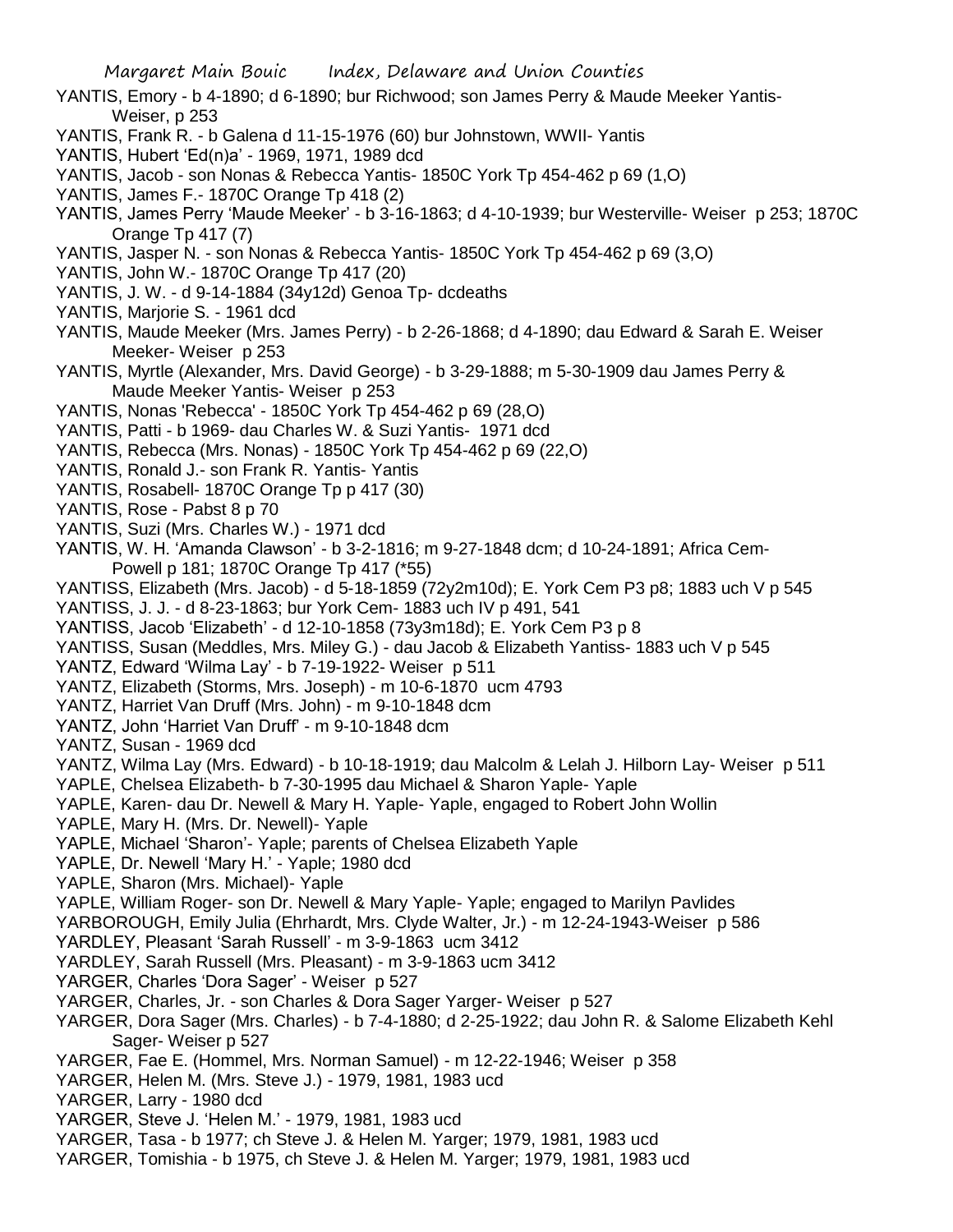YANTIS, Emory - b 4-1890; d 6-1890; bur Richwood; son James Perry & Maude Meeker Yantis- Weiser, p 253
YANTIS, Frank R. - b Galena d 11-15-1976 (60) bur Johnstown, WWII- Yantis
YANTIS, Hubert 'Ed(n)a' - 1969, 1971, 1989 dcd
YANTIS, Jacob - son Nonas & Rebecca Yantis- 1850C York Tp 454-462 p 69 (1,O)
YANTIS, James F.- 1870C Orange Tp 418 (2)
YANTIS, James Perry 'Maude Meeker' - b 3-16-1863; d 4-10-1939; bur Westerville- Weiser p 253; 1870C Orange Tp 417 (7)
YANTIS, Jasper N. - son Nonas & Rebecca Yantis- 1850C York Tp 454-462 p 69 (3,O)
YANTIS, John W.- 1870C Orange Tp 417 (20)
YANTIS, J. W. - d 9-14-1884 (34y12d) Genoa Tp- dcdeaths
YANTIS, Marjorie S. - 1961 dcd
YANTIS, Maude Meeker (Mrs. James Perry) - b 2-26-1868; d 4-1890; dau Edward & Sarah E. Weiser Meeker- Weiser p 253
YANTIS, Myrtle (Alexander, Mrs. David George) - b 3-29-1888; m 5-30-1909 dau James Perry & Maude Meeker Yantis- Weiser p 253
YANTIS, Nonas 'Rebecca' - 1850C York Tp 454-462 p 69 (28,O)
YANTIS, Patti - b 1969- dau Charles W. & Suzi Yantis- 1971 dcd
YANTIS, Rebecca (Mrs. Nonas) - 1850C York Tp 454-462 p 69 (22,O)
YANTIS, Ronald J.- son Frank R. Yantis- Yantis
YANTIS, Rosabell- 1870C Orange Tp p 417 (30)
YANTIS, Rose - Pabst 8 p 70
YANTIS, Suzi (Mrs. Charles W.) - 1971 dcd
YANTIS, W. H. 'Amanda Clawson' - b 3-2-1816; m 9-27-1848 dcm; d 10-24-1891; Africa Cem- Powell p 181; 1870C Orange Tp 417 (*55)
YANTISS, Elizabeth (Mrs. Jacob) - d 5-18-1859 (72y2m10d); E. York Cem P3 p8; 1883 uch V p 545
YANTISS, J. J. - d 8-23-1863; bur York Cem- 1883 uch IV p 491, 541
YANTISS, Jacob 'Elizabeth' - d 12-10-1858 (73y3m18d); E. York Cem P3 p 8
YANTISS, Susan (Meddles, Mrs. Miley G.) - dau Jacob & Elizabeth Yantiss- 1883 uch V p 545
YANTZ, Edward 'Wilma Lay' - b 7-19-1922- Weiser p 511
YANTZ, Elizabeth (Storms, Mrs. Joseph) - m 10-6-1870 ucm 4793
YANTZ, Harriet Van Druff (Mrs. John) - m 9-10-1848 dcm
YANTZ, John 'Harriet Van Druff' - m 9-10-1848 dcm
YANTZ, Susan - 1969 dcd
YANTZ, Wilma Lay (Mrs. Edward) - b 10-18-1919; dau Malcolm & Lelah J. Hilborn Lay- Weiser p 511
YAPLE, Chelsea Elizabeth- b 7-30-1995 dau Michael & Sharon Yaple- Yaple
YAPLE, Karen- dau Dr. Newell & Mary H. Yaple- Yaple, engaged to Robert John Wollin
YAPLE, Mary H. (Mrs. Dr. Newell)- Yaple
YAPLE, Michael 'Sharon'- Yaple; parents of Chelsea Elizabeth Yaple
YAPLE, Dr. Newell 'Mary H.' - Yaple; 1980 dcd
YAPLE, Sharon (Mrs. Michael)- Yaple
YAPLE, William Roger- son Dr. Newell & Mary Yaple- Yaple; engaged to Marilyn Pavlides
YARBOROUGH, Emily Julia (Ehrhardt, Mrs. Clyde Walter, Jr.) - m 12-24-1943-Weiser p 586
YARDLEY, Pleasant 'Sarah Russell' - m 3-9-1863 ucm 3412
YARDLEY, Sarah Russell (Mrs. Pleasant) - m 3-9-1863 ucm 3412
YARGER, Charles 'Dora Sager' - Weiser p 527
YARGER, Charles, Jr. - son Charles & Dora Sager Yarger- Weiser p 527
YARGER, Dora Sager (Mrs. Charles) - b 7-4-1880; d 2-25-1922; dau John R. & Salome Elizabeth Kehl Sager- Weiser p 527
YARGER, Fae E. (Hommel, Mrs. Norman Samuel) - m 12-22-1946; Weiser p 358
YARGER, Helen M. (Mrs. Steve J.) - 1979, 1981, 1983 ucd
YARGER, Larry - 1980 dcd
YARGER, Steve J. 'Helen M.' - 1979, 1981, 1983 ucd
YARGER, Tasa - b 1977; ch Steve J. & Helen M. Yarger; 1979, 1981, 1983 ucd
YARGER, Tomishia - b 1975, ch Steve J. & Helen M. Yarger; 1979, 1981, 1983 ucd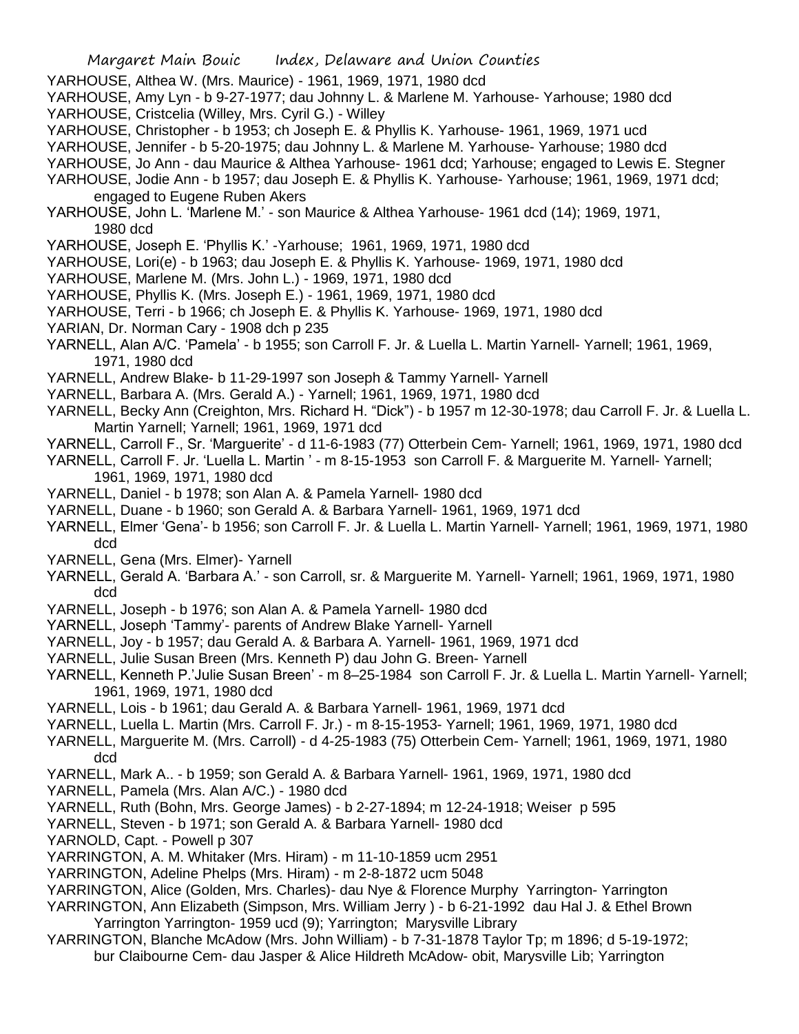YARHOUSE, Althea W. (Mrs. Maurice) - 1961, 1969, 1971, 1980 dcd

YARHOUSE, Amy Lyn - b 9-27-1977; dau Johnny L. & Marlene M. Yarhouse- Yarhouse; 1980 dcd

YARHOUSE, Cristcelia (Willey, Mrs. Cyril G.) - Willey

YARHOUSE, Christopher - b 1953; ch Joseph E. & Phyllis K. Yarhouse- 1961, 1969, 1971 ucd

YARHOUSE, Jennifer - b 5-20-1975; dau Johnny L. & Marlene M. Yarhouse- Yarhouse; 1980 dcd

YARHOUSE, Jo Ann - dau Maurice & Althea Yarhouse- 1961 dcd; Yarhouse; engaged to Lewis E. Stegner

YARHOUSE, Jodie Ann - b 1957; dau Joseph E. & Phyllis K. Yarhouse- Yarhouse; 1961, 1969, 1971 dcd; engaged to Eugene Ruben Akers

YARHOUSE, John L. 'Marlene M.' - son Maurice & Althea Yarhouse- 1961 dcd (14); 1969, 1971, 1980 dcd

YARHOUSE, Joseph E. 'Phyllis K.' -Yarhouse; 1961, 1969, 1971, 1980 dcd

YARHOUSE, Lori(e) - b 1963; dau Joseph E. & Phyllis K. Yarhouse- 1969, 1971, 1980 dcd

YARHOUSE, Marlene M. (Mrs. John L.) - 1969, 1971, 1980 dcd

YARHOUSE, Phyllis K. (Mrs. Joseph E.) - 1961, 1969, 1971, 1980 dcd

YARHOUSE, Terri - b 1966; ch Joseph E. & Phyllis K. Yarhouse- 1969, 1971, 1980 dcd

YARIAN, Dr. Norman Cary - 1908 dch p 235

YARNELL, Alan A/C. 'Pamela' - b 1955; son Carroll F. Jr. & Luella L. Martin Yarnell- Yarnell; 1961, 1969, 1971, 1980 dcd

YARNELL, Andrew Blake- b 11-29-1997 son Joseph & Tammy Yarnell- Yarnell

YARNELL, Barbara A. (Mrs. Gerald A.) - Yarnell; 1961, 1969, 1971, 1980 dcd

YARNELL, Becky Ann (Creighton, Mrs. Richard H. "Dick") - b 1957 m 12-30-1978; dau Carroll F. Jr. & Luella L. Martin Yarnell; Yarnell; 1961, 1969, 1971 dcd

YARNELL, Carroll F., Sr. 'Marguerite' - d 11-6-1983 (77) Otterbein Cem- Yarnell; 1961, 1969, 1971, 1980 dcd

YARNELL, Carroll F. Jr. 'Luella L. Martin ' - m 8-15-1953 son Carroll F. & Marguerite M. Yarnell- Yarnell; 1961, 1969, 1971, 1980 dcd

YARNELL, Daniel - b 1978; son Alan A. & Pamela Yarnell- 1980 dcd

YARNELL, Duane - b 1960; son Gerald A. & Barbara Yarnell- 1961, 1969, 1971 dcd

YARNELL, Elmer 'Gena'- b 1956; son Carroll F. Jr. & Luella L. Martin Yarnell- Yarnell; 1961, 1969, 1971, 1980 dcd

YARNELL, Gena (Mrs. Elmer)- Yarnell

YARNELL, Gerald A. 'Barbara A.' - son Carroll, sr. & Marguerite M. Yarnell- Yarnell; 1961, 1969, 1971, 1980 dcd

YARNELL, Joseph - b 1976; son Alan A. & Pamela Yarnell- 1980 dcd

YARNELL, Joseph 'Tammy'- parents of Andrew Blake Yarnell- Yarnell

YARNELL, Joy - b 1957; dau Gerald A. & Barbara A. Yarnell- 1961, 1969, 1971 dcd

YARNELL, Julie Susan Breen (Mrs. Kenneth P) dau John G. Breen- Yarnell

YARNELL, Kenneth P.'Julie Susan Breen' - m 8–25-1984 son Carroll F. Jr. & Luella L. Martin Yarnell- Yarnell; 1961, 1969, 1971, 1980 dcd

YARNELL, Lois - b 1961; dau Gerald A. & Barbara Yarnell- 1961, 1969, 1971 dcd

YARNELL, Luella L. Martin (Mrs. Carroll F. Jr.) - m 8-15-1953- Yarnell; 1961, 1969, 1971, 1980 dcd

YARNELL, Marguerite M. (Mrs. Carroll) - d 4-25-1983 (75) Otterbein Cem- Yarnell; 1961, 1969, 1971, 1980 dcd

YARNELL, Mark A.. - b 1959; son Gerald A. & Barbara Yarnell- 1961, 1969, 1971, 1980 dcd

YARNELL, Pamela (Mrs. Alan A/C.) - 1980 dcd

YARNELL, Ruth (Bohn, Mrs. George James) - b 2-27-1894; m 12-24-1918; Weiser p 595

YARNELL, Steven - b 1971; son Gerald A. & Barbara Yarnell- 1980 dcd

YARNOLD, Capt. - Powell p 307

YARRINGTON, A. M. Whitaker (Mrs. Hiram) - m 11-10-1859 ucm 2951

YARRINGTON, Adeline Phelps (Mrs. Hiram) - m 2-8-1872 ucm 5048

YARRINGTON, Alice (Golden, Mrs. Charles)- dau Nye & Florence Murphy Yarrington- Yarrington

YARRINGTON, Ann Elizabeth (Simpson, Mrs. William Jerry ) - b 6-21-1992 dau Hal J. & Ethel Brown Yarrington Yarrington- 1959 ucd (9); Yarrington; Marysville Library

YARRINGTON, Blanche McAdow (Mrs. John William) - b 7-31-1878 Taylor Tp; m 1896; d 5-19-1972; bur Claibourne Cem- dau Jasper & Alice Hildreth McAdow- obit, Marysville Lib; Yarrington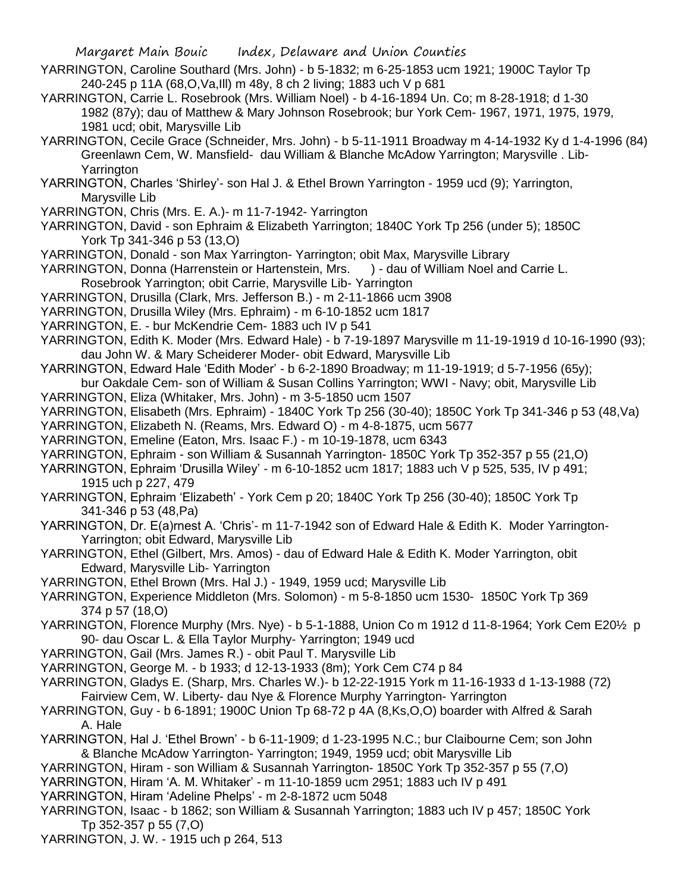YARRINGTON, Caroline Southard (Mrs. John) - b 5-1832; m 6-25-1853 ucm 1921; 1900C Taylor Tp 240-245 p 11A (68,O,Va,Ill) m 48y, 8 ch 2 living; 1883 uch V p 681

YARRINGTON, Carrie L. Rosebrook (Mrs. William Noel) - b 4-16-1894 Un. Co; m 8-28-1918; d 1-30 1982 (87y); dau of Matthew & Mary Johnson Rosebrook; bur York Cem- 1967, 1971, 1975, 1979, 1981 ucd; obit, Marysville Lib

YARRINGTON, Cecile Grace (Schneider, Mrs. John) - b 5-11-1911 Broadway m 4-14-1932 Ky d 1-4-1996 (84) Greenlawn Cem, W. Mansfield- dau William & Blanche McAdow Yarrington; Marysville . Lib- Yarrington

YARRINGTON, Charles 'Shirley'- son Hal J. & Ethel Brown Yarrington - 1959 ucd (9); Yarrington, Marysville Lib

YARRINGTON, Chris (Mrs. E. A.)- m 11-7-1942- Yarrington

YARRINGTON, David - son Ephraim & Elizabeth Yarrington; 1840C York Tp 256 (under 5); 1850C York Tp 341-346 p 53 (13,O)

YARRINGTON, Donald - son Max Yarrington- Yarrington; obit Max, Marysville Library

YARRINGTON, Donna (Harrenstein or Hartenstein, Mrs. ) - dau of William Noel and Carrie L. Rosebrook Yarrington; obit Carrie, Marysville Lib- Yarrington

YARRINGTON, Drusilla (Clark, Mrs. Jefferson B.) - m 2-11-1866 ucm 3908

YARRINGTON, Drusilla Wiley (Mrs. Ephraim) - m 6-10-1852 ucm 1817

YARRINGTON, E. - bur McKendrie Cem- 1883 uch IV p 541

YARRINGTON, Edith K. Moder (Mrs. Edward Hale) - b 7-19-1897 Marysville m 11-19-1919 d 10-16-1990 (93); dau John W. & Mary Scheiderer Moder- obit Edward, Marysville Lib

YARRINGTON, Edward Hale 'Edith Moder' - b 6-2-1890 Broadway; m 11-19-1919; d 5-7-1956 (65y); bur Oakdale Cem- son of William & Susan Collins Yarrington; WWI - Navy; obit, Marysville Lib

YARRINGTON, Eliza (Whitaker, Mrs. John) - m 3-5-1850 ucm 1507

YARRINGTON, Elisabeth (Mrs. Ephraim) - 1840C York Tp 256 (30-40); 1850C York Tp 341-346 p 53 (48,Va)

YARRINGTON, Elizabeth N. (Reams, Mrs. Edward O) - m 4-8-1875, ucm 5677

YARRINGTON, Emeline (Eaton, Mrs. Isaac F.) - m 10-19-1878, ucm 6343

YARRINGTON, Ephraim - son William & Susannah Yarrington- 1850C York Tp 352-357 p 55 (21,O)

YARRINGTON, Ephraim 'Drusilla Wiley' - m 6-10-1852 ucm 1817; 1883 uch V p 525, 535, IV p 491; 1915 uch p 227, 479

YARRINGTON, Ephraim 'Elizabeth' - York Cem p 20; 1840C York Tp 256 (30-40); 1850C York Tp 341-346 p 53 (48,Pa)

YARRINGTON, Dr. E(a)rnest A. 'Chris'- m 11-7-1942 son of Edward Hale & Edith K. Moder Yarrington- Yarrington; obit Edward, Marysville Lib

YARRINGTON, Ethel (Gilbert, Mrs. Amos) - dau of Edward Hale & Edith K. Moder Yarrington, obit Edward, Marysville Lib- Yarrington

YARRINGTON, Ethel Brown (Mrs. Hal J.) - 1949, 1959 ucd; Marysville Lib

YARRINGTON, Experience Middleton (Mrs. Solomon) - m 5-8-1850 ucm 1530- 1850C York Tp 369 374 p 57 (18,O)

YARRINGTON, Florence Murphy (Mrs. Nye) - b 5-1-1888, Union Co m 1912 d 11-8-1964; York Cem E20½ p 90- dau Oscar L. & Ella Taylor Murphy- Yarrington; 1949 ucd

YARRINGTON, Gail (Mrs. James R.) - obit Paul T. Marysville Lib

YARRINGTON, George M. - b 1933; d 12-13-1933 (8m); York Cem C74 p 84

YARRINGTON, Gladys E. (Sharp, Mrs. Charles W.)- b 12-22-1915 York m 11-16-1933 d 1-13-1988 (72) Fairview Cem, W. Liberty- dau Nye & Florence Murphy Yarrington- Yarrington

YARRINGTON, Guy - b 6-1891; 1900C Union Tp 68-72 p 4A (8,Ks,O,O) boarder with Alfred & Sarah A. Hale

YARRINGTON, Hal J. 'Ethel Brown' - b 6-11-1909; d 1-23-1995 N.C.; bur Claibourne Cem; son John & Blanche McAdow Yarrington- Yarrington; 1949, 1959 ucd; obit Marysville Lib

YARRINGTON, Hiram - son William & Susannah Yarrington- 1850C York Tp 352-357 p 55 (7,O)

YARRINGTON, Hiram 'A. M. Whitaker' - m 11-10-1859 ucm 2951; 1883 uch IV p 491

YARRINGTON, Hiram 'Adeline Phelps' - m 2-8-1872 ucm 5048

YARRINGTON, Isaac - b 1862; son William & Susannah Yarrington; 1883 uch IV p 457; 1850C York Tp 352-357 p 55 (7,O)

YARRINGTON, J. W. - 1915 uch p 264, 513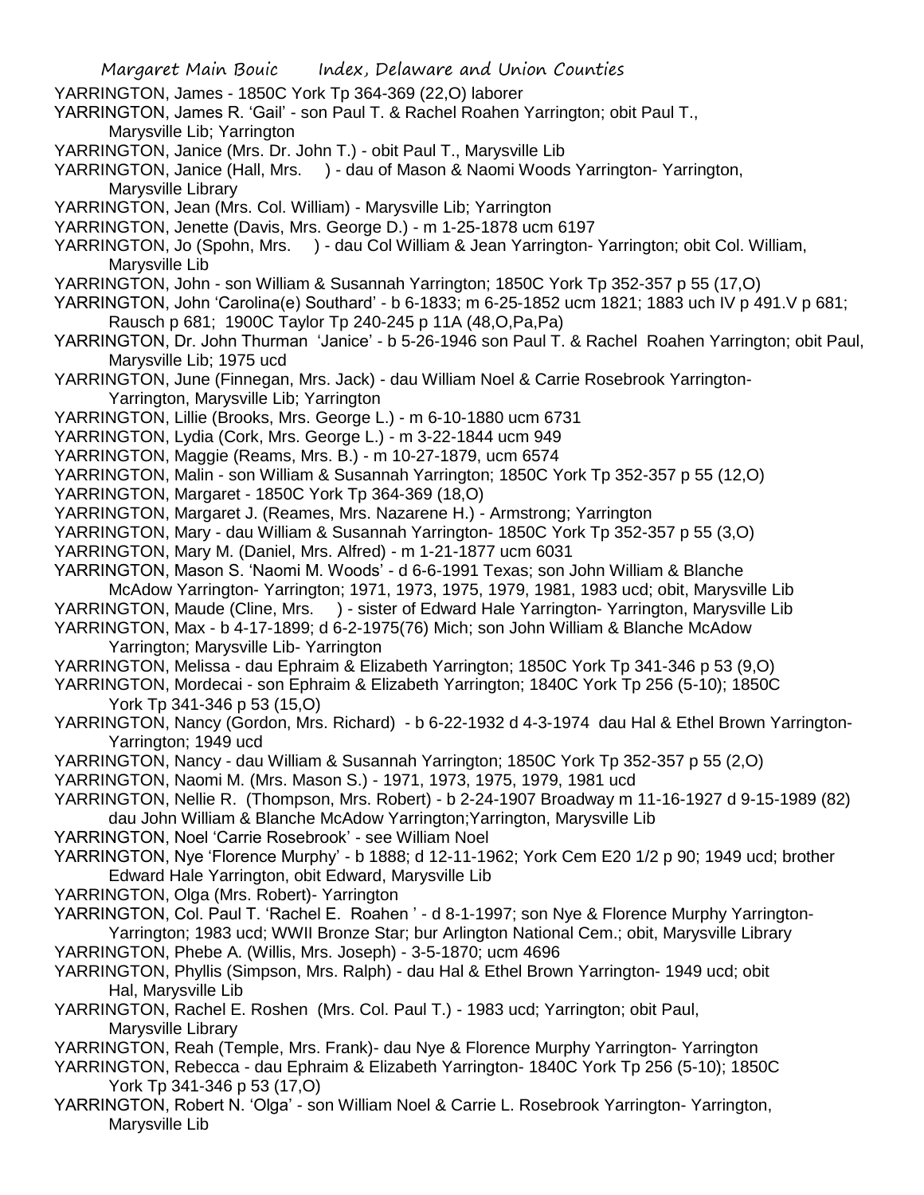YARRINGTON, James - 1850C York Tp 364-369 (22,O) laborer

YARRINGTON, James R. 'Gail' - son Paul T. & Rachel Roahen Yarrington; obit Paul T., Marysville Lib; Yarrington

YARRINGTON, Janice (Mrs. Dr. John T.) - obit Paul T., Marysville Lib

YARRINGTON, Janice (Hall, Mrs. ) - dau of Mason & Naomi Woods Yarrington- Yarrington, Marysville Library

YARRINGTON, Jean (Mrs. Col. William) - Marysville Lib; Yarrington

YARRINGTON, Jenette (Davis, Mrs. George D.) - m 1-25-1878 ucm 6197

YARRINGTON, Jo (Spohn, Mrs. ) - dau Col William & Jean Yarrington- Yarrington; obit Col. William, Marysville Lib

YARRINGTON, John - son William & Susannah Yarrington; 1850C York Tp 352-357 p 55 (17,O)

YARRINGTON, John 'Carolina(e) Southard' - b 6-1833; m 6-25-1852 ucm 1821; 1883 uch IV p 491.V p 681; Rausch p 681; 1900C Taylor Tp 240-245 p 11A (48,O,Pa,Pa)

YARRINGTON, Dr. John Thurman 'Janice' - b 5-26-1946 son Paul T. & Rachel Roahen Yarrington; obit Paul, Marysville Lib; 1975 ucd

YARRINGTON, June (Finnegan, Mrs. Jack) - dau William Noel & Carrie Rosebrook Yarrington- Yarrington, Marysville Lib; Yarrington

YARRINGTON, Lillie (Brooks, Mrs. George L.) - m 6-10-1880 ucm 6731

YARRINGTON, Lydia (Cork, Mrs. George L.) - m 3-22-1844 ucm 949

YARRINGTON, Maggie (Reams, Mrs. B.) - m 10-27-1879, ucm 6574

YARRINGTON, Malin - son William & Susannah Yarrington; 1850C York Tp 352-357 p 55 (12,O)

YARRINGTON, Margaret - 1850C York Tp 364-369 (18,O)

YARRINGTON, Margaret J. (Reames, Mrs. Nazarene H.) - Armstrong; Yarrington

YARRINGTON, Mary - dau William & Susannah Yarrington- 1850C York Tp 352-357 p 55 (3,O)

YARRINGTON, Mary M. (Daniel, Mrs. Alfred) - m 1-21-1877 ucm 6031

YARRINGTON, Mason S. 'Naomi M. Woods' - d 6-6-1991 Texas; son John William & Blanche McAdow Yarrington- Yarrington; 1971, 1973, 1975, 1979, 1981, 1983 ucd; obit, Marysville Lib

YARRINGTON, Maude (Cline, Mrs. ) - sister of Edward Hale Yarrington- Yarrington, Marysville Lib

YARRINGTON, Max - b 4-17-1899; d 6-2-1975(76) Mich; son John William & Blanche McAdow Yarrington; Marysville Lib- Yarrington

YARRINGTON, Melissa - dau Ephraim & Elizabeth Yarrington; 1850C York Tp 341-346 p 53 (9,O)

YARRINGTON, Mordecai - son Ephraim & Elizabeth Yarrington; 1840C York Tp 256 (5-10); 1850C York Tp 341-346 p 53 (15,O)

YARRINGTON, Nancy (Gordon, Mrs. Richard) - b 6-22-1932 d 4-3-1974 dau Hal & Ethel Brown Yarrington- Yarrington; 1949 ucd

YARRINGTON, Nancy - dau William & Susannah Yarrington; 1850C York Tp 352-357 p 55 (2,O)

YARRINGTON, Naomi M. (Mrs. Mason S.) - 1971, 1973, 1975, 1979, 1981 ucd

YARRINGTON, Nellie R. (Thompson, Mrs. Robert) - b 2-24-1907 Broadway m 11-16-1927 d 9-15-1989 (82) dau John William & Blanche McAdow Yarrington;Yarrington, Marysville Lib

YARRINGTON, Noel 'Carrie Rosebrook' - see William Noel

YARRINGTON, Nye 'Florence Murphy' - b 1888; d 12-11-1962; York Cem E20 1/2 p 90; 1949 ucd; brother Edward Hale Yarrington, obit Edward, Marysville Lib

YARRINGTON, Olga (Mrs. Robert)- Yarrington

YARRINGTON, Col. Paul T. 'Rachel E. Roahen ' - d 8-1-1997; son Nye & Florence Murphy Yarrington- Yarrington; 1983 ucd; WWII Bronze Star; bur Arlington National Cem.; obit, Marysville Library

YARRINGTON, Phebe A. (Willis, Mrs. Joseph) - 3-5-1870; ucm 4696

YARRINGTON, Phyllis (Simpson, Mrs. Ralph) - dau Hal & Ethel Brown Yarrington- 1949 ucd; obit Hal, Marysville Lib

YARRINGTON, Rachel E. Roshen (Mrs. Col. Paul T.) - 1983 ucd; Yarrington; obit Paul, Marysville Library

YARRINGTON, Reah (Temple, Mrs. Frank)- dau Nye & Florence Murphy Yarrington- Yarrington

YARRINGTON, Rebecca - dau Ephraim & Elizabeth Yarrington- 1840C York Tp 256 (5-10); 1850C York Tp 341-346 p 53 (17,O)

YARRINGTON, Robert N. 'Olga' - son William Noel & Carrie L. Rosebrook Yarrington- Yarrington, Marysville Lib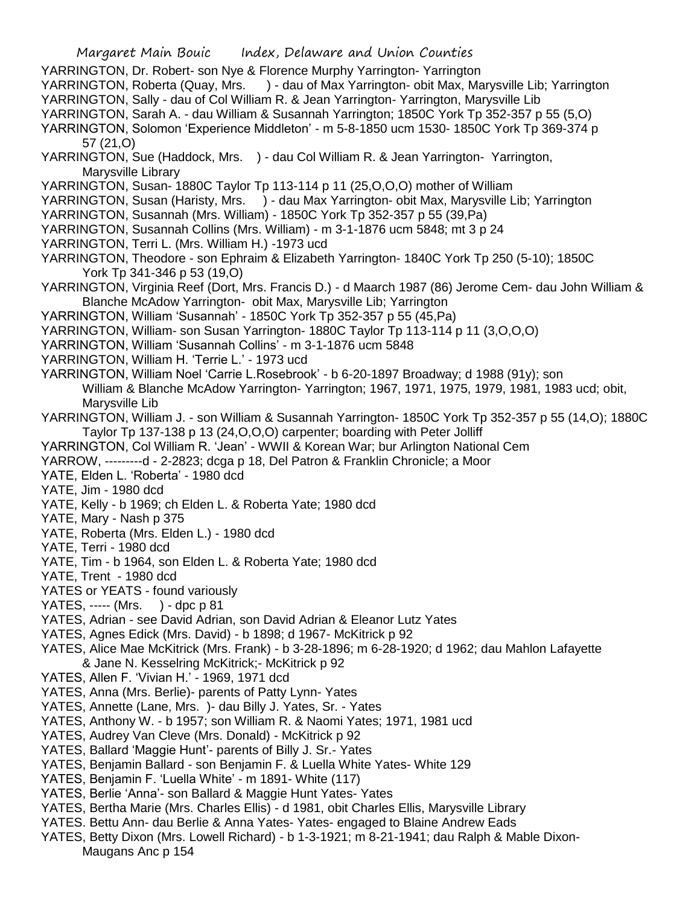YARRINGTON, Dr. Robert- son Nye & Florence Murphy Yarrington- Yarrington

YARRINGTON, Roberta (Quay, Mrs. ) - dau of Max Yarrington- obit Max, Marysville Lib; Yarrington

YARRINGTON, Sally - dau of Col William R. & Jean Yarrington- Yarrington, Marysville Lib

YARRINGTON, Sarah A. - dau William & Susannah Yarrington; 1850C York Tp 352-357 p 55 (5,O)

YARRINGTON, Solomon 'Experience Middleton' - m 5-8-1850 ucm 1530- 1850C York Tp 369-374 p 57 (21,O)

YARRINGTON, Sue (Haddock, Mrs. ) - dau Col William R. & Jean Yarrington- Yarrington, Marysville Library

YARRINGTON, Susan- 1880C Taylor Tp 113-114 p 11 (25,O,O,O) mother of William

YARRINGTON, Susan (Haristy, Mrs. ) - dau Max Yarrington- obit Max, Marysville Lib; Yarrington

YARRINGTON, Susannah (Mrs. William) - 1850C York Tp 352-357 p 55 (39,Pa)

YARRINGTON, Susannah Collins (Mrs. William) - m 3-1-1876 ucm 5848; mt 3 p 24

YARRINGTON, Terri L. (Mrs. William H.) -1973 ucd

YARRINGTON, Theodore - son Ephraim & Elizabeth Yarrington- 1840C York Tp 250 (5-10); 1850C York Tp 341-346 p 53 (19,O)

YARRINGTON, Virginia Reef (Dort, Mrs. Francis D.) - d Maarch 1987 (86) Jerome Cem- dau John William & Blanche McAdow Yarrington- obit Max, Marysville Lib; Yarrington

YARRINGTON, William 'Susannah' - 1850C York Tp 352-357 p 55 (45,Pa)

YARRINGTON, William- son Susan Yarrington- 1880C Taylor Tp 113-114 p 11 (3,O,O,O)

YARRINGTON, William 'Susannah Collins' - m 3-1-1876 ucm 5848

YARRINGTON, William H. 'Terrie L.' - 1973 ucd

YARRINGTON, William Noel 'Carrie L.Rosebrook' - b 6-20-1897 Broadway; d 1988 (91y); son William & Blanche McAdow Yarrington- Yarrington; 1967, 1971, 1975, 1979, 1981, 1983 ucd; obit, Marysville Lib

YARRINGTON, William J. - son William & Susannah Yarrington- 1850C York Tp 352-357 p 55 (14,O); 1880C Taylor Tp 137-138 p 13 (24,O,O,O) carpenter; boarding with Peter Jolliff

YARRINGTON, Col William R. 'Jean' - WWII & Korean War; bur Arlington National Cem

YARROW, ---------d - 2-2823; dcga p 18, Del Patron & Franklin Chronicle; a Moor

YATE, Elden L. 'Roberta' - 1980 dcd

YATE, Jim - 1980 dcd

YATE, Kelly - b 1969; ch Elden L. & Roberta Yate; 1980 dcd

YATE, Mary - Nash p 375

YATE, Roberta (Mrs. Elden L.) - 1980 dcd

YATE, Terri - 1980 dcd

YATE, Tim - b 1964, son Elden L. & Roberta Yate; 1980 dcd

YATE, Trent - 1980 dcd

YATES or YEATS - found variously

YATES, ----- (Mrs. ) - dpc p 81

YATES, Adrian - see David Adrian, son David Adrian & Eleanor Lutz Yates

YATES, Agnes Edick (Mrs. David) - b 1898; d 1967- McKitrick p 92

YATES, Alice Mae McKitrick (Mrs. Frank) - b 3-28-1896; m 6-28-1920; d 1962; dau Mahlon Lafayette & Jane N. Kesselring McKitrick;- McKitrick p 92

YATES, Allen F. 'Vivian H.' - 1969, 1971 dcd

YATES, Anna (Mrs. Berlie)- parents of Patty Lynn- Yates

YATES, Annette (Lane, Mrs. )- dau Billy J. Yates, Sr. - Yates

YATES, Anthony W. - b 1957; son William R. & Naomi Yates; 1971, 1981 ucd

YATES, Audrey Van Cleve (Mrs. Donald) - McKitrick p 92

YATES, Ballard 'Maggie Hunt'- parents of Billy J. Sr.- Yates

YATES, Benjamin Ballard - son Benjamin F. & Luella White Yates- White 129

YATES, Benjamin F. 'Luella White' - m 1891- White (117)

YATES, Berlie 'Anna'- son Ballard & Maggie Hunt Yates- Yates

YATES, Bertha Marie (Mrs. Charles Ellis) - d 1981, obit Charles Ellis, Marysville Library

YATES. Bettu Ann- dau Berlie & Anna Yates- Yates- engaged to Blaine Andrew Eads

YATES, Betty Dixon (Mrs. Lowell Richard) - b 1-3-1921; m 8-21-1941; dau Ralph & Mable Dixon- Maugans Anc p 154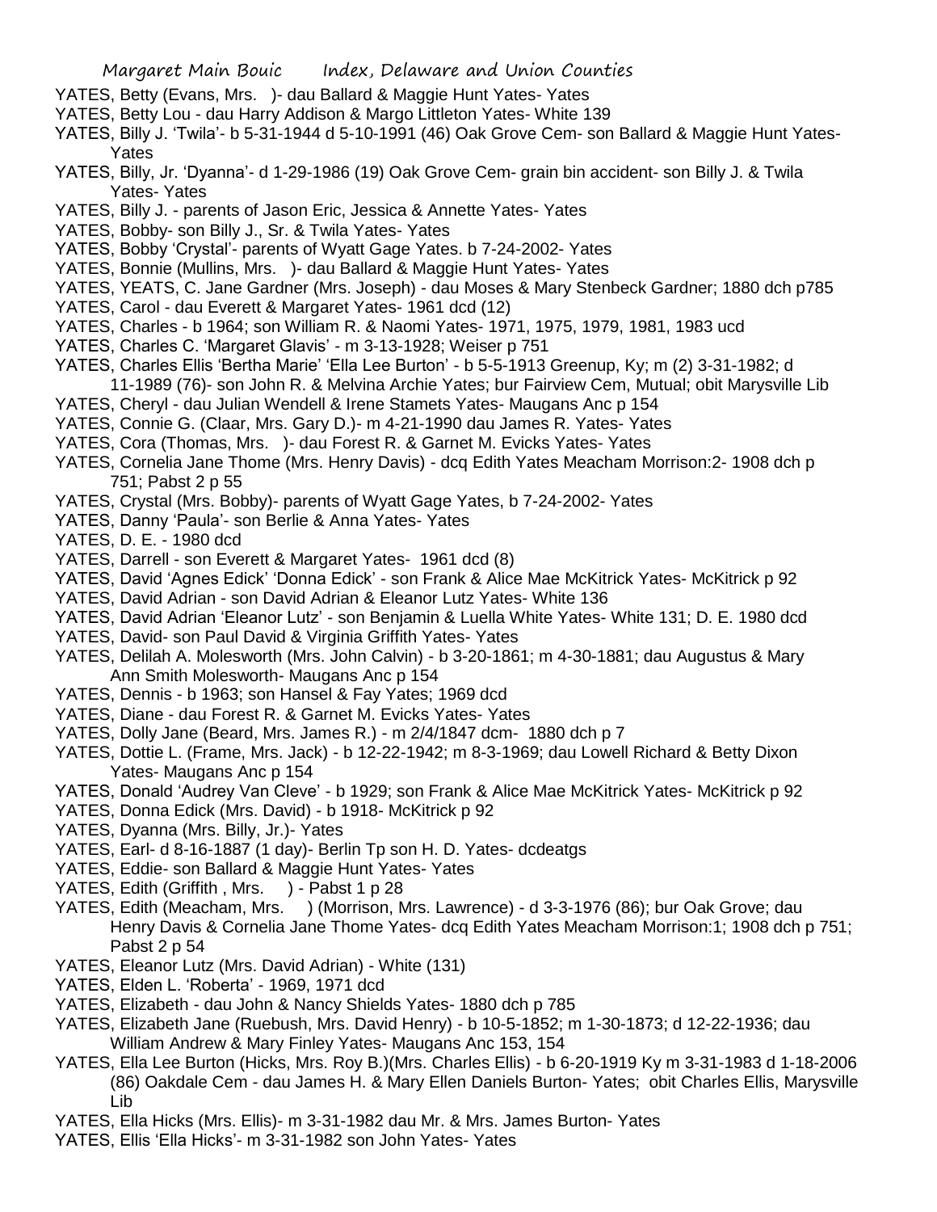YATES, Betty (Evans, Mrs. )- dau Ballard & Maggie Hunt Yates- Yates

YATES, Betty Lou - dau Harry Addison & Margo Littleton Yates- White 139

YATES, Billy J. 'Twila'- b 5-31-1944 d 5-10-1991 (46) Oak Grove Cem- son Ballard & Maggie Hunt Yates- Yates

YATES, Billy, Jr. 'Dyanna'- d 1-29-1986 (19) Oak Grove Cem- grain bin accident- son Billy J. & Twila Yates- Yates

YATES, Billy J. - parents of Jason Eric, Jessica & Annette Yates- Yates

YATES, Bobby- son Billy J., Sr. & Twila Yates- Yates

YATES, Bobby 'Crystal'- parents of Wyatt Gage Yates. b 7-24-2002- Yates

YATES, Bonnie (Mullins, Mrs. )- dau Ballard & Maggie Hunt Yates- Yates

YATES, YEATS, C. Jane Gardner (Mrs. Joseph) - dau Moses & Mary Stenbeck Gardner; 1880 dch p785

YATES, Carol - dau Everett & Margaret Yates- 1961 dcd (12)

YATES, Charles - b 1964; son William R. & Naomi Yates- 1971, 1975, 1979, 1981, 1983 ucd

YATES, Charles C. 'Margaret Glavis' - m 3-13-1928; Weiser p 751

YATES, Charles Ellis 'Bertha Marie' 'Ella Lee Burton' - b 5-5-1913 Greenup, Ky; m (2) 3-31-1982; d 11-1989 (76)- son John R. & Melvina Archie Yates; bur Fairview Cem, Mutual; obit Marysville Lib

YATES, Cheryl - dau Julian Wendell & Irene Stamets Yates- Maugans Anc p 154

YATES, Connie G. (Claar, Mrs. Gary D.)- m 4-21-1990 dau James R. Yates- Yates

YATES, Cora (Thomas, Mrs. )- dau Forest R. & Garnet M. Evicks Yates- Yates

YATES, Cornelia Jane Thome (Mrs. Henry Davis) - dcq Edith Yates Meacham Morrison:2- 1908 dch p 751; Pabst 2 p 55

YATES, Crystal (Mrs. Bobby)- parents of Wyatt Gage Yates, b 7-24-2002- Yates

YATES, Danny 'Paula'- son Berlie & Anna Yates- Yates

YATES, D. E. - 1980 dcd

YATES, Darrell - son Everett & Margaret Yates- 1961 dcd (8)

YATES, David 'Agnes Edick' 'Donna Edick' - son Frank & Alice Mae McKitrick Yates- McKitrick p 92

YATES, David Adrian - son David Adrian & Eleanor Lutz Yates- White 136

YATES, David Adrian 'Eleanor Lutz' - son Benjamin & Luella White Yates- White 131; D. E. 1980 dcd

YATES, David- son Paul David & Virginia Griffith Yates- Yates

YATES, Delilah A. Molesworth (Mrs. John Calvin) - b 3-20-1861; m 4-30-1881; dau Augustus & Mary Ann Smith Molesworth- Maugans Anc p 154

YATES, Dennis - b 1963; son Hansel & Fay Yates; 1969 dcd

YATES, Diane - dau Forest R. & Garnet M. Evicks Yates- Yates

YATES, Dolly Jane (Beard, Mrs. James R.) - m 2/4/1847 dcm- 1880 dch p 7

YATES, Dottie L. (Frame, Mrs. Jack) - b 12-22-1942; m 8-3-1969; dau Lowell Richard & Betty Dixon Yates- Maugans Anc p 154

YATES, Donald 'Audrey Van Cleve' - b 1929; son Frank & Alice Mae McKitrick Yates- McKitrick p 92

YATES, Donna Edick (Mrs. David) - b 1918- McKitrick p 92

YATES, Dyanna (Mrs. Billy, Jr.)- Yates

YATES, Earl- d 8-16-1887 (1 day)- Berlin Tp son H. D. Yates- dcdeatgs

YATES, Eddie- son Ballard & Maggie Hunt Yates- Yates

YATES, Edith (Griffith , Mrs. ) - Pabst 1 p 28

YATES, Edith (Meacham, Mrs. ) (Morrison, Mrs. Lawrence) - d 3-3-1976 (86); bur Oak Grove; dau Henry Davis & Cornelia Jane Thome Yates- dcq Edith Yates Meacham Morrison:1; 1908 dch p 751; Pabst 2 p 54

YATES, Eleanor Lutz (Mrs. David Adrian) - White (131)

YATES, Elden L. 'Roberta' - 1969, 1971 dcd

YATES, Elizabeth - dau John & Nancy Shields Yates- 1880 dch p 785

YATES, Elizabeth Jane (Ruebush, Mrs. David Henry) - b 10-5-1852; m 1-30-1873; d 12-22-1936; dau William Andrew & Mary Finley Yates- Maugans Anc 153, 154

YATES, Ella Lee Burton (Hicks, Mrs. Roy B.)(Mrs. Charles Ellis) - b 6-20-1919 Ky m 3-31-1983 d 1-18-2006 (86) Oakdale Cem - dau James H. & Mary Ellen Daniels Burton- Yates; obit Charles Ellis, Marysville Lib

YATES, Ella Hicks (Mrs. Ellis)- m 3-31-1982 dau Mr. & Mrs. James Burton- Yates

YATES, Ellis 'Ella Hicks'- m 3-31-1982 son John Yates- Yates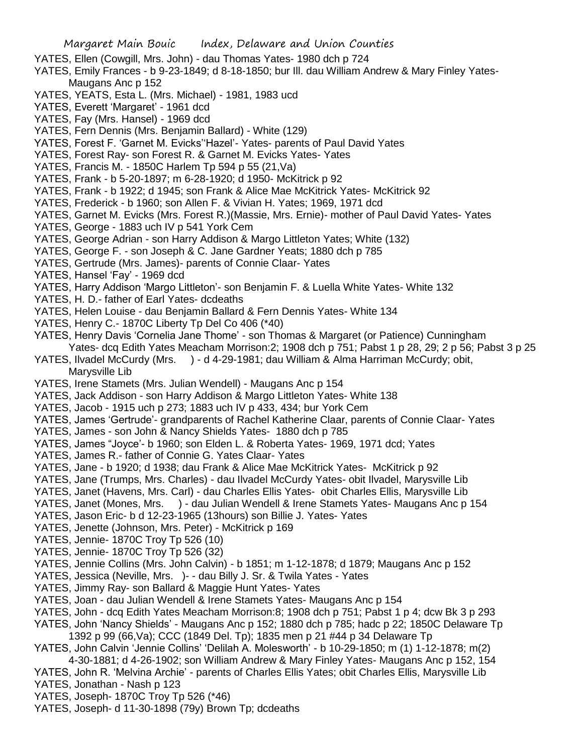YATES, Ellen (Cowgill, Mrs. John) - dau Thomas Yates- 1980 dch p 724

YATES, Emily Frances - b 9-23-1849; d 8-18-1850; bur Ill. dau William Andrew & Mary Finley Yates- Maugans Anc p 152

YATES, YEATS, Esta L. (Mrs. Michael) - 1981, 1983 ucd

YATES, Everett 'Margaret' - 1961 dcd

YATES, Fay (Mrs. Hansel) - 1969 dcd

YATES, Fern Dennis (Mrs. Benjamin Ballard) - White (129)

YATES, Forest F. 'Garnet M. Evicks''Hazel'- Yates- parents of Paul David Yates

YATES, Forest Ray- son Forest R. & Garnet M. Evicks Yates- Yates

YATES, Francis M. - 1850C Harlem Tp 594 p 55 (21,Va)

YATES, Frank - b 5-20-1897; m 6-28-1920; d 1950- McKitrick p 92

YATES, Frank - b 1922; d 1945; son Frank & Alice Mae McKitrick Yates- McKitrick 92

YATES, Frederick - b 1960; son Allen F. & Vivian H. Yates; 1969, 1971 dcd

YATES, Garnet M. Evicks (Mrs. Forest R.)(Massie, Mrs. Ernie)- mother of Paul David Yates- Yates

YATES, George - 1883 uch IV p 541 York Cem

YATES, George Adrian - son Harry Addison & Margo Littleton Yates; White (132)

YATES, George F. - son Joseph & C. Jane Gardner Yeats; 1880 dch p 785

YATES, Gertrude (Mrs. James)- parents of Connie Claar- Yates

YATES, Hansel 'Fay' - 1969 dcd

YATES, Harry Addison 'Margo Littleton'- son Benjamin F. & Luella White Yates- White 132

YATES, H. D.- father of Earl Yates- dcdeaths

YATES, Helen Louise - dau Benjamin Ballard & Fern Dennis Yates- White 134

YATES, Henry C.- 1870C Liberty Tp Del Co 406 (*40)

YATES, Henry Davis 'Cornelia Jane Thome' - son Thomas & Margaret (or Patience) Cunningham Yates- dcq Edith Yates Meacham Morrison:2; 1908 dch p 751; Pabst 1 p 28, 29; 2 p 56; Pabst 3 p 25

YATES, Ilvadel McCurdy (Mrs.     ) - d 4-29-1981; dau William & Alma Harriman McCurdy; obit, Marysville Lib

YATES, Irene Stamets (Mrs. Julian Wendell) - Maugans Anc p 154

YATES, Jack Addison - son Harry Addison & Margo Littleton Yates- White 138

YATES, Jacob - 1915 uch p 273; 1883 uch IV p 433, 434; bur York Cem

YATES, James 'Gertrude'- grandparents of Rachel Katherine Claar, parents of Connie Claar- Yates

YATES, James - son John & Nancy Shields Yates- 1880 dch p 785

YATES, James "Joyce'- b 1960; son Elden L. & Roberta Yates- 1969, 1971 dcd; Yates

YATES, James R.- father of Connie G. Yates Claar- Yates

YATES, Jane - b 1920; d 1938; dau Frank & Alice Mae McKitrick Yates- McKitrick p 92

YATES, Jane (Trumps, Mrs. Charles) - dau Ilvadel McCurdy Yates- obit Ilvadel, Marysville Lib

YATES, Janet (Havens, Mrs. Carl) - dau Charles Ellis Yates- obit Charles Ellis, Marysville Lib

YATES, Janet (Mones, Mrs.     ) - dau Julian Wendell & Irene Stamets Yates- Maugans Anc p 154

YATES, Jason Eric- b d 12-23-1965 (13hours) son Billie J. Yates- Yates

YATES, Jenette (Johnson, Mrs. Peter) - McKitrick p 169

YATES, Jennie- 1870C Troy Tp 526 (10)

YATES, Jennie- 1870C Troy Tp 526 (32)

YATES, Jennie Collins (Mrs. John Calvin) - b 1851; m 1-12-1878; d 1879; Maugans Anc p 152

YATES, Jessica (Neville, Mrs.   )- - dau Billy J. Sr. & Twila Yates - Yates

YATES, Jimmy Ray- son Ballard & Maggie Hunt Yates- Yates

YATES, Joan - dau Julian Wendell & Irene Stamets Yates- Maugans Anc p 154

YATES, John - dcq Edith Yates Meacham Morrison:8; 1908 dch p 751; Pabst 1 p 4; dcw Bk 3 p 293

YATES, John 'Nancy Shields' - Maugans Anc p 152; 1880 dch p 785; hadc p 22; 1850C Delaware Tp 1392 p 99 (66,Va); CCC (1849 Del. Tp); 1835 men p 21 #44 p 34 Delaware Tp

YATES, John Calvin 'Jennie Collins' 'Delilah A. Molesworth' - b 10-29-1850; m (1) 1-12-1878; m(2) 4-30-1881; d 4-26-1902; son William Andrew & Mary Finley Yates- Maugans Anc p 152, 154

YATES, John R. 'Melvina Archie' - parents of Charles Ellis Yates; obit Charles Ellis, Marysville Lib

YATES, Jonathan - Nash p 123

YATES, Joseph- 1870C Troy Tp 526 (*46)

YATES, Joseph- d 11-30-1898 (79y) Brown Tp; dcdeaths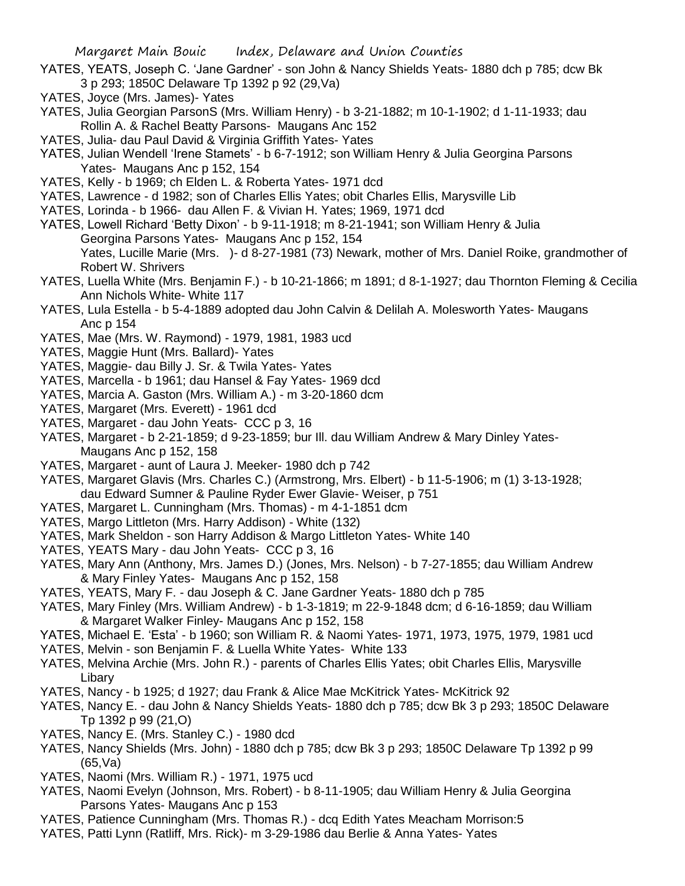YATES, YEATS, Joseph C. 'Jane Gardner' - son John & Nancy Shields Yeats- 1880 dch p 785; dcw Bk 3 p 293; 1850C Delaware Tp 1392 p 92 (29,Va)

YATES, Joyce (Mrs. James)- Yates

YATES, Julia Georgian ParsonS (Mrs. William Henry) - b 3-21-1882; m 10-1-1902; d 1-11-1933; dau Rollin A. & Rachel Beatty Parsons- Maugans Anc 152

YATES, Julia- dau Paul David & Virginia Griffith Yates- Yates

YATES, Julian Wendell 'Irene Stamets' - b 6-7-1912; son William Henry & Julia Georgina Parsons Yates- Maugans Anc p 152, 154

YATES, Kelly - b 1969; ch Elden L. & Roberta Yates- 1971 dcd

YATES, Lawrence - d 1982; son of Charles Ellis Yates; obit Charles Ellis, Marysville Lib

YATES, Lorinda - b 1966- dau Allen F. & Vivian H. Yates; 1969, 1971 dcd

YATES, Lowell Richard 'Betty Dixon' - b 9-11-1918; m 8-21-1941; son William Henry & Julia Georgina Parsons Yates- Maugans Anc p 152, 154

Yates, Lucille Marie (Mrs. )- d 8-27-1981 (73) Newark, mother of Mrs. Daniel Roike, grandmother of Robert W. Shrivers

YATES, Luella White (Mrs. Benjamin F.) - b 10-21-1866; m 1891; d 8-1-1927; dau Thornton Fleming & Cecilia Ann Nichols White- White 117

YATES, Lula Estella - b 5-4-1889 adopted dau John Calvin & Delilah A. Molesworth Yates- Maugans Anc p 154

YATES, Mae (Mrs. W. Raymond) - 1979, 1981, 1983 ucd

YATES, Maggie Hunt (Mrs. Ballard)- Yates

YATES, Maggie- dau Billy J. Sr. & Twila Yates- Yates

YATES, Marcella - b 1961; dau Hansel & Fay Yates- 1969 dcd

YATES, Marcia A. Gaston (Mrs. William A.) - m 3-20-1860 dcm

YATES, Margaret (Mrs. Everett) - 1961 dcd

YATES, Margaret - dau John Yeats- CCC p 3, 16

YATES, Margaret - b 2-21-1859; d 9-23-1859; bur Ill. dau William Andrew & Mary Dinley Yates- Maugans Anc p 152, 158

YATES, Margaret - aunt of Laura J. Meeker- 1980 dch p 742

YATES, Margaret Glavis (Mrs. Charles C.) (Armstrong, Mrs. Elbert) - b 11-5-1906; m (1) 3-13-1928; dau Edward Sumner & Pauline Ryder Ewer Glavie- Weiser, p 751

YATES, Margaret L. Cunningham (Mrs. Thomas) - m 4-1-1851 dcm

YATES, Margo Littleton (Mrs. Harry Addison) - White (132)

YATES, Mark Sheldon - son Harry Addison & Margo Littleton Yates- White 140

YATES, YEATS Mary - dau John Yeats- CCC p 3, 16

YATES, Mary Ann (Anthony, Mrs. James D.) (Jones, Mrs. Nelson) - b 7-27-1855; dau William Andrew & Mary Finley Yates- Maugans Anc p 152, 158

YATES, YEATS, Mary F. - dau Joseph & C. Jane Gardner Yeats- 1880 dch p 785

YATES, Mary Finley (Mrs. William Andrew) - b 1-3-1819; m 22-9-1848 dcm; d 6-16-1859; dau William & Margaret Walker Finley- Maugans Anc p 152, 158

YATES, Michael E. 'Esta' - b 1960; son William R. & Naomi Yates- 1971, 1973, 1975, 1979, 1981 ucd

YATES, Melvin - son Benjamin F. & Luella White Yates- White 133

YATES, Melvina Archie (Mrs. John R.) - parents of Charles Ellis Yates; obit Charles Ellis, Marysville Libary

YATES, Nancy - b 1925; d 1927; dau Frank & Alice Mae McKitrick Yates- McKitrick 92

YATES, Nancy E. - dau John & Nancy Shields Yeats- 1880 dch p 785; dcw Bk 3 p 293; 1850C Delaware Tp 1392 p 99 (21,O)

YATES, Nancy E. (Mrs. Stanley C.) - 1980 dcd

YATES, Nancy Shields (Mrs. John) - 1880 dch p 785; dcw Bk 3 p 293; 1850C Delaware Tp 1392 p 99 (65,Va)

YATES, Naomi (Mrs. William R.) - 1971, 1975 ucd

YATES, Naomi Evelyn (Johnson, Mrs. Robert) - b 8-11-1905; dau William Henry & Julia Georgina Parsons Yates- Maugans Anc p 153

YATES, Patience Cunningham (Mrs. Thomas R.) - dcq Edith Yates Meacham Morrison:5

YATES, Patti Lynn (Ratliff, Mrs. Rick)- m 3-29-1986 dau Berlie & Anna Yates- Yates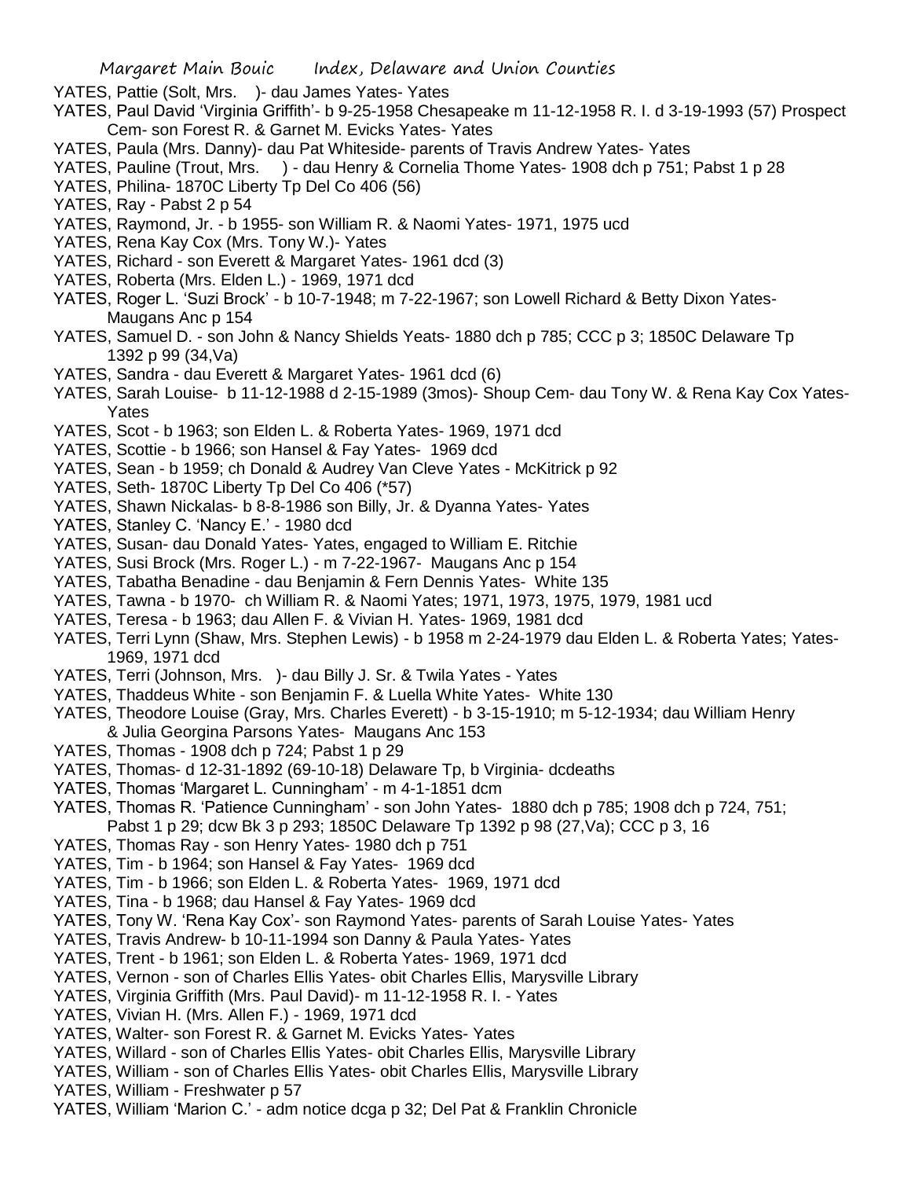YATES, Pattie (Solt, Mrs. )- dau James Yates- Yates

YATES, Paul David 'Virginia Griffith'- b 9-25-1958 Chesapeake m 11-12-1958 R. I. d 3-19-1993 (57) Prospect Cem- son Forest R. & Garnet M. Evicks Yates- Yates

YATES, Paula (Mrs. Danny)- dau Pat Whiteside- parents of Travis Andrew Yates- Yates

YATES, Pauline (Trout, Mrs. ) - dau Henry & Cornelia Thome Yates- 1908 dch p 751; Pabst 1 p 28

YATES, Philina- 1870C Liberty Tp Del Co 406 (56)

YATES, Ray - Pabst 2 p 54

YATES, Raymond, Jr. - b 1955- son William R. & Naomi Yates- 1971, 1975 ucd

YATES, Rena Kay Cox (Mrs. Tony W.)- Yates

YATES, Richard - son Everett & Margaret Yates- 1961 dcd (3)

YATES, Roberta (Mrs. Elden L.) - 1969, 1971 dcd

YATES, Roger L. 'Suzi Brock' - b 10-7-1948; m 7-22-1967; son Lowell Richard & Betty Dixon Yates- Maugans Anc p 154

YATES, Samuel D. - son John & Nancy Shields Yeats- 1880 dch p 785; CCC p 3; 1850C Delaware Tp 1392 p 99 (34,Va)

YATES, Sandra - dau Everett & Margaret Yates- 1961 dcd (6)

YATES, Sarah Louise- b 11-12-1988 d 2-15-1989 (3mos)- Shoup Cem- dau Tony W. & Rena Kay Cox Yates- Yates

YATES, Scot - b 1963; son Elden L. & Roberta Yates- 1969, 1971 dcd

YATES, Scottie - b 1966; son Hansel & Fay Yates- 1969 dcd

YATES, Sean - b 1959; ch Donald & Audrey Van Cleve Yates - McKitrick p 92

YATES, Seth- 1870C Liberty Tp Del Co 406 (*57)

YATES, Shawn Nickalas- b 8-8-1986 son Billy, Jr. & Dyanna Yates- Yates

YATES, Stanley C. 'Nancy E.' - 1980 dcd

YATES, Susan- dau Donald Yates- Yates, engaged to William E. Ritchie

YATES, Susi Brock (Mrs. Roger L.) - m 7-22-1967- Maugans Anc p 154

YATES, Tabatha Benadine - dau Benjamin & Fern Dennis Yates- White 135

YATES, Tawna - b 1970- ch William R. & Naomi Yates; 1971, 1973, 1975, 1979, 1981 ucd

YATES, Teresa - b 1963; dau Allen F. & Vivian H. Yates- 1969, 1981 dcd

YATES, Terri Lynn (Shaw, Mrs. Stephen Lewis) - b 1958 m 2-24-1979 dau Elden L. & Roberta Yates; Yates- 1969, 1971 dcd

YATES, Terri (Johnson, Mrs. )- dau Billy J. Sr. & Twila Yates - Yates

YATES, Thaddeus White - son Benjamin F. & Luella White Yates- White 130

YATES, Theodore Louise (Gray, Mrs. Charles Everett) - b 3-15-1910; m 5-12-1934; dau William Henry & Julia Georgina Parsons Yates- Maugans Anc 153

YATES, Thomas - 1908 dch p 724; Pabst 1 p 29

YATES, Thomas- d 12-31-1892 (69-10-18) Delaware Tp, b Virginia- dcdeaths

YATES, Thomas 'Margaret L. Cunningham' - m 4-1-1851 dcm

YATES, Thomas R. 'Patience Cunningham' - son John Yates- 1880 dch p 785; 1908 dch p 724, 751; Pabst 1 p 29; dcw Bk 3 p 293; 1850C Delaware Tp 1392 p 98 (27,Va); CCC p 3, 16

YATES, Thomas Ray - son Henry Yates- 1980 dch p 751

YATES, Tim - b 1964; son Hansel & Fay Yates- 1969 dcd

YATES, Tim - b 1966; son Elden L. & Roberta Yates- 1969, 1971 dcd

YATES, Tina - b 1968; dau Hansel & Fay Yates- 1969 dcd

YATES, Tony W. 'Rena Kay Cox'- son Raymond Yates- parents of Sarah Louise Yates- Yates

YATES, Travis Andrew- b 10-11-1994 son Danny & Paula Yates- Yates

YATES, Trent - b 1961; son Elden L. & Roberta Yates- 1969, 1971 dcd

YATES, Vernon - son of Charles Ellis Yates- obit Charles Ellis, Marysville Library

YATES, Virginia Griffith (Mrs. Paul David)- m 11-12-1958 R. I. - Yates

YATES, Vivian H. (Mrs. Allen F.) - 1969, 1971 dcd

YATES, Walter- son Forest R. & Garnet M. Evicks Yates- Yates

YATES, Willard - son of Charles Ellis Yates- obit Charles Ellis, Marysville Library

YATES, William - son of Charles Ellis Yates- obit Charles Ellis, Marysville Library

YATES, William - Freshwater p 57

YATES, William 'Marion C.' - adm notice dcga p 32; Del Pat & Franklin Chronicle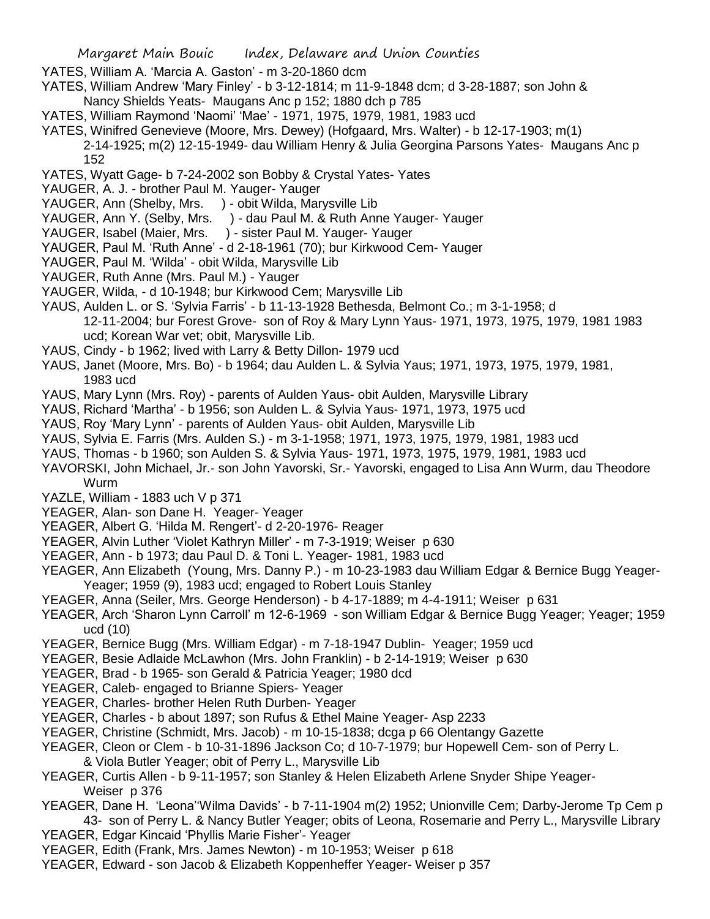YATES, William A. 'Marcia A. Gaston' - m 3-20-1860 dcm

YATES, William Andrew 'Mary Finley' - b 3-12-1814; m 11-9-1848 dcm; d 3-28-1887; son John & Nancy Shields Yeats- Maugans Anc p 152; 1880 dch p 785

YATES, William Raymond 'Naomi' 'Mae' - 1971, 1975, 1979, 1981, 1983 ucd

YATES, Winifred Genevieve (Moore, Mrs. Dewey) (Hofgaard, Mrs. Walter) - b 12-17-1903; m(1) 2-14-1925; m(2) 12-15-1949- dau William Henry & Julia Georgina Parsons Yates- Maugans Anc p 152

YATES, Wyatt Gage- b 7-24-2002 son Bobby & Crystal Yates- Yates

YAUGER, A. J. - brother Paul M. Yauger- Yauger

YAUGER, Ann (Shelby, Mrs. ) - obit Wilda, Marysville Lib

YAUGER, Ann Y. (Selby, Mrs. ) - dau Paul M. & Ruth Anne Yauger- Yauger

YAUGER, Isabel (Maier, Mrs. ) - sister Paul M. Yauger- Yauger

YAUGER, Paul M. 'Ruth Anne' - d 2-18-1961 (70); bur Kirkwood Cem- Yauger

YAUGER, Paul M. 'Wilda' - obit Wilda, Marysville Lib

YAUGER, Ruth Anne (Mrs. Paul M.) - Yauger

YAUGER, Wilda, - d 10-1948; bur Kirkwood Cem; Marysville Lib

YAUS, Aulden L. or S. 'Sylvia Farris' - b 11-13-1928 Bethesda, Belmont Co.; m 3-1-1958; d 12-11-2004; bur Forest Grove- son of Roy & Mary Lynn Yaus- 1971, 1973, 1975, 1979, 1981 1983 ucd; Korean War vet; obit, Marysville Lib.

YAUS, Cindy - b 1962; lived with Larry & Betty Dillon- 1979 ucd

YAUS, Janet (Moore, Mrs. Bo) - b 1964; dau Aulden L. & Sylvia Yaus; 1971, 1973, 1975, 1979, 1981, 1983 ucd

YAUS, Mary Lynn (Mrs. Roy) - parents of Aulden Yaus- obit Aulden, Marysville Library

YAUS, Richard 'Martha' - b 1956; son Aulden L. & Sylvia Yaus- 1971, 1973, 1975 ucd

YAUS, Roy 'Mary Lynn' - parents of Aulden Yaus- obit Aulden, Marysville Lib

YAUS, Sylvia E. Farris (Mrs. Aulden S.) - m 3-1-1958; 1971, 1973, 1975, 1979, 1981, 1983 ucd

YAUS, Thomas - b 1960; son Aulden S. & Sylvia Yaus- 1971, 1973, 1975, 1979, 1981, 1983 ucd

YAVORSKI, John Michael, Jr.- son John Yavorski, Sr.- Yavorski, engaged to Lisa Ann Wurm, dau Theodore Wurm

YAZLE, William - 1883 uch V p 371

YEAGER, Alan- son Dane H. Yeager- Yeager

YEAGER, Albert G. 'Hilda M. Rengert'- d 2-20-1976- Reager

YEAGER, Alvin Luther 'Violet Kathryn Miller' - m 7-3-1919; Weiser p 630

YEAGER, Ann - b 1973; dau Paul D. & Toni L. Yeager- 1981, 1983 ucd

YEAGER, Ann Elizabeth (Young, Mrs. Danny P.) - m 10-23-1983 dau William Edgar & Bernice Bugg Yeager- Yeager; 1959 (9), 1983 ucd; engaged to Robert Louis Stanley

YEAGER, Anna (Seiler, Mrs. George Henderson) - b 4-17-1889; m 4-4-1911; Weiser p 631

YEAGER, Arch 'Sharon Lynn Carroll' m 12-6-1969 - son William Edgar & Bernice Bugg Yeager; Yeager; 1959 ucd (10)

YEAGER, Bernice Bugg (Mrs. William Edgar) - m 7-18-1947 Dublin- Yeager; 1959 ucd

YEAGER, Besie Adlaide McLawhon (Mrs. John Franklin) - b 2-14-1919; Weiser p 630

YEAGER, Brad - b 1965- son Gerald & Patricia Yeager; 1980 dcd

YEAGER, Caleb- engaged to Brianne Spiers- Yeager

YEAGER, Charles- brother Helen Ruth Durben- Yeager

YEAGER, Charles - b about 1897; son Rufus & Ethel Maine Yeager- Asp 2233

YEAGER, Christine (Schmidt, Mrs. Jacob) - m 10-15-1838; dcga p 66 Olentangy Gazette

YEAGER, Cleon or Clem - b 10-31-1896 Jackson Co; d 10-7-1979; bur Hopewell Cem- son of Perry L. & Viola Butler Yeager; obit of Perry L., Marysville Lib

YEAGER, Curtis Allen - b 9-11-1957; son Stanley & Helen Elizabeth Arlene Snyder Shipe Yeager- Weiser p 376

YEAGER, Dane H. 'Leona''Wilma Davids' - b 7-11-1904 m(2) 1952; Unionville Cem; Darby-Jerome Tp Cem p 43- son of Perry L. & Nancy Butler Yeager; obits of Leona, Rosemarie and Perry L., Marysville Library

YEAGER, Edgar Kincaid 'Phyllis Marie Fisher'- Yeager

YEAGER, Edith (Frank, Mrs. James Newton) - m 10-1953; Weiser p 618

YEAGER, Edward - son Jacob & Elizabeth Koppenheffer Yeager- Weiser p 357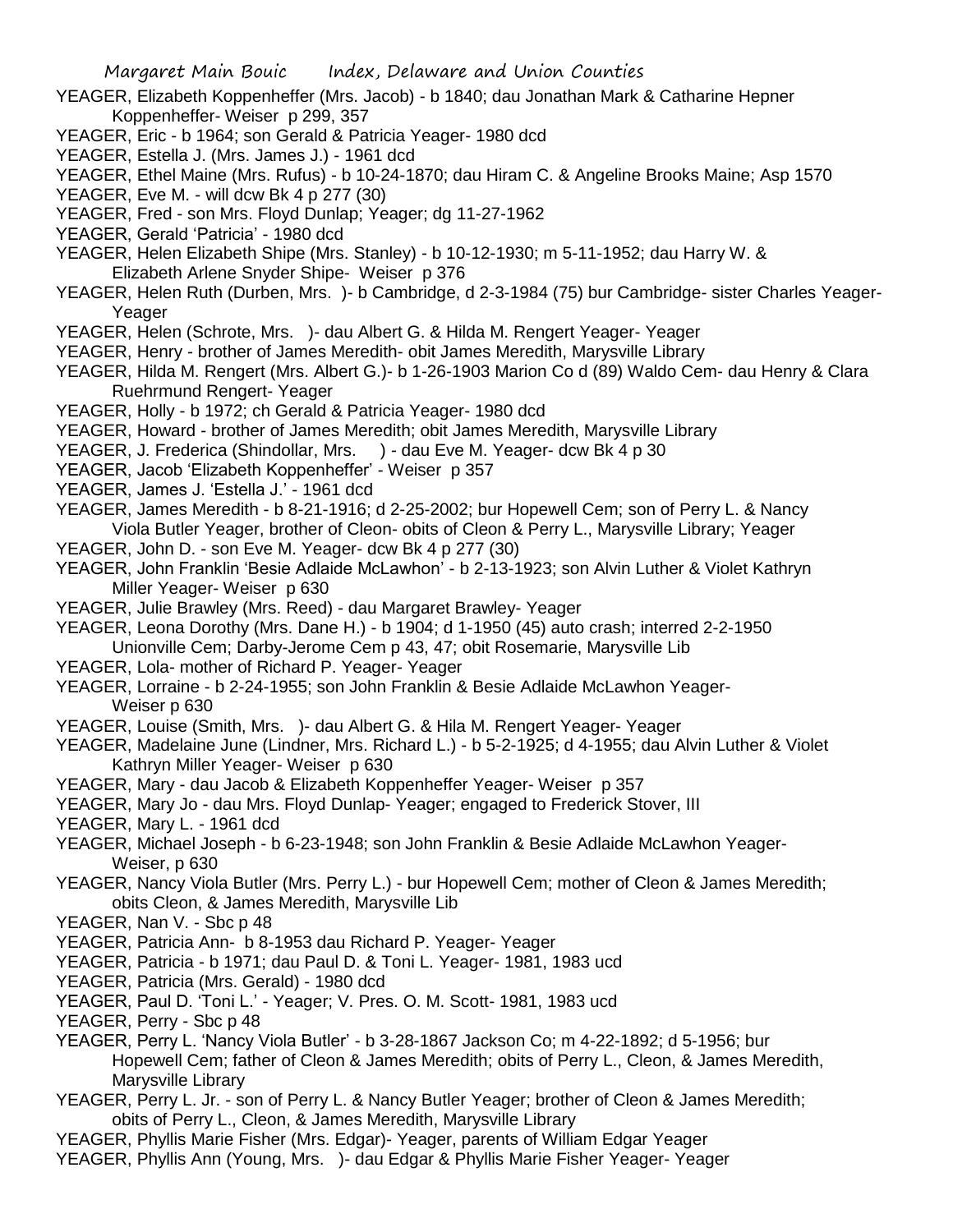YEAGER, Elizabeth Koppenheffer (Mrs. Jacob) - b 1840; dau Jonathan Mark & Catharine Hepner Koppenheffer- Weiser p 299, 357

YEAGER, Eric - b 1964; son Gerald & Patricia Yeager- 1980 dcd

YEAGER, Estella J. (Mrs. James J.) - 1961 dcd

YEAGER, Ethel Maine (Mrs. Rufus) - b 10-24-1870; dau Hiram C. & Angeline Brooks Maine; Asp 1570

YEAGER, Eve M. - will dcw Bk 4 p 277 (30)

YEAGER, Fred - son Mrs. Floyd Dunlap; Yeager; dg 11-27-1962

YEAGER, Gerald 'Patricia' - 1980 dcd

YEAGER, Helen Elizabeth Shipe (Mrs. Stanley) - b 10-12-1930; m 5-11-1952; dau Harry W. & Elizabeth Arlene Snyder Shipe- Weiser p 376

YEAGER, Helen Ruth (Durben, Mrs. )- b Cambridge, d 2-3-1984 (75) bur Cambridge- sister Charles Yeager- Yeager

YEAGER, Helen (Schrote, Mrs. )- dau Albert G. & Hilda M. Rengert Yeager- Yeager

YEAGER, Henry - brother of James Meredith- obit James Meredith, Marysville Library

YEAGER, Hilda M. Rengert (Mrs. Albert G.)- b 1-26-1903 Marion Co d (89) Waldo Cem- dau Henry & Clara Ruehrmund Rengert- Yeager

YEAGER, Holly - b 1972; ch Gerald & Patricia Yeager- 1980 dcd

YEAGER, Howard - brother of James Meredith; obit James Meredith, Marysville Library

YEAGER, J. Frederica (Shindollar, Mrs. ) - dau Eve M. Yeager- dcw Bk 4 p 30

YEAGER, Jacob 'Elizabeth Koppenheffer' - Weiser p 357

YEAGER, James J. 'Estella J.' - 1961 dcd

YEAGER, James Meredith - b 8-21-1916; d 2-25-2002; bur Hopewell Cem; son of Perry L. & Nancy Viola Butler Yeager, brother of Cleon- obits of Cleon & Perry L., Marysville Library; Yeager

YEAGER, John D. - son Eve M. Yeager- dcw Bk 4 p 277 (30)

YEAGER, John Franklin 'Besie Adlaide McLawhon' - b 2-13-1923; son Alvin Luther & Violet Kathryn Miller Yeager- Weiser p 630

YEAGER, Julie Brawley (Mrs. Reed) - dau Margaret Brawley- Yeager

YEAGER, Leona Dorothy (Mrs. Dane H.) - b 1904; d 1-1950 (45) auto crash; interred 2-2-1950 Unionville Cem; Darby-Jerome Cem p 43, 47; obit Rosemarie, Marysville Lib

YEAGER, Lola- mother of Richard P. Yeager- Yeager

YEAGER, Lorraine - b 2-24-1955; son John Franklin & Besie Adlaide McLawhon Yeager- Weiser p 630

YEAGER, Louise (Smith, Mrs. )- dau Albert G. & Hila M. Rengert Yeager- Yeager

YEAGER, Madelaine June (Lindner, Mrs. Richard L.) - b 5-2-1925; d 4-1955; dau Alvin Luther & Violet Kathryn Miller Yeager- Weiser p 630

YEAGER, Mary - dau Jacob & Elizabeth Koppenheffer Yeager- Weiser p 357

YEAGER, Mary Jo - dau Mrs. Floyd Dunlap- Yeager; engaged to Frederick Stover, III

YEAGER, Mary L. - 1961 dcd

YEAGER, Michael Joseph - b 6-23-1948; son John Franklin & Besie Adlaide McLawhon Yeager- Weiser, p 630

YEAGER, Nancy Viola Butler (Mrs. Perry L.) - bur Hopewell Cem; mother of Cleon & James Meredith; obits Cleon, & James Meredith, Marysville Lib

YEAGER, Nan V. - Sbc p 48

YEAGER, Patricia Ann- b 8-1953 dau Richard P. Yeager- Yeager

YEAGER, Patricia - b 1971; dau Paul D. & Toni L. Yeager- 1981, 1983 ucd

YEAGER, Patricia (Mrs. Gerald) - 1980 dcd

YEAGER, Paul D. 'Toni L.' - Yeager; V. Pres. O. M. Scott- 1981, 1983 ucd

YEAGER, Perry - Sbc p 48

YEAGER, Perry L. 'Nancy Viola Butler' - b 3-28-1867 Jackson Co; m 4-22-1892; d 5-1956; bur Hopewell Cem; father of Cleon & James Meredith; obits of Perry L., Cleon, & James Meredith, Marysville Library

YEAGER, Perry L. Jr. - son of Perry L. & Nancy Butler Yeager; brother of Cleon & James Meredith; obits of Perry L., Cleon, & James Meredith, Marysville Library

YEAGER, Phyllis Marie Fisher (Mrs. Edgar)- Yeager, parents of William Edgar Yeager

YEAGER, Phyllis Ann (Young, Mrs. )- dau Edgar & Phyllis Marie Fisher Yeager- Yeager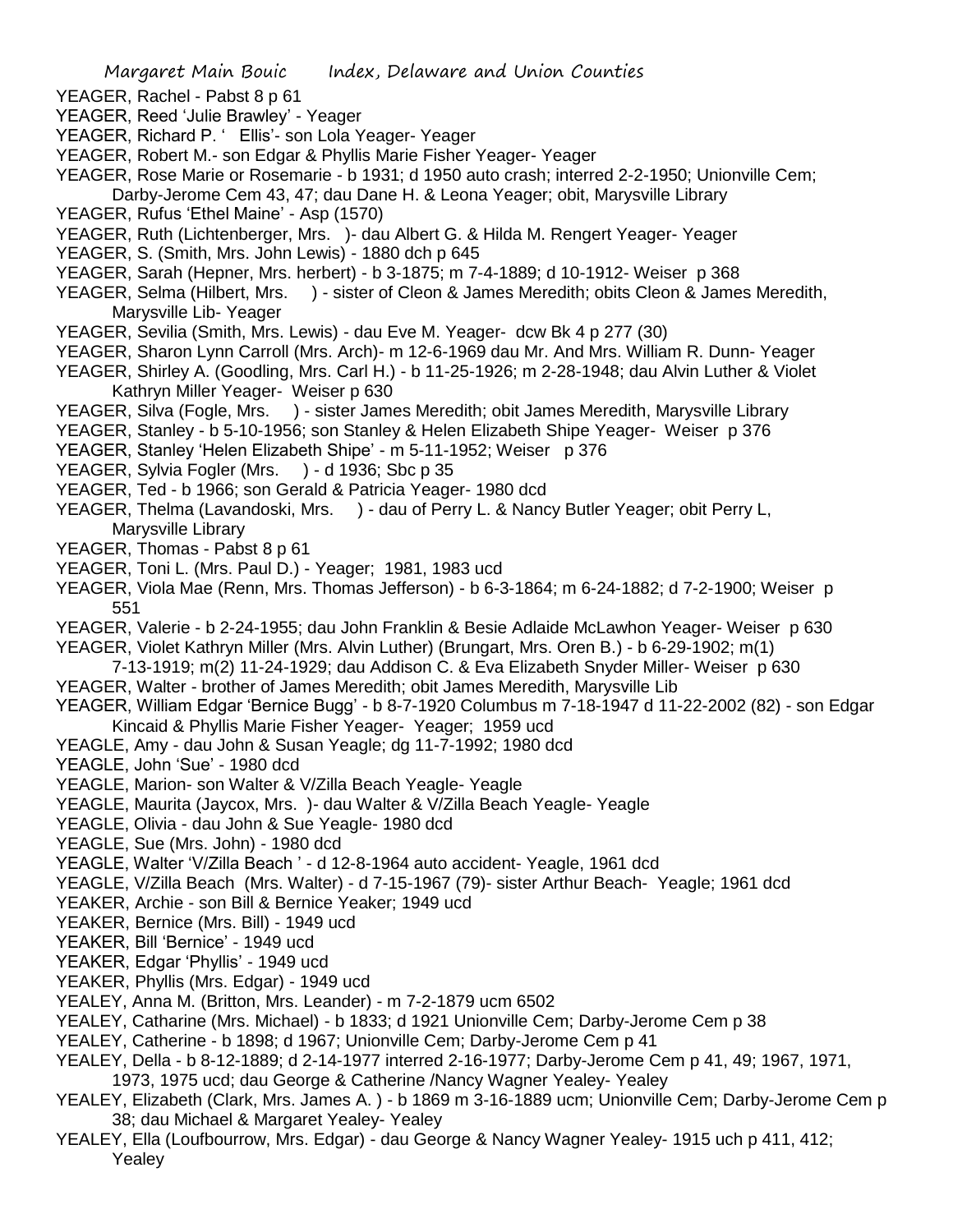YEAGER, Rachel - Pabst 8 p 61

YEAGER, Reed 'Julie Brawley' - Yeager

YEAGER, Richard P. ' Ellis'- son Lola Yeager- Yeager

YEAGER, Robert M.- son Edgar & Phyllis Marie Fisher Yeager- Yeager

YEAGER, Rose Marie or Rosemarie - b 1931; d 1950 auto crash; interred 2-2-1950; Unionville Cem; Darby-Jerome Cem 43, 47; dau Dane H. & Leona Yeager; obit, Marysville Library

YEAGER, Rufus 'Ethel Maine' - Asp (1570)

YEAGER, Ruth (Lichtenberger, Mrs. )- dau Albert G. & Hilda M. Rengert Yeager- Yeager

YEAGER, S. (Smith, Mrs. John Lewis) - 1880 dch p 645

YEAGER, Sarah (Hepner, Mrs. herbert) - b 3-1875; m 7-4-1889; d 10-1912- Weiser p 368

YEAGER, Selma (Hilbert, Mrs. ) - sister of Cleon & James Meredith; obits Cleon & James Meredith, Marysville Lib- Yeager

YEAGER, Sevilia (Smith, Mrs. Lewis) - dau Eve M. Yeager- dcw Bk 4 p 277 (30)

YEAGER, Sharon Lynn Carroll (Mrs. Arch)- m 12-6-1969 dau Mr. And Mrs. William R. Dunn- Yeager

YEAGER, Shirley A. (Goodling, Mrs. Carl H.) - b 11-25-1926; m 2-28-1948; dau Alvin Luther & Violet Kathryn Miller Yeager- Weiser p 630

YEAGER, Silva (Fogle, Mrs. ) - sister James Meredith; obit James Meredith, Marysville Library

YEAGER, Stanley - b 5-10-1956; son Stanley & Helen Elizabeth Shipe Yeager- Weiser p 376

YEAGER, Stanley 'Helen Elizabeth Shipe' - m 5-11-1952; Weiser p 376

YEAGER, Sylvia Fogler (Mrs. ) - d 1936; Sbc p 35

YEAGER, Ted - b 1966; son Gerald & Patricia Yeager- 1980 dcd

YEAGER, Thelma (Lavandoski, Mrs. ) - dau of Perry L. & Nancy Butler Yeager; obit Perry L, Marysville Library

YEAGER, Thomas - Pabst 8 p 61

YEAGER, Toni L. (Mrs. Paul D.) - Yeager; 1981, 1983 ucd

YEAGER, Viola Mae (Renn, Mrs. Thomas Jefferson) - b 6-3-1864; m 6-24-1882; d 7-2-1900; Weiser p 551

YEAGER, Valerie - b 2-24-1955; dau John Franklin & Besie Adlaide McLawhon Yeager- Weiser p 630

YEAGER, Violet Kathryn Miller (Mrs. Alvin Luther) (Brungart, Mrs. Oren B.) - b 6-29-1902; m(1) 7-13-1919; m(2) 11-24-1929; dau Addison C. & Eva Elizabeth Snyder Miller- Weiser p 630

YEAGER, Walter - brother of James Meredith; obit James Meredith, Marysville Lib

YEAGER, William Edgar 'Bernice Bugg' - b 8-7-1920 Columbus m 7-18-1947 d 11-22-2002 (82) - son Edgar Kincaid & Phyllis Marie Fisher Yeager- Yeager; 1959 ucd

YEAGLE, Amy - dau John & Susan Yeagle; dg 11-7-1992; 1980 dcd

YEAGLE, John 'Sue' - 1980 dcd

YEAGLE, Marion- son Walter & V/Zilla Beach Yeagle- Yeagle

YEAGLE, Maurita (Jaycox, Mrs. )- dau Walter & V/Zilla Beach Yeagle- Yeagle

YEAGLE, Olivia - dau John & Sue Yeagle- 1980 dcd

YEAGLE, Sue (Mrs. John) - 1980 dcd

YEAGLE, Walter 'V/Zilla Beach ' - d 12-8-1964 auto accident- Yeagle, 1961 dcd

YEAGLE, V/Zilla Beach (Mrs. Walter) - d 7-15-1967 (79)- sister Arthur Beach- Yeagle; 1961 dcd

YEAKER, Archie - son Bill & Bernice Yeaker; 1949 ucd

YEAKER, Bernice (Mrs. Bill) - 1949 ucd

YEAKER, Bill 'Bernice' - 1949 ucd

YEAKER, Edgar 'Phyllis' - 1949 ucd

YEAKER, Phyllis (Mrs. Edgar) - 1949 ucd

YEALEY, Anna M. (Britton, Mrs. Leander) - m 7-2-1879 ucm 6502

YEALEY, Catharine (Mrs. Michael) - b 1833; d 1921 Unionville Cem; Darby-Jerome Cem p 38

YEALEY, Catherine - b 1898; d 1967; Unionville Cem; Darby-Jerome Cem p 41

YEALEY, Della - b 8-12-1889; d 2-14-1977 interred 2-16-1977; Darby-Jerome Cem p 41, 49; 1967, 1971, 1973, 1975 ucd; dau George & Catherine /Nancy Wagner Yealey- Yealey

YEALEY, Elizabeth (Clark, Mrs. James A. ) - b 1869 m 3-16-1889 ucm; Unionville Cem; Darby-Jerome Cem p 38; dau Michael & Margaret Yealey- Yealey

YEALEY, Ella (Loufbourrow, Mrs. Edgar) - dau George & Nancy Wagner Yealey- 1915 uch p 411, 412; Yealey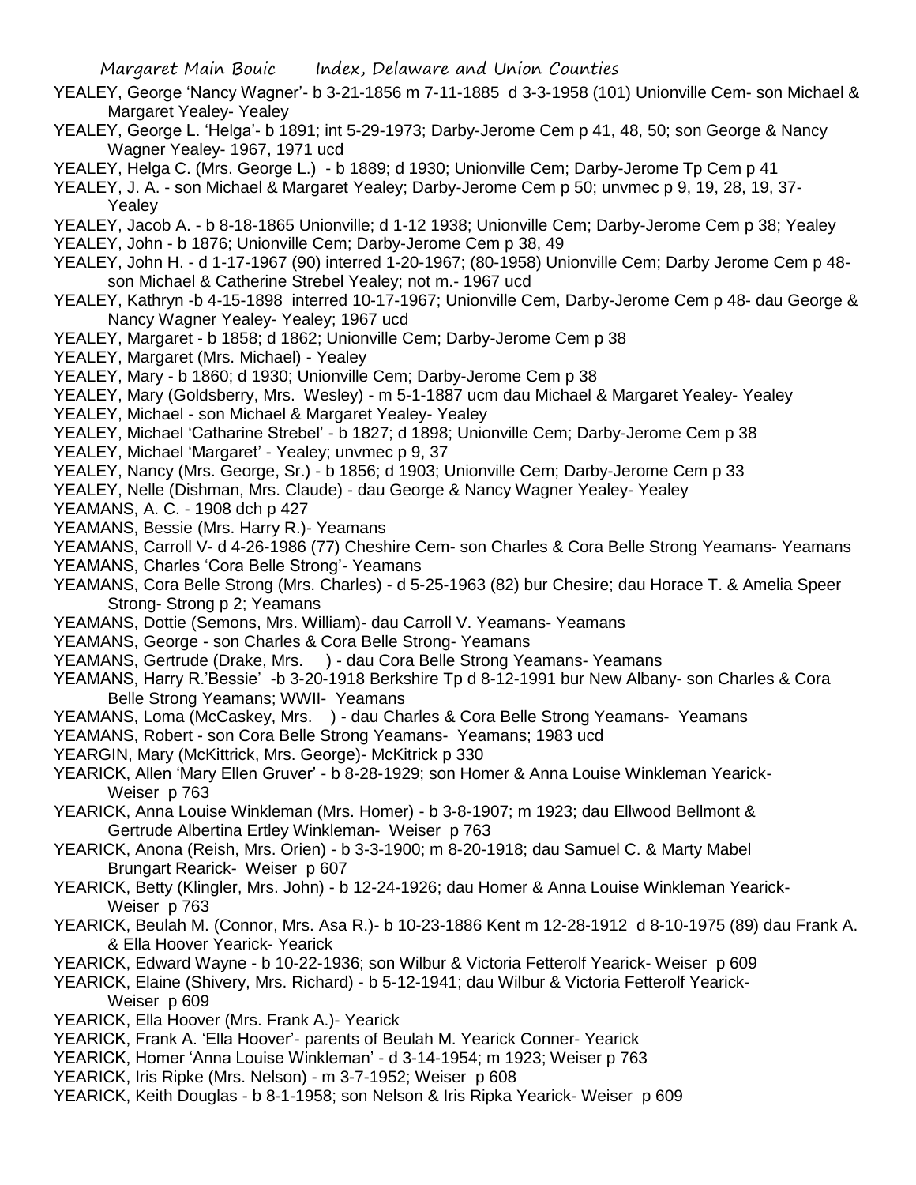YEALEY, George 'Nancy Wagner'- b 3-21-1856 m 7-11-1885 d 3-3-1958 (101) Unionville Cem- son Michael & Margaret Yealey- Yealey

YEALEY, George L. 'Helga'- b 1891; int 5-29-1973; Darby-Jerome Cem p 41, 48, 50; son George & Nancy Wagner Yealey- 1967, 1971 ucd

YEALEY, Helga C. (Mrs. George L.) - b 1889; d 1930; Unionville Cem; Darby-Jerome Tp Cem p 41

YEALEY, J. A. - son Michael & Margaret Yealey; Darby-Jerome Cem p 50; unvmec p 9, 19, 28, 19, 37- Yealey

YEALEY, Jacob A. - b 8-18-1865 Unionville; d 1-12 1938; Unionville Cem; Darby-Jerome Cem p 38; Yealey

YEALEY, John - b 1876; Unionville Cem; Darby-Jerome Cem p 38, 49

YEALEY, John H. - d 1-17-1967 (90) interred 1-20-1967; (80-1958) Unionville Cem; Darby Jerome Cem p 48- son Michael & Catherine Strebel Yealey; not m.- 1967 ucd

YEALEY, Kathryn -b 4-15-1898 interred 10-17-1967; Unionville Cem, Darby-Jerome Cem p 48- dau George & Nancy Wagner Yealey- Yealey; 1967 ucd

YEALEY, Margaret - b 1858; d 1862; Unionville Cem; Darby-Jerome Cem p 38

YEALEY, Margaret (Mrs. Michael) - Yealey

YEALEY, Mary - b 1860; d 1930; Unionville Cem; Darby-Jerome Cem p 38

YEALEY, Mary (Goldsberry, Mrs. Wesley) - m 5-1-1887 ucm dau Michael & Margaret Yealey- Yealey

YEALEY, Michael - son Michael & Margaret Yealey- Yealey

YEALEY, Michael 'Catharine Strebel' - b 1827; d 1898; Unionville Cem; Darby-Jerome Cem p 38

YEALEY, Michael 'Margaret' - Yealey; unvmec p 9, 37

YEALEY, Nancy (Mrs. George, Sr.) - b 1856; d 1903; Unionville Cem; Darby-Jerome Cem p 33

YEALEY, Nelle (Dishman, Mrs. Claude) - dau George & Nancy Wagner Yealey- Yealey

YEAMANS, A. C. - 1908 dch p 427

YEAMANS, Bessie (Mrs. Harry R.)- Yeamans

YEAMANS, Carroll V- d 4-26-1986 (77) Cheshire Cem- son Charles & Cora Belle Strong Yeamans- Yeamans

YEAMANS, Charles 'Cora Belle Strong'- Yeamans

YEAMANS, Cora Belle Strong (Mrs. Charles) - d 5-25-1963 (82) bur Chesire; dau Horace T. & Amelia Speer Strong- Strong p 2; Yeamans

YEAMANS, Dottie (Semons, Mrs. William)- dau Carroll V. Yeamans- Yeamans

YEAMANS, George - son Charles & Cora Belle Strong- Yeamans

YEAMANS, Gertrude (Drake, Mrs. ) - dau Cora Belle Strong Yeamans- Yeamans

YEAMANS, Harry R.'Bessie' -b 3-20-1918 Berkshire Tp d 8-12-1991 bur New Albany- son Charles & Cora Belle Strong Yeamans; WWII- Yeamans

YEAMANS, Loma (McCaskey, Mrs. ) - dau Charles & Cora Belle Strong Yeamans- Yeamans

YEAMANS, Robert - son Cora Belle Strong Yeamans- Yeamans; 1983 ucd

YEARGIN, Mary (McKittrick, Mrs. George)- McKitrick p 330

YEARICK, Allen 'Mary Ellen Gruver' - b 8-28-1929; son Homer & Anna Louise Winkleman Yearick- Weiser p 763

YEARICK, Anna Louise Winkleman (Mrs. Homer) - b 3-8-1907; m 1923; dau Ellwood Bellmont & Gertrude Albertina Ertley Winkleman- Weiser p 763

YEARICK, Anona (Reish, Mrs. Orien) - b 3-3-1900; m 8-20-1918; dau Samuel C. & Marty Mabel Brungart Rearick- Weiser p 607

YEARICK, Betty (Klingler, Mrs. John) - b 12-24-1926; dau Homer & Anna Louise Winkleman Yearick- Weiser p 763

YEARICK, Beulah M. (Connor, Mrs. Asa R.)- b 10-23-1886 Kent m 12-28-1912 d 8-10-1975 (89) dau Frank A. & Ella Hoover Yearick- Yearick

YEARICK, Edward Wayne - b 10-22-1936; son Wilbur & Victoria Fetterolf Yearick- Weiser p 609

YEARICK, Elaine (Shivery, Mrs. Richard) - b 5-12-1941; dau Wilbur & Victoria Fetterolf Yearick- Weiser p 609

YEARICK, Ella Hoover (Mrs. Frank A.)- Yearick

YEARICK, Frank A. 'Ella Hoover'- parents of Beulah M. Yearick Conner- Yearick

YEARICK, Homer 'Anna Louise Winkleman' - d 3-14-1954; m 1923; Weiser p 763

YEARICK, Iris Ripke (Mrs. Nelson) - m 3-7-1952; Weiser p 608

YEARICK, Keith Douglas - b 8-1-1958; son Nelson & Iris Ripka Yearick- Weiser p 609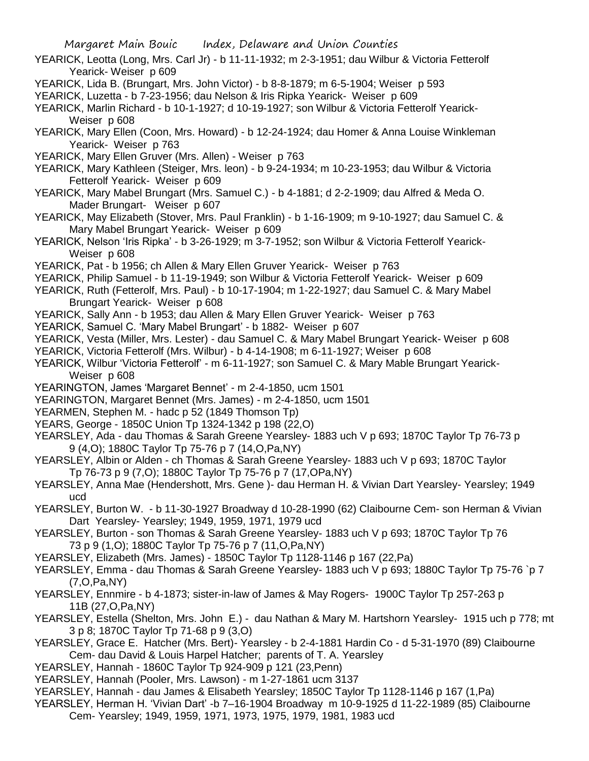YEARICK, Leotta (Long, Mrs. Carl Jr) - b 11-11-1932; m 2-3-1951; dau Wilbur & Victoria Fetterolf Yearick- Weiser p 609

YEARICK, Lida B. (Brungart, Mrs. John Victor) - b 8-8-1879; m 6-5-1904; Weiser p 593

YEARICK, Luzetta - b 7-23-1956; dau Nelson & Iris Ripka Yearick- Weiser p 609

YEARICK, Marlin Richard - b 10-1-1927; d 10-19-1927; son Wilbur & Victoria Fetterolf Yearick- Weiser p 608

YEARICK, Mary Ellen (Coon, Mrs. Howard) - b 12-24-1924; dau Homer & Anna Louise Winkleman Yearick- Weiser p 763

YEARICK, Mary Ellen Gruver (Mrs. Allen) - Weiser p 763

YEARICK, Mary Kathleen (Steiger, Mrs. leon) - b 9-24-1934; m 10-23-1953; dau Wilbur & Victoria Fetterolf Yearick- Weiser p 609

YEARICK, Mary Mabel Brungart (Mrs. Samuel C.) - b 4-1881; d 2-2-1909; dau Alfred & Meda O. Mader Brungart- Weiser p 607

YEARICK, May Elizabeth (Stover, Mrs. Paul Franklin) - b 1-16-1909; m 9-10-1927; dau Samuel C. & Mary Mabel Brungart Yearick- Weiser p 609

YEARICK, Nelson 'Iris Ripka' - b 3-26-1929; m 3-7-1952; son Wilbur & Victoria Fetterolf Yearick- Weiser p 608

YEARICK, Pat - b 1956; ch Allen & Mary Ellen Gruver Yearick- Weiser p 763

YEARICK, Philip Samuel - b 11-19-1949; son Wilbur & Victoria Fetterolf Yearick- Weiser p 609

YEARICK, Ruth (Fetterolf, Mrs. Paul) - b 10-17-1904; m 1-22-1927; dau Samuel C. & Mary Mabel Brungart Yearick- Weiser p 608

YEARICK, Sally Ann - b 1953; dau Allen & Mary Ellen Gruver Yearick- Weiser p 763

YEARICK, Samuel C. 'Mary Mabel Brungart' - b 1882- Weiser p 607

YEARICK, Vesta (Miller, Mrs. Lester) - dau Samuel C. & Mary Mabel Brungart Yearick- Weiser p 608

YEARICK, Victoria Fetterolf (Mrs. Wilbur) - b 4-14-1908; m 6-11-1927; Weiser p 608

YEARICK, Wilbur 'Victoria Fetterolf' - m 6-11-1927; son Samuel C. & Mary Mable Brungart Yearick- Weiser p 608

YEARINGTON, James 'Margaret Bennet' - m 2-4-1850, ucm 1501

YEARINGTON, Margaret Bennet (Mrs. James) - m 2-4-1850, ucm 1501

YEARMEN, Stephen M. - hadc p 52 (1849 Thomson Tp)

YEARS, George - 1850C Union Tp 1324-1342 p 198 (22,O)

YEARSLEY, Ada - dau Thomas & Sarah Greene Yearsley- 1883 uch V p 693; 1870C Taylor Tp 76-73 p 9 (4,O); 1880C Taylor Tp 75-76 p 7 (14,O,Pa,NY)

YEARSLEY, Albin or Alden - ch Thomas & Sarah Greene Yearsley- 1883 uch V p 693; 1870C Taylor Tp 76-73 p 9 (7,O); 1880C Taylor Tp 75-76 p 7 (17,O,Pa,NY)

YEARSLEY, Anna Mae (Hendershott, Mrs. Gene )- dau Herman H. & Vivian Dart Yearsley- Yearsley; 1949 ucd

YEARSLEY, Burton W. - b 11-30-1927 Broadway d 10-28-1990 (62) Claibourne Cem- son Herman & Vivian Dart Yearsley- Yearsley; 1949, 1959, 1971, 1979 ucd

YEARSLEY, Burton - son Thomas & Sarah Greene Yearsley- 1883 uch V p 693; 1870C Taylor Tp 76 73 p 9 (1,O); 1880C Taylor Tp 75-76 p 7 (11,O,Pa,NY)

YEARSLEY, Elizabeth (Mrs. James) - 1850C Taylor Tp 1128-1146 p 167 (22,Pa)

YEARSLEY, Emma - dau Thomas & Sarah Greene Yearsley- 1883 uch V p 693; 1880C Taylor Tp 75-76 `p 7 (7,O,Pa,NY)

YEARSLEY, Ennmire - b 4-1873; sister-in-law of James & May Rogers- 1900C Taylor Tp 257-263 p 11B (27,O,Pa,NY)

YEARSLEY, Estella (Shelton, Mrs. John E.) - dau Nathan & Mary M. Hartshorn Yearsley- 1915 uch p 778; mt 3 p 8; 1870C Taylor Tp 71-68 p 9 (3,O)

YEARSLEY, Grace E. Hatcher (Mrs. Bert)- Yearsley - b 2-4-1881 Hardin Co - d 5-31-1970 (89) Claibourne Cem- dau David & Louis Harpel Hatcher; parents of T. A. Yearsley

YEARSLEY, Hannah - 1860C Taylor Tp 924-909 p 121 (23,Penn)

YEARSLEY, Hannah (Pooler, Mrs. Lawson) - m 1-27-1861 ucm 3137

YEARSLEY, Hannah - dau James & Elisabeth Yearsley; 1850C Taylor Tp 1128-1146 p 167 (1,Pa)

YEARSLEY, Herman H. 'Vivian Dart' -b 7–16-1904 Broadway m 10-9-1925 d 11-22-1989 (85) Claibourne Cem- Yearsley; 1949, 1959, 1971, 1973, 1975, 1979, 1981, 1983 ucd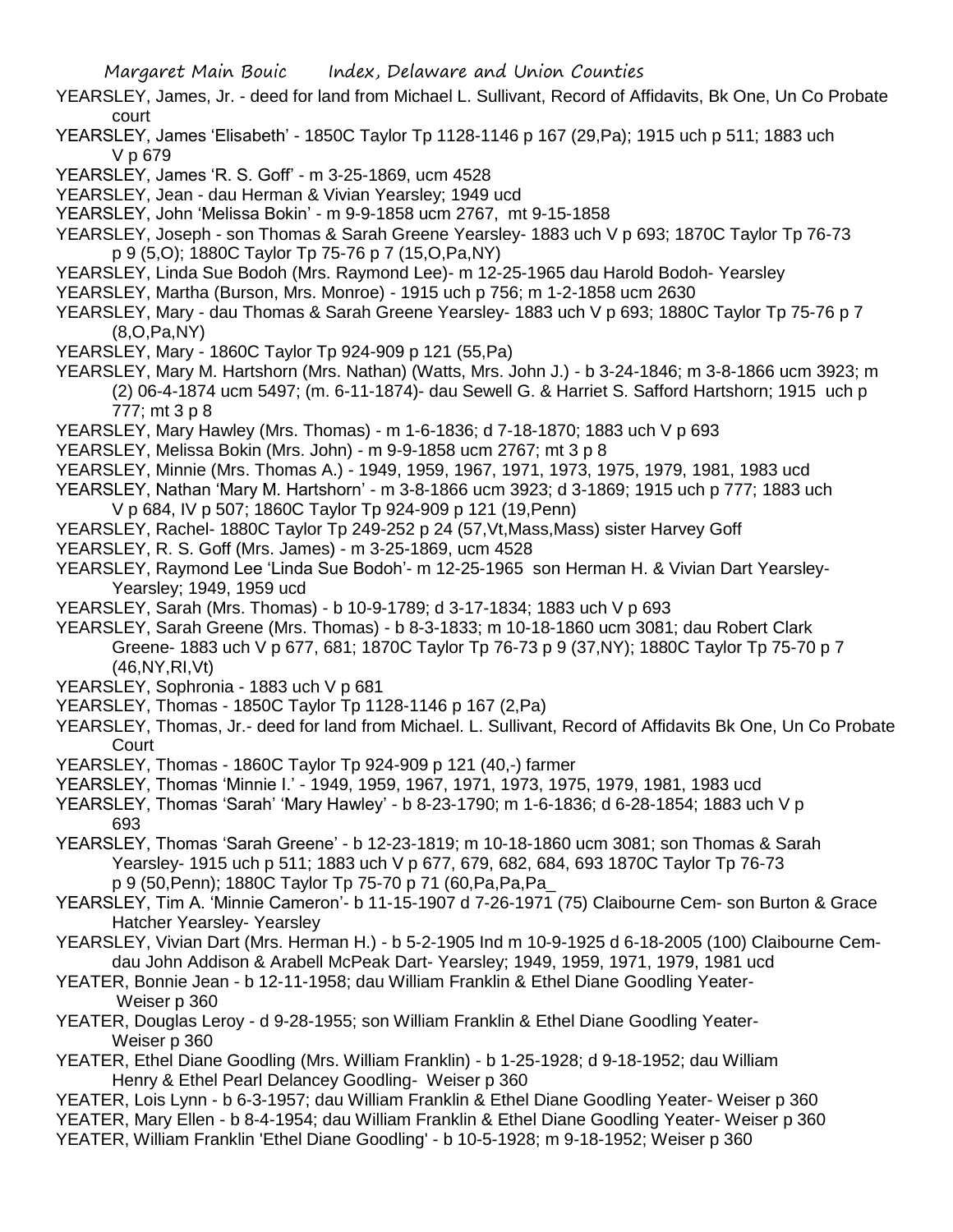YEARSLEY, James, Jr. - deed for land from Michael L. Sullivant, Record of Affidavits, Bk One, Un Co Probate court

YEARSLEY, James 'Elisabeth' - 1850C Taylor Tp 1128-1146 p 167 (29,Pa); 1915 uch p 511; 1883 uch V p 679

YEARSLEY, James 'R. S. Goff' - m 3-25-1869, ucm 4528

YEARSLEY, Jean - dau Herman & Vivian Yearsley; 1949 ucd

YEARSLEY, John 'Melissa Bokin' - m 9-9-1858 ucm 2767, mt 9-15-1858

YEARSLEY, Joseph - son Thomas & Sarah Greene Yearsley- 1883 uch V p 693; 1870C Taylor Tp 76-73 p 9 (5,O); 1880C Taylor Tp 75-76 p 7 (15,O,Pa,NY)

YEARSLEY, Linda Sue Bodoh (Mrs. Raymond Lee)- m 12-25-1965 dau Harold Bodoh- Yearsley

YEARSLEY, Martha (Burson, Mrs. Monroe) - 1915 uch p 756; m 1-2-1858 ucm 2630

YEARSLEY, Mary - dau Thomas & Sarah Greene Yearsley- 1883 uch V p 693; 1880C Taylor Tp 75-76 p 7 (8,O,Pa,NY)

YEARSLEY, Mary - 1860C Taylor Tp 924-909 p 121 (55,Pa)

YEARSLEY, Mary M. Hartshorn (Mrs. Nathan) (Watts, Mrs. John J.) - b 3-24-1846; m 3-8-1866 ucm 3923; m (2) 06-4-1874 ucm 5497; (m. 6-11-1874)- dau Sewell G. & Harriet S. Safford Hartshorn; 1915 uch p 777; mt 3 p 8

YEARSLEY, Mary Hawley (Mrs. Thomas) - m 1-6-1836; d 7-18-1870; 1883 uch V p 693

YEARSLEY, Melissa Bokin (Mrs. John) - m 9-9-1858 ucm 2767; mt 3 p 8

YEARSLEY, Minnie (Mrs. Thomas A.) - 1949, 1959, 1967, 1971, 1973, 1975, 1979, 1981, 1983 ucd

YEARSLEY, Nathan 'Mary M. Hartshorn' - m 3-8-1866 ucm 3923; d 3-1869; 1915 uch p 777; 1883 uch V p 684, IV p 507; 1860C Taylor Tp 924-909 p 121 (19,Penn)

YEARSLEY, Rachel- 1880C Taylor Tp 249-252 p 24 (57,Vt,Mass,Mass) sister Harvey Goff

YEARSLEY, R. S. Goff (Mrs. James) - m 3-25-1869, ucm 4528

YEARSLEY, Raymond Lee 'Linda Sue Bodoh'- m 12-25-1965 son Herman H. & Vivian Dart Yearsley- Yearsley; 1949, 1959 ucd

YEARSLEY, Sarah (Mrs. Thomas) - b 10-9-1789; d 3-17-1834; 1883 uch V p 693

YEARSLEY, Sarah Greene (Mrs. Thomas) - b 8-3-1833; m 10-18-1860 ucm 3081; dau Robert Clark Greene- 1883 uch V p 677, 681; 1870C Taylor Tp 76-73 p 9 (37,NY); 1880C Taylor Tp 75-70 p 7 (46,NY,RI,Vt)

YEARSLEY, Sophronia - 1883 uch V p 681

YEARSLEY, Thomas - 1850C Taylor Tp 1128-1146 p 167 (2,Pa)

YEARSLEY, Thomas, Jr.- deed for land from Michael. L. Sullivant, Record of Affidavits Bk One, Un Co Probate Court

YEARSLEY, Thomas - 1860C Taylor Tp 924-909 p 121 (40,-) farmer

YEARSLEY, Thomas 'Minnie I.' - 1949, 1959, 1967, 1971, 1973, 1975, 1979, 1981, 1983 ucd

YEARSLEY, Thomas 'Sarah' 'Mary Hawley' - b 8-23-1790; m 1-6-1836; d 6-28-1854; 1883 uch V p 693

YEARSLEY, Thomas 'Sarah Greene' - b 12-23-1819; m 10-18-1860 ucm 3081; son Thomas & Sarah Yearsley- 1915 uch p 511; 1883 uch V p 677, 679, 682, 684, 693 1870C Taylor Tp 76-73 p 9 (50,Penn); 1880C Taylor Tp 75-70 p 71 (60,Pa,Pa,Pa_

YEARSLEY, Tim A. 'Minnie Cameron'- b 11-15-1907 d 7-26-1971 (75) Claibourne Cem- son Burton & Grace Hatcher Yearsley- Yearsley

YEARSLEY, Vivian Dart (Mrs. Herman H.) - b 5-2-1905 Ind m 10-9-1925 d 6-18-2005 (100) Claibourne Cem- dau John Addison & Arabell McPeak Dart- Yearsley; 1949, 1959, 1971, 1979, 1981 ucd

YEATER, Bonnie Jean - b 12-11-1958; dau William Franklin & Ethel Diane Goodling Yeater- Weiser p 360

YEATER, Douglas Leroy - d 9-28-1955; son William Franklin & Ethel Diane Goodling Yeater- Weiser p 360

YEATER, Ethel Diane Goodling (Mrs. William Franklin) - b 1-25-1928; d 9-18-1952; dau William Henry & Ethel Pearl Delancey Goodling- Weiser p 360

YEATER, Lois Lynn - b 6-3-1957; dau William Franklin & Ethel Diane Goodling Yeater- Weiser p 360

YEATER, Mary Ellen - b 8-4-1954; dau William Franklin & Ethel Diane Goodling Yeater- Weiser p 360

YEATER, William Franklin 'Ethel Diane Goodling' - b 10-5-1928; m 9-18-1952; Weiser p 360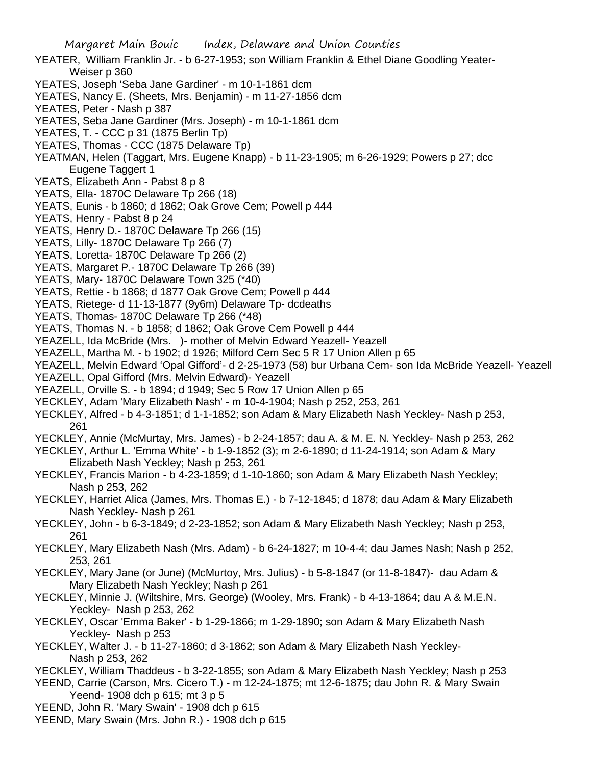YEATER, William Franklin Jr. - b 6-27-1953; son William Franklin & Ethel Diane Goodling Yeater-Weiser p 360

YEATES, Joseph 'Seba Jane Gardiner' - m 10-1-1861 dcm

YEATES, Nancy E. (Sheets, Mrs. Benjamin) - m 11-27-1856 dcm

YEATES, Peter - Nash p 387

YEATES, Seba Jane Gardiner (Mrs. Joseph) - m 10-1-1861 dcm

YEATES, T. - CCC p 31 (1875 Berlin Tp)

YEATES, Thomas - CCC (1875 Delaware Tp)

YEATMAN, Helen (Taggart, Mrs. Eugene Knapp) - b 11-23-1905; m 6-26-1929; Powers p 27; dcc Eugene Taggert 1

YEATS, Elizabeth Ann - Pabst 8 p 8

YEATS, Ella- 1870C Delaware Tp 266 (18)

YEATS, Eunis - b 1860; d 1862; Oak Grove Cem; Powell p 444

YEATS, Henry - Pabst 8 p 24

YEATS, Henry D.- 1870C Delaware Tp 266 (15)

YEATS, Lilly- 1870C Delaware Tp 266 (7)

YEATS, Loretta- 1870C Delaware Tp 266 (2)

YEATS, Margaret P.- 1870C Delaware Tp 266 (39)

YEATS, Mary- 1870C Delaware Town 325 (*40)

YEATS, Rettie - b 1868; d 1877 Oak Grove Cem; Powell p 444

YEATS, Rietege- d 11-13-1877 (9y6m) Delaware Tp- dcdeaths

YEATS, Thomas- 1870C Delaware Tp 266 (*48)

YEATS, Thomas N. - b 1858; d 1862; Oak Grove Cem Powell p 444

YEAZELL, Ida McBride (Mrs. )- mother of Melvin Edward Yeazell- Yeazell

YEAZELL, Martha M. - b 1902; d 1926; Milford Cem Sec 5 R 17 Union Allen p 65

YEAZELL, Melvin Edward 'Opal Gifford'- d 2-25-1973 (58) bur Urbana Cem- son Ida McBride Yeazell- Yeazell

YEAZELL, Opal Gifford (Mrs. Melvin Edward)- Yeazell

YEAZELL, Orville S. - b 1894; d 1949; Sec 5 Row 17 Union Allen p 65

YECKLEY, Adam 'Mary Elizabeth Nash' - m 10-4-1904; Nash p 252, 253, 261

YECKLEY, Alfred - b 4-3-1851; d 1-1-1852; son Adam & Mary Elizabeth Nash Yeckley- Nash p 253, 261

YECKLEY, Annie (McMurtay, Mrs. James) - b 2-24-1857; dau A. & M. E. N. Yeckley- Nash p 253, 262

YECKLEY, Arthur L. 'Emma White' - b 1-9-1852 (3); m 2-6-1890; d 11-24-1914; son Adam & Mary Elizabeth Nash Yeckley; Nash p 253, 261

YECKLEY, Francis Marion - b 4-23-1859; d 1-10-1860; son Adam & Mary Elizabeth Nash Yeckley; Nash p 253, 262

YECKLEY, Harriet Alica (James, Mrs. Thomas E.) - b 7-12-1845; d 1878; dau Adam & Mary Elizabeth Nash Yeckley- Nash p 261

YECKLEY, John - b 6-3-1849; d 2-23-1852; son Adam & Mary Elizabeth Nash Yeckley; Nash p 253, 261

YECKLEY, Mary Elizabeth Nash (Mrs. Adam) - b 6-24-1827; m 10-4-4; dau James Nash; Nash p 252, 253, 261

YECKLEY, Mary Jane (or June) (McMurtoy, Mrs. Julius) - b 5-8-1847 (or 11-8-1847)- dau Adam & Mary Elizabeth Nash Yeckley; Nash p 261

YECKLEY, Minnie J. (Wiltshire, Mrs. George) (Wooley, Mrs. Frank) - b 4-13-1864; dau A & M.E.N. Yeckley- Nash p 253, 262

YECKLEY, Oscar 'Emma Baker' - b 1-29-1866; m 1-29-1890; son Adam & Mary Elizabeth Nash Yeckley- Nash p 253

YECKLEY, Walter J. - b 11-27-1860; d 3-1862; son Adam & Mary Elizabeth Nash Yeckley- Nash p 253, 262

YECKLEY, William Thaddeus - b 3-22-1855; son Adam & Mary Elizabeth Nash Yeckley; Nash p 253

YEEND, Carrie (Carson, Mrs. Cicero T.) - m 12-24-1875; mt 12-6-1875; dau John R. & Mary Swain Yeend- 1908 dch p 615; mt 3 p 5

YEEND, John R. 'Mary Swain' - 1908 dch p 615

YEEND, Mary Swain (Mrs. John R.) - 1908 dch p 615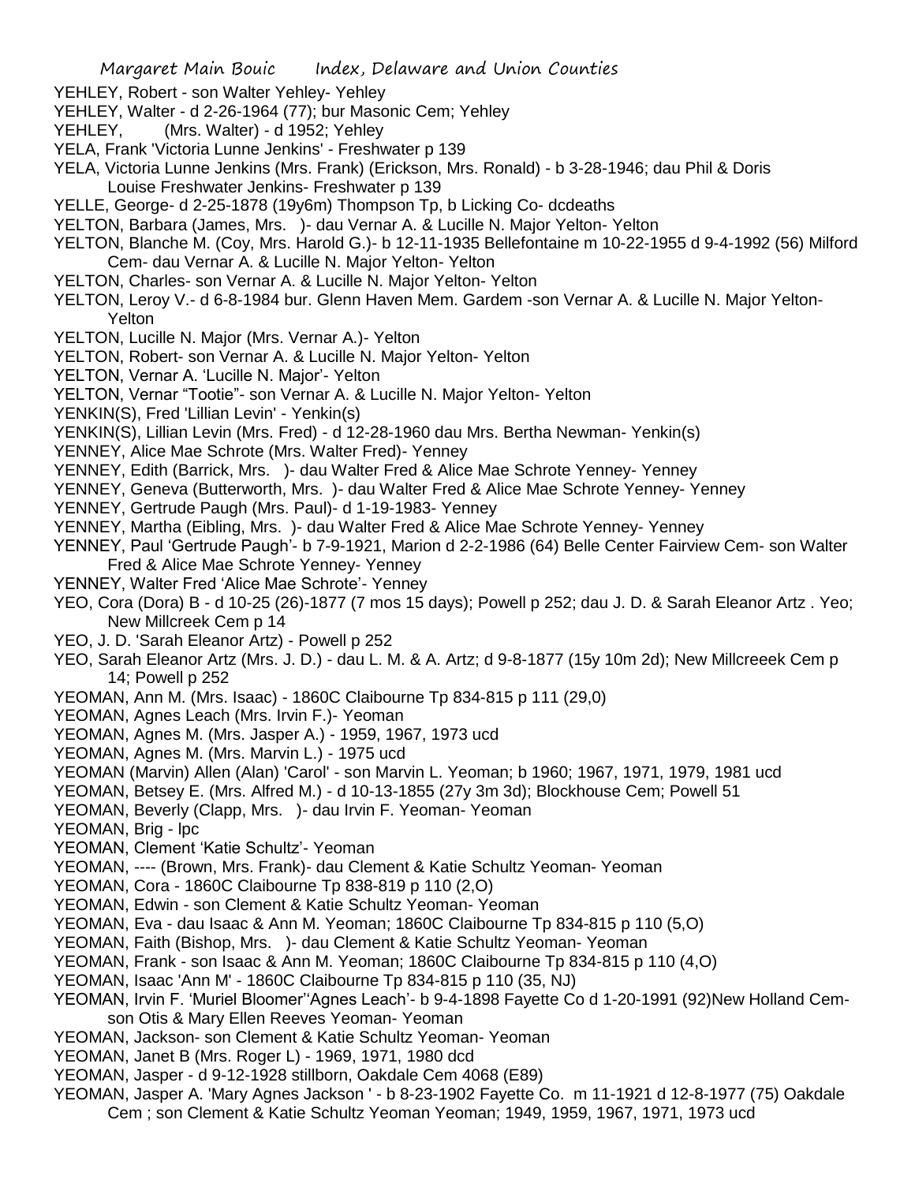YEHLEY, Robert - son Walter Yehley- Yehley
YEHLEY, Walter - d 2-26-1964 (77); bur Masonic Cem; Yehley
YEHLEY, (Mrs. Walter) - d 1952; Yehley
YELA, Frank 'Victoria Lunne Jenkins' - Freshwater p 139
YELA, Victoria Lunne Jenkins (Mrs. Frank) (Erickson, Mrs. Ronald) - b 3-28-1946; dau Phil & Doris Louise Freshwater Jenkins- Freshwater p 139
YELLE, George- d 2-25-1878 (19y6m) Thompson Tp, b Licking Co- dcdeaths
YELTON, Barbara (James, Mrs. )- dau Vernar A. & Lucille N. Major Yelton- Yelton
YELTON, Blanche M. (Coy, Mrs. Harold G.)- b 12-11-1935 Bellefontaine m 10-22-1955 d 9-4-1992 (56) Milford Cem- dau Vernar A. & Lucille N. Major Yelton- Yelton
YELTON, Charles- son Vernar A. & Lucille N. Major Yelton- Yelton
YELTON, Leroy V.- d 6-8-1984 bur. Glenn Haven Mem. Gardem -son Vernar A. & Lucille N. Major Yelton- Yelton
YELTON, Lucille N. Major (Mrs. Vernar A.)- Yelton
YELTON, Robert- son Vernar A. & Lucille N. Major Yelton- Yelton
YELTON, Vernar A. 'Lucille N. Major'- Yelton
YELTON, Vernar "Tootie"- son Vernar A. & Lucille N. Major Yelton- Yelton
YENKIN(S), Fred 'Lillian Levin' - Yenkin(s)
YENKIN(S), Lillian Levin (Mrs. Fred) - d 12-28-1960 dau Mrs. Bertha Newman- Yenkin(s)
YENNEY, Alice Mae Schrote (Mrs. Walter Fred)- Yenney
YENNEY, Edith (Barrick, Mrs. )- dau Walter Fred & Alice Mae Schrote Yenney- Yenney
YENNEY, Geneva (Butterworth, Mrs. )- dau Walter Fred & Alice Mae Schrote Yenney- Yenney
YENNEY, Gertrude Paugh (Mrs. Paul)- d 1-19-1983- Yenney
YENNEY, Martha (Eibling, Mrs. )- dau Walter Fred & Alice Mae Schrote Yenney- Yenney
YENNEY, Paul 'Gertrude Paugh'- b 7-9-1921, Marion d 2-2-1986 (64) Belle Center Fairview Cem- son Walter Fred & Alice Mae Schrote Yenney- Yenney
YENNEY, Walter Fred 'Alice Mae Schrote'- Yenney
YEO, Cora (Dora) B - d 10-25 (26)-1877 (7 mos 15 days); Powell p 252; dau J. D. & Sarah Eleanor Artz . Yeo; New Millcreek Cem p 14
YEO, J. D. 'Sarah Eleanor Artz) - Powell p 252
YEO, Sarah Eleanor Artz (Mrs. J. D.) - dau L. M. & A. Artz; d 9-8-1877 (15y 10m 2d); New Millcreeek Cem p 14; Powell p 252
YEOMAN, Ann M. (Mrs. Isaac) - 1860C Claibourne Tp 834-815 p 111 (29,0)
YEOMAN, Agnes Leach (Mrs. Irvin F.)- Yeoman
YEOMAN, Agnes M. (Mrs. Jasper A.) - 1959, 1967, 1973 ucd
YEOMAN, Agnes M. (Mrs. Marvin L.) - 1975 ucd
YEOMAN (Marvin) Allen (Alan) 'Carol' - son Marvin L. Yeoman; b 1960; 1967, 1971, 1979, 1981 ucd
YEOMAN, Betsey E. (Mrs. Alfred M.) - d 10-13-1855 (27y 3m 3d); Blockhouse Cem; Powell 51
YEOMAN, Beverly (Clapp, Mrs. )- dau Irvin F. Yeoman- Yeoman
YEOMAN, Brig - lpc
YEOMAN, Clement 'Katie Schultz'- Yeoman
YEOMAN, ---- (Brown, Mrs. Frank)- dau Clement & Katie Schultz Yeoman- Yeoman
YEOMAN, Cora - 1860C Claibourne Tp 838-819 p 110 (2,O)
YEOMAN, Edwin - son Clement & Katie Schultz Yeoman- Yeoman
YEOMAN, Eva - dau Isaac & Ann M. Yeoman; 1860C Claibourne Tp 834-815 p 110 (5,O)
YEOMAN, Faith (Bishop, Mrs. )- dau Clement & Katie Schultz Yeoman- Yeoman
YEOMAN, Frank - son Isaac & Ann M. Yeoman; 1860C Claibourne Tp 834-815 p 110 (4,O)
YEOMAN, Isaac 'Ann M' - 1860C Claibourne Tp 834-815 p 110 (35, NJ)
YEOMAN, Irvin F. 'Muriel Bloomer''Agnes Leach'- b 9-4-1898 Fayette Co d 1-20-1991 (92)New Holland Cem- son Otis & Mary Ellen Reeves Yeoman- Yeoman
YEOMAN, Jackson- son Clement & Katie Schultz Yeoman- Yeoman
YEOMAN, Janet B (Mrs. Roger L) - 1969, 1971, 1980 dcd
YEOMAN, Jasper - d 9-12-1928 stillborn, Oakdale Cem 4068 (E89)
YEOMAN, Jasper A. 'Mary Agnes Jackson ' - b 8-23-1902 Fayette Co. m 11-1921 d 12-8-1977 (75) Oakdale Cem ; son Clement & Katie Schultz Yeoman Yeoman; 1949, 1959, 1967, 1971, 1973 ucd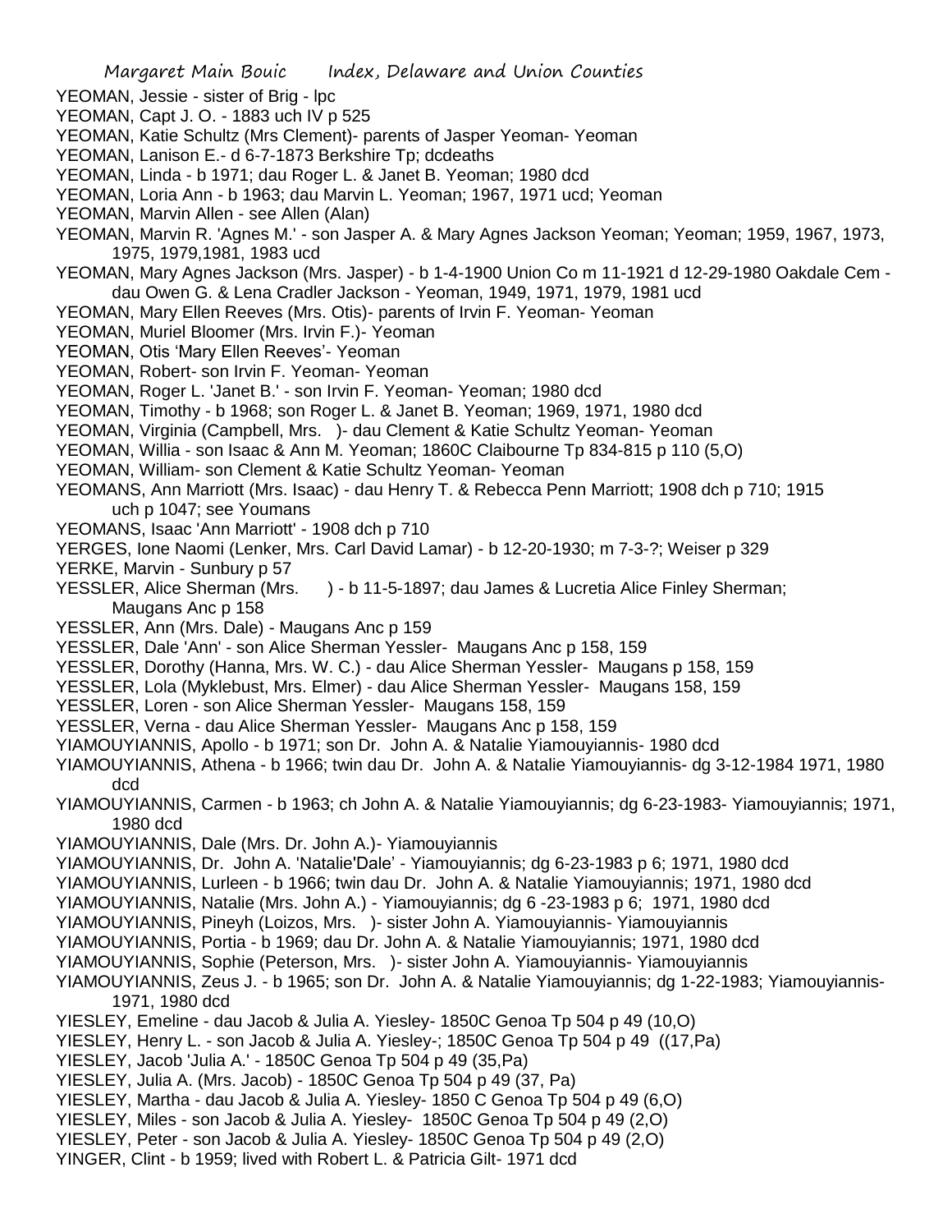YEOMAN, Jessie - sister of Brig - lpc
YEOMAN, Capt J. O. - 1883 uch IV p 525
YEOMAN, Katie Schultz (Mrs Clement)- parents of Jasper Yeoman- Yeoman
YEOMAN, Lanison E.- d 6-7-1873 Berkshire Tp; dcdeaths
YEOMAN, Linda - b 1971; dau Roger L. & Janet B. Yeoman; 1980 dcd
YEOMAN, Loria Ann - b 1963; dau Marvin L. Yeoman; 1967, 1971 ucd; Yeoman
YEOMAN, Marvin Allen - see Allen (Alan)
YEOMAN, Marvin R. 'Agnes M.' - son Jasper A. & Mary Agnes Jackson Yeoman; Yeoman; 1959, 1967, 1973, 1975, 1979,1981, 1983 ucd
YEOMAN, Mary Agnes Jackson (Mrs. Jasper) - b 1-4-1900 Union Co m 11-1921 d 12-29-1980 Oakdale Cem - dau Owen G. & Lena Cradler Jackson - Yeoman, 1949, 1971, 1979, 1981 ucd
YEOMAN, Mary Ellen Reeves (Mrs. Otis)- parents of Irvin F. Yeoman- Yeoman
YEOMAN, Muriel Bloomer (Mrs. Irvin F.)- Yeoman
YEOMAN, Otis 'Mary Ellen Reeves'- Yeoman
YEOMAN, Robert- son Irvin F. Yeoman- Yeoman
YEOMAN, Roger L. 'Janet B.' - son Irvin F. Yeoman- Yeoman; 1980 dcd
YEOMAN, Timothy - b 1968; son Roger L. & Janet B. Yeoman; 1969, 1971, 1980 dcd
YEOMAN, Virginia (Campbell, Mrs. )- dau Clement & Katie Schultz Yeoman- Yeoman
YEOMAN, Willia - son Isaac & Ann M. Yeoman; 1860C Claibourne Tp 834-815 p 110 (5,O)
YEOMAN, William- son Clement & Katie Schultz Yeoman- Yeoman
YEOMANS, Ann Marriott (Mrs. Isaac) - dau Henry T. & Rebecca Penn Marriott; 1908 dch p 710; 1915 uch p 1047; see Youmans
YEOMANS, Isaac 'Ann Marriott' - 1908 dch p 710
YERGES, Ione Naomi (Lenker, Mrs. Carl David Lamar) - b 12-20-1930; m 7-3-?; Weiser p 329
YERKE, Marvin - Sunbury p 57
YESSLER, Alice Sherman (Mrs. ) - b 11-5-1897; dau James & Lucretia Alice Finley Sherman; Maugans Anc p 158
YESSLER, Ann (Mrs. Dale) - Maugans Anc p 159
YESSLER, Dale 'Ann' - son Alice Sherman Yessler- Maugans Anc p 158, 159
YESSLER, Dorothy (Hanna, Mrs. W. C.) - dau Alice Sherman Yessler- Maugans p 158, 159
YESSLER, Lola (Myklebust, Mrs. Elmer) - dau Alice Sherman Yessler- Maugans 158, 159
YESSLER, Loren - son Alice Sherman Yessler- Maugans 158, 159
YESSLER, Verna - dau Alice Sherman Yessler- Maugans Anc p 158, 159
YIAMOUYIANNIS, Apollo - b 1971; son Dr. John A. & Natalie Yiamouyiannis- 1980 dcd
YIAMOUYIANNIS, Athena - b 1966; twin dau Dr. John A. & Natalie Yiamouyiannis- dg 3-12-1984 1971, 1980 dcd
YIAMOUYIANNIS, Carmen - b 1963; ch John A. & Natalie Yiamouyiannis; dg 6-23-1983- Yiamouyiannis; 1971, 1980 dcd
YIAMOUYIANNIS, Dale (Mrs. Dr. John A.)- Yiamouyiannis
YIAMOUYIANNIS, Dr. John A. 'Natalie'Dale' - Yiamouyiannis; dg 6-23-1983 p 6; 1971, 1980 dcd
YIAMOUYIANNIS, Lurleen - b 1966; twin dau Dr. John A. & Natalie Yiamouyiannis; 1971, 1980 dcd
YIAMOUYIANNIS, Natalie (Mrs. John A.) - Yiamouyiannis; dg 6 -23-1983 p 6; 1971, 1980 dcd
YIAMOUYIANNIS, Pineyh (Loizos, Mrs. )- sister John A. Yiamouyiannis- Yiamouyiannis
YIAMOUYIANNIS, Portia - b 1969; dau Dr. John A. & Natalie Yiamouyiannis; 1971, 1980 dcd
YIAMOUYIANNIS, Sophie (Peterson, Mrs. )- sister John A. Yiamouyiannis- Yiamouyiannis
YIAMOUYIANNIS, Zeus J. - b 1965; son Dr. John A. & Natalie Yiamouyiannis; dg 1-22-1983; Yiamouyiannis- 1971, 1980 dcd
YIESLEY, Emeline - dau Jacob & Julia A. Yiesley- 1850C Genoa Tp 504 p 49 (10,O)
YIESLEY, Henry L. - son Jacob & Julia A. Yiesley-; 1850C Genoa Tp 504 p 49 ((17,Pa)
YIESLEY, Jacob 'Julia A.' - 1850C Genoa Tp 504 p 49 (35,Pa)
YIESLEY, Julia A. (Mrs. Jacob) - 1850C Genoa Tp 504 p 49 (37, Pa)
YIESLEY, Martha - dau Jacob & Julia A. Yiesley- 1850 C Genoa Tp 504 p 49 (6,O)
YIESLEY, Miles - son Jacob & Julia A. Yiesley- 1850C Genoa Tp 504 p 49 (2,O)
YIESLEY, Peter - son Jacob & Julia A. Yiesley- 1850C Genoa Tp 504 p 49 (2,O)
YINGER, Clint - b 1959; lived with Robert L. & Patricia Gilt- 1971 dcd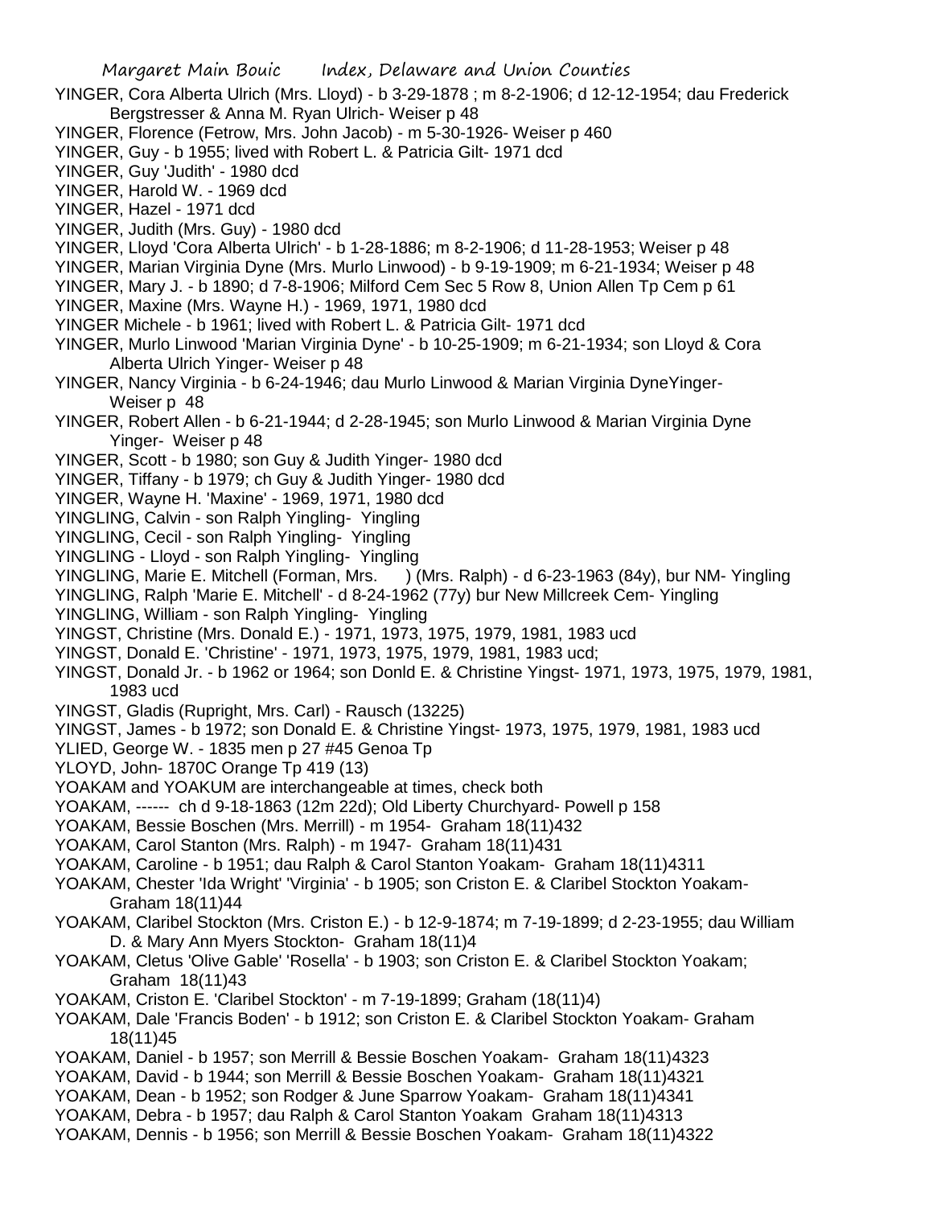YINGER, Cora Alberta Ulrich (Mrs. Lloyd) - b 3-29-1878 ; m 8-2-1906; d 12-12-1954; dau Frederick Bergstresser & Anna M. Ryan Ulrich- Weiser p 48

YINGER, Florence (Fetrow, Mrs. John Jacob) - m 5-30-1926- Weiser p 460

YINGER, Guy - b 1955; lived with Robert L. & Patricia Gilt- 1971 dcd

YINGER, Guy 'Judith' - 1980 dcd

YINGER, Harold W. - 1969 dcd

YINGER, Hazel - 1971 dcd

YINGER, Judith (Mrs. Guy) - 1980 dcd

YINGER, Lloyd 'Cora Alberta Ulrich' - b 1-28-1886; m 8-2-1906; d 11-28-1953; Weiser p 48

YINGER, Marian Virginia Dyne (Mrs. Murlo Linwood) - b 9-19-1909; m 6-21-1934; Weiser p 48

YINGER, Mary J. - b 1890; d 7-8-1906; Milford Cem Sec 5 Row 8, Union Allen Tp Cem p 61

YINGER, Maxine (Mrs. Wayne H.) - 1969, 1971, 1980 dcd

YINGER Michele - b 1961; lived with Robert L. & Patricia Gilt- 1971 dcd

YINGER, Murlo Linwood 'Marian Virginia Dyne' - b 10-25-1909; m 6-21-1934; son Lloyd & Cora Alberta Ulrich Yinger- Weiser p 48

YINGER, Nancy Virginia - b 6-24-1946; dau Murlo Linwood & Marian Virginia DyneYinger- Weiser p 48

YINGER, Robert Allen - b 6-21-1944; d 2-28-1945; son Murlo Linwood & Marian Virginia Dyne Yinger- Weiser p 48

YINGER, Scott - b 1980; son Guy & Judith Yinger- 1980 dcd

YINGER, Tiffany - b 1979; ch Guy & Judith Yinger- 1980 dcd

YINGER, Wayne H. 'Maxine' - 1969, 1971, 1980 dcd

YINGLING, Calvin - son Ralph Yingling- Yingling

YINGLING, Cecil - son Ralph Yingling- Yingling

YINGLING - Lloyd - son Ralph Yingling- Yingling

YINGLING, Marie E. Mitchell (Forman, Mrs. ) (Mrs. Ralph) - d 6-23-1963 (84y), bur NM- Yingling

YINGLING, Ralph 'Marie E. Mitchell' - d 8-24-1962 (77y) bur New Millcreek Cem- Yingling

YINGLING, William - son Ralph Yingling- Yingling

YINGST, Christine (Mrs. Donald E.) - 1971, 1973, 1975, 1979, 1981, 1983 ucd

YINGST, Donald E. 'Christine' - 1971, 1973, 1975, 1979, 1981, 1983 ucd;

YINGST, Donald Jr. - b 1962 or 1964; son Donld E. & Christine Yingst- 1971, 1973, 1975, 1979, 1981, 1983 ucd

YINGST, Gladis (Rupright, Mrs. Carl) - Rausch (13225)

YINGST, James - b 1972; son Donald E. & Christine Yingst- 1973, 1975, 1979, 1981, 1983 ucd

YLIED, George W. - 1835 men p 27 #45 Genoa Tp

YLOYD, John- 1870C Orange Tp 419 (13)

YOAKAM and YOAKUM are interchangeable at times, check both

YOAKAM, ------ ch d 9-18-1863 (12m 22d); Old Liberty Churchyard- Powell p 158

YOAKAM, Bessie Boschen (Mrs. Merrill) - m 1954- Graham 18(11)432

YOAKAM, Carol Stanton (Mrs. Ralph) - m 1947- Graham 18(11)431

YOAKAM, Caroline - b 1951; dau Ralph & Carol Stanton Yoakam- Graham 18(11)4311

YOAKAM, Chester 'Ida Wright' 'Virginia' - b 1905; son Criston E. & Claribel Stockton Yoakam- Graham 18(11)44

YOAKAM, Claribel Stockton (Mrs. Criston E.) - b 12-9-1874; m 7-19-1899; d 2-23-1955; dau William D. & Mary Ann Myers Stockton- Graham 18(11)4

YOAKAM, Cletus 'Olive Gable' 'Rosella' - b 1903; son Criston E. & Claribel Stockton Yoakam; Graham 18(11)43

YOAKAM, Criston E. 'Claribel Stockton' - m 7-19-1899; Graham (18(11)4)

YOAKAM, Dale 'Francis Boden' - b 1912; son Criston E. & Claribel Stockton Yoakam- Graham 18(11)45

YOAKAM, Daniel - b 1957; son Merrill & Bessie Boschen Yoakam- Graham 18(11)4323

YOAKAM, David - b 1944; son Merrill & Bessie Boschen Yoakam- Graham 18(11)4321

YOAKAM, Dean - b 1952; son Rodger & June Sparrow Yoakam- Graham 18(11)4341

YOAKAM, Debra - b 1957; dau Ralph & Carol Stanton Yoakam Graham 18(11)4313

YOAKAM, Dennis - b 1956; son Merrill & Bessie Boschen Yoakam- Graham 18(11)4322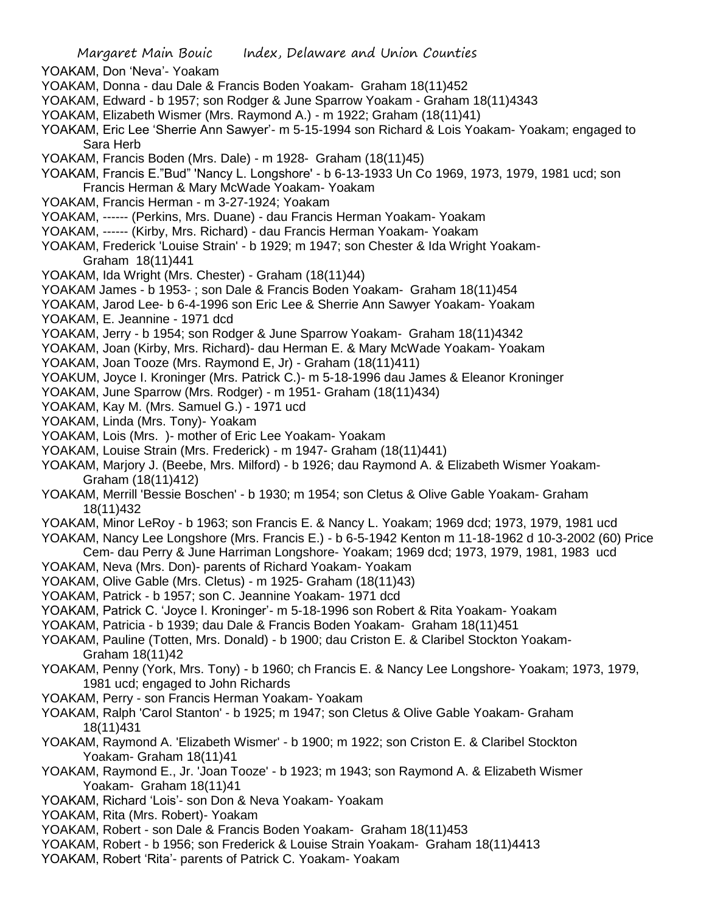YOAKAM, Don 'Neva'- Yoakam

YOAKAM, Donna - dau Dale & Francis Boden Yoakam- Graham 18(11)452

YOAKAM, Edward - b 1957; son Rodger & June Sparrow Yoakam - Graham 18(11)4343

YOAKAM, Elizabeth Wismer (Mrs. Raymond A.) - m 1922; Graham (18(11)41)

YOAKAM, Eric Lee 'Sherrie Ann Sawyer'- m 5-15-1994 son Richard & Lois Yoakam- Yoakam; engaged to Sara Herb

YOAKAM, Francis Boden (Mrs. Dale) - m 1928- Graham (18(11)45)

YOAKAM, Francis E."Bud" 'Nancy L. Longshore' - b 6-13-1933 Un Co 1969, 1973, 1979, 1981 ucd; son Francis Herman & Mary McWade Yoakam- Yoakam

YOAKAM, Francis Herman - m 3-27-1924; Yoakam

YOAKAM, ------ (Perkins, Mrs. Duane) - dau Francis Herman Yoakam- Yoakam

YOAKAM, ------ (Kirby, Mrs. Richard) - dau Francis Herman Yoakam- Yoakam

YOAKAM, Frederick 'Louise Strain' - b 1929; m 1947; son Chester & Ida Wright Yoakam- Graham 18(11)441

YOAKAM, Ida Wright (Mrs. Chester) - Graham (18(11)44)

YOAKAM James - b 1953- ; son Dale & Francis Boden Yoakam- Graham 18(11)454

YOAKAM, Jarod Lee- b 6-4-1996 son Eric Lee & Sherrie Ann Sawyer Yoakam- Yoakam

YOAKAM, E. Jeannine - 1971 dcd

YOAKAM, Jerry - b 1954; son Rodger & June Sparrow Yoakam- Graham 18(11)4342

YOAKAM, Joan (Kirby, Mrs. Richard)- dau Herman E. & Mary McWade Yoakam- Yoakam

YOAKAM, Joan Tooze (Mrs. Raymond E, Jr) - Graham (18(11)411)

YOAKUM, Joyce I. Kroninger (Mrs. Patrick C.)- m 5-18-1996 dau James & Eleanor Kroninger

YOAKAM, June Sparrow (Mrs. Rodger) - m 1951- Graham (18(11)434)

YOAKAM, Kay M. (Mrs. Samuel G.) - 1971 ucd

YOAKAM, Linda (Mrs. Tony)- Yoakam

YOAKAM, Lois (Mrs. )- mother of Eric Lee Yoakam- Yoakam

YOAKAM, Louise Strain (Mrs. Frederick) - m 1947- Graham (18(11)441)

YOAKAM, Marjory J. (Beebe, Mrs. Milford) - b 1926; dau Raymond A. & Elizabeth Wismer Yoakam- Graham (18(11)412)

YOAKAM, Merrill 'Bessie Boschen' - b 1930; m 1954; son Cletus & Olive Gable Yoakam- Graham 18(11)432

YOAKAM, Minor LeRoy - b 1963; son Francis E. & Nancy L. Yoakam; 1969 dcd; 1973, 1979, 1981 ucd

YOAKAM, Nancy Lee Longshore (Mrs. Francis E.) - b 6-5-1942 Kenton m 11-18-1962 d 10-3-2002 (60) Price Cem- dau Perry & June Harriman Longshore- Yoakam; 1969 dcd; 1973, 1979, 1981, 1983 ucd

YOAKAM, Neva (Mrs. Don)- parents of Richard Yoakam- Yoakam

YOAKAM, Olive Gable (Mrs. Cletus) - m 1925- Graham (18(11)43)

YOAKAM, Patrick - b 1957; son C. Jeannine Yoakam- 1971 dcd

YOAKAM, Patrick C. 'Joyce I. Kroninger'- m 5-18-1996 son Robert & Rita Yoakam- Yoakam

YOAKAM, Patricia - b 1939; dau Dale & Francis Boden Yoakam- Graham 18(11)451

YOAKAM, Pauline (Totten, Mrs. Donald) - b 1900; dau Criston E. & Claribel Stockton Yoakam- Graham 18(11)42

YOAKAM, Penny (York, Mrs. Tony) - b 1960; ch Francis E. & Nancy Lee Longshore- Yoakam; 1973, 1979, 1981 ucd; engaged to John Richards

YOAKAM, Perry - son Francis Herman Yoakam- Yoakam

YOAKAM, Ralph 'Carol Stanton' - b 1925; m 1947; son Cletus & Olive Gable Yoakam- Graham 18(11)431

YOAKAM, Raymond A. 'Elizabeth Wismer' - b 1900; m 1922; son Criston E. & Claribel Stockton Yoakam- Graham 18(11)41

YOAKAM, Raymond E., Jr. 'Joan Tooze' - b 1923; m 1943; son Raymond A. & Elizabeth Wismer Yoakam- Graham 18(11)41

YOAKAM, Richard 'Lois'- son Don & Neva Yoakam- Yoakam

YOAKAM, Rita (Mrs. Robert)- Yoakam

YOAKAM, Robert - son Dale & Francis Boden Yoakam- Graham 18(11)453

YOAKAM, Robert - b 1956; son Frederick & Louise Strain Yoakam- Graham 18(11)4413

YOAKAM, Robert 'Rita'- parents of Patrick C. Yoakam- Yoakam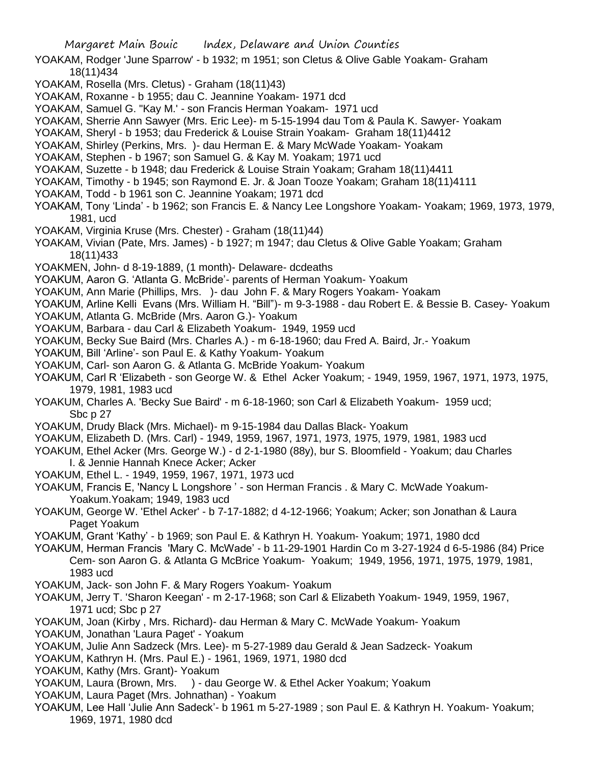YOAKAM, Rodger 'June Sparrow' - b 1932; m 1951; son Cletus & Olive Gable Yoakam- Graham 18(11)434

YOAKAM, Rosella (Mrs. Cletus) - Graham (18(11)43)

YOAKAM, Roxanne - b 1955; dau C. Jeannine Yoakam- 1971 dcd

YOAKAM, Samuel G. "Kay M.' - son Francis Herman Yoakam- 1971 ucd

YOAKAM, Sherrie Ann Sawyer (Mrs. Eric Lee)- m 5-15-1994 dau Tom & Paula K. Sawyer- Yoakam

YOAKAM, Sheryl - b 1953; dau Frederick & Louise Strain Yoakam- Graham 18(11)4412

YOAKAM, Shirley (Perkins, Mrs. )- dau Herman E. & Mary McWade Yoakam- Yoakam

YOAKAM, Stephen - b 1967; son Samuel G. & Kay M. Yoakam; 1971 ucd

YOAKAM, Suzette - b 1948; dau Frederick & Louise Strain Yoakam; Graham 18(11)4411

YOAKAM, Timothy - b 1945; son Raymond E. Jr. & Joan Tooze Yoakam; Graham 18(11)4111

YOAKAM, Todd - b 1961 son C. Jeannine Yoakam; 1971 dcd

YOAKAM, Tony 'Linda' - b 1962; son Francis E. & Nancy Lee Longshore Yoakam- Yoakam; 1969, 1973, 1979, 1981, ucd

YOAKAM, Virginia Kruse (Mrs. Chester) - Graham (18(11)44)

YOAKAM, Vivian (Pate, Mrs. James) - b 1927; m 1947; dau Cletus & Olive Gable Yoakam; Graham 18(11)433

YOAKMEN, John- d 8-19-1889, (1 month)- Delaware- dcdeaths

YOAKUM, Aaron G. 'Atlanta G. McBride'- parents of Herman Yoakum- Yoakum

YOAKUM, Ann Marie (Phillips, Mrs. )- dau John F. & Mary Rogers Yoakam- Yoakam

YOAKUM, Arline Kelli Evans (Mrs. William H. "Bill")- m 9-3-1988 - dau Robert E. & Bessie B. Casey- Yoakum

YOAKUM, Atlanta G. McBride (Mrs. Aaron G.)- Yoakum

YOAKUM, Barbara - dau Carl & Elizabeth Yoakum- 1949, 1959 ucd

YOAKUM, Becky Sue Baird (Mrs. Charles A.) - m 6-18-1960; dau Fred A. Baird, Jr.- Yoakum

YOAKUM, Bill 'Arline'- son Paul E. & Kathy Yoakum- Yoakum

YOAKUM, Carl- son Aaron G. & Atlanta G. McBride Yoakum- Yoakum

YOAKUM, Carl R 'Elizabeth - son George W. & Ethel Acker Yoakum; - 1949, 1959, 1967, 1971, 1973, 1975, 1979, 1981, 1983 ucd

YOAKUM, Charles A. 'Becky Sue Baird' - m 6-18-1960; son Carl & Elizabeth Yoakum- 1959 ucd; Sbc p 27

YOAKUM, Drudy Black (Mrs. Michael)- m 9-15-1984 dau Dallas Black- Yoakum

YOAKUM, Elizabeth D. (Mrs. Carl) - 1949, 1959, 1967, 1971, 1973, 1975, 1979, 1981, 1983 ucd

YOAKUM, Ethel Acker (Mrs. George W.) - d 2-1-1980 (88y), bur S. Bloomfield - Yoakum; dau Charles I. & Jennie Hannah Knece Acker; Acker

YOAKUM, Ethel L. - 1949, 1959, 1967, 1971, 1973 ucd

YOAKUM, Francis E, 'Nancy L Longshore ' - son Herman Francis . & Mary C. McWade Yoakum- Yoakum.Yoakam; 1949, 1983 ucd

YOAKUM, George W. 'Ethel Acker' - b 7-17-1882; d 4-12-1966; Yoakum; Acker; son Jonathan & Laura Paget Yoakum

YOAKUM, Grant 'Kathy' - b 1969; son Paul E. & Kathryn H. Yoakum- Yoakum; 1971, 1980 dcd

YOAKUM, Herman Francis 'Mary C. McWade' - b 11-29-1901 Hardin Co m 3-27-1924 d 6-5-1986 (84) Price Cem- son Aaron G. & Atlanta G McBrice Yoakum- Yoakum; 1949, 1956, 1971, 1975, 1979, 1981, 1983 ucd

YOAKUM, Jack- son John F. & Mary Rogers Yoakum- Yoakum

YOAKUM, Jerry T. 'Sharon Keegan' - m 2-17-1968; son Carl & Elizabeth Yoakum- 1949, 1959, 1967, 1971 ucd; Sbc p 27

YOAKUM, Joan (Kirby , Mrs. Richard)- dau Herman & Mary C. McWade Yoakum- Yoakum

YOAKUM, Jonathan 'Laura Paget' - Yoakum

YOAKUM, Julie Ann Sadzeck (Mrs. Lee)- m 5-27-1989 dau Gerald & Jean Sadzeck- Yoakum

YOAKUM, Kathryn H. (Mrs. Paul E.) - 1961, 1969, 1971, 1980 dcd

YOAKUM, Kathy (Mrs. Grant)- Yoakum

YOAKUM, Laura (Brown, Mrs. ) - dau George W. & Ethel Acker Yoakum; Yoakum

YOAKUM, Laura Paget (Mrs. Johnathan) - Yoakum

YOAKUM, Lee Hall 'Julie Ann Sadeck'- b 1961 m 5-27-1989 ; son Paul E. & Kathryn H. Yoakum- Yoakum; 1969, 1971, 1980 dcd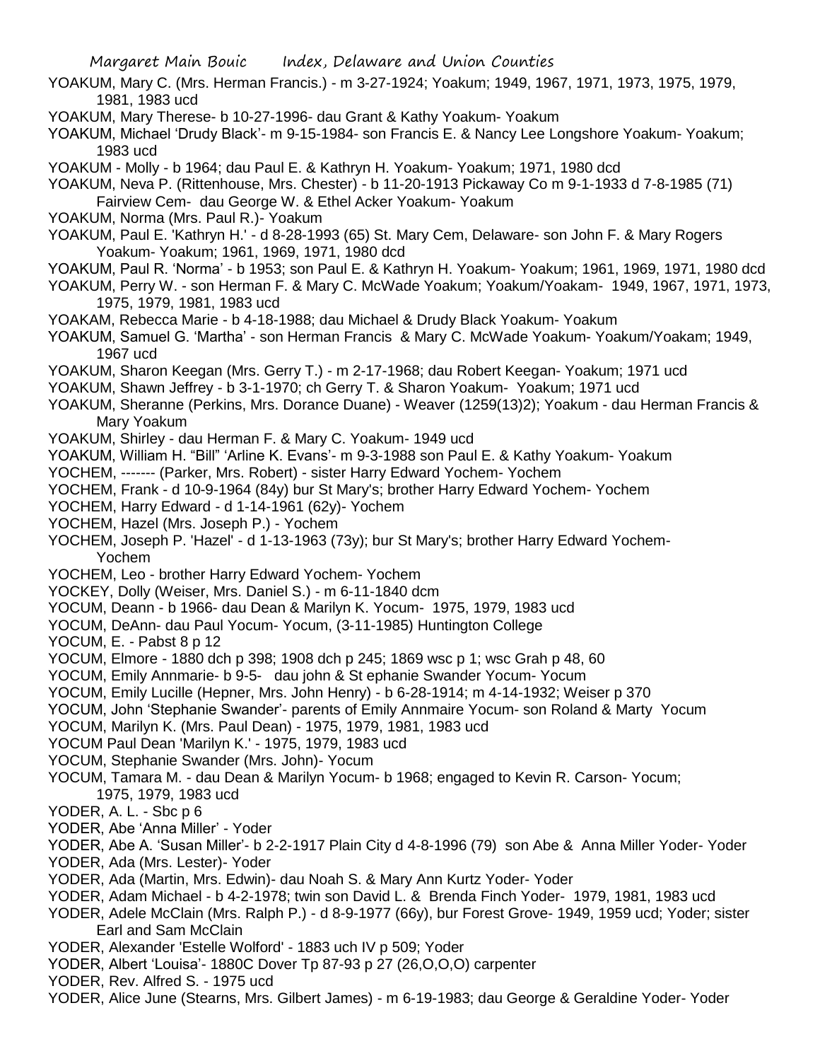YOAKUM, Mary C. (Mrs. Herman Francis.) - m 3-27-1924; Yoakum; 1949, 1967, 1971, 1973, 1975, 1979, 1981, 1983 ucd

YOAKUM, Mary Therese- b 10-27-1996- dau Grant & Kathy Yoakum- Yoakum

YOAKUM, Michael 'Drudy Black'- m 9-15-1984- son Francis E. & Nancy Lee Longshore Yoakum- Yoakum; 1983 ucd

YOAKUM - Molly - b 1964; dau Paul E. & Kathryn H. Yoakum- Yoakum; 1971, 1980 dcd

YOAKUM, Neva P. (Rittenhouse, Mrs. Chester) - b 11-20-1913 Pickaway Co m 9-1-1933 d 7-8-1985 (71) Fairview Cem- dau George W. & Ethel Acker Yoakum- Yoakum

YOAKUM, Norma (Mrs. Paul R.)- Yoakum

YOAKUM, Paul E. 'Kathryn H.' - d 8-28-1993 (65) St. Mary Cem, Delaware- son John F. & Mary Rogers Yoakum- Yoakum; 1961, 1969, 1971, 1980 dcd

YOAKUM, Paul R. 'Norma' - b 1953; son Paul E. & Kathryn H. Yoakum- Yoakum; 1961, 1969, 1971, 1980 dcd

YOAKUM, Perry W. - son Herman F. & Mary C. McWade Yoakum; Yoakum/Yoakam- 1949, 1967, 1971, 1973, 1975, 1979, 1981, 1983 ucd

YOAKAM, Rebecca Marie - b 4-18-1988; dau Michael & Drudy Black Yoakum- Yoakum

YOAKUM, Samuel G. 'Martha' - son Herman Francis & Mary C. McWade Yoakum- Yoakum/Yoakam; 1949, 1967 ucd

YOAKUM, Sharon Keegan (Mrs. Gerry T.) - m 2-17-1968; dau Robert Keegan- Yoakum; 1971 ucd

YOAKUM, Shawn Jeffrey - b 3-1-1970; ch Gerry T. & Sharon Yoakum- Yoakum; 1971 ucd

YOAKUM, Sheranne (Perkins, Mrs. Dorance Duane) - Weaver (1259(13)2); Yoakum - dau Herman Francis & Mary Yoakum

YOAKUM, Shirley - dau Herman F. & Mary C. Yoakum- 1949 ucd

YOAKUM, William H. "Bill" 'Arline K. Evans'- m 9-3-1988 son Paul E. & Kathy Yoakum- Yoakum

YOCHEM, ------- (Parker, Mrs. Robert) - sister Harry Edward Yochem- Yochem

YOCHEM, Frank - d 10-9-1964 (84y) bur St Mary's; brother Harry Edward Yochem- Yochem

YOCHEM, Harry Edward - d 1-14-1961 (62y)- Yochem

YOCHEM, Hazel (Mrs. Joseph P.) - Yochem

YOCHEM, Joseph P. 'Hazel' - d 1-13-1963 (73y); bur St Mary's; brother Harry Edward Yochem- Yochem

YOCHEM, Leo - brother Harry Edward Yochem- Yochem

YOCKEY, Dolly (Weiser, Mrs. Daniel S.) - m 6-11-1840 dcm

YOCUM, Deann - b 1966- dau Dean & Marilyn K. Yocum- 1975, 1979, 1983 ucd

YOCUM, DeAnn- dau Paul Yocum- Yocum, (3-11-1985) Huntington College

YOCUM, E. - Pabst 8 p 12

YOCUM, Elmore - 1880 dch p 398; 1908 dch p 245; 1869 wsc p 1; wsc Grah p 48, 60

YOCUM, Emily Annmarie- b 9-5- dau john & St ephanie Swander Yocum- Yocum

YOCUM, Emily Lucille (Hepner, Mrs. John Henry) - b 6-28-1914; m 4-14-1932; Weiser p 370

YOCUM, John 'Stephanie Swander'- parents of Emily Annmaire Yocum- son Roland & Marty Yocum

YOCUM, Marilyn K. (Mrs. Paul Dean) - 1975, 1979, 1981, 1983 ucd

YOCUM Paul Dean 'Marilyn K.' - 1975, 1979, 1983 ucd

YOCUM, Stephanie Swander (Mrs. John)- Yocum

YOCUM, Tamara M. - dau Dean & Marilyn Yocum- b 1968; engaged to Kevin R. Carson- Yocum; 1975, 1979, 1983 ucd

YODER, A. L. - Sbc p 6

YODER, Abe 'Anna Miller' - Yoder

YODER, Abe A. 'Susan Miller'- b 2-2-1917 Plain City d 4-8-1996 (79) son Abe & Anna Miller Yoder- Yoder

YODER, Ada (Mrs. Lester)- Yoder

YODER, Ada (Martin, Mrs. Edwin)- dau Noah S. & Mary Ann Kurtz Yoder- Yoder

YODER, Adam Michael - b 4-2-1978; twin son David L. & Brenda Finch Yoder- 1979, 1981, 1983 ucd

YODER, Adele McClain (Mrs. Ralph P.) - d 8-9-1977 (66y), bur Forest Grove- 1949, 1959 ucd; Yoder; sister Earl and Sam McClain

YODER, Alexander 'Estelle Wolford' - 1883 uch IV p 509; Yoder

YODER, Albert 'Louisa'- 1880C Dover Tp 87-93 p 27 (26,O,O,O) carpenter

YODER, Rev. Alfred S. - 1975 ucd

YODER, Alice June (Stearns, Mrs. Gilbert James) - m 6-19-1983; dau George & Geraldine Yoder- Yoder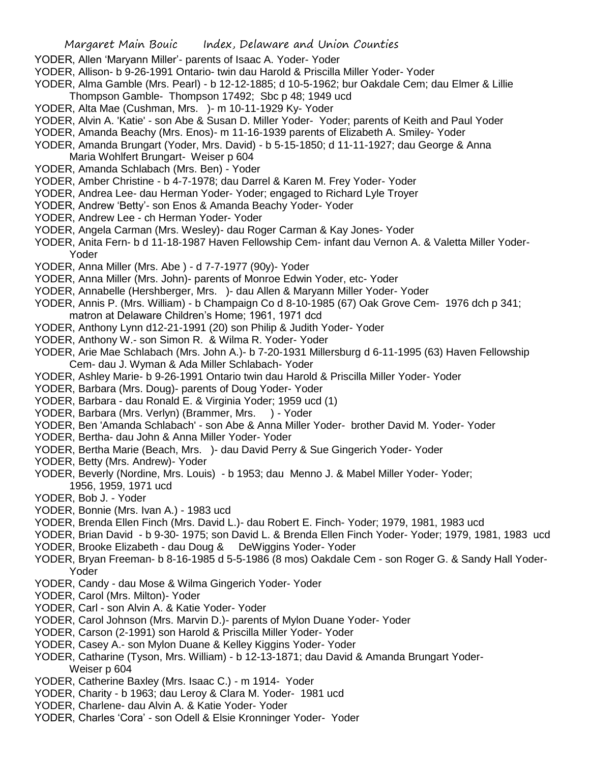YODER, Allen 'Maryann Miller'- parents of Isaac A. Yoder- Yoder
YODER, Allison- b 9-26-1991 Ontario- twin dau Harold & Priscilla Miller Yoder- Yoder
YODER, Alma Gamble (Mrs. Pearl) - b 12-12-1885; d 10-5-1962; bur Oakdale Cem; dau Elmer & Lillie Thompson Gamble- Thompson 17492; Sbc p 48; 1949 ucd
YODER, Alta Mae (Cushman, Mrs. )- m 10-11-1929 Ky- Yoder
YODER, Alvin A. 'Katie' - son Abe & Susan D. Miller Yoder- Yoder; parents of Keith and Paul Yoder
YODER, Amanda Beachy (Mrs. Enos)- m 11-16-1939 parents of Elizabeth A. Smiley- Yoder
YODER, Amanda Brungart (Yoder, Mrs. David) - b 5-15-1850; d 11-11-1927; dau George & Anna Maria Wohlfert Brungart- Weiser p 604
YODER, Amanda Schlabach (Mrs. Ben) - Yoder
YODER, Amber Christine - b 4-7-1978; dau Darrel & Karen M. Frey Yoder- Yoder
YODER, Andrea Lee- dau Herman Yoder- Yoder; engaged to Richard Lyle Troyer
YODER, Andrew 'Betty'- son Enos & Amanda Beachy Yoder- Yoder
YODER, Andrew Lee - ch Herman Yoder- Yoder
YODER, Angela Carman (Mrs. Wesley)- dau Roger Carman & Kay Jones- Yoder
YODER, Anita Fern- b d 11-18-1987 Haven Fellowship Cem- infant dau Vernon A. & Valetta Miller Yoder- Yoder
YODER, Anna Miller (Mrs. Abe ) - d 7-7-1977 (90y)- Yoder
YODER, Anna Miller (Mrs. John)- parents of Monroe Edwin Yoder, etc- Yoder
YODER, Annabelle (Hershberger, Mrs. )- dau Allen & Maryann Miller Yoder- Yoder
YODER, Annis P. (Mrs. William) - b Champaign Co d 8-10-1985 (67) Oak Grove Cem- 1976 dch p 341; matron at Delaware Children's Home; 1961, 1971 dcd
YODER, Anthony Lynn d12-21-1991 (20) son Philip & Judith Yoder- Yoder
YODER, Anthony W.- son Simon R. & Wilma R. Yoder- Yoder
YODER, Arie Mae Schlabach (Mrs. John A.)- b 7-20-1931 Millersburg d 6-11-1995 (63) Haven Fellowship Cem- dau J. Wyman & Ada Miller Schlabach- Yoder
YODER, Ashley Marie- b 9-26-1991 Ontario twin dau Harold & Priscilla Miller Yoder- Yoder
YODER, Barbara (Mrs. Doug)- parents of Doug Yoder- Yoder
YODER, Barbara - dau Ronald E. & Virginia Yoder; 1959 ucd (1)
YODER, Barbara (Mrs. Verlyn) (Brammer, Mrs. ) - Yoder
YODER, Ben 'Amanda Schlabach' - son Abe & Anna Miller Yoder- brother David M. Yoder- Yoder
YODER, Bertha- dau John & Anna Miller Yoder- Yoder
YODER, Bertha Marie (Beach, Mrs. )- dau David Perry & Sue Gingerich Yoder- Yoder
YODER, Betty (Mrs. Andrew)- Yoder
YODER, Beverly (Nordine, Mrs. Louis) - b 1953; dau Menno J. & Mabel Miller Yoder- Yoder; 1956, 1959, 1971 ucd
YODER, Bob J. - Yoder
YODER, Bonnie (Mrs. Ivan A.) - 1983 ucd
YODER, Brenda Ellen Finch (Mrs. David L.)- dau Robert E. Finch- Yoder; 1979, 1981, 1983 ucd
YODER, Brian David - b 9-30- 1975; son David L. & Brenda Ellen Finch Yoder- Yoder; 1979, 1981, 1983 ucd
YODER, Brooke Elizabeth - dau Doug & DeWiggins Yoder- Yoder
YODER, Bryan Freeman- b 8-16-1985 d 5-5-1986 (8 mos) Oakdale Cem - son Roger G. & Sandy Hall Yoder- Yoder
YODER, Candy - dau Mose & Wilma Gingerich Yoder- Yoder
YODER, Carol (Mrs. Milton)- Yoder
YODER, Carl - son Alvin A. & Katie Yoder- Yoder
YODER, Carol Johnson (Mrs. Marvin D.)- parents of Mylon Duane Yoder- Yoder
YODER, Carson (2-1991) son Harold & Priscilla Miller Yoder- Yoder
YODER, Casey A.- son Mylon Duane & Kelley Kiggins Yoder- Yoder
YODER, Catharine (Tyson, Mrs. William) - b 12-13-1871; dau David & Amanda Brungart Yoder- Weiser p 604
YODER, Catherine Baxley (Mrs. Isaac C.) - m 1914- Yoder
YODER, Charity - b 1963; dau Leroy & Clara M. Yoder- 1981 ucd
YODER, Charlene- dau Alvin A. & Katie Yoder- Yoder
YODER, Charles 'Cora' - son Odell & Elsie Kronninger Yoder- Yoder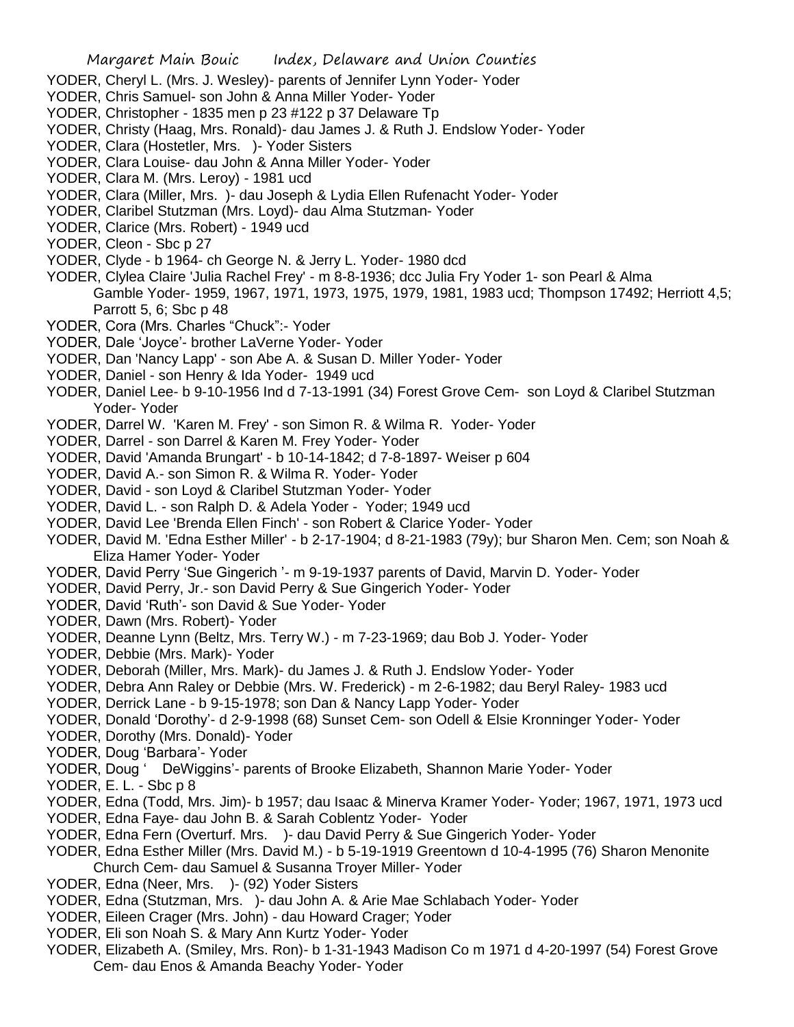YODER, Cheryl L. (Mrs. J. Wesley)- parents of Jennifer Lynn Yoder- Yoder
YODER, Chris Samuel- son John & Anna Miller Yoder- Yoder
YODER, Christopher - 1835 men p 23 #122 p 37 Delaware Tp
YODER, Christy (Haag, Mrs. Ronald)- dau James J. & Ruth J. Endslow Yoder- Yoder
YODER, Clara (Hostetler, Mrs. )- Yoder Sisters
YODER, Clara Louise- dau John & Anna Miller Yoder- Yoder
YODER, Clara M. (Mrs. Leroy) - 1981 ucd
YODER, Clara (Miller, Mrs. )- dau Joseph & Lydia Ellen Rufenacht Yoder- Yoder
YODER, Claribel Stutzman (Mrs. Loyd)- dau Alma Stutzman- Yoder
YODER, Clarice (Mrs. Robert) - 1949 ucd
YODER, Cleon - Sbc p 27
YODER, Clyde - b 1964- ch George N. & Jerry L. Yoder- 1980 dcd
YODER, Clylea Claire 'Julia Rachel Frey' - m 8-8-1936; dcc Julia Fry Yoder 1- son Pearl & Alma Gamble Yoder- 1959, 1967, 1971, 1973, 1975, 1979, 1981, 1983 ucd; Thompson 17492; Herriott 4,5; Parrott 5, 6; Sbc p 48
YODER, Cora (Mrs. Charles "Chuck":- Yoder
YODER, Dale 'Joyce'- brother LaVerne Yoder- Yoder
YODER, Dan 'Nancy Lapp' - son Abe A. & Susan D. Miller Yoder- Yoder
YODER, Daniel - son Henry & Ida Yoder- 1949 ucd
YODER, Daniel Lee- b 9-10-1956 Ind d 7-13-1991 (34) Forest Grove Cem- son Loyd & Claribel Stutzman Yoder- Yoder
YODER, Darrel W. 'Karen M. Frey' - son Simon R. & Wilma R. Yoder- Yoder
YODER, Darrel - son Darrel & Karen M. Frey Yoder- Yoder
YODER, David 'Amanda Brungart' - b 10-14-1842; d 7-8-1897- Weiser p 604
YODER, David A.- son Simon R. & Wilma R. Yoder- Yoder
YODER, David - son Loyd & Claribel Stutzman Yoder- Yoder
YODER, David L. - son Ralph D. & Adela Yoder - Yoder; 1949 ucd
YODER, David Lee 'Brenda Ellen Finch' - son Robert & Clarice Yoder- Yoder
YODER, David M. 'Edna Esther Miller' - b 2-17-1904; d 8-21-1983 (79y); bur Sharon Men. Cem; son Noah & Eliza Hamer Yoder- Yoder
YODER, David Perry 'Sue Gingerich '- m 9-19-1937 parents of David, Marvin D. Yoder- Yoder
YODER, David Perry, Jr.- son David Perry & Sue Gingerich Yoder- Yoder
YODER, David 'Ruth'- son David & Sue Yoder- Yoder
YODER, Dawn (Mrs. Robert)- Yoder
YODER, Deanne Lynn (Beltz, Mrs. Terry W.) - m 7-23-1969; dau Bob J. Yoder- Yoder
YODER, Debbie (Mrs. Mark)- Yoder
YODER, Deborah (Miller, Mrs. Mark)- du James J. & Ruth J. Endslow Yoder- Yoder
YODER, Debra Ann Raley or Debbie (Mrs. W. Frederick) - m 2-6-1982; dau Beryl Raley- 1983 ucd
YODER, Derrick Lane - b 9-15-1978; son Dan & Nancy Lapp Yoder- Yoder
YODER, Donald 'Dorothy'- d 2-9-1998 (68) Sunset Cem- son Odell & Elsie Kronninger Yoder- Yoder
YODER, Dorothy (Mrs. Donald)- Yoder
YODER, Doug 'Barbara'- Yoder
YODER, Doug ' DeWiggins'- parents of Brooke Elizabeth, Shannon Marie Yoder- Yoder
YODER, E. L. - Sbc p 8
YODER, Edna (Todd, Mrs. Jim)- b 1957; dau Isaac & Minerva Kramer Yoder- Yoder; 1967, 1971, 1973 ucd
YODER, Edna Faye- dau John B. & Sarah Coblentz Yoder- Yoder
YODER, Edna Fern (Overturf. Mrs. )- dau David Perry & Sue Gingerich Yoder- Yoder
YODER, Edna Esther Miller (Mrs. David M.) - b 5-19-1919 Greentown d 10-4-1995 (76) Sharon Menonite Church Cem- dau Samuel & Susanna Troyer Miller- Yoder
YODER, Edna (Neer, Mrs. )- (92) Yoder Sisters
YODER, Edna (Stutzman, Mrs. )- dau John A. & Arie Mae Schlabach Yoder- Yoder
YODER, Eileen Crager (Mrs. John) - dau Howard Crager; Yoder
YODER, Eli son Noah S. & Mary Ann Kurtz Yoder- Yoder
YODER, Elizabeth A. (Smiley, Mrs. Ron)- b 1-31-1943 Madison Co m 1971 d 4-20-1997 (54) Forest Grove Cem- dau Enos & Amanda Beachy Yoder- Yoder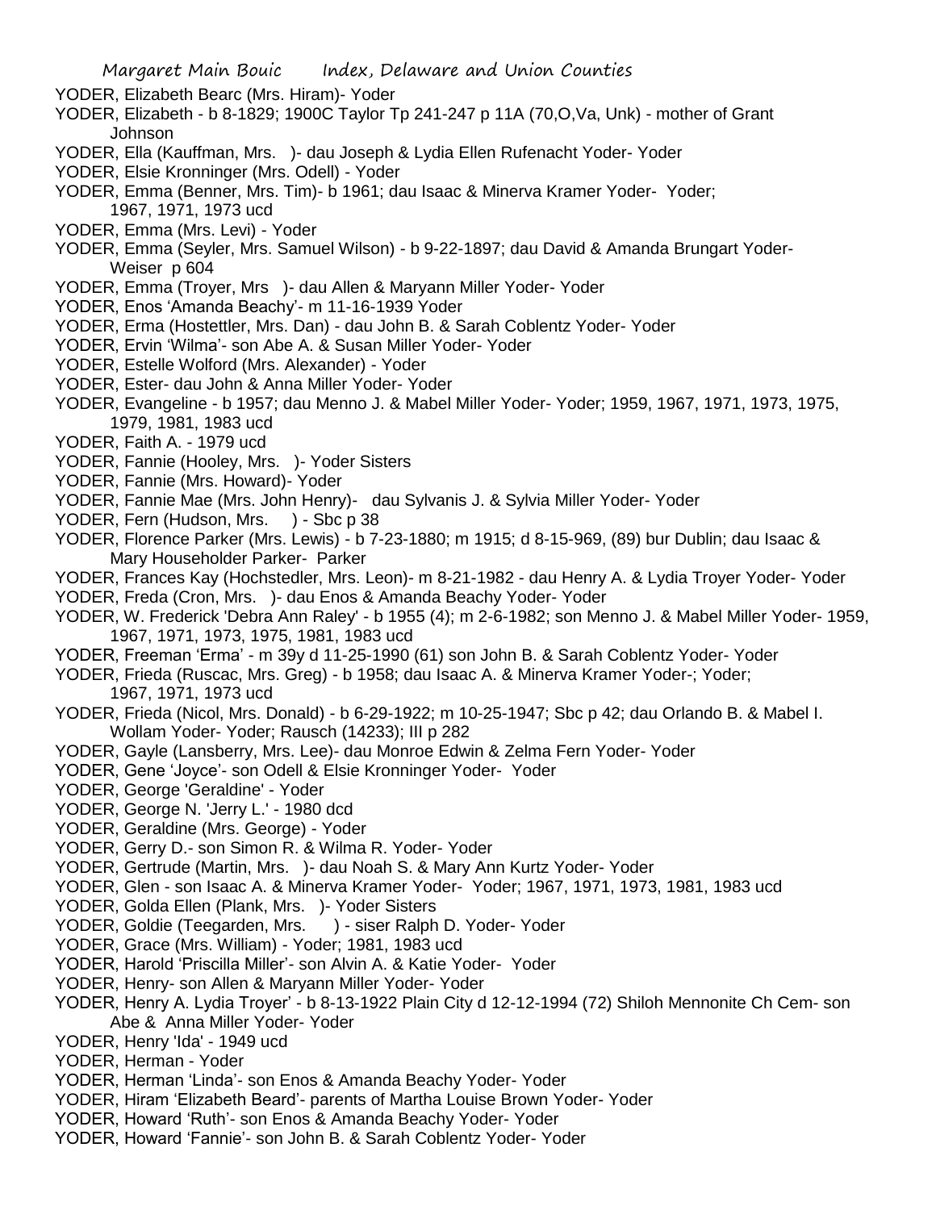YODER, Elizabeth Bearc (Mrs. Hiram)- Yoder

YODER, Elizabeth - b 8-1829; 1900C Taylor Tp 241-247 p 11A (70,O,Va, Unk) - mother of Grant Johnson

YODER, Ella (Kauffman, Mrs. )- dau Joseph & Lydia Ellen Rufenacht Yoder- Yoder

YODER, Elsie Kronninger (Mrs. Odell) - Yoder

YODER, Emma (Benner, Mrs. Tim)- b 1961; dau Isaac & Minerva Kramer Yoder- Yoder; 1967, 1971, 1973 ucd

YODER, Emma (Mrs. Levi) - Yoder

YODER, Emma (Seyler, Mrs. Samuel Wilson) - b 9-22-1897; dau David & Amanda Brungart Yoder- Weiser p 604

YODER, Emma (Troyer, Mrs )- dau Allen & Maryann Miller Yoder- Yoder

YODER, Enos 'Amanda Beachy'- m 11-16-1939 Yoder

YODER, Erma (Hostettler, Mrs. Dan) - dau John B. & Sarah Coblentz Yoder- Yoder

YODER, Ervin 'Wilma'- son Abe A. & Susan Miller Yoder- Yoder

YODER, Estelle Wolford (Mrs. Alexander) - Yoder

YODER, Ester- dau John & Anna Miller Yoder- Yoder

YODER, Evangeline - b 1957; dau Menno J. & Mabel Miller Yoder- Yoder; 1959, 1967, 1971, 1973, 1975, 1979, 1981, 1983 ucd

YODER, Faith A. - 1979 ucd

YODER, Fannie (Hooley, Mrs. )- Yoder Sisters

YODER, Fannie (Mrs. Howard)- Yoder

YODER, Fannie Mae (Mrs. John Henry)- dau Sylvanis J. & Sylvia Miller Yoder- Yoder

YODER, Fern (Hudson, Mrs. ) - Sbc p 38

YODER, Florence Parker (Mrs. Lewis) - b 7-23-1880; m 1915; d 8-15-969, (89) bur Dublin; dau Isaac & Mary Householder Parker- Parker

YODER, Frances Kay (Hochstedler, Mrs. Leon)- m 8-21-1982 - dau Henry A. & Lydia Troyer Yoder- Yoder

YODER, Freda (Cron, Mrs. )- dau Enos & Amanda Beachy Yoder- Yoder

YODER, W. Frederick 'Debra Ann Raley' - b 1955 (4); m 2-6-1982; son Menno J. & Mabel Miller Yoder- 1959, 1967, 1971, 1973, 1975, 1981, 1983 ucd

YODER, Freeman 'Erma' - m 39y d 11-25-1990 (61) son John B. & Sarah Coblentz Yoder- Yoder

YODER, Frieda (Ruscac, Mrs. Greg) - b 1958; dau Isaac A. & Minerva Kramer Yoder-; Yoder; 1967, 1971, 1973 ucd

YODER, Frieda (Nicol, Mrs. Donald) - b 6-29-1922; m 10-25-1947; Sbc p 42; dau Orlando B. & Mabel I. Wollam Yoder- Yoder; Rausch (14233); III p 282

YODER, Gayle (Lansberry, Mrs. Lee)- dau Monroe Edwin & Zelma Fern Yoder- Yoder

YODER, Gene 'Joyce'- son Odell & Elsie Kronninger Yoder- Yoder

YODER, George 'Geraldine' - Yoder

YODER, George N. 'Jerry L.' - 1980 dcd

YODER, Geraldine (Mrs. George) - Yoder

YODER, Gerry D.- son Simon R. & Wilma R. Yoder- Yoder

YODER, Gertrude (Martin, Mrs. )- dau Noah S. & Mary Ann Kurtz Yoder- Yoder

YODER, Glen - son Isaac A. & Minerva Kramer Yoder- Yoder; 1967, 1971, 1973, 1981, 1983 ucd

YODER, Golda Ellen (Plank, Mrs. )- Yoder Sisters

YODER, Goldie (Teegarden, Mrs. ) - siser Ralph D. Yoder- Yoder

YODER, Grace (Mrs. William) - Yoder; 1981, 1983 ucd

YODER, Harold 'Priscilla Miller'- son Alvin A. & Katie Yoder- Yoder

YODER, Henry- son Allen & Maryann Miller Yoder- Yoder

YODER, Henry A. Lydia Troyer' - b 8-13-1922 Plain City d 12-12-1994 (72) Shiloh Mennonite Ch Cem- son Abe & Anna Miller Yoder- Yoder

YODER, Henry 'Ida' - 1949 ucd

YODER, Herman - Yoder

YODER, Herman 'Linda'- son Enos & Amanda Beachy Yoder- Yoder

YODER, Hiram 'Elizabeth Beard'- parents of Martha Louise Brown Yoder- Yoder

YODER, Howard 'Ruth'- son Enos & Amanda Beachy Yoder- Yoder

YODER, Howard 'Fannie'- son John B. & Sarah Coblentz Yoder- Yoder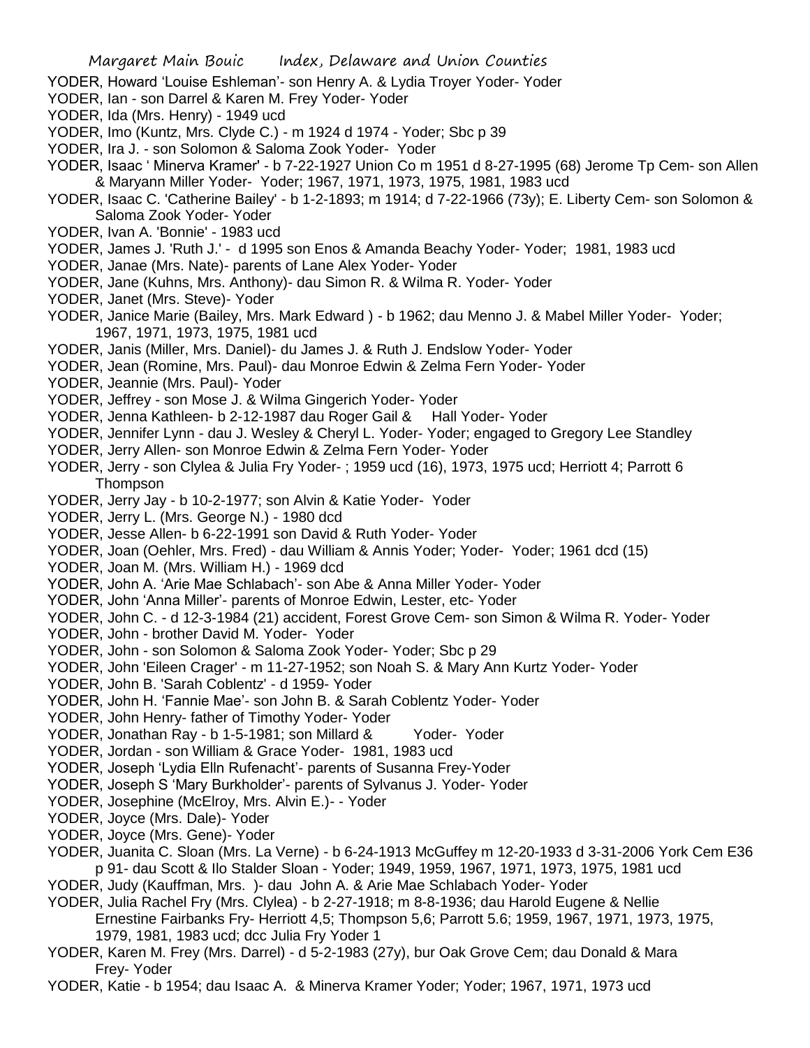YODER, Howard 'Louise Eshleman'- son Henry A. & Lydia Troyer Yoder- Yoder

YODER, Ian - son Darrel & Karen M. Frey Yoder- Yoder

YODER, Ida (Mrs. Henry) - 1949 ucd

YODER, Imo (Kuntz, Mrs. Clyde C.) - m 1924 d 1974 - Yoder; Sbc p 39

YODER, Ira J. - son Solomon & Saloma Zook Yoder- Yoder

YODER, Isaac ' Minerva Kramer' - b 7-22-1927 Union Co m 1951 d 8-27-1995 (68) Jerome Tp Cem- son Allen & Maryann Miller Yoder- Yoder; 1967, 1971, 1973, 1975, 1981, 1983 ucd

YODER, Isaac C. 'Catherine Bailey' - b 1-2-1893; m 1914; d 7-22-1966 (73y); E. Liberty Cem- son Solomon & Saloma Zook Yoder- Yoder

YODER, Ivan A. 'Bonnie' - 1983 ucd

YODER, James J. 'Ruth J.' - d 1995 son Enos & Amanda Beachy Yoder- Yoder; 1981, 1983 ucd

YODER, Janae (Mrs. Nate)- parents of Lane Alex Yoder- Yoder

YODER, Jane (Kuhns, Mrs. Anthony)- dau Simon R. & Wilma R. Yoder- Yoder

YODER, Janet (Mrs. Steve)- Yoder

YODER, Janice Marie (Bailey, Mrs. Mark Edward ) - b 1962; dau Menno J. & Mabel Miller Yoder- Yoder; 1967, 1971, 1973, 1975, 1981 ucd

YODER, Janis (Miller, Mrs. Daniel)- du James J. & Ruth J. Endslow Yoder- Yoder

YODER, Jean (Romine, Mrs. Paul)- dau Monroe Edwin & Zelma Fern Yoder- Yoder

YODER, Jeannie (Mrs. Paul)- Yoder

YODER, Jeffrey - son Mose J. & Wilma Gingerich Yoder- Yoder

YODER, Jenna Kathleen- b 2-12-1987 dau Roger Gail & Hall Yoder- Yoder

YODER, Jennifer Lynn - dau J. Wesley & Cheryl L. Yoder- Yoder; engaged to Gregory Lee Standley

YODER, Jerry Allen- son Monroe Edwin & Zelma Fern Yoder- Yoder

YODER, Jerry - son Clylea & Julia Fry Yoder- ; 1959 ucd (16), 1973, 1975 ucd; Herriott 4; Parrott 6 Thompson

YODER, Jerry Jay - b 10-2-1977; son Alvin & Katie Yoder- Yoder

YODER, Jerry L. (Mrs. George N.) - 1980 dcd

YODER, Jesse Allen- b 6-22-1991 son David & Ruth Yoder- Yoder

YODER, Joan (Oehler, Mrs. Fred) - dau William & Annis Yoder; Yoder- Yoder; 1961 dcd (15)

YODER, Joan M. (Mrs. William H.) - 1969 dcd

YODER, John A. 'Arie Mae Schlabach'- son Abe & Anna Miller Yoder- Yoder

YODER, John 'Anna Miller'- parents of Monroe Edwin, Lester, etc- Yoder

YODER, John C. - d 12-3-1984 (21) accident, Forest Grove Cem- son Simon & Wilma R. Yoder- Yoder

YODER, John - brother David M. Yoder- Yoder

YODER, John - son Solomon & Saloma Zook Yoder- Yoder; Sbc p 29

YODER, John 'Eileen Crager' - m 11-27-1952; son Noah S. & Mary Ann Kurtz Yoder- Yoder

YODER, John B. 'Sarah Coblentz' - d 1959- Yoder

YODER, John H. 'Fannie Mae'- son John B. & Sarah Coblentz Yoder- Yoder

YODER, John Henry- father of Timothy Yoder- Yoder

YODER, Jonathan Ray - b 1-5-1981; son Millard & Yoder- Yoder

YODER, Jordan - son William & Grace Yoder- 1981, 1983 ucd

YODER, Joseph 'Lydia Elln Rufenacht'- parents of Susanna Frey-Yoder

YODER, Joseph S 'Mary Burkholder'- parents of Sylvanus J. Yoder- Yoder

YODER, Josephine (McElroy, Mrs. Alvin E.)- - Yoder

YODER, Joyce (Mrs. Dale)- Yoder

YODER, Joyce (Mrs. Gene)- Yoder

YODER, Juanita C. Sloan (Mrs. La Verne) - b 6-24-1913 McGuffey m 12-20-1933 d 3-31-2006 York Cem E36 p 91- dau Scott & Ilo Stalder Sloan - Yoder; 1949, 1959, 1967, 1971, 1973, 1975, 1981 ucd

YODER, Judy (Kauffman, Mrs. )- dau John A. & Arie Mae Schlabach Yoder- Yoder

YODER, Julia Rachel Fry (Mrs. Clylea) - b 2-27-1918; m 8-8-1936; dau Harold Eugene & Nellie Ernestine Fairbanks Fry- Herriott 4,5; Thompson 5,6; Parrott 5.6; 1959, 1967, 1971, 1973, 1975, 1979, 1981, 1983 ucd; dcc Julia Fry Yoder 1

YODER, Karen M. Frey (Mrs. Darrel) - d 5-2-1983 (27y), bur Oak Grove Cem; dau Donald & Mara Frey- Yoder

YODER, Katie - b 1954; dau Isaac A. & Minerva Kramer Yoder; Yoder; 1967, 1971, 1973 ucd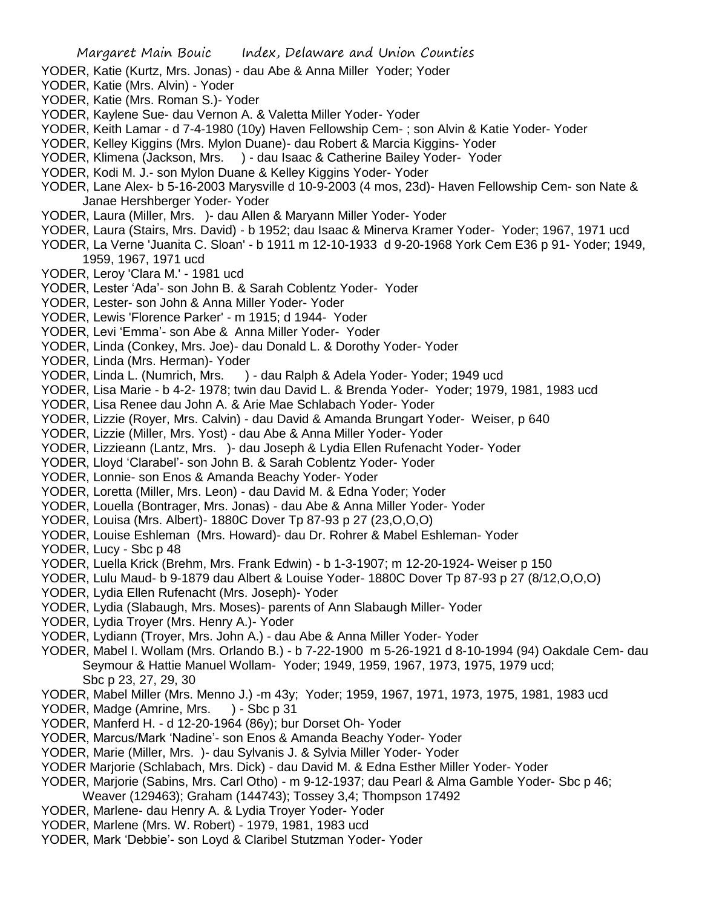YODER, Katie (Kurtz, Mrs. Jonas) - dau Abe & Anna Miller Yoder; Yoder
YODER, Katie (Mrs. Alvin) - Yoder
YODER, Katie (Mrs. Roman S.)- Yoder
YODER, Kaylene Sue- dau Vernon A. & Valetta Miller Yoder- Yoder
YODER, Keith Lamar - d 7-4-1980 (10y) Haven Fellowship Cem- ; son Alvin & Katie Yoder- Yoder
YODER, Kelley Kiggins (Mrs. Mylon Duane)- dau Robert & Marcia Kiggins- Yoder
YODER, Klimena (Jackson, Mrs. ) - dau Isaac & Catherine Bailey Yoder- Yoder
YODER, Kodi M. J.- son Mylon Duane & Kelley Kiggins Yoder- Yoder
YODER, Lane Alex- b 5-16-2003 Marysville d 10-9-2003 (4 mos, 23d)- Haven Fellowship Cem- son Nate & Janae Hershberger Yoder- Yoder
YODER, Laura (Miller, Mrs. )- dau Allen & Maryann Miller Yoder- Yoder
YODER, Laura (Stairs, Mrs. David) - b 1952; dau Isaac & Minerva Kramer Yoder- Yoder; 1967, 1971 ucd
YODER, La Verne 'Juanita C. Sloan' - b 1911 m 12-10-1933 d 9-20-1968 York Cem E36 p 91- Yoder; 1949, 1959, 1967, 1971 ucd
YODER, Leroy 'Clara M.' - 1981 ucd
YODER, Lester 'Ada'- son John B. & Sarah Coblentz Yoder- Yoder
YODER, Lester- son John & Anna Miller Yoder- Yoder
YODER, Lewis 'Florence Parker' - m 1915; d 1944- Yoder
YODER, Levi 'Emma'- son Abe & Anna Miller Yoder- Yoder
YODER, Linda (Conkey, Mrs. Joe)- dau Donald L. & Dorothy Yoder- Yoder
YODER, Linda (Mrs. Herman)- Yoder
YODER, Linda L. (Numrich, Mrs. ) - dau Ralph & Adela Yoder- Yoder; 1949 ucd
YODER, Lisa Marie - b 4-2- 1978; twin dau David L. & Brenda Yoder- Yoder; 1979, 1981, 1983 ucd
YODER, Lisa Renee dau John A. & Arie Mae Schlabach Yoder- Yoder
YODER, Lizzie (Royer, Mrs. Calvin) - dau David & Amanda Brungart Yoder- Weiser, p 640
YODER, Lizzie (Miller, Mrs. Yost) - dau Abe & Anna Miller Yoder- Yoder
YODER, Lizzieann (Lantz, Mrs. )- dau Joseph & Lydia Ellen Rufenacht Yoder- Yoder
YODER, Lloyd 'Clarabel'- son John B. & Sarah Coblentz Yoder- Yoder
YODER, Lonnie- son Enos & Amanda Beachy Yoder- Yoder
YODER, Loretta (Miller, Mrs. Leon) - dau David M. & Edna Yoder; Yoder
YODER, Louella (Bontrager, Mrs. Jonas) - dau Abe & Anna Miller Yoder- Yoder
YODER, Louisa (Mrs. Albert)- 1880C Dover Tp 87-93 p 27 (23,O,O,O)
YODER, Louise Eshleman (Mrs. Howard)- dau Dr. Rohrer & Mabel Eshleman- Yoder
YODER, Lucy - Sbc p 48
YODER, Luella Krick (Brehm, Mrs. Frank Edwin) - b 1-3-1907; m 12-20-1924- Weiser p 150
YODER, Lulu Maud- b 9-1879 dau Albert & Louise Yoder- 1880C Dover Tp 87-93 p 27 (8/12,O,O,O)
YODER, Lydia Ellen Rufenacht (Mrs. Joseph)- Yoder
YODER, Lydia (Slabaugh, Mrs. Moses)- parents of Ann Slabaugh Miller- Yoder
YODER, Lydia Troyer (Mrs. Henry A.)- Yoder
YODER, Lydiann (Troyer, Mrs. John A.) - dau Abe & Anna Miller Yoder- Yoder
YODER, Mabel I. Wollam (Mrs. Orlando B.) - b 7-22-1900 m 5-26-1921 d 8-10-1994 (94) Oakdale Cem- dau Seymour & Hattie Manuel Wollam- Yoder; 1949, 1959, 1967, 1973, 1975, 1979 ucd; Sbc p 23, 27, 29, 30
YODER, Mabel Miller (Mrs. Menno J.) -m 43y; Yoder; 1959, 1967, 1971, 1973, 1975, 1981, 1983 ucd
YODER, Madge (Amrine, Mrs. ) - Sbc p 31
YODER, Manferd H. - d 12-20-1964 (86y); bur Dorset Oh- Yoder
YODER, Marcus/Mark 'Nadine'- son Enos & Amanda Beachy Yoder- Yoder
YODER, Marie (Miller, Mrs. )- dau Sylvanis J. & Sylvia Miller Yoder- Yoder
YODER Marjorie (Schlabach, Mrs. Dick) - dau David M. & Edna Esther Miller Yoder- Yoder
YODER, Marjorie (Sabins, Mrs. Carl Otho) - m 9-12-1937; dau Pearl & Alma Gamble Yoder- Sbc p 46; Weaver (129463); Graham (144743); Tossey 3,4; Thompson 17492
YODER, Marlene- dau Henry A. & Lydia Troyer Yoder- Yoder
YODER, Marlene (Mrs. W. Robert) - 1979, 1981, 1983 ucd
YODER, Mark 'Debbie'- son Loyd & Claribel Stutzman Yoder- Yoder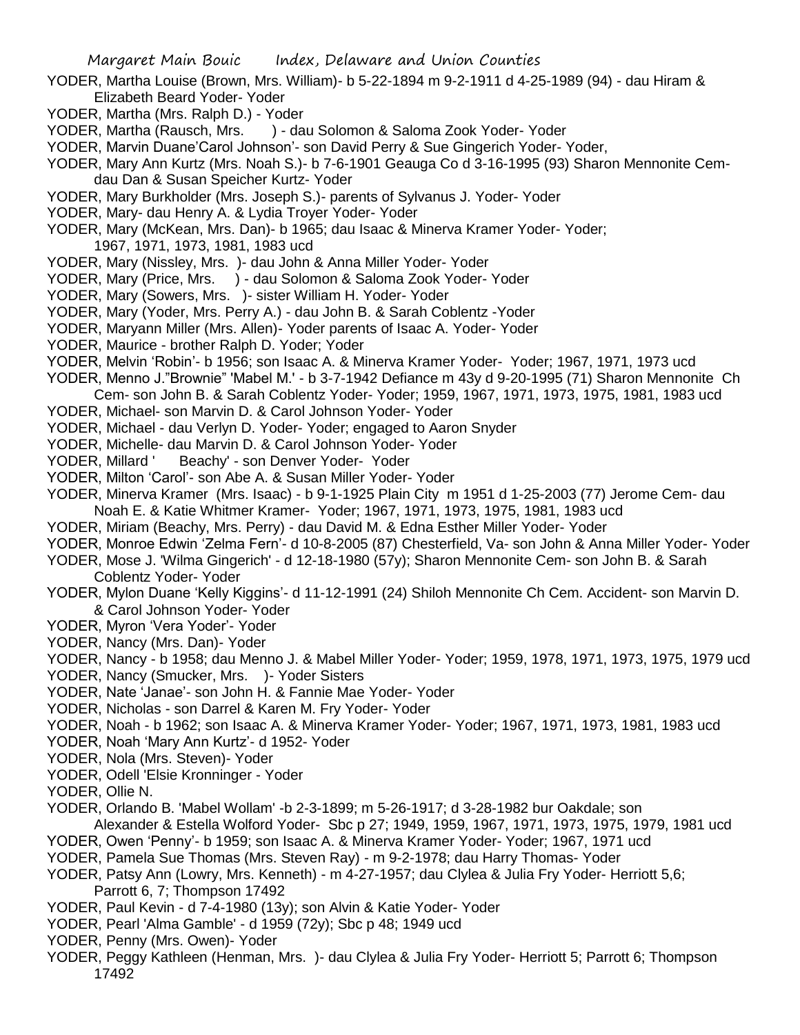YODER, Martha Louise (Brown, Mrs. William)- b 5-22-1894 m 9-2-1911 d 4-25-1989 (94) - dau Hiram & Elizabeth Beard Yoder- Yoder

YODER, Martha (Mrs. Ralph D.) - Yoder

YODER, Martha (Rausch, Mrs. ) - dau Solomon & Saloma Zook Yoder- Yoder

YODER, Marvin Duane'Carol Johnson'- son David Perry & Sue Gingerich Yoder- Yoder,

YODER, Mary Ann Kurtz (Mrs. Noah S.)- b 7-6-1901 Geauga Co d 3-16-1995 (93) Sharon Mennonite Cem- dau Dan & Susan Speicher Kurtz- Yoder

YODER, Mary Burkholder (Mrs. Joseph S.)- parents of Sylvanus J. Yoder- Yoder

YODER, Mary- dau Henry A. & Lydia Troyer Yoder- Yoder

YODER, Mary (McKean, Mrs. Dan)- b 1965; dau Isaac & Minerva Kramer Yoder- Yoder; 1967, 1971, 1973, 1981, 1983 ucd

YODER, Mary (Nissley, Mrs. )- dau John & Anna Miller Yoder- Yoder

YODER, Mary (Price, Mrs. ) - dau Solomon & Saloma Zook Yoder- Yoder

YODER, Mary (Sowers, Mrs. )- sister William H. Yoder- Yoder

YODER, Mary (Yoder, Mrs. Perry A.) - dau John B. & Sarah Coblentz -Yoder

YODER, Maryann Miller (Mrs. Allen)- Yoder parents of Isaac A. Yoder- Yoder

YODER, Maurice - brother Ralph D. Yoder; Yoder

YODER, Melvin 'Robin'- b 1956; son Isaac A. & Minerva Kramer Yoder- Yoder; 1967, 1971, 1973 ucd

YODER, Menno J."Brownie" 'Mabel M.' - b 3-7-1942 Defiance m 43y d 9-20-1995 (71) Sharon Mennonite Ch Cem- son John B. & Sarah Coblentz Yoder- Yoder; 1959, 1967, 1971, 1973, 1975, 1981, 1983 ucd

YODER, Michael- son Marvin D. & Carol Johnson Yoder- Yoder

YODER, Michael - dau Verlyn D. Yoder- Yoder; engaged to Aaron Snyder

YODER, Michelle- dau Marvin D. & Carol Johnson Yoder- Yoder

YODER, Millard ' Beachy' - son Denver Yoder- Yoder

YODER, Milton 'Carol'- son Abe A. & Susan Miller Yoder- Yoder

YODER, Minerva Kramer (Mrs. Isaac) - b 9-1-1925 Plain City m 1951 d 1-25-2003 (77) Jerome Cem- dau Noah E. & Katie Whitmer Kramer- Yoder; 1967, 1971, 1973, 1975, 1981, 1983 ucd

YODER, Miriam (Beachy, Mrs. Perry) - dau David M. & Edna Esther Miller Yoder- Yoder

YODER, Monroe Edwin 'Zelma Fern'- d 10-8-2005 (87) Chesterfield, Va- son John & Anna Miller Yoder- Yoder

YODER, Mose J. 'Wilma Gingerich' - d 12-18-1980 (57y); Sharon Mennonite Cem- son John B. & Sarah Coblentz Yoder- Yoder

YODER, Mylon Duane 'Kelly Kiggins'- d 11-12-1991 (24) Shiloh Mennonite Ch Cem. Accident- son Marvin D. & Carol Johnson Yoder- Yoder

YODER, Myron 'Vera Yoder'- Yoder

YODER, Nancy (Mrs. Dan)- Yoder

YODER, Nancy - b 1958; dau Menno J. & Mabel Miller Yoder- Yoder; 1959, 1978, 1971, 1973, 1975, 1979 ucd

YODER, Nancy (Smucker, Mrs. )- Yoder Sisters

YODER, Nate 'Janae'- son John H. & Fannie Mae Yoder- Yoder

YODER, Nicholas - son Darrel & Karen M. Fry Yoder- Yoder

YODER, Noah - b 1962; son Isaac A. & Minerva Kramer Yoder- Yoder; 1967, 1971, 1973, 1981, 1983 ucd

YODER, Noah 'Mary Ann Kurtz'- d 1952- Yoder

YODER, Nola (Mrs. Steven)- Yoder

YODER, Odell 'Elsie Kronninger - Yoder

YODER, Ollie N.

YODER, Orlando B. 'Mabel Wollam' -b 2-3-1899; m 5-26-1917; d 3-28-1982 bur Oakdale; son Alexander & Estella Wolford Yoder- Sbc p 27; 1949, 1959, 1967, 1971, 1973, 1975, 1979, 1981 ucd

YODER, Owen 'Penny'- b 1959; son Isaac A. & Minerva Kramer Yoder- Yoder; 1967, 1971 ucd

YODER, Pamela Sue Thomas (Mrs. Steven Ray) - m 9-2-1978; dau Harry Thomas- Yoder

YODER, Patsy Ann (Lowry, Mrs. Kenneth) - m 4-27-1957; dau Clylea & Julia Fry Yoder- Herriott 5,6; Parrott 6, 7; Thompson 17492

YODER, Paul Kevin - d 7-4-1980 (13y); son Alvin & Katie Yoder- Yoder

YODER, Pearl 'Alma Gamble' - d 1959 (72y); Sbc p 48; 1949 ucd

YODER, Penny (Mrs. Owen)- Yoder

YODER, Peggy Kathleen (Henman, Mrs. )- dau Clylea & Julia Fry Yoder- Herriott 5; Parrott 6; Thompson 17492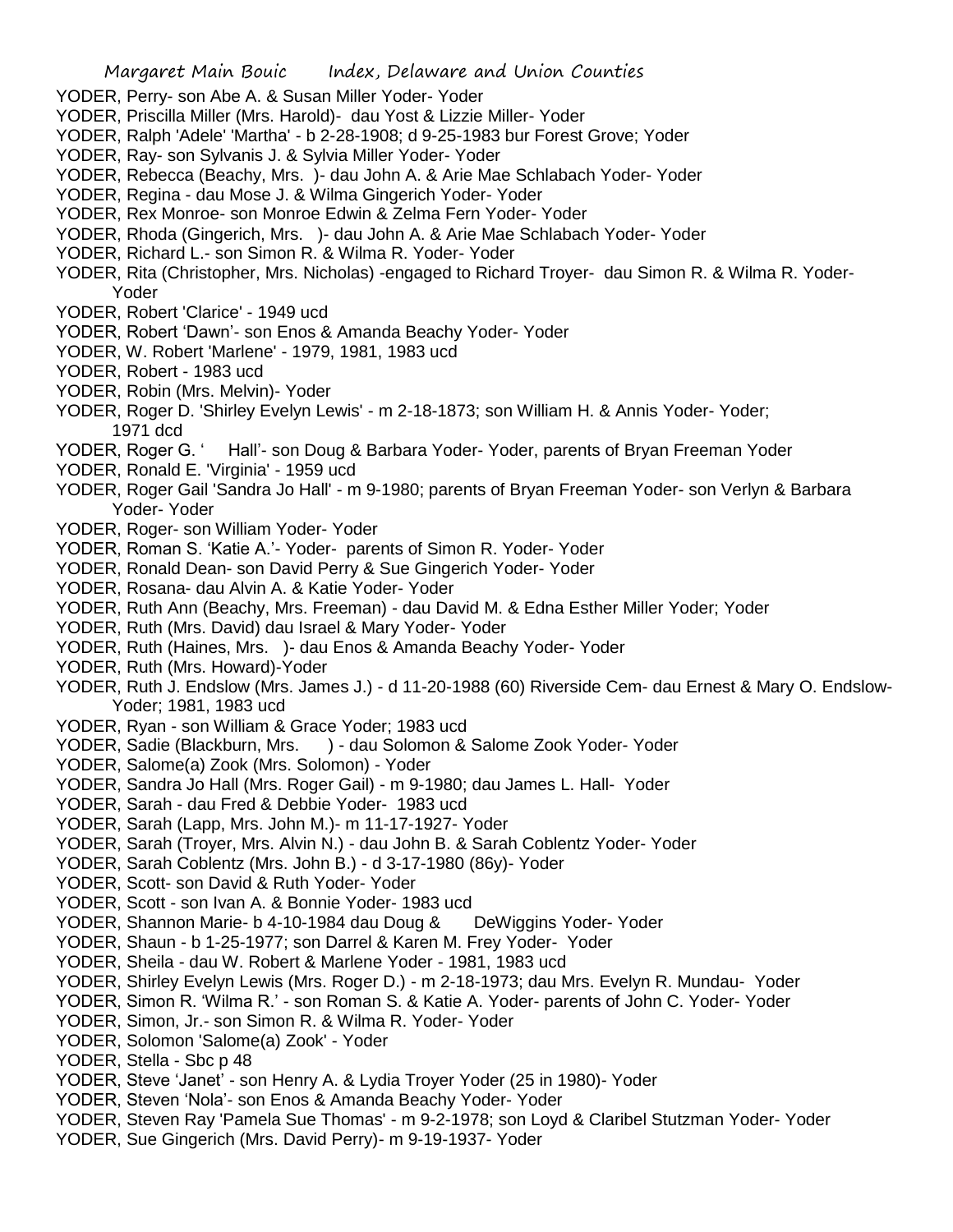YODER, Perry- son Abe A. & Susan Miller Yoder- Yoder
YODER, Priscilla Miller (Mrs. Harold)- dau Yost & Lizzie Miller- Yoder
YODER, Ralph 'Adele' 'Martha' - b 2-28-1908; d 9-25-1983 bur Forest Grove; Yoder
YODER, Ray- son Sylvanis J. & Sylvia Miller Yoder- Yoder
YODER, Rebecca (Beachy, Mrs. )- dau John A. & Arie Mae Schlabach Yoder- Yoder
YODER, Regina - dau Mose J. & Wilma Gingerich Yoder- Yoder
YODER, Rex Monroe- son Monroe Edwin & Zelma Fern Yoder- Yoder
YODER, Rhoda (Gingerich, Mrs. )- dau John A. & Arie Mae Schlabach Yoder- Yoder
YODER, Richard L.- son Simon R. & Wilma R. Yoder- Yoder
YODER, Rita (Christopher, Mrs. Nicholas) -engaged to Richard Troyer- dau Simon R. & Wilma R. Yoder- Yoder
YODER, Robert 'Clarice' - 1949 ucd
YODER, Robert 'Dawn'- son Enos & Amanda Beachy Yoder- Yoder
YODER, W. Robert 'Marlene' - 1979, 1981, 1983 ucd
YODER, Robert - 1983 ucd
YODER, Robin (Mrs. Melvin)- Yoder
YODER, Roger D. 'Shirley Evelyn Lewis' - m 2-18-1873; son William H. & Annis Yoder- Yoder; 1971 dcd
YODER, Roger G. ' Hall'- son Doug & Barbara Yoder- Yoder, parents of Bryan Freeman Yoder
YODER, Ronald E. 'Virginia' - 1959 ucd
YODER, Roger Gail 'Sandra Jo Hall' - m 9-1980; parents of Bryan Freeman Yoder- son Verlyn & Barbara Yoder- Yoder
YODER, Roger- son William Yoder- Yoder
YODER, Roman S. 'Katie A.'- Yoder- parents of Simon R. Yoder- Yoder
YODER, Ronald Dean- son David Perry & Sue Gingerich Yoder- Yoder
YODER, Rosana- dau Alvin A. & Katie Yoder- Yoder
YODER, Ruth Ann (Beachy, Mrs. Freeman) - dau David M. & Edna Esther Miller Yoder; Yoder
YODER, Ruth (Mrs. David) dau Israel & Mary Yoder- Yoder
YODER, Ruth (Haines, Mrs. )- dau Enos & Amanda Beachy Yoder- Yoder
YODER, Ruth (Mrs. Howard)-Yoder
YODER, Ruth J. Endslow (Mrs. James J.) - d 11-20-1988 (60) Riverside Cem- dau Ernest & Mary O. Endslow- Yoder; 1981, 1983 ucd
YODER, Ryan - son William & Grace Yoder; 1983 ucd
YODER, Sadie (Blackburn, Mrs. ) - dau Solomon & Salome Zook Yoder- Yoder
YODER, Salome(a) Zook (Mrs. Solomon) - Yoder
YODER, Sandra Jo Hall (Mrs. Roger Gail) - m 9-1980; dau James L. Hall- Yoder
YODER, Sarah - dau Fred & Debbie Yoder- 1983 ucd
YODER, Sarah (Lapp, Mrs. John M.)- m 11-17-1927- Yoder
YODER, Sarah (Troyer, Mrs. Alvin N.) - dau John B. & Sarah Coblentz Yoder- Yoder
YODER, Sarah Coblentz (Mrs. John B.) - d 3-17-1980 (86y)- Yoder
YODER, Scott- son David & Ruth Yoder- Yoder
YODER, Scott - son Ivan A. & Bonnie Yoder- 1983 ucd
YODER, Shannon Marie- b 4-10-1984 dau Doug & DeWiggins Yoder- Yoder
YODER, Shaun - b 1-25-1977; son Darrel & Karen M. Frey Yoder- Yoder
YODER, Sheila - dau W. Robert & Marlene Yoder - 1981, 1983 ucd
YODER, Shirley Evelyn Lewis (Mrs. Roger D.) - m 2-18-1973; dau Mrs. Evelyn R. Mundau- Yoder
YODER, Simon R. 'Wilma R.' - son Roman S. & Katie A. Yoder- parents of John C. Yoder- Yoder
YODER, Simon, Jr.- son Simon R. & Wilma R. Yoder- Yoder
YODER, Solomon 'Salome(a) Zook' - Yoder
YODER, Stella - Sbc p 48
YODER, Steve 'Janet' - son Henry A. & Lydia Troyer Yoder (25 in 1980)- Yoder
YODER, Steven 'Nola'- son Enos & Amanda Beachy Yoder- Yoder
YODER, Steven Ray 'Pamela Sue Thomas' - m 9-2-1978; son Loyd & Claribel Stutzman Yoder- Yoder
YODER, Sue Gingerich (Mrs. David Perry)- m 9-19-1937- Yoder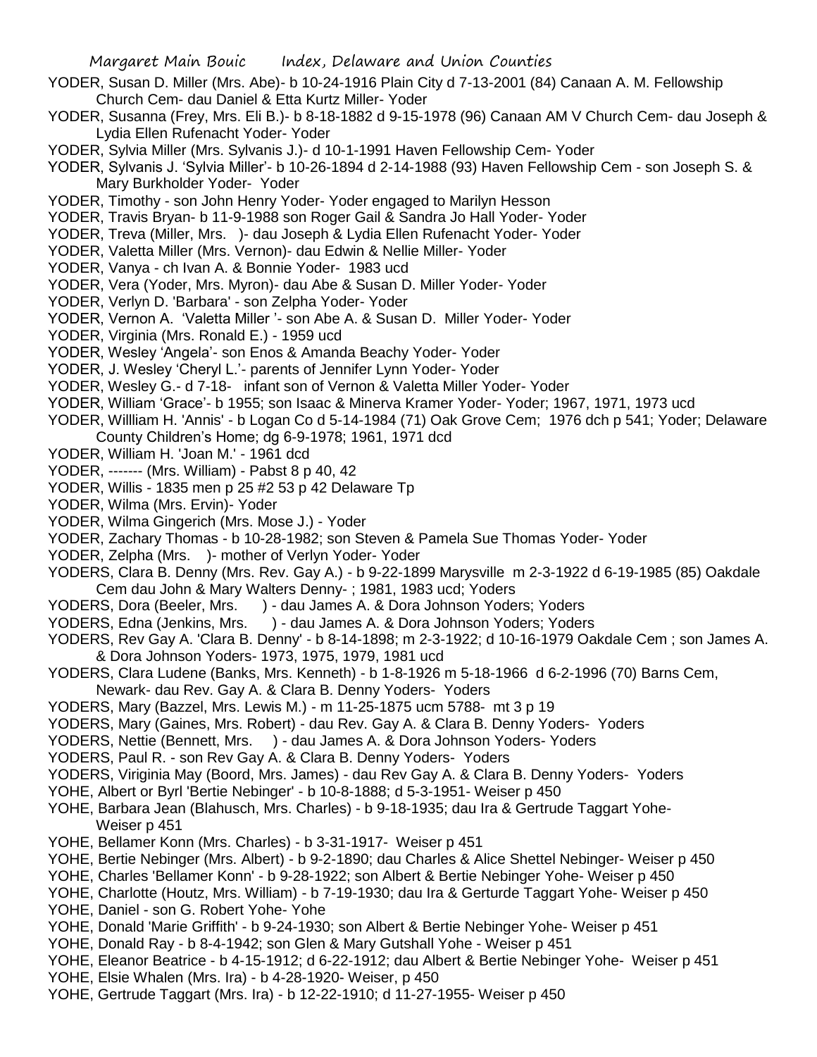YODER, Susan D. Miller (Mrs. Abe)- b 10-24-1916 Plain City d 7-13-2001 (84) Canaan A. M. Fellowship Church Cem- dau Daniel & Etta Kurtz Miller- Yoder

YODER, Susanna (Frey, Mrs. Eli B.)- b 8-18-1882 d 9-15-1978 (96) Canaan AM V Church Cem- dau Joseph & Lydia Ellen Rufenacht Yoder- Yoder

YODER, Sylvia Miller (Mrs. Sylvanis J.)- d 10-1-1991 Haven Fellowship Cem- Yoder

YODER, Sylvanis J. 'Sylvia Miller'- b 10-26-1894 d 2-14-1988 (93) Haven Fellowship Cem - son Joseph S. & Mary Burkholder Yoder- Yoder

YODER, Timothy - son John Henry Yoder- Yoder engaged to Marilyn Hesson

YODER, Travis Bryan- b 11-9-1988 son Roger Gail & Sandra Jo Hall Yoder- Yoder

YODER, Treva (Miller, Mrs. )- dau Joseph & Lydia Ellen Rufenacht Yoder- Yoder

YODER, Valetta Miller (Mrs. Vernon)- dau Edwin & Nellie Miller- Yoder

YODER, Vanya - ch Ivan A. & Bonnie Yoder- 1983 ucd

YODER, Vera (Yoder, Mrs. Myron)- dau Abe & Susan D. Miller Yoder- Yoder

YODER, Verlyn D. 'Barbara' - son Zelpha Yoder- Yoder

YODER, Vernon A. 'Valetta Miller '- son Abe A. & Susan D. Miller Yoder- Yoder

YODER, Virginia (Mrs. Ronald E.) - 1959 ucd

YODER, Wesley 'Angela'- son Enos & Amanda Beachy Yoder- Yoder

YODER, J. Wesley 'Cheryl L.'- parents of Jennifer Lynn Yoder- Yoder

YODER, Wesley G.- d 7-18- infant son of Vernon & Valetta Miller Yoder- Yoder

YODER, William 'Grace'- b 1955; son Isaac & Minerva Kramer Yoder- Yoder; 1967, 1971, 1973 ucd

YODER, Willliam H. 'Annis' - b Logan Co d 5-14-1984 (71) Oak Grove Cem; 1976 dch p 541; Yoder; Delaware County Children's Home; dg 6-9-1978; 1961, 1971 dcd

YODER, William H. 'Joan M.' - 1961 dcd

YODER, ------- (Mrs. William) - Pabst 8 p 40, 42

YODER, Willis - 1835 men p 25 #2 53 p 42 Delaware Tp

YODER, Wilma (Mrs. Ervin)- Yoder

YODER, Wilma Gingerich (Mrs. Mose J.) - Yoder

YODER, Zachary Thomas - b 10-28-1982; son Steven & Pamela Sue Thomas Yoder- Yoder

YODER, Zelpha (Mrs. )- mother of Verlyn Yoder- Yoder

YODERS, Clara B. Denny (Mrs. Rev. Gay A.) - b 9-22-1899 Marysville m 2-3-1922 d 6-19-1985 (85) Oakdale Cem dau John & Mary Walters Denny- ; 1981, 1983 ucd; Yoders

YODERS, Dora (Beeler, Mrs. ) - dau James A. & Dora Johnson Yoders; Yoders

YODERS, Edna (Jenkins, Mrs. ) - dau James A. & Dora Johnson Yoders; Yoders

YODERS, Rev Gay A. 'Clara B. Denny' - b 8-14-1898; m 2-3-1922; d 10-16-1979 Oakdale Cem ; son James A. & Dora Johnson Yoders- 1973, 1975, 1979, 1981 ucd

YODERS, Clara Ludene (Banks, Mrs. Kenneth) - b 1-8-1926 m 5-18-1966 d 6-2-1996 (70) Barns Cem, Newark- dau Rev. Gay A. & Clara B. Denny Yoders- Yoders

YODERS, Mary (Bazzel, Mrs. Lewis M.) - m 11-25-1875 ucm 5788- mt 3 p 19

YODERS, Mary (Gaines, Mrs. Robert) - dau Rev. Gay A. & Clara B. Denny Yoders- Yoders

YODERS, Nettie (Bennett, Mrs. ) - dau James A. & Dora Johnson Yoders- Yoders

YODERS, Paul R. - son Rev Gay A. & Clara B. Denny Yoders- Yoders

YODERS, Viriginia May (Boord, Mrs. James) - dau Rev Gay A. & Clara B. Denny Yoders- Yoders

YOHE, Albert or Byrl 'Bertie Nebinger' - b 10-8-1888; d 5-3-1951- Weiser p 450

YOHE, Barbara Jean (Blahusch, Mrs. Charles) - b 9-18-1935; dau Ira & Gertrude Taggart Yohe- Weiser p 451

YOHE, Bellamer Konn (Mrs. Charles) - b 3-31-1917- Weiser p 451

YOHE, Bertie Nebinger (Mrs. Albert) - b 9-2-1890; dau Charles & Alice Shettel Nebinger- Weiser p 450

YOHE, Charles 'Bellamer Konn' - b 9-28-1922; son Albert & Bertie Nebinger Yohe- Weiser p 450

YOHE, Charlotte (Houtz, Mrs. William) - b 7-19-1930; dau Ira & Gerturde Taggart Yohe- Weiser p 450

YOHE, Daniel - son G. Robert Yohe- Yohe

YOHE, Donald 'Marie Griffith' - b 9-24-1930; son Albert & Bertie Nebinger Yohe- Weiser p 451

YOHE, Donald Ray - b 8-4-1942; son Glen & Mary Gutshall Yohe - Weiser p 451

YOHE, Eleanor Beatrice - b 4-15-1912; d 6-22-1912; dau Albert & Bertie Nebinger Yohe- Weiser p 451

YOHE, Elsie Whalen (Mrs. Ira) - b 4-28-1920- Weiser, p 450

YOHE, Gertrude Taggart (Mrs. Ira) - b 12-22-1910; d 11-27-1955- Weiser p 450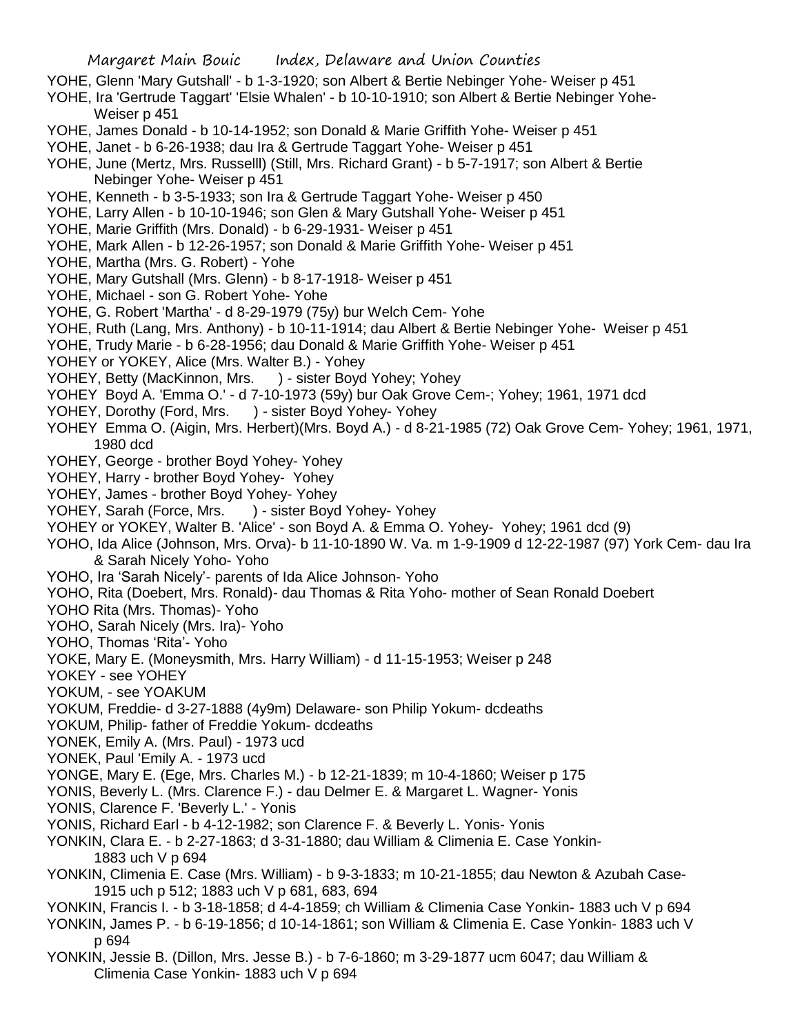YOHE, Glenn 'Mary Gutshall' - b 1-3-1920; son Albert & Bertie Nebinger Yohe- Weiser p 451

YOHE, Ira 'Gertrude Taggart' 'Elsie Whalen' - b 10-10-1910; son Albert & Bertie Nebinger Yohe- Weiser p 451

YOHE, James Donald - b 10-14-1952; son Donald & Marie Griffith Yohe- Weiser p 451

YOHE, Janet - b 6-26-1938; dau Ira & Gertrude Taggart Yohe- Weiser p 451

YOHE, June (Mertz, Mrs. Russelll) (Still, Mrs. Richard Grant) - b 5-7-1917; son Albert & Bertie Nebinger Yohe- Weiser p 451

YOHE, Kenneth - b 3-5-1933; son Ira & Gertrude Taggart Yohe- Weiser p 450

YOHE, Larry Allen - b 10-10-1946; son Glen & Mary Gutshall Yohe- Weiser p 451

YOHE, Marie Griffith (Mrs. Donald) - b 6-29-1931- Weiser p 451

YOHE, Mark Allen - b 12-26-1957; son Donald & Marie Griffith Yohe- Weiser p 451

YOHE, Martha (Mrs. G. Robert) - Yohe

YOHE, Mary Gutshall (Mrs. Glenn) - b 8-17-1918- Weiser p 451

YOHE, Michael - son G. Robert Yohe- Yohe

YOHE, G. Robert 'Martha' - d 8-29-1979 (75y) bur Welch Cem- Yohe

YOHE, Ruth (Lang, Mrs. Anthony) - b 10-11-1914; dau Albert & Bertie Nebinger Yohe- Weiser p 451

YOHE, Trudy Marie - b 6-28-1956; dau Donald & Marie Griffith Yohe- Weiser p 451

YOHEY or YOKEY, Alice (Mrs. Walter B.) - Yohey

YOHEY, Betty (MacKinnon, Mrs. ) - sister Boyd Yohey; Yohey

YOHEY Boyd A. 'Emma O.' - d 7-10-1973 (59y) bur Oak Grove Cem-; Yohey; 1961, 1971 dcd

YOHEY, Dorothy (Ford, Mrs. ) - sister Boyd Yohey- Yohey

YOHEY Emma O. (Aigin, Mrs. Herbert)(Mrs. Boyd A.) - d 8-21-1985 (72) Oak Grove Cem- Yohey; 1961, 1971, 1980 dcd

YOHEY, George - brother Boyd Yohey- Yohey

YOHEY, Harry - brother Boyd Yohey- Yohey

YOHEY, James - brother Boyd Yohey- Yohey

YOHEY, Sarah (Force, Mrs. ) - sister Boyd Yohey- Yohey

YOHEY or YOKEY, Walter B. 'Alice' - son Boyd A. & Emma O. Yohey- Yohey; 1961 dcd (9)

YOHO, Ida Alice (Johnson, Mrs. Orva)- b 11-10-1890 W. Va. m 1-9-1909 d 12-22-1987 (97) York Cem- dau Ira & Sarah Nicely Yoho- Yoho

YOHO, Ira 'Sarah Nicely'- parents of Ida Alice Johnson- Yoho

YOHO, Rita (Doebert, Mrs. Ronald)- dau Thomas & Rita Yoho- mother of Sean Ronald Doebert

YOHO Rita (Mrs. Thomas)- Yoho

YOHO, Sarah Nicely (Mrs. Ira)- Yoho

YOHO, Thomas 'Rita'- Yoho

YOKE, Mary E. (Moneysmith, Mrs. Harry William) - d 11-15-1953; Weiser p 248

YOKEY - see YOHEY

YOKUM, - see YOAKUM

YOKUM, Freddie- d 3-27-1888 (4y9m) Delaware- son Philip Yokum- dcdeaths

YOKUM, Philip- father of Freddie Yokum- dcdeaths

YONEK, Emily A. (Mrs. Paul) - 1973 ucd

YONEK, Paul 'Emily A. - 1973 ucd

YONGE, Mary E. (Ege, Mrs. Charles M.) - b 12-21-1839; m 10-4-1860; Weiser p 175

YONIS, Beverly L. (Mrs. Clarence F.) - dau Delmer E. & Margaret L. Wagner- Yonis

YONIS, Clarence F. 'Beverly L.' - Yonis

YONIS, Richard Earl - b 4-12-1982; son Clarence F. & Beverly L. Yonis- Yonis

YONKIN, Clara E. - b 2-27-1863; d 3-31-1880; dau William & Climenia E. Case Yonkin- 1883 uch V p 694

YONKIN, Climenia E. Case (Mrs. William) - b 9-3-1833; m 10-21-1855; dau Newton & Azubah Case- 1915 uch p 512; 1883 uch V p 681, 683, 694

YONKIN, Francis I. - b 3-18-1858; d 4-4-1859; ch William & Climenia Case Yonkin- 1883 uch V p 694

YONKIN, James P. - b 6-19-1856; d 10-14-1861; son William & Climenia E. Case Yonkin- 1883 uch V p 694

YONKIN, Jessie B. (Dillon, Mrs. Jesse B.) - b 7-6-1860; m 3-29-1877 ucm 6047; dau William & Climenia Case Yonkin- 1883 uch V p 694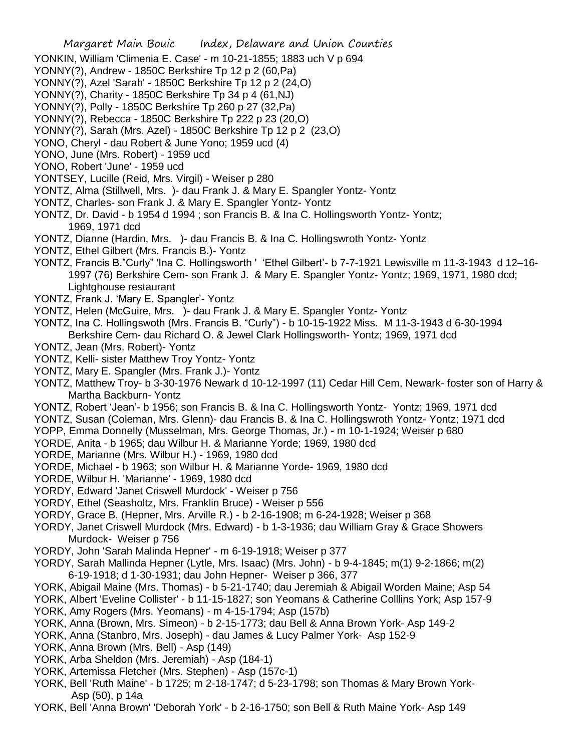YONKIN, William 'Climenia E. Case' - m 10-21-1855; 1883 uch V p 694
YONNY(?), Andrew - 1850C Berkshire Tp 12 p 2 (60,Pa)
YONNY(?), Azel 'Sarah' - 1850C Berkshire Tp 12 p 2 (24,O)
YONNY(?), Charity - 1850C Berkshire Tp 34 p 4 (61,NJ)
YONNY(?), Polly - 1850C Berkshire Tp 260 p 27 (32,Pa)
YONNY(?), Rebecca - 1850C Berkshire Tp 222 p 23 (20,O)
YONNY(?), Sarah (Mrs. Azel) - 1850C Berkshire Tp 12 p 2 (23,O)
YONO, Cheryl - dau Robert & June Yono; 1959 ucd (4)
YONO, June (Mrs. Robert) - 1959 ucd
YONO, Robert 'June' - 1959 ucd
YONTSEY, Lucille (Reid, Mrs. Virgil) - Weiser p 280
YONTZ, Alma (Stillwell, Mrs. )- dau Frank J. & Mary E. Spangler Yontz- Yontz
YONTZ, Charles- son Frank J. & Mary E. Spangler Yontz- Yontz
YONTZ, Dr. David - b 1954 d 1994 ; son Francis B. & Ina C. Hollingsworth Yontz- Yontz; 1969, 1971 dcd
YONTZ, Dianne (Hardin, Mrs. )- dau Francis B. & Ina C. Hollingswroth Yontz- Yontz
YONTZ, Ethel Gilbert (Mrs. Francis B.)- Yontz
YONTZ, Francis B."Curly" 'Ina C. Hollingsworth ' 'Ethel Gilbert'- b 7-7-1921 Lewisville m 11-3-1943 d 12–16-1997 (76) Berkshire Cem- son Frank J. & Mary E. Spangler Yontz- Yontz; 1969, 1971, 1980 dcd; Lightghouse restaurant
YONTZ, Frank J. 'Mary E. Spangler'- Yontz
YONTZ, Helen (McGuire, Mrs. )- dau Frank J. & Mary E. Spangler Yontz- Yontz
YONTZ, Ina C. Hollingswoth (Mrs. Francis B. "Curly") - b 10-15-1922 Miss. M 11-3-1943 d 6-30-1994 Berkshire Cem- dau Richard O. & Jewel Clark Hollingsworth- Yontz; 1969, 1971 dcd
YONTZ, Jean (Mrs. Robert)- Yontz
YONTZ, Kelli- sister Matthew Troy Yontz- Yontz
YONTZ, Mary E. Spangler (Mrs. Frank J.)- Yontz
YONTZ, Matthew Troy- b 3-30-1976 Newark d 10-12-1997 (11) Cedar Hill Cem, Newark- foster son of Harry & Martha Backburn- Yontz
YONTZ, Robert 'Jean'- b 1956; son Francis B. & Ina C. Hollingsworth Yontz- Yontz; 1969, 1971 dcd
YONTZ, Susan (Coleman, Mrs. Glenn)- dau Francis B. & Ina C. Hollingswroth Yontz- Yontz; 1971 dcd
YOPP, Emma Donnelly (Musselman, Mrs. George Thomas, Jr.) - m 10-1-1924; Weiser p 680
YORDE, Anita - b 1965; dau Wilbur H. & Marianne Yorde; 1969, 1980 dcd
YORDE, Marianne (Mrs. Wilbur H.) - 1969, 1980 dcd
YORDE, Michael - b 1963; son Wilbur H. & Marianne Yorde- 1969, 1980 dcd
YORDE, Wilbur H. 'Marianne' - 1969, 1980 dcd
YORDY, Edward 'Janet Criswell Murdock' - Weiser p 756
YORDY, Ethel (Seasholtz, Mrs. Franklin Bruce) - Weiser p 556
YORDY, Grace B. (Hepner, Mrs. Arville R.) - b 2-16-1908; m 6-24-1928; Weiser p 368
YORDY, Janet Criswell Murdock (Mrs. Edward) - b 1-3-1936; dau William Gray & Grace Showers Murdock- Weiser p 756
YORDY, John 'Sarah Malinda Hepner' - m 6-19-1918; Weiser p 377
YORDY, Sarah Mallinda Hepner (Lytle, Mrs. Isaac) (Mrs. John) - b 9-4-1845; m(1) 9-2-1866; m(2) 6-19-1918; d 1-30-1931; dau John Hepner- Weiser p 366, 377
YORK, Abigail Maine (Mrs. Thomas) - b 5-21-1740; dau Jeremiah & Abigail Worden Maine; Asp 54
YORK, Albert 'Eveline Collister' - b 11-15-1827; son Yeomans & Catherine Colllins York; Asp 157-9
YORK, Amy Rogers (Mrs. Yeomans) - m 4-15-1794; Asp (157b)
YORK, Anna (Brown, Mrs. Simeon) - b 2-15-1773; dau Bell & Anna Brown York- Asp 149-2
YORK, Anna (Stanbro, Mrs. Joseph) - dau James & Lucy Palmer York- Asp 152-9
YORK, Anna Brown (Mrs. Bell) - Asp (149)
YORK, Arba Sheldon (Mrs. Jeremiah) - Asp (184-1)
YORK, Artemissa Fletcher (Mrs. Stephen) - Asp (157c-1)
YORK, Bell 'Ruth Maine' - b 1725; m 2-18-1747; d 5-23-1798; son Thomas & Mary Brown York- Asp (50), p 14a
YORK, Bell 'Anna Brown' 'Deborah York' - b 2-16-1750; son Bell & Ruth Maine York- Asp 149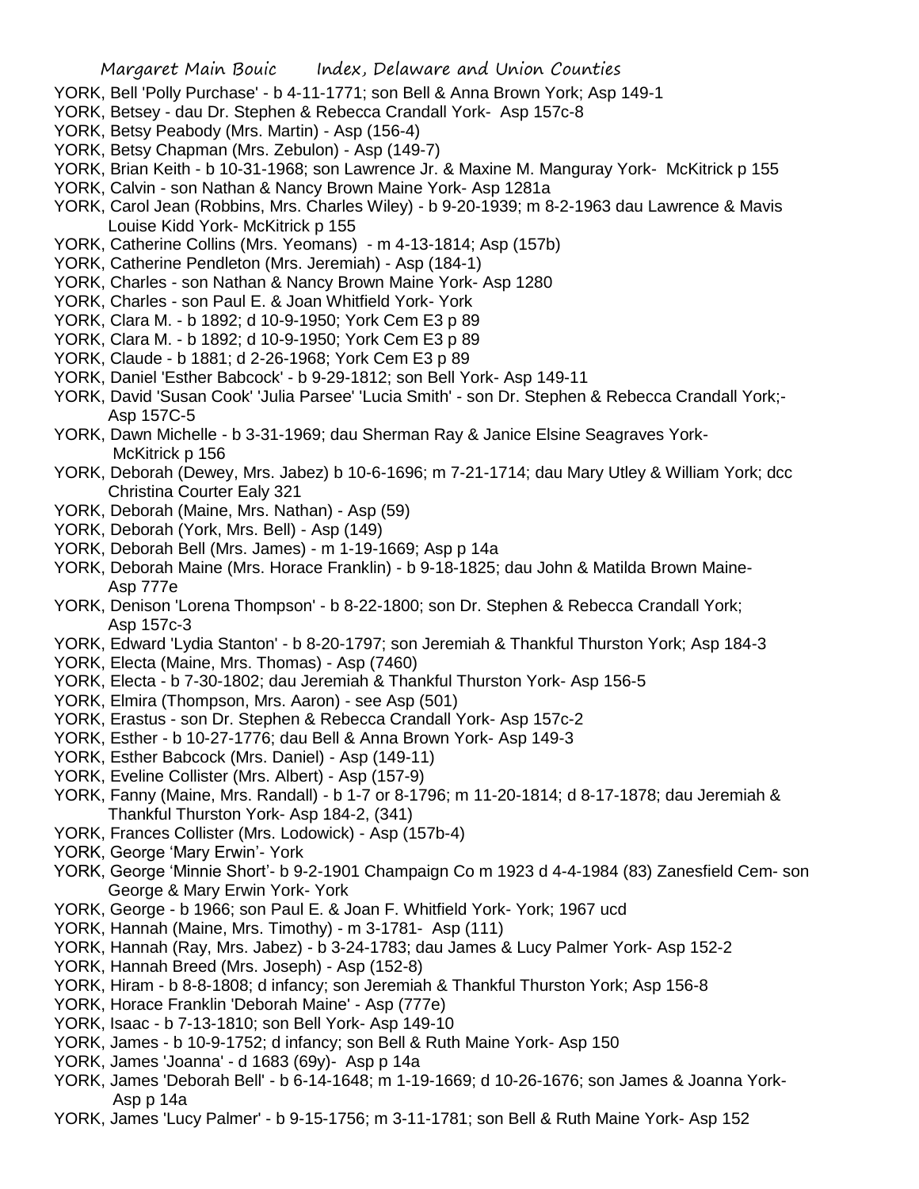YORK, Bell 'Polly Purchase' - b 4-11-1771; son Bell & Anna Brown York; Asp 149-1
YORK, Betsey - dau Dr. Stephen & Rebecca Crandall York- Asp 157c-8
YORK, Betsy Peabody (Mrs. Martin) - Asp (156-4)
YORK, Betsy Chapman (Mrs. Zebulon) - Asp (149-7)
YORK, Brian Keith - b 10-31-1968; son Lawrence Jr. & Maxine M. Manguray York- McKitrick p 155
YORK, Calvin - son Nathan & Nancy Brown Maine York- Asp 1281a
YORK, Carol Jean (Robbins, Mrs. Charles Wiley) - b 9-20-1939; m 8-2-1963 dau Lawrence & Mavis Louise Kidd York- McKitrick p 155
YORK, Catherine Collins (Mrs. Yeomans) - m 4-13-1814; Asp (157b)
YORK, Catherine Pendleton (Mrs. Jeremiah) - Asp (184-1)
YORK, Charles - son Nathan & Nancy Brown Maine York- Asp 1280
YORK, Charles - son Paul E. & Joan Whitfield York- York
YORK, Clara M. - b 1892; d 10-9-1950; York Cem E3 p 89
YORK, Clara M. - b 1892; d 10-9-1950; York Cem E3 p 89
YORK, Claude - b 1881; d 2-26-1968; York Cem E3 p 89
YORK, Daniel 'Esther Babcock' - b 9-29-1812; son Bell York- Asp 149-11
YORK, David 'Susan Cook' 'Julia Parsee' 'Lucia Smith' - son Dr. Stephen & Rebecca Crandall York;- Asp 157C-5
YORK, Dawn Michelle - b 3-31-1969; dau Sherman Ray & Janice Elsine Seagraves York- McKitrick p 156
YORK, Deborah (Dewey, Mrs. Jabez) b 10-6-1696; m 7-21-1714; dau Mary Utley & William York; dcc Christina Courter Ealy 321
YORK, Deborah (Maine, Mrs. Nathan) - Asp (59)
YORK, Deborah (York, Mrs. Bell) - Asp (149)
YORK, Deborah Bell (Mrs. James) - m 1-19-1669; Asp p 14a
YORK, Deborah Maine (Mrs. Horace Franklin) - b 9-18-1825; dau John & Matilda Brown Maine- Asp 777e
YORK, Denison 'Lorena Thompson' - b 8-22-1800; son Dr. Stephen & Rebecca Crandall York; Asp 157c-3
YORK, Edward 'Lydia Stanton' - b 8-20-1797; son Jeremiah & Thankful Thurston York; Asp 184-3
YORK, Electa (Maine, Mrs. Thomas) - Asp (7460)
YORK, Electa - b 7-30-1802; dau Jeremiah & Thankful Thurston York- Asp 156-5
YORK, Elmira (Thompson, Mrs. Aaron) - see Asp (501)
YORK, Erastus - son Dr. Stephen & Rebecca Crandall York- Asp 157c-2
YORK, Esther - b 10-27-1776; dau Bell & Anna Brown York- Asp 149-3
YORK, Esther Babcock (Mrs. Daniel) - Asp (149-11)
YORK, Eveline Collister (Mrs. Albert) - Asp (157-9)
YORK, Fanny (Maine, Mrs. Randall) - b 1-7 or 8-1796; m 11-20-1814; d 8-17-1878; dau Jeremiah & Thankful Thurston York- Asp 184-2, (341)
YORK, Frances Collister (Mrs. Lodowick) - Asp (157b-4)
YORK, George 'Mary Erwin'- York
YORK, George 'Minnie Short'- b 9-2-1901 Champaign Co m 1923 d 4-4-1984 (83) Zanesfield Cem- son George & Mary Erwin York- York
YORK, George - b 1966; son Paul E. & Joan F. Whitfield York- York; 1967 ucd
YORK, Hannah (Maine, Mrs. Timothy) - m 3-1781- Asp (111)
YORK, Hannah (Ray, Mrs. Jabez) - b 3-24-1783; dau James & Lucy Palmer York- Asp 152-2
YORK, Hannah Breed (Mrs. Joseph) - Asp (152-8)
YORK, Hiram - b 8-8-1808; d infancy; son Jeremiah & Thankful Thurston York; Asp 156-8
YORK, Horace Franklin 'Deborah Maine' - Asp (777e)
YORK, Isaac - b 7-13-1810; son Bell York- Asp 149-10
YORK, James - b 10-9-1752; d infancy; son Bell & Ruth Maine York- Asp 150
YORK, James 'Joanna' - d 1683 (69y)- Asp p 14a
YORK, James 'Deborah Bell' - b 6-14-1648; m 1-19-1669; d 10-26-1676; son James & Joanna York- Asp p 14a
YORK, James 'Lucy Palmer' - b 9-15-1756; m 3-11-1781; son Bell & Ruth Maine York- Asp 152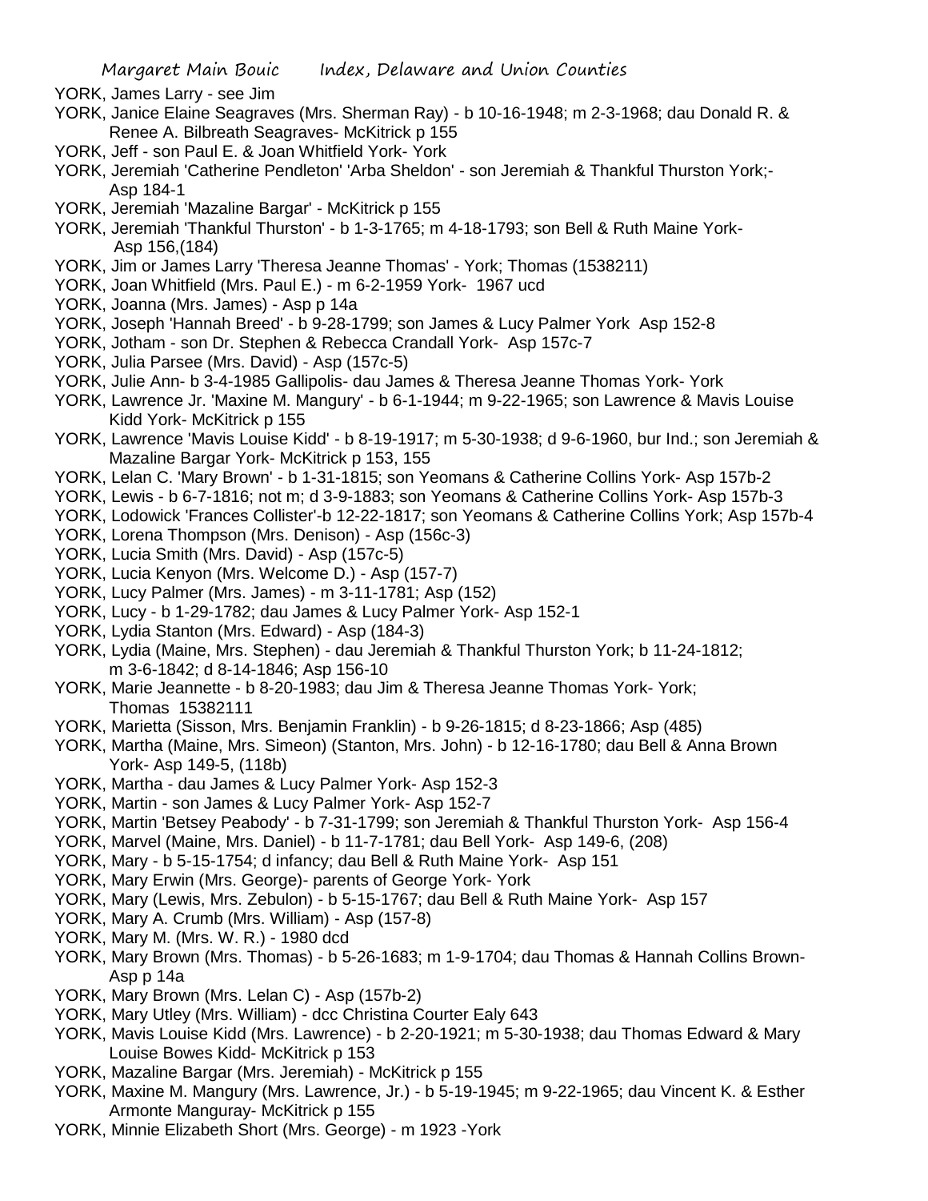YORK, James Larry - see Jim

YORK, Janice Elaine Seagraves (Mrs. Sherman Ray) - b 10-16-1948; m 2-3-1968; dau Donald R. & Renee A. Bilbreath Seagraves- McKitrick p 155

YORK, Jeff - son Paul E. & Joan Whitfield York- York

YORK, Jeremiah 'Catherine Pendleton' 'Arba Sheldon' - son Jeremiah & Thankful Thurston York;- Asp 184-1

YORK, Jeremiah 'Mazaline Bargar' - McKitrick p 155

YORK, Jeremiah 'Thankful Thurston' - b 1-3-1765; m 4-18-1793; son Bell & Ruth Maine York- Asp 156,(184)

YORK, Jim or James Larry 'Theresa Jeanne Thomas' - York; Thomas (1538211)

YORK, Joan Whitfield (Mrs. Paul E.) - m 6-2-1959 York- 1967 ucd

YORK, Joanna (Mrs. James) - Asp p 14a

YORK, Joseph 'Hannah Breed' - b 9-28-1799; son James & Lucy Palmer York Asp 152-8

YORK, Jotham - son Dr. Stephen & Rebecca Crandall York- Asp 157c-7

YORK, Julia Parsee (Mrs. David) - Asp (157c-5)

YORK, Julie Ann- b 3-4-1985 Gallipolis- dau James & Theresa Jeanne Thomas York- York

YORK, Lawrence Jr. 'Maxine M. Mangury' - b 6-1-1944; m 9-22-1965; son Lawrence & Mavis Louise Kidd York- McKitrick p 155

YORK, Lawrence 'Mavis Louise Kidd' - b 8-19-1917; m 5-30-1938; d 9-6-1960, bur Ind.; son Jeremiah & Mazaline Bargar York- McKitrick p 153, 155

YORK, Lelan C. 'Mary Brown' - b 1-31-1815; son Yeomans & Catherine Collins York- Asp 157b-2

YORK, Lewis - b 6-7-1816; not m; d 3-9-1883; son Yeomans & Catherine Collins York- Asp 157b-3

YORK, Lodowick 'Frances Collister'-b 12-22-1817; son Yeomans & Catherine Collins York; Asp 157b-4

YORK, Lorena Thompson (Mrs. Denison) - Asp (156c-3)

YORK, Lucia Smith (Mrs. David) - Asp (157c-5)

YORK, Lucia Kenyon (Mrs. Welcome D.) - Asp (157-7)

YORK, Lucy Palmer (Mrs. James) - m 3-11-1781; Asp (152)

YORK, Lucy - b 1-29-1782; dau James & Lucy Palmer York- Asp 152-1

YORK, Lydia Stanton (Mrs. Edward) - Asp (184-3)

YORK, Lydia (Maine, Mrs. Stephen) - dau Jeremiah & Thankful Thurston York; b 11-24-1812; m 3-6-1842; d 8-14-1846; Asp 156-10

YORK, Marie Jeannette - b 8-20-1983; dau Jim & Theresa Jeanne Thomas York- York; Thomas 15382111

YORK, Marietta (Sisson, Mrs. Benjamin Franklin) - b 9-26-1815; d 8-23-1866; Asp (485)

YORK, Martha (Maine, Mrs. Simeon) (Stanton, Mrs. John) - b 12-16-1780; dau Bell & Anna Brown York- Asp 149-5, (118b)

YORK, Martha - dau James & Lucy Palmer York- Asp 152-3

YORK, Martin - son James & Lucy Palmer York- Asp 152-7

YORK, Martin 'Betsey Peabody' - b 7-31-1799; son Jeremiah & Thankful Thurston York- Asp 156-4

YORK, Marvel (Maine, Mrs. Daniel) - b 11-7-1781; dau Bell York- Asp 149-6, (208)

YORK, Mary - b 5-15-1754; d infancy; dau Bell & Ruth Maine York- Asp 151

YORK, Mary Erwin (Mrs. George)- parents of George York- York

YORK, Mary (Lewis, Mrs. Zebulon) - b 5-15-1767; dau Bell & Ruth Maine York- Asp 157

YORK, Mary A. Crumb (Mrs. William) - Asp (157-8)

YORK, Mary M. (Mrs. W. R.) - 1980 dcd

YORK, Mary Brown (Mrs. Thomas) - b 5-26-1683; m 1-9-1704; dau Thomas & Hannah Collins Brown- Asp p 14a

YORK, Mary Brown (Mrs. Lelan C) - Asp (157b-2)

YORK, Mary Utley (Mrs. William) - dcc Christina Courter Ealy 643

YORK, Mavis Louise Kidd (Mrs. Lawrence) - b 2-20-1921; m 5-30-1938; dau Thomas Edward & Mary Louise Bowes Kidd- McKitrick p 153

YORK, Mazaline Bargar (Mrs. Jeremiah) - McKitrick p 155

YORK, Maxine M. Mangury (Mrs. Lawrence, Jr.) - b 5-19-1945; m 9-22-1965; dau Vincent K. & Esther Armonte Manguray- McKitrick p 155

YORK, Minnie Elizabeth Short (Mrs. George) - m 1923 -York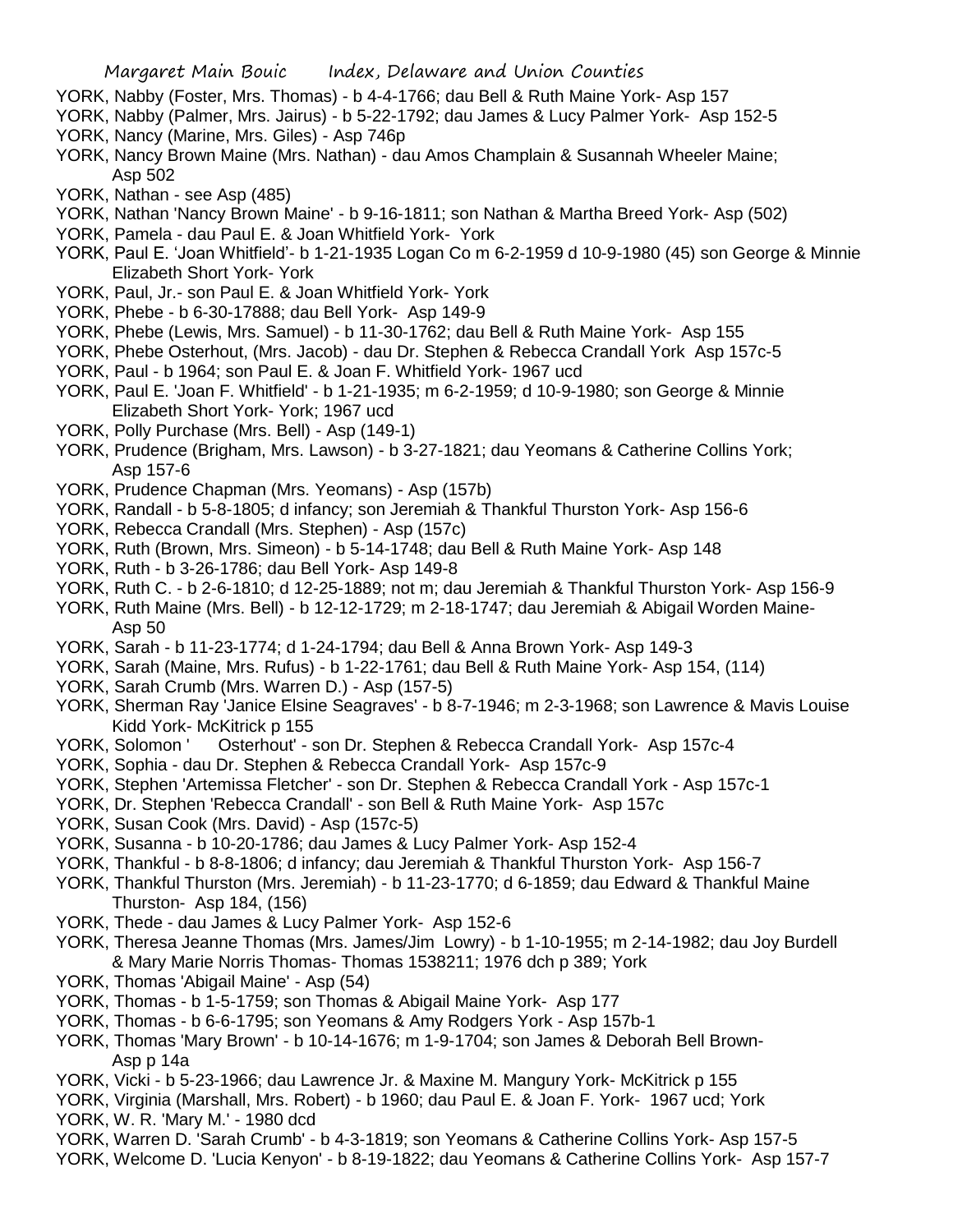YORK, Nabby (Foster, Mrs. Thomas) - b 4-4-1766; dau Bell & Ruth Maine York- Asp 157
YORK, Nabby (Palmer, Mrs. Jairus) - b 5-22-1792; dau James & Lucy Palmer York- Asp 152-5
YORK, Nancy (Marine, Mrs. Giles) - Asp 746p
YORK, Nancy Brown Maine (Mrs. Nathan) - dau Amos Champlain & Susannah Wheeler Maine; Asp 502
YORK, Nathan - see Asp (485)
YORK, Nathan 'Nancy Brown Maine' - b 9-16-1811; son Nathan & Martha Breed York- Asp (502)
YORK, Pamela - dau Paul E. & Joan Whitfield York- York
YORK, Paul E. 'Joan Whitfield'- b 1-21-1935 Logan Co m 6-2-1959 d 10-9-1980 (45) son George & Minnie Elizabeth Short York- York
YORK, Paul, Jr.- son Paul E. & Joan Whitfield York- York
YORK, Phebe - b 6-30-17888; dau Bell York- Asp 149-9
YORK, Phebe (Lewis, Mrs. Samuel) - b 11-30-1762; dau Bell & Ruth Maine York- Asp 155
YORK, Phebe Osterhout, (Mrs. Jacob) - dau Dr. Stephen & Rebecca Crandall York Asp 157c-5
YORK, Paul - b 1964; son Paul E. & Joan F. Whitfield York- 1967 ucd
YORK, Paul E. 'Joan F. Whitfield' - b 1-21-1935; m 6-2-1959; d 10-9-1980; son George & Minnie Elizabeth Short York- York; 1967 ucd
YORK, Polly Purchase (Mrs. Bell) - Asp (149-1)
YORK, Prudence (Brigham, Mrs. Lawson) - b 3-27-1821; dau Yeomans & Catherine Collins York; Asp 157-6
YORK, Prudence Chapman (Mrs. Yeomans) - Asp (157b)
YORK, Randall - b 5-8-1805; d infancy; son Jeremiah & Thankful Thurston York- Asp 156-6
YORK, Rebecca Crandall (Mrs. Stephen) - Asp (157c)
YORK, Ruth (Brown, Mrs. Simeon) - b 5-14-1748; dau Bell & Ruth Maine York- Asp 148
YORK, Ruth - b 3-26-1786; dau Bell York- Asp 149-8
YORK, Ruth C. - b 2-6-1810; d 12-25-1889; not m; dau Jeremiah & Thankful Thurston York- Asp 156-9
YORK, Ruth Maine (Mrs. Bell) - b 12-12-1729; m 2-18-1747; dau Jeremiah & Abigail Worden Maine- Asp 50
YORK, Sarah - b 11-23-1774; d 1-24-1794; dau Bell & Anna Brown York- Asp 149-3
YORK, Sarah (Maine, Mrs. Rufus) - b 1-22-1761; dau Bell & Ruth Maine York- Asp 154, (114)
YORK, Sarah Crumb (Mrs. Warren D.) - Asp (157-5)
YORK, Sherman Ray 'Janice Elsine Seagraves' - b 8-7-1946; m 2-3-1968; son Lawrence & Mavis Louise Kidd York- McKitrick p 155
YORK, Solomon ' Osterhout' - son Dr. Stephen & Rebecca Crandall York- Asp 157c-4
YORK, Sophia - dau Dr. Stephen & Rebecca Crandall York- Asp 157c-9
YORK, Stephen 'Artemissa Fletcher' - son Dr. Stephen & Rebecca Crandall York - Asp 157c-1
YORK, Dr. Stephen 'Rebecca Crandall' - son Bell & Ruth Maine York- Asp 157c
YORK, Susan Cook (Mrs. David) - Asp (157c-5)
YORK, Susanna - b 10-20-1786; dau James & Lucy Palmer York- Asp 152-4
YORK, Thankful - b 8-8-1806; d infancy; dau Jeremiah & Thankful Thurston York- Asp 156-7
YORK, Thankful Thurston (Mrs. Jeremiah) - b 11-23-1770; d 6-1859; dau Edward & Thankful Maine Thurston- Asp 184, (156)
YORK, Thede - dau James & Lucy Palmer York- Asp 152-6
YORK, Theresa Jeanne Thomas (Mrs. James/Jim Lowry) - b 1-10-1955; m 2-14-1982; dau Joy Burdell & Mary Marie Norris Thomas- Thomas 1538211; 1976 dch p 389; York
YORK, Thomas 'Abigail Maine' - Asp (54)
YORK, Thomas - b 1-5-1759; son Thomas & Abigail Maine York- Asp 177
YORK, Thomas - b 6-6-1795; son Yeomans & Amy Rodgers York - Asp 157b-1
YORK, Thomas 'Mary Brown' - b 10-14-1676; m 1-9-1704; son James & Deborah Bell Brown- Asp p 14a
YORK, Vicki - b 5-23-1966; dau Lawrence Jr. & Maxine M. Mangury York- McKitrick p 155
YORK, Virginia (Marshall, Mrs. Robert) - b 1960; dau Paul E. & Joan F. York- 1967 ucd; York
YORK, W. R. 'Mary M.' - 1980 dcd
YORK, Warren D. 'Sarah Crumb' - b 4-3-1819; son Yeomans & Catherine Collins York- Asp 157-5
YORK, Welcome D. 'Lucia Kenyon' - b 8-19-1822; dau Yeomans & Catherine Collins York- Asp 157-7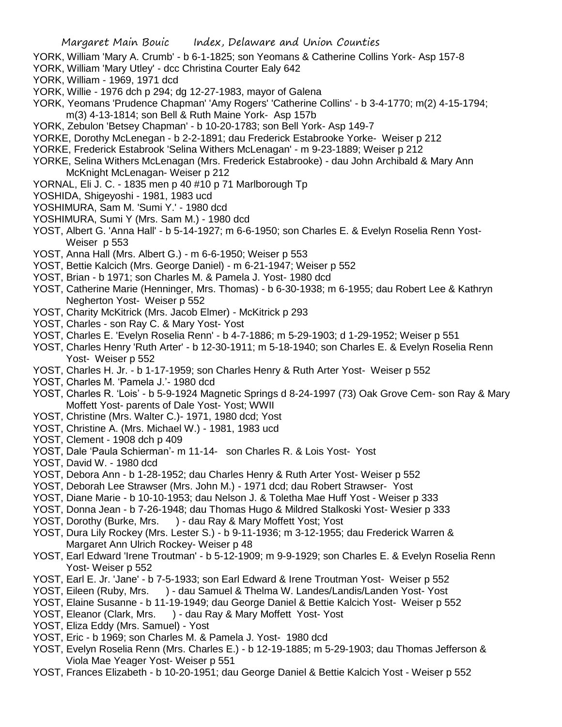YORK, William 'Mary A. Crumb' - b 6-1-1825; son Yeomans & Catherine Collins York- Asp 157-8

YORK, William 'Mary Utley' - dcc Christina Courter Ealy 642

YORK, William - 1969, 1971 dcd

YORK, Willie - 1976 dch p 294; dg 12-27-1983, mayor of Galena

YORK, Yeomans 'Prudence Chapman' 'Amy Rogers' 'Catherine Collins' - b 3-4-1770; m(2) 4-15-1794; m(3) 4-13-1814; son Bell & Ruth Maine York- Asp 157b

YORK, Zebulon 'Betsey Chapman' - b 10-20-1783; son Bell York- Asp 149-7

YORKE, Dorothy McLenegan - b 2-2-1891; dau Frederick Estabrooke Yorke- Weiser p 212

YORKE, Frederick Estabrook 'Selina Withers McLenagan' - m 9-23-1889; Weiser p 212

YORKE, Selina Withers McLenagan (Mrs. Frederick Estabrooke) - dau John Archibald & Mary Ann McKnight McLenagan- Weiser p 212

YORNAL, Eli J. C. - 1835 men p 40 #10 p 71 Marlborough Tp

YOSHIDA, Shigeyoshi - 1981, 1983 ucd

YOSHIMURA, Sam M. 'Sumi Y.' - 1980 dcd

YOSHIMURA, Sumi Y (Mrs. Sam M.) - 1980 dcd

YOST, Albert G. 'Anna Hall' - b 5-14-1927; m 6-6-1950; son Charles E. & Evelyn Roselia Renn Yost- Weiser p 553

YOST, Anna Hall (Mrs. Albert G.) - m 6-6-1950; Weiser p 553

YOST, Bettie Kalcich (Mrs. George Daniel) - m 6-21-1947; Weiser p 552

YOST, Brian - b 1971; son Charles M. & Pamela J. Yost- 1980 dcd

YOST, Catherine Marie (Henninger, Mrs. Thomas) - b 6-30-1938; m 6-1955; dau Robert Lee & Kathryn Negherton Yost- Weiser p 552

YOST, Charity McKitrick (Mrs. Jacob Elmer) - McKitrick p 293

YOST, Charles - son Ray C. & Mary Yost- Yost

YOST, Charles E. 'Evelyn Roselia Renn' - b 4-7-1886; m 5-29-1903; d 1-29-1952; Weiser p 551

YOST, Charles Henry 'Ruth Arter' - b 12-30-1911; m 5-18-1940; son Charles E. & Evelyn Roselia Renn Yost- Weiser p 552

YOST, Charles H. Jr. - b 1-17-1959; son Charles Henry & Ruth Arter Yost- Weiser p 552

YOST, Charles M. 'Pamela J.'- 1980 dcd

YOST, Charles R. 'Lois' - b 5-9-1924 Magnetic Springs d 8-24-1997 (73) Oak Grove Cem- son Ray & Mary Moffett Yost- parents of Dale Yost- Yost; WWII

YOST, Christine (Mrs. Walter C.)- 1971, 1980 dcd; Yost

YOST, Christine A. (Mrs. Michael W.) - 1981, 1983 ucd

YOST, Clement - 1908 dch p 409

YOST, Dale 'Paula Schierman'- m 11-14- son Charles R. & Lois Yost- Yost

YOST, David W. - 1980 dcd

YOST, Debora Ann - b 1-28-1952; dau Charles Henry & Ruth Arter Yost- Weiser p 552

YOST, Deborah Lee Strawser (Mrs. John M.) - 1971 dcd; dau Robert Strawser- Yost

YOST, Diane Marie - b 10-10-1953; dau Nelson J. & Toletha Mae Huff Yost - Weiser p 333

YOST, Donna Jean - b 7-26-1948; dau Thomas Hugo & Mildred Stalkoski Yost- Wesier p 333

YOST, Dorothy (Burke, Mrs. ) - dau Ray & Mary Moffett Yost; Yost

YOST, Dura Lily Rockey (Mrs. Lester S.) - b 9-11-1936; m 3-12-1955; dau Frederick Warren & Margaret Ann Ulrich Rockey- Weiser p 48

YOST, Earl Edward 'Irene Troutman' - b 5-12-1909; m 9-9-1929; son Charles E. & Evelyn Roselia Renn Yost- Weiser p 552

YOST, Earl E. Jr. 'Jane' - b 7-5-1933; son Earl Edward & Irene Troutman Yost- Weiser p 552

YOST, Eileen (Ruby, Mrs. ) - dau Samuel & Thelma W. Landes/Landis/Landen Yost- Yost

YOST, Elaine Susanne - b 11-19-1949; dau George Daniel & Bettie Kalcich Yost- Weiser p 552

YOST, Eleanor (Clark, Mrs. ) - dau Ray & Mary Moffett Yost- Yost

YOST, Eliza Eddy (Mrs. Samuel) - Yost

YOST, Eric - b 1969; son Charles M. & Pamela J. Yost- 1980 dcd

YOST, Evelyn Roselia Renn (Mrs. Charles E.) - b 12-19-1885; m 5-29-1903; dau Thomas Jefferson & Viola Mae Yeager Yost- Weiser p 551

YOST, Frances Elizabeth - b 10-20-1951; dau George Daniel & Bettie Kalcich Yost - Weiser p 552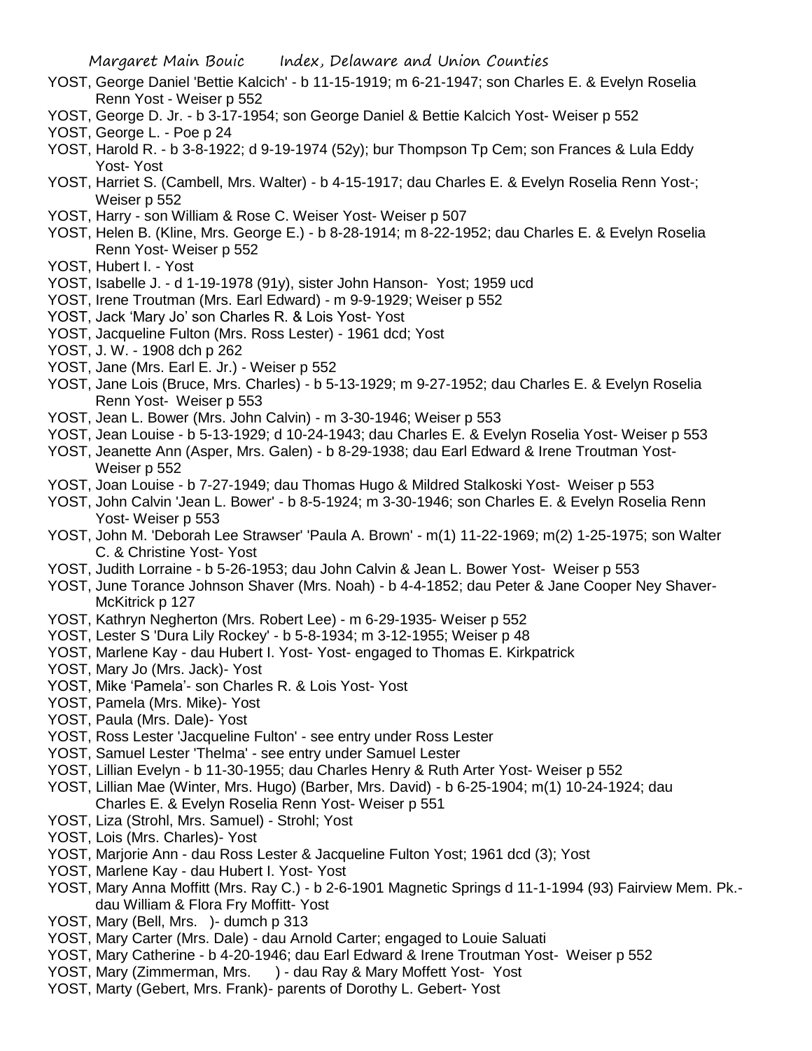YOST, George Daniel 'Bettie Kalcich' - b 11-15-1919; m 6-21-1947; son Charles E. & Evelyn Roselia Renn Yost - Weiser p 552

YOST, George D. Jr. - b 3-17-1954; son George Daniel & Bettie Kalcich Yost- Weiser p 552

YOST, George L. - Poe p 24

YOST, Harold R. - b 3-8-1922; d 9-19-1974 (52y); bur Thompson Tp Cem; son Frances & Lula Eddy Yost- Yost

YOST, Harriet S. (Cambell, Mrs. Walter) - b 4-15-1917; dau Charles E. & Evelyn Roselia Renn Yost-; Weiser p 552

YOST, Harry - son William & Rose C. Weiser Yost- Weiser p 507

YOST, Helen B. (Kline, Mrs. George E.) - b 8-28-1914; m 8-22-1952; dau Charles E. & Evelyn Roselia Renn Yost- Weiser p 552

YOST, Hubert I. - Yost

YOST, Isabelle J. - d 1-19-1978 (91y), sister John Hanson- Yost; 1959 ucd

YOST, Irene Troutman (Mrs. Earl Edward) - m 9-9-1929; Weiser p 552

YOST, Jack 'Mary Jo' son Charles R. & Lois Yost- Yost

YOST, Jacqueline Fulton (Mrs. Ross Lester) - 1961 dcd; Yost

YOST, J. W. - 1908 dch p 262

YOST, Jane (Mrs. Earl E. Jr.) - Weiser p 552

YOST, Jane Lois (Bruce, Mrs. Charles) - b 5-13-1929; m 9-27-1952; dau Charles E. & Evelyn Roselia Renn Yost- Weiser p 553

YOST, Jean L. Bower (Mrs. John Calvin) - m 3-30-1946; Weiser p 553

YOST, Jean Louise - b 5-13-1929; d 10-24-1943; dau Charles E. & Evelyn Roselia Yost- Weiser p 553

YOST, Jeanette Ann (Asper, Mrs. Galen) - b 8-29-1938; dau Earl Edward & Irene Troutman Yost- Weiser p 552

YOST, Joan Louise - b 7-27-1949; dau Thomas Hugo & Mildred Stalkoski Yost- Weiser p 553

YOST, John Calvin 'Jean L. Bower' - b 8-5-1924; m 3-30-1946; son Charles E. & Evelyn Roselia Renn Yost- Weiser p 553

YOST, John M. 'Deborah Lee Strawser' 'Paula A. Brown' - m(1) 11-22-1969; m(2) 1-25-1975; son Walter C. & Christine Yost- Yost

YOST, Judith Lorraine - b 5-26-1953; dau John Calvin & Jean L. Bower Yost- Weiser p 553

YOST, June Torance Johnson Shaver (Mrs. Noah) - b 4-4-1852; dau Peter & Jane Cooper Ney Shaver- McKitrick p 127

YOST, Kathryn Negherton (Mrs. Robert Lee) - m 6-29-1935- Weiser p 552

YOST, Lester S 'Dura Lily Rockey' - b 5-8-1934; m 3-12-1955; Weiser p 48

YOST, Marlene Kay - dau Hubert I. Yost- Yost- engaged to Thomas E. Kirkpatrick

YOST, Mary Jo (Mrs. Jack)- Yost

YOST, Mike 'Pamela'- son Charles R. & Lois Yost- Yost

YOST, Pamela (Mrs. Mike)- Yost

YOST, Paula (Mrs. Dale)- Yost

YOST, Ross Lester 'Jacqueline Fulton' - see entry under Ross Lester

YOST, Samuel Lester 'Thelma' - see entry under Samuel Lester

YOST, Lillian Evelyn - b 11-30-1955; dau Charles Henry & Ruth Arter Yost- Weiser p 552

YOST, Lillian Mae (Winter, Mrs. Hugo) (Barber, Mrs. David) - b 6-25-1904; m(1) 10-24-1924; dau Charles E. & Evelyn Roselia Renn Yost- Weiser p 551

YOST, Liza (Strohl, Mrs. Samuel) - Strohl; Yost

YOST, Lois (Mrs. Charles)- Yost

YOST, Marjorie Ann - dau Ross Lester & Jacqueline Fulton Yost; 1961 dcd (3); Yost

YOST, Marlene Kay - dau Hubert I. Yost- Yost

YOST, Mary Anna Moffitt (Mrs. Ray C.) - b 2-6-1901 Magnetic Springs d 11-1-1994 (93) Fairview Mem. Pk.- dau William & Flora Fry Moffitt- Yost

YOST, Mary (Bell, Mrs. )- dumch p 313

YOST, Mary Carter (Mrs. Dale) - dau Arnold Carter; engaged to Louie Saluati

YOST, Mary Catherine - b 4-20-1946; dau Earl Edward & Irene Troutman Yost- Weiser p 552

YOST, Mary (Zimmerman, Mrs. ) - dau Ray & Mary Moffett Yost- Yost

YOST, Marty (Gebert, Mrs. Frank)- parents of Dorothy L. Gebert- Yost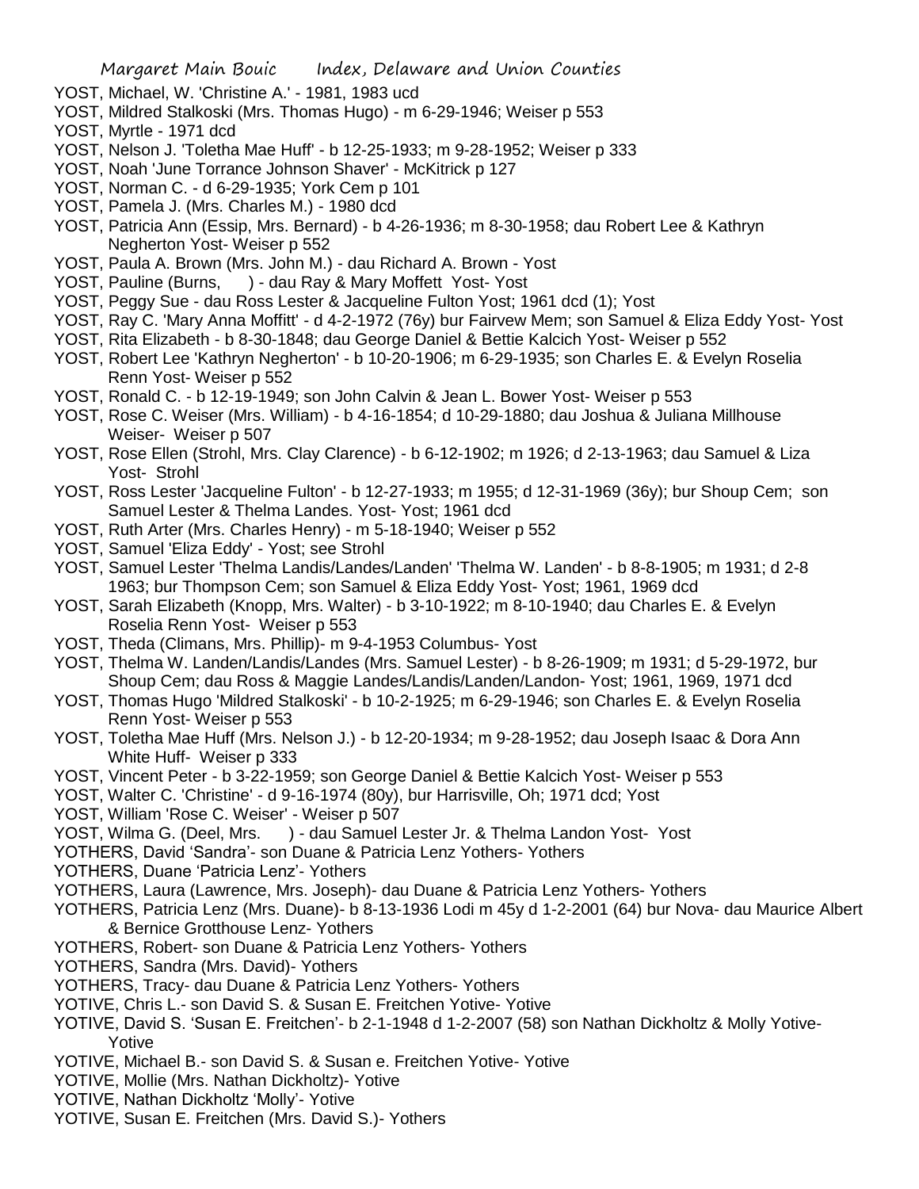YOST, Michael, W. 'Christine A.' - 1981, 1983 ucd
YOST, Mildred Stalkoski (Mrs. Thomas Hugo) - m 6-29-1946; Weiser p 553
YOST, Myrtle - 1971 dcd
YOST, Nelson J. 'Toletha Mae Huff' - b 12-25-1933; m 9-28-1952; Weiser p 333
YOST, Noah 'June Torrance Johnson Shaver' - McKitrick p 127
YOST, Norman C. - d 6-29-1935; York Cem p 101
YOST, Pamela J. (Mrs. Charles M.) - 1980 dcd
YOST, Patricia Ann (Essip, Mrs. Bernard) - b 4-26-1936; m 8-30-1958; dau Robert Lee & Kathryn Negherton Yost- Weiser p 552
YOST, Paula A. Brown (Mrs. John M.) - dau Richard A. Brown - Yost
YOST, Pauline (Burns, ) - dau Ray & Mary Moffett Yost- Yost
YOST, Peggy Sue - dau Ross Lester & Jacqueline Fulton Yost; 1961 dcd (1); Yost
YOST, Ray C. 'Mary Anna Moffitt' - d 4-2-1972 (76y) bur Fairvew Mem; son Samuel & Eliza Eddy Yost- Yost
YOST, Rita Elizabeth - b 8-30-1848; dau George Daniel & Bettie Kalcich Yost- Weiser p 552
YOST, Robert Lee 'Kathryn Negherton' - b 10-20-1906; m 6-29-1935; son Charles E. & Evelyn Roselia Renn Yost- Weiser p 552
YOST, Ronald C. - b 12-19-1949; son John Calvin & Jean L. Bower Yost- Weiser p 553
YOST, Rose C. Weiser (Mrs. William) - b 4-16-1854; d 10-29-1880; dau Joshua & Juliana Millhouse Weiser- Weiser p 507
YOST, Rose Ellen (Strohl, Mrs. Clay Clarence) - b 6-12-1902; m 1926; d 2-13-1963; dau Samuel & Liza Yost- Strohl
YOST, Ross Lester 'Jacqueline Fulton' - b 12-27-1933; m 1955; d 12-31-1969 (36y); bur Shoup Cem; son Samuel Lester & Thelma Landes. Yost- Yost; 1961 dcd
YOST, Ruth Arter (Mrs. Charles Henry) - m 5-18-1940; Weiser p 552
YOST, Samuel 'Eliza Eddy' - Yost; see Strohl
YOST, Samuel Lester 'Thelma Landis/Landes/Landen' 'Thelma W. Landen' - b 8-8-1905; m 1931; d 2-8 1963; bur Thompson Cem; son Samuel & Eliza Eddy Yost- Yost; 1961, 1969 dcd
YOST, Sarah Elizabeth (Knopp, Mrs. Walter) - b 3-10-1922; m 8-10-1940; dau Charles E. & Evelyn Roselia Renn Yost- Weiser p 553
YOST, Theda (Climans, Mrs. Phillip)- m 9-4-1953 Columbus- Yost
YOST, Thelma W. Landen/Landis/Landes (Mrs. Samuel Lester) - b 8-26-1909; m 1931; d 5-29-1972, bur Shoup Cem; dau Ross & Maggie Landes/Landis/Landen/Landon- Yost; 1961, 1969, 1971 dcd
YOST, Thomas Hugo 'Mildred Stalkoski' - b 10-2-1925; m 6-29-1946; son Charles E. & Evelyn Roselia Renn Yost- Weiser p 553
YOST, Toletha Mae Huff (Mrs. Nelson J.) - b 12-20-1934; m 9-28-1952; dau Joseph Isaac & Dora Ann White Huff- Weiser p 333
YOST, Vincent Peter - b 3-22-1959; son George Daniel & Bettie Kalcich Yost- Weiser p 553
YOST, Walter C. 'Christine' - d 9-16-1974 (80y), bur Harrisville, Oh; 1971 dcd; Yost
YOST, William 'Rose C. Weiser' - Weiser p 507
YOST, Wilma G. (Deel, Mrs. ) - dau Samuel Lester Jr. & Thelma Landon Yost- Yost
YOTHERS, David 'Sandra'- son Duane & Patricia Lenz Yothers- Yothers
YOTHERS, Duane 'Patricia Lenz'- Yothers
YOTHERS, Laura (Lawrence, Mrs. Joseph)- dau Duane & Patricia Lenz Yothers- Yothers
YOTHERS, Patricia Lenz (Mrs. Duane)- b 8-13-1936 Lodi m 45y d 1-2-2001 (64) bur Nova- dau Maurice Albert & Bernice Grotthouse Lenz- Yothers
YOTHERS, Robert- son Duane & Patricia Lenz Yothers- Yothers
YOTHERS, Sandra (Mrs. David)- Yothers
YOTHERS, Tracy- dau Duane & Patricia Lenz Yothers- Yothers
YOTIVE, Chris L.- son David S. & Susan E. Freitchen Yotive- Yotive
YOTIVE, David S. 'Susan E. Freitchen'- b 2-1-1948 d 1-2-2007 (58) son Nathan Dickholtz & Molly Yotive- Yotive
YOTIVE, Michael B.- son David S. & Susan e. Freitchen Yotive- Yotive
YOTIVE, Mollie (Mrs. Nathan Dickholtz)- Yotive
YOTIVE, Nathan Dickholtz 'Molly'- Yotive
YOTIVE, Susan E. Freitchen (Mrs. David S.)- Yothers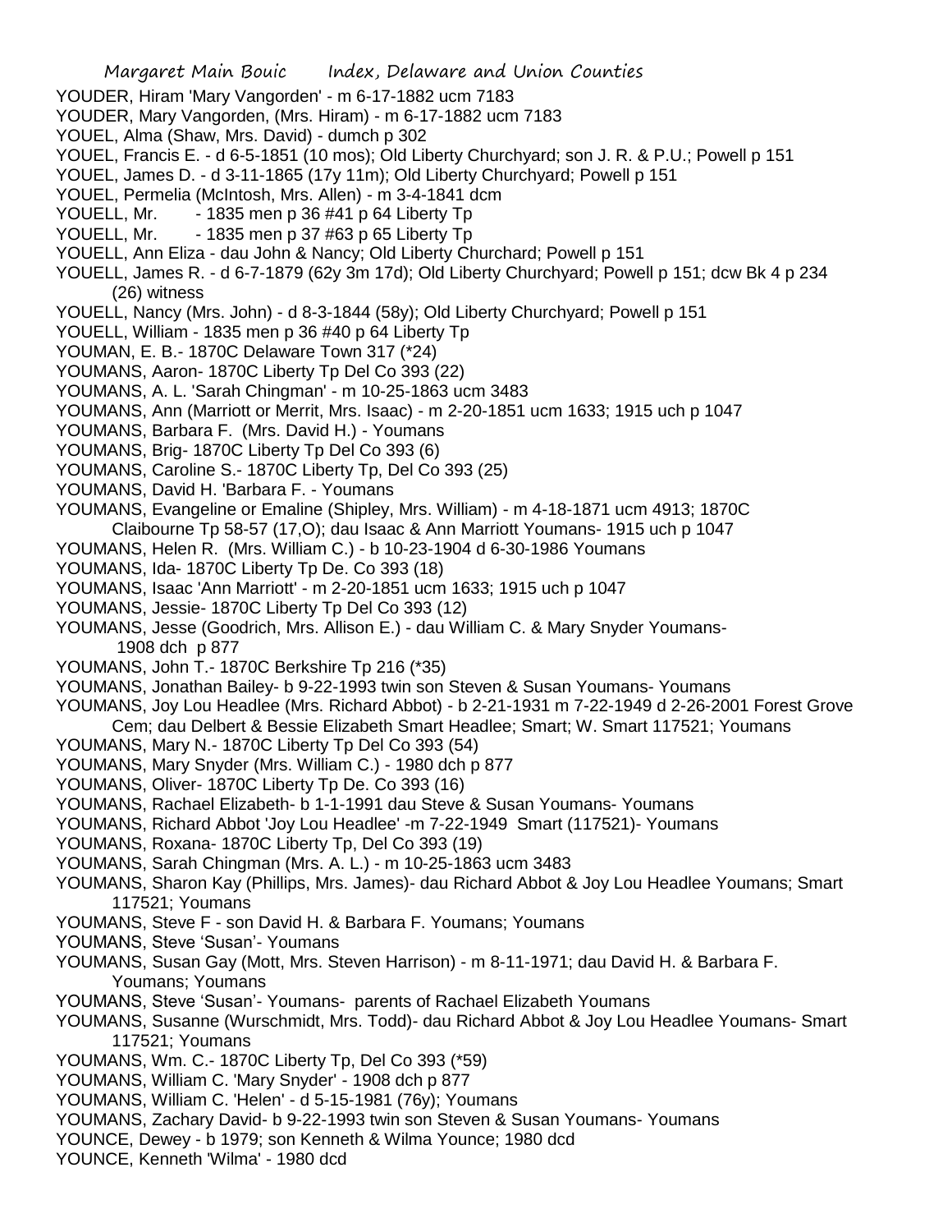YOUDER, Hiram 'Mary Vangorden' - m 6-17-1882 ucm 7183
YOUDER, Mary Vangorden, (Mrs. Hiram) - m 6-17-1882 ucm 7183
YOUEL, Alma (Shaw, Mrs. David) - dumch p 302
YOUEL, Francis E. - d 6-5-1851 (10 mos); Old Liberty Churchyard; son J. R. & P.U.; Powell p 151
YOUEL, James D. - d 3-11-1865 (17y 11m); Old Liberty Churchyard; Powell p 151
YOUEL, Permelia (McIntosh, Mrs. Allen) - m 3-4-1841 dcm
YOUELL, Mr. - 1835 men p 36 #41 p 64 Liberty Tp
YOUELL, Mr. - 1835 men p 37 #63 p 65 Liberty Tp
YOUELL, Ann Eliza - dau John & Nancy; Old Liberty Churchard; Powell p 151
YOUELL, James R. - d 6-7-1879 (62y 3m 17d); Old Liberty Churchyard; Powell p 151; dcw Bk 4 p 234 (26) witness
YOUELL, Nancy (Mrs. John) - d 8-3-1844 (58y); Old Liberty Churchyard; Powell p 151
YOUELL, William - 1835 men p 36 #40 p 64 Liberty Tp
YOUMAN, E. B.- 1870C Delaware Town 317 (*24)
YOUMANS, Aaron- 1870C Liberty Tp Del Co 393 (22)
YOUMANS, A. L. 'Sarah Chingman' - m 10-25-1863 ucm 3483
YOUMANS, Ann (Marriott or Merrit, Mrs. Isaac) - m 2-20-1851 ucm 1633; 1915 uch p 1047
YOUMANS, Barbara F. (Mrs. David H.) - Youmans
YOUMANS, Brig- 1870C Liberty Tp Del Co 393 (6)
YOUMANS, Caroline S.- 1870C Liberty Tp, Del Co 393 (25)
YOUMANS, David H. 'Barbara F. - Youmans
YOUMANS, Evangeline or Emaline (Shipley, Mrs. William) - m 4-18-1871 ucm 4913; 1870C Claibourne Tp 58-57 (17,O); dau Isaac & Ann Marriott Youmans- 1915 uch p 1047
YOUMANS, Helen R. (Mrs. William C.) - b 10-23-1904 d 6-30-1986 Youmans
YOUMANS, Ida- 1870C Liberty Tp De. Co 393 (18)
YOUMANS, Isaac 'Ann Marriott' - m 2-20-1851 ucm 1633; 1915 uch p 1047
YOUMANS, Jessie- 1870C Liberty Tp Del Co 393 (12)
YOUMANS, Jesse (Goodrich, Mrs. Allison E.) - dau William C. & Mary Snyder Youmans- 1908 dch p 877
YOUMANS, John T.- 1870C Berkshire Tp 216 (*35)
YOUMANS, Jonathan Bailey- b 9-22-1993 twin son Steven & Susan Youmans- Youmans
YOUMANS, Joy Lou Headlee (Mrs. Richard Abbot) - b 2-21-1931 m 7-22-1949 d 2-26-2001 Forest Grove Cem; dau Delbert & Bessie Elizabeth Smart Headlee; Smart; W. Smart 117521; Youmans
YOUMANS, Mary N.- 1870C Liberty Tp Del Co 393 (54)
YOUMANS, Mary Snyder (Mrs. William C.) - 1980 dch p 877
YOUMANS, Oliver- 1870C Liberty Tp De. Co 393 (16)
YOUMANS, Rachael Elizabeth- b 1-1-1991 dau Steve & Susan Youmans- Youmans
YOUMANS, Richard Abbot 'Joy Lou Headlee' -m 7-22-1949 Smart (117521)- Youmans
YOUMANS, Roxana- 1870C Liberty Tp, Del Co 393 (19)
YOUMANS, Sarah Chingman (Mrs. A. L.) - m 10-25-1863 ucm 3483
YOUMANS, Sharon Kay (Phillips, Mrs. James)- dau Richard Abbot & Joy Lou Headlee Youmans; Smart 117521; Youmans
YOUMANS, Steve F - son David H. & Barbara F. Youmans; Youmans
YOUMANS, Steve 'Susan'- Youmans
YOUMANS, Susan Gay (Mott, Mrs. Steven Harrison) - m 8-11-1971; dau David H. & Barbara F. Youmans; Youmans
YOUMANS, Steve 'Susan'- Youmans- parents of Rachael Elizabeth Youmans
YOUMANS, Susanne (Wurschmidt, Mrs. Todd)- dau Richard Abbot & Joy Lou Headlee Youmans- Smart 117521; Youmans
YOUMANS, Wm. C.- 1870C Liberty Tp, Del Co 393 (*59)
YOUMANS, William C. 'Mary Snyder' - 1908 dch p 877
YOUMANS, William C. 'Helen' - d 5-15-1981 (76y); Youmans
YOUMANS, Zachary David- b 9-22-1993 twin son Steven & Susan Youmans- Youmans
YOUNCE, Dewey - b 1979; son Kenneth & Wilma Younce; 1980 dcd
YOUNCE, Kenneth 'Wilma' - 1980 dcd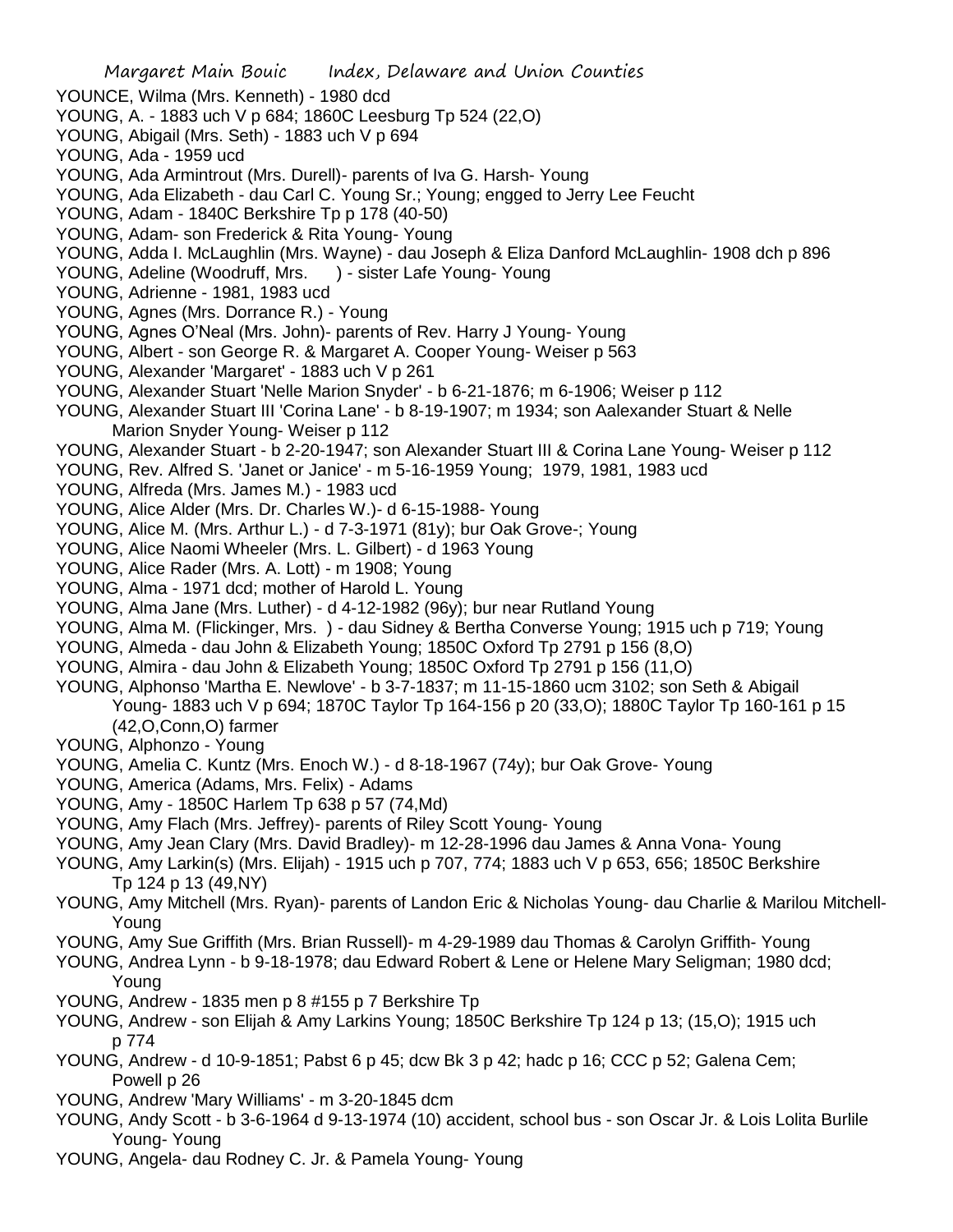YOUNCE, Wilma (Mrs. Kenneth) - 1980 dcd

YOUNG, A. - 1883 uch V p 684; 1860C Leesburg Tp 524 (22,O)

YOUNG, Abigail (Mrs. Seth) - 1883 uch V p 694

YOUNG, Ada - 1959 ucd

YOUNG, Ada Armintrout (Mrs. Durell)- parents of Iva G. Harsh- Young

YOUNG, Ada Elizabeth - dau Carl C. Young Sr.; Young; engged to Jerry Lee Feucht

YOUNG, Adam - 1840C Berkshire Tp p 178 (40-50)

YOUNG, Adam- son Frederick & Rita Young- Young

YOUNG, Adda I. McLaughlin (Mrs. Wayne) - dau Joseph & Eliza Danford McLaughlin- 1908 dch p 896

YOUNG, Adeline (Woodruff, Mrs. ) - sister Lafe Young- Young

YOUNG, Adrienne - 1981, 1983 ucd

YOUNG, Agnes (Mrs. Dorrance R.) - Young

YOUNG, Agnes O'Neal (Mrs. John)- parents of Rev. Harry J Young- Young

YOUNG, Albert - son George R. & Margaret A. Cooper Young- Weiser p 563

YOUNG, Alexander 'Margaret' - 1883 uch V p 261

YOUNG, Alexander Stuart 'Nelle Marion Snyder' - b 6-21-1876; m 6-1906; Weiser p 112

YOUNG, Alexander Stuart III 'Corina Lane' - b 8-19-1907; m 1934; son Aalexander Stuart & Nelle Marion Snyder Young- Weiser p 112

YOUNG, Alexander Stuart - b 2-20-1947; son Alexander Stuart III & Corina Lane Young- Weiser p 112

YOUNG, Rev. Alfred S. 'Janet or Janice' - m 5-16-1959 Young; 1979, 1981, 1983 ucd

YOUNG, Alfreda (Mrs. James M.) - 1983 ucd

YOUNG, Alice Alder (Mrs. Dr. Charles W.)- d 6-15-1988- Young

YOUNG, Alice M. (Mrs. Arthur L.) - d 7-3-1971 (81y); bur Oak Grove-; Young

YOUNG, Alice Naomi Wheeler (Mrs. L. Gilbert) - d 1963 Young

YOUNG, Alice Rader (Mrs. A. Lott) - m 1908; Young

YOUNG, Alma - 1971 dcd; mother of Harold L. Young

YOUNG, Alma Jane (Mrs. Luther) - d 4-12-1982 (96y); bur near Rutland Young

YOUNG, Alma M. (Flickinger, Mrs. ) - dau Sidney & Bertha Converse Young; 1915 uch p 719; Young

YOUNG, Almeda - dau John & Elizabeth Young; 1850C Oxford Tp 2791 p 156 (8,O)

YOUNG, Almira - dau John & Elizabeth Young; 1850C Oxford Tp 2791 p 156 (11,O)

YOUNG, Alphonso 'Martha E. Newlove' - b 3-7-1837; m 11-15-1860 ucm 3102; son Seth & Abigail Young- 1883 uch V p 694; 1870C Taylor Tp 164-156 p 20 (33,O); 1880C Taylor Tp 160-161 p 15 (42,O,Conn,O) farmer

YOUNG, Alphonzo - Young

YOUNG, Amelia C. Kuntz (Mrs. Enoch W.) - d 8-18-1967 (74y); bur Oak Grove- Young

YOUNG, America (Adams, Mrs. Felix) - Adams

YOUNG, Amy - 1850C Harlem Tp 638 p 57 (74,Md)

YOUNG, Amy Flach (Mrs. Jeffrey)- parents of Riley Scott Young- Young

YOUNG, Amy Jean Clary (Mrs. David Bradley)- m 12-28-1996 dau James & Anna Vona- Young

YOUNG, Amy Larkin(s) (Mrs. Elijah) - 1915 uch p 707, 774; 1883 uch V p 653, 656; 1850C Berkshire Tp 124 p 13 (49,NY)

YOUNG, Amy Mitchell (Mrs. Ryan)- parents of Landon Eric & Nicholas Young- dau Charlie & Marilou Mitchell- Young

YOUNG, Amy Sue Griffith (Mrs. Brian Russell)- m 4-29-1989 dau Thomas & Carolyn Griffith- Young

YOUNG, Andrea Lynn - b 9-18-1978; dau Edward Robert & Lene or Helene Mary Seligman; 1980 dcd; Young

YOUNG, Andrew - 1835 men p 8 #155 p 7 Berkshire Tp

YOUNG, Andrew - son Elijah & Amy Larkins Young; 1850C Berkshire Tp 124 p 13; (15,O); 1915 uch p 774

YOUNG, Andrew - d 10-9-1851; Pabst 6 p 45; dcw Bk 3 p 42; hadc p 16; CCC p 52; Galena Cem; Powell p 26

YOUNG, Andrew 'Mary Williams' - m 3-20-1845 dcm

YOUNG, Andy Scott - b 3-6-1964 d 9-13-1974 (10) accident, school bus - son Oscar Jr. & Lois Lolita Burlile Young- Young

YOUNG, Angela- dau Rodney C. Jr. & Pamela Young- Young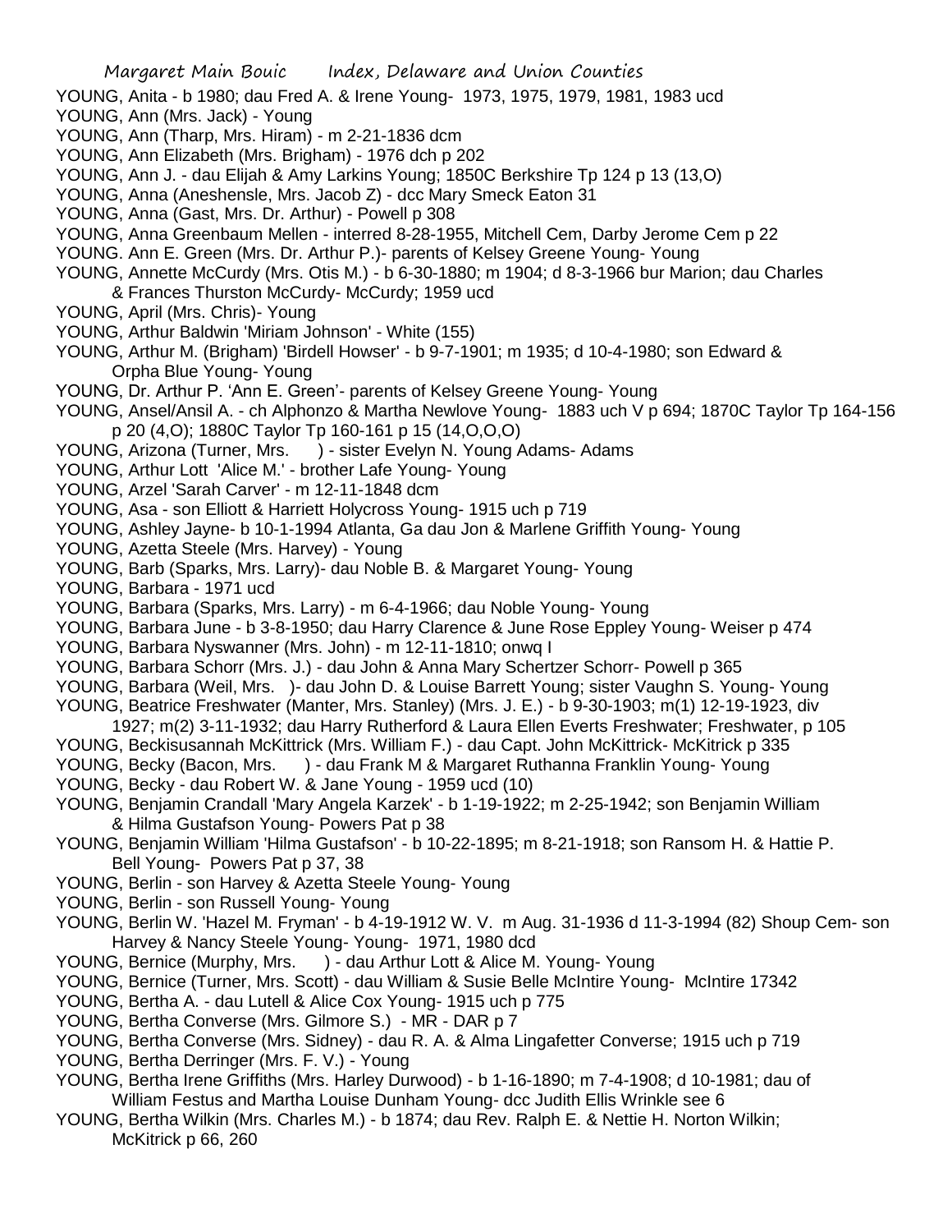YOUNG, Anita - b 1980; dau Fred A. & Irene Young- 1973, 1975, 1979, 1981, 1983 ucd

YOUNG, Ann (Mrs. Jack) - Young

YOUNG, Ann (Tharp, Mrs. Hiram) - m 2-21-1836 dcm

YOUNG, Ann Elizabeth (Mrs. Brigham) - 1976 dch p 202

YOUNG, Ann J. - dau Elijah & Amy Larkins Young; 1850C Berkshire Tp 124 p 13 (13,O)

YOUNG, Anna (Aneshensle, Mrs. Jacob Z) - dcc Mary Smeck Eaton 31

YOUNG, Anna (Gast, Mrs. Dr. Arthur) - Powell p 308

YOUNG, Anna Greenbaum Mellen - interred 8-28-1955, Mitchell Cem, Darby Jerome Cem p 22

YOUNG. Ann E. Green (Mrs. Dr. Arthur P.)- parents of Kelsey Greene Young- Young

YOUNG, Annette McCurdy (Mrs. Otis M.) - b 6-30-1880; m 1904; d 8-3-1966 bur Marion; dau Charles & Frances Thurston McCurdy- McCurdy; 1959 ucd

YOUNG, April (Mrs. Chris)- Young

YOUNG, Arthur Baldwin 'Miriam Johnson' - White (155)

YOUNG, Arthur M. (Brigham) 'Birdell Howser' - b 9-7-1901; m 1935; d 10-4-1980; son Edward & Orpha Blue Young- Young

YOUNG, Dr. Arthur P. 'Ann E. Green'- parents of Kelsey Greene Young- Young

YOUNG, Ansel/Ansil A. - ch Alphonzo & Martha Newlove Young- 1883 uch V p 694; 1870C Taylor Tp 164-156 p 20 (4,O); 1880C Taylor Tp 160-161 p 15 (14,O,O,O)

YOUNG, Arizona (Turner, Mrs. ) - sister Evelyn N. Young Adams- Adams

YOUNG, Arthur Lott 'Alice M.' - brother Lafe Young- Young

YOUNG, Arzel 'Sarah Carver' - m 12-11-1848 dcm

YOUNG, Asa - son Elliott & Harriett Holycross Young- 1915 uch p 719

YOUNG, Ashley Jayne- b 10-1-1994 Atlanta, Ga dau Jon & Marlene Griffith Young- Young

YOUNG, Azetta Steele (Mrs. Harvey) - Young

YOUNG, Barb (Sparks, Mrs. Larry)- dau Noble B. & Margaret Young- Young

YOUNG, Barbara - 1971 ucd

YOUNG, Barbara (Sparks, Mrs. Larry) - m 6-4-1966; dau Noble Young- Young

YOUNG, Barbara June - b 3-8-1950; dau Harry Clarence & June Rose Eppley Young- Weiser p 474

YOUNG, Barbara Nyswanner (Mrs. John) - m 12-11-1810; onwq I

YOUNG, Barbara Schorr (Mrs. J.) - dau John & Anna Mary Schertzer Schorr- Powell p 365

YOUNG, Barbara (Weil, Mrs. )- dau John D. & Louise Barrett Young; sister Vaughn S. Young- Young

YOUNG, Beatrice Freshwater (Manter, Mrs. Stanley) (Mrs. J. E.) - b 9-30-1903; m(1) 12-19-1923, div 1927; m(2) 3-11-1932; dau Harry Rutherford & Laura Ellen Everts Freshwater; Freshwater, p 105

YOUNG, Beckisusannah McKittrick (Mrs. William F.) - dau Capt. John McKittrick- McKitrick p 335

YOUNG, Becky (Bacon, Mrs. ) - dau Frank M & Margaret Ruthanna Franklin Young- Young

YOUNG, Becky - dau Robert W. & Jane Young - 1959 ucd (10)

YOUNG, Benjamin Crandall 'Mary Angela Karzek' - b 1-19-1922; m 2-25-1942; son Benjamin William & Hilma Gustafson Young- Powers Pat p 38

YOUNG, Benjamin William 'Hilma Gustafson' - b 10-22-1895; m 8-21-1918; son Ransom H. & Hattie P. Bell Young- Powers Pat p 37, 38

YOUNG, Berlin - son Harvey & Azetta Steele Young- Young

YOUNG, Berlin - son Russell Young- Young

YOUNG, Berlin W. 'Hazel M. Fryman' - b 4-19-1912 W. V. m Aug. 31-1936 d 11-3-1994 (82) Shoup Cem- son Harvey & Nancy Steele Young- Young- 1971, 1980 dcd

YOUNG, Bernice (Murphy, Mrs. ) - dau Arthur Lott & Alice M. Young- Young

YOUNG, Bernice (Turner, Mrs. Scott) - dau William & Susie Belle McIntire Young- McIntire 17342

YOUNG, Bertha A. - dau Lutell & Alice Cox Young- 1915 uch p 775

YOUNG, Bertha Converse (Mrs. Gilmore S.) - MR - DAR p 7

YOUNG, Bertha Converse (Mrs. Sidney) - dau R. A. & Alma Lingafetter Converse; 1915 uch p 719

YOUNG, Bertha Derringer (Mrs. F. V.) - Young

YOUNG, Bertha Irene Griffiths (Mrs. Harley Durwood) - b 1-16-1890; m 7-4-1908; d 10-1981; dau of William Festus and Martha Louise Dunham Young- dcc Judith Ellis Wrinkle see 6

YOUNG, Bertha Wilkin (Mrs. Charles M.) - b 1874; dau Rev. Ralph E. & Nettie H. Norton Wilkin; McKitrick p 66, 260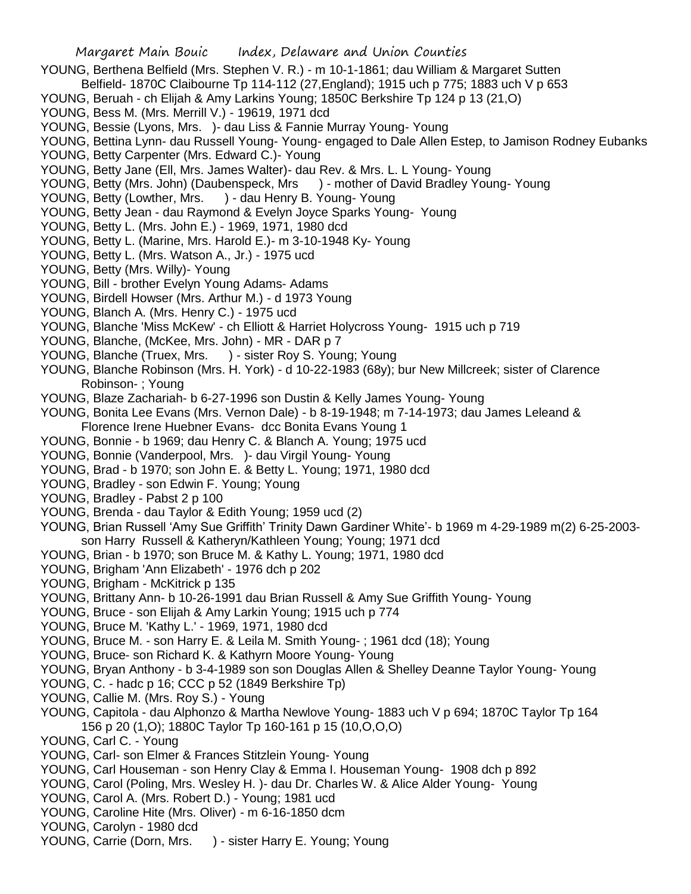YOUNG, Berthena Belfield (Mrs. Stephen V. R.) - m 10-1-1861; dau William & Margaret Sutten Belfield- 1870C Claibourne Tp 114-112 (27,England); 1915 uch p 775; 1883 uch V p 653
YOUNG, Beruah - ch Elijah & Amy Larkins Young; 1850C Berkshire Tp 124 p 13 (21,O)
YOUNG, Bess M. (Mrs. Merrill V.) - 19619, 1971 dcd
YOUNG, Bessie (Lyons, Mrs. )- dau Liss & Fannie Murray Young- Young
YOUNG, Bettina Lynn- dau Russell Young- Young- engaged to Dale Allen Estep, to Jamison Rodney Eubanks
YOUNG, Betty Carpenter (Mrs. Edward C.)- Young
YOUNG, Betty Jane (Ell, Mrs. James Walter)- dau Rev. & Mrs. L. L Young- Young
YOUNG, Betty (Mrs. John) (Daubenspeck, Mrs ) - mother of David Bradley Young- Young
YOUNG, Betty (Lowther, Mrs. ) - dau Henry B. Young- Young
YOUNG, Betty Jean - dau Raymond & Evelyn Joyce Sparks Young- Young
YOUNG, Betty L. (Mrs. John E.) - 1969, 1971, 1980 dcd
YOUNG, Betty L. (Marine, Mrs. Harold E.)- m 3-10-1948 Ky- Young
YOUNG, Betty L. (Mrs. Watson A., Jr.) - 1975 ucd
YOUNG, Betty (Mrs. Willy)- Young
YOUNG, Bill - brother Evelyn Young Adams- Adams
YOUNG, Birdell Howser (Mrs. Arthur M.) - d 1973 Young
YOUNG, Blanch A. (Mrs. Henry C.) - 1975 ucd
YOUNG, Blanche 'Miss McKew' - ch Elliott & Harriet Holycross Young- 1915 uch p 719
YOUNG, Blanche, (McKee, Mrs. John) - MR - DAR p 7
YOUNG, Blanche (Truex, Mrs. ) - sister Roy S. Young; Young
YOUNG, Blanche Robinson (Mrs. H. York) - d 10-22-1983 (68y); bur New Millcreek; sister of Clarence Robinson- ; Young
YOUNG, Blaze Zachariah- b 6-27-1996 son Dustin & Kelly James Young- Young
YOUNG, Bonita Lee Evans (Mrs. Vernon Dale) - b 8-19-1948; m 7-14-1973; dau James Leleand & Florence Irene Huebner Evans- dcc Bonita Evans Young 1
YOUNG, Bonnie - b 1969; dau Henry C. & Blanch A. Young; 1975 ucd
YOUNG, Bonnie (Vanderpool, Mrs. )- dau Virgil Young- Young
YOUNG, Brad - b 1970; son John E. & Betty L. Young; 1971, 1980 dcd
YOUNG, Bradley - son Edwin F. Young; Young
YOUNG, Bradley - Pabst 2 p 100
YOUNG, Brenda - dau Taylor & Edith Young; 1959 ucd (2)
YOUNG, Brian Russell 'Amy Sue Griffith' Trinity Dawn Gardiner White'- b 1969 m 4-29-1989 m(2) 6-25-2003- son Harry Russell & Katheryn/Kathleen Young; Young; 1971 dcd
YOUNG, Brian - b 1970; son Bruce M. & Kathy L. Young; 1971, 1980 dcd
YOUNG, Brigham 'Ann Elizabeth' - 1976 dch p 202
YOUNG, Brigham - McKitrick p 135
YOUNG, Brittany Ann- b 10-26-1991 dau Brian Russell & Amy Sue Griffith Young- Young
YOUNG, Bruce - son Elijah & Amy Larkin Young; 1915 uch p 774
YOUNG, Bruce M. 'Kathy L.' - 1969, 1971, 1980 dcd
YOUNG, Bruce M. - son Harry E. & Leila M. Smith Young- ; 1961 dcd (18); Young
YOUNG, Bruce- son Richard K. & Kathyrn Moore Young- Young
YOUNG, Bryan Anthony - b 3-4-1989 son son Douglas Allen & Shelley Deanne Taylor Young- Young
YOUNG, C. - hadc p 16; CCC p 52 (1849 Berkshire Tp)
YOUNG, Callie M. (Mrs. Roy S.) - Young
YOUNG, Capitola - dau Alphonzo & Martha Newlove Young- 1883 uch V p 694; 1870C Taylor Tp 164 156 p 20 (1,O); 1880C Taylor Tp 160-161 p 15 (10,O,O,O)
YOUNG, Carl C. - Young
YOUNG, Carl- son Elmer & Frances Stitzlein Young- Young
YOUNG, Carl Houseman - son Henry Clay & Emma I. Houseman Young- 1908 dch p 892
YOUNG, Carol (Poling, Mrs. Wesley H. )- dau Dr. Charles W. & Alice Alder Young- Young
YOUNG, Carol A. (Mrs. Robert D.) - Young; 1981 ucd
YOUNG, Caroline Hite (Mrs. Oliver) - m 6-16-1850 dcm
YOUNG, Carolyn - 1980 dcd
YOUNG, Carrie (Dorn, Mrs. ) - sister Harry E. Young; Young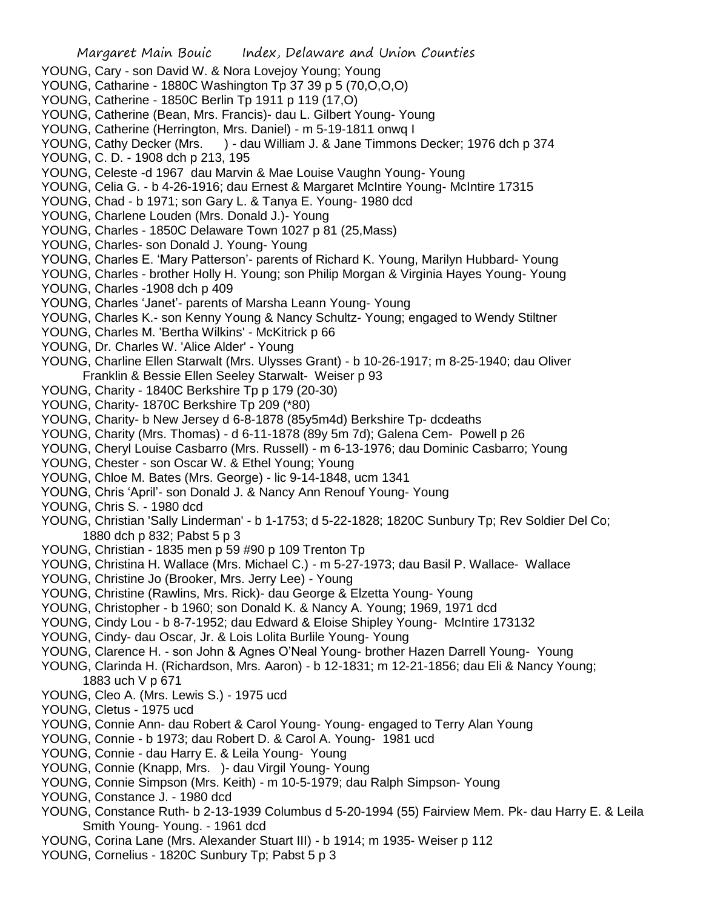YOUNG, Cary - son David W. & Nora Lovejoy Young; Young
YOUNG, Catharine - 1880C Washington Tp 37 39 p 5 (70,O,O,O)
YOUNG, Catherine - 1850C Berlin Tp 1911 p 119 (17,O)
YOUNG, Catherine (Bean, Mrs. Francis)- dau L. Gilbert Young- Young
YOUNG, Catherine (Herrington, Mrs. Daniel) - m 5-19-1811 onwq I
YOUNG, Cathy Decker (Mrs. ) - dau William J. & Jane Timmons Decker; 1976 dch p 374
YOUNG, C. D. - 1908 dch p 213, 195
YOUNG, Celeste -d 1967 dau Marvin & Mae Louise Vaughn Young- Young
YOUNG, Celia G. - b 4-26-1916; dau Ernest & Margaret McIntire Young- McIntire 17315
YOUNG, Chad - b 1971; son Gary L. & Tanya E. Young- 1980 dcd
YOUNG, Charlene Louden (Mrs. Donald J.)- Young
YOUNG, Charles - 1850C Delaware Town 1027 p 81 (25,Mass)
YOUNG, Charles- son Donald J. Young- Young
YOUNG, Charles E. 'Mary Patterson'- parents of Richard K. Young, Marilyn Hubbard- Young
YOUNG, Charles - brother Holly H. Young; son Philip Morgan & Virginia Hayes Young- Young
YOUNG, Charles -1908 dch p 409
YOUNG, Charles 'Janet'- parents of Marsha Leann Young- Young
YOUNG, Charles K.- son Kenny Young & Nancy Schultz- Young; engaged to Wendy Stiltner
YOUNG, Charles M. 'Bertha Wilkins' - McKitrick p 66
YOUNG, Dr. Charles W. 'Alice Alder' - Young
YOUNG, Charline Ellen Starwalt (Mrs. Ulysses Grant) - b 10-26-1917; m 8-25-1940; dau Oliver Franklin & Bessie Ellen Seeley Starwalt- Weiser p 93
YOUNG, Charity - 1840C Berkshire Tp p 179 (20-30)
YOUNG, Charity- 1870C Berkshire Tp 209 (*80)
YOUNG, Charity- b New Jersey d 6-8-1878 (85y5m4d) Berkshire Tp- dcdeaths
YOUNG, Charity (Mrs. Thomas) - d 6-11-1878 (89y 5m 7d); Galena Cem- Powell p 26
YOUNG, Cheryl Louise Casbarro (Mrs. Russell) - m 6-13-1976; dau Dominic Casbarro; Young
YOUNG, Chester - son Oscar W. & Ethel Young; Young
YOUNG, Chloe M. Bates (Mrs. George) - lic 9-14-1848, ucm 1341
YOUNG, Chris 'April'- son Donald J. & Nancy Ann Renouf Young- Young
YOUNG, Chris S. - 1980 dcd
YOUNG, Christian 'Sally Linderman' - b 1-1753; d 5-22-1828; 1820C Sunbury Tp; Rev Soldier Del Co; 1880 dch p 832; Pabst 5 p 3
YOUNG, Christian - 1835 men p 59 #90 p 109 Trenton Tp
YOUNG, Christina H. Wallace (Mrs. Michael C.) - m 5-27-1973; dau Basil P. Wallace- Wallace
YOUNG, Christine Jo (Brooker, Mrs. Jerry Lee) - Young
YOUNG, Christine (Rawlins, Mrs. Rick)- dau George & Elzetta Young- Young
YOUNG, Christopher - b 1960; son Donald K. & Nancy A. Young; 1969, 1971 dcd
YOUNG, Cindy Lou - b 8-7-1952; dau Edward & Eloise Shipley Young- McIntire 173132
YOUNG, Cindy- dau Oscar, Jr. & Lois Lolita Burlile Young- Young
YOUNG, Clarence H. - son John & Agnes O'Neal Young- brother Hazen Darrell Young- Young
YOUNG, Clarinda H. (Richardson, Mrs. Aaron) - b 12-1831; m 12-21-1856; dau Eli & Nancy Young; 1883 uch V p 671
YOUNG, Cleo A. (Mrs. Lewis S.) - 1975 ucd
YOUNG, Cletus - 1975 ucd
YOUNG, Connie Ann- dau Robert & Carol Young- Young- engaged to Terry Alan Young
YOUNG, Connie - b 1973; dau Robert D. & Carol A. Young- 1981 ucd
YOUNG, Connie - dau Harry E. & Leila Young- Young
YOUNG, Connie (Knapp, Mrs. )- dau Virgil Young- Young
YOUNG, Connie Simpson (Mrs. Keith) - m 10-5-1979; dau Ralph Simpson- Young
YOUNG, Constance J. - 1980 dcd
YOUNG, Constance Ruth- b 2-13-1939 Columbus d 5-20-1994 (55) Fairview Mem. Pk- dau Harry E. & Leila Smith Young- Young. - 1961 dcd
YOUNG, Corina Lane (Mrs. Alexander Stuart III) - b 1914; m 1935- Weiser p 112
YOUNG, Cornelius - 1820C Sunbury Tp; Pabst 5 p 3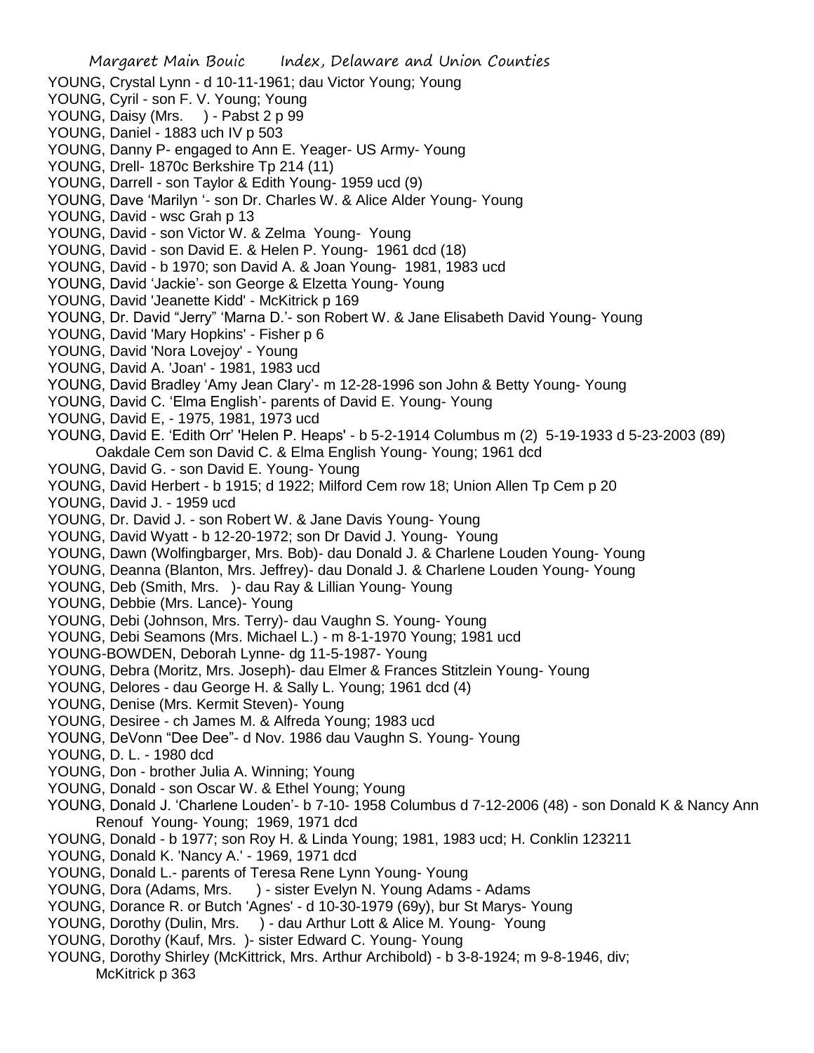YOUNG, Crystal Lynn - d 10-11-1961; dau Victor Young; Young
YOUNG, Cyril - son F. V. Young; Young
YOUNG, Daisy (Mrs. ) - Pabst 2 p 99
YOUNG, Daniel - 1883 uch IV p 503
YOUNG, Danny P- engaged to Ann E. Yeager- US Army- Young
YOUNG, Drell- 1870c Berkshire Tp 214 (11)
YOUNG, Darrell - son Taylor & Edith Young- 1959 ucd (9)
YOUNG, Dave 'Marilyn '- son Dr. Charles W. & Alice Alder Young- Young
YOUNG, David - wsc Grah p 13
YOUNG, David - son Victor W. & Zelma Young- Young
YOUNG, David - son David E. & Helen P. Young- 1961 dcd (18)
YOUNG, David - b 1970; son David A. & Joan Young- 1981, 1983 ucd
YOUNG, David 'Jackie'- son George & Elzetta Young- Young
YOUNG, David 'Jeanette Kidd' - McKitrick p 169
YOUNG, Dr. David "Jerry" 'Marna D.'- son Robert W. & Jane Elisabeth David Young- Young
YOUNG, David 'Mary Hopkins' - Fisher p 6
YOUNG, David 'Nora Lovejoy' - Young
YOUNG, David A. 'Joan' - 1981, 1983 ucd
YOUNG, David Bradley 'Amy Jean Clary'- m 12-28-1996 son John & Betty Young- Young
YOUNG, David C. 'Elma English'- parents of David E. Young- Young
YOUNG, David E, - 1975, 1981, 1973 ucd
YOUNG, David E. 'Edith Orr' 'Helen P. Heaps' - b 5-2-1914 Columbus m (2) 5-19-1933 d 5-23-2003 (89) Oakdale Cem son David C. & Elma English Young- Young; 1961 dcd
YOUNG, David G. - son David E. Young- Young
YOUNG, David Herbert - b 1915; d 1922; Milford Cem row 18; Union Allen Tp Cem p 20
YOUNG, David J. - 1959 ucd
YOUNG, Dr. David J. - son Robert W. & Jane Davis Young- Young
YOUNG, David Wyatt - b 12-20-1972; son Dr David J. Young- Young
YOUNG, Dawn (Wolfingbarger, Mrs. Bob)- dau Donald J. & Charlene Louden Young- Young
YOUNG, Deanna (Blanton, Mrs. Jeffrey)- dau Donald J. & Charlene Louden Young- Young
YOUNG, Deb (Smith, Mrs. )- dau Ray & Lillian Young- Young
YOUNG, Debbie (Mrs. Lance)- Young
YOUNG, Debi (Johnson, Mrs. Terry)- dau Vaughn S. Young- Young
YOUNG, Debi Seamons (Mrs. Michael L.) - m 8-1-1970 Young; 1981 ucd
YOUNG-BOWDEN, Deborah Lynne- dg 11-5-1987- Young
YOUNG, Debra (Moritz, Mrs. Joseph)- dau Elmer & Frances Stitzlein Young- Young
YOUNG, Delores - dau George H. & Sally L. Young; 1961 dcd (4)
YOUNG, Denise (Mrs. Kermit Steven)- Young
YOUNG, Desiree - ch James M. & Alfreda Young; 1983 ucd
YOUNG, DeVonn "Dee Dee"- d Nov. 1986 dau Vaughn S. Young- Young
YOUNG, D. L. - 1980 dcd
YOUNG, Don - brother Julia A. Winning; Young
YOUNG, Donald - son Oscar W. & Ethel Young; Young
YOUNG, Donald J. 'Charlene Louden'- b 7-10- 1958 Columbus d 7-12-2006 (48) - son Donald K & Nancy Ann Renouf Young- Young; 1969, 1971 dcd
YOUNG, Donald - b 1977; son Roy H. & Linda Young; 1981, 1983 ucd; H. Conklin 123211
YOUNG, Donald K. 'Nancy A.' - 1969, 1971 dcd
YOUNG, Donald L.- parents of Teresa Rene Lynn Young- Young
YOUNG, Dora (Adams, Mrs. ) - sister Evelyn N. Young Adams - Adams
YOUNG, Dorance R. or Butch 'Agnes' - d 10-30-1979 (69y), bur St Marys- Young
YOUNG, Dorothy (Dulin, Mrs. ) - dau Arthur Lott & Alice M. Young- Young
YOUNG, Dorothy (Kauf, Mrs. )- sister Edward C. Young- Young
YOUNG, Dorothy Shirley (McKittrick, Mrs. Arthur Archibold) - b 3-8-1924; m 9-8-1946, div; McKitrick p 363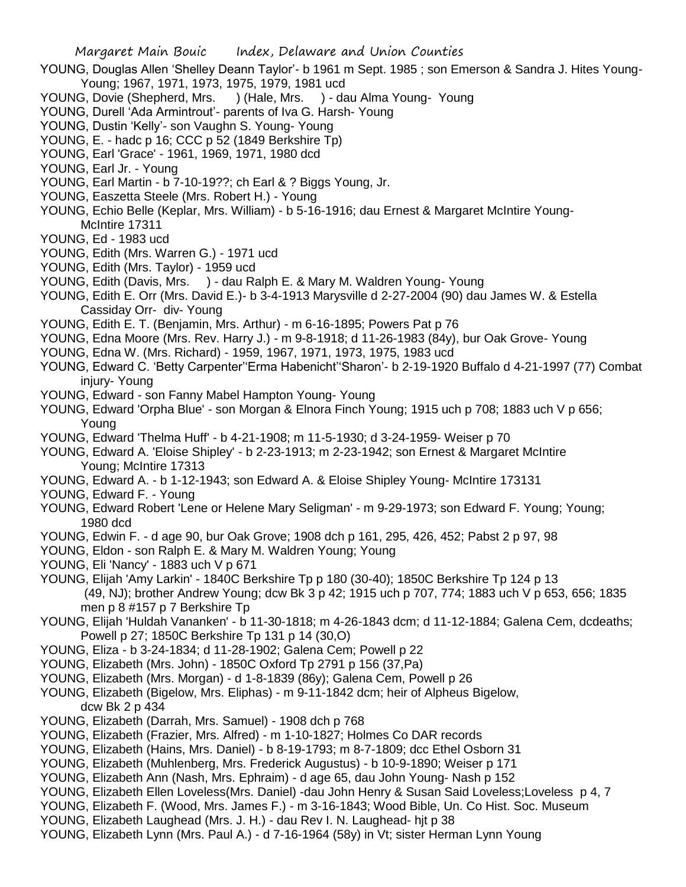YOUNG, Douglas Allen 'Shelley Deann Taylor'- b 1961 m Sept. 1985 ; son Emerson & Sandra J. Hites Young- Young; 1967, 1971, 1973, 1975, 1979, 1981 ucd

YOUNG, Dovie (Shepherd, Mrs. ) (Hale, Mrs. ) - dau Alma Young- Young

YOUNG, Durell 'Ada Armintrout'- parents of Iva G. Harsh- Young

YOUNG, Dustin 'Kelly'- son Vaughn S. Young- Young

YOUNG, E. - hadc p 16; CCC p 52 (1849 Berkshire Tp)

YOUNG, Earl 'Grace' - 1961, 1969, 1971, 1980 dcd

YOUNG, Earl Jr. - Young

YOUNG, Earl Martin - b 7-10-19??; ch Earl & ? Biggs Young, Jr.

YOUNG, Easzetta Steele (Mrs. Robert H.) - Young

YOUNG, Echio Belle (Keplar, Mrs. William) - b 5-16-1916; dau Ernest & Margaret McIntire Young- McIntire 17311

YOUNG, Ed - 1983 ucd

YOUNG, Edith (Mrs. Warren G.) - 1971 ucd

YOUNG, Edith (Mrs. Taylor) - 1959 ucd

YOUNG, Edith (Davis, Mrs. ) - dau Ralph E. & Mary M. Waldren Young- Young

YOUNG, Edith E. Orr (Mrs. David E.)- b 3-4-1913 Marysville d 2-27-2004 (90) dau James W. & Estella Cassiday Orr- div- Young

YOUNG, Edith E. T. (Benjamin, Mrs. Arthur) - m 6-16-1895; Powers Pat p 76

YOUNG, Edna Moore (Mrs. Rev. Harry J.) - m 9-8-1918; d 11-26-1983 (84y), bur Oak Grove- Young

YOUNG, Edna W. (Mrs. Richard) - 1959, 1967, 1971, 1973, 1975, 1983 ucd

YOUNG, Edward C. 'Betty Carpenter''Erma Habenicht''Sharon'- b 2-19-1920 Buffalo d 4-21-1997 (77) Combat injury- Young

YOUNG, Edward - son Fanny Mabel Hampton Young- Young

YOUNG, Edward 'Orpha Blue' - son Morgan & Elnora Finch Young; 1915 uch p 708; 1883 uch V p 656; Young

YOUNG, Edward 'Thelma Huff' - b 4-21-1908; m 11-5-1930; d 3-24-1959- Weiser p 70

YOUNG, Edward A. 'Eloise Shipley' - b 2-23-1913; m 2-23-1942; son Ernest & Margaret McIntire Young; McIntire 17313

YOUNG, Edward A. - b 1-12-1943; son Edward A. & Eloise Shipley Young- McIntire 173131

YOUNG, Edward F. - Young

YOUNG, Edward Robert 'Lene or Helene Mary Seligman' - m 9-29-1973; son Edward F. Young; Young; 1980 dcd

YOUNG, Edwin F. - d age 90, bur Oak Grove; 1908 dch p 161, 295, 426, 452; Pabst 2 p 97, 98

YOUNG, Eldon - son Ralph E. & Mary M. Waldren Young; Young

YOUNG, Eli 'Nancy' - 1883 uch V p 671

YOUNG, Elijah 'Amy Larkin' - 1840C Berkshire Tp p 180 (30-40); 1850C Berkshire Tp 124 p 13 (49, NJ); brother Andrew Young; dcw Bk 3 p 42; 1915 uch p 707, 774; 1883 uch V p 653, 656; 1835 men p 8 #157 p 7 Berkshire Tp

YOUNG, Elijah 'Huldah Vananken' - b 11-30-1818; m 4-26-1843 dcm; d 11-12-1884; Galena Cem, dcdeaths; Powell p 27; 1850C Berkshire Tp 131 p 14 (30,O)

YOUNG, Eliza - b 3-24-1834; d 11-28-1902; Galena Cem; Powell p 22

YOUNG, Elizabeth (Mrs. John) - 1850C Oxford Tp 2791 p 156 (37,Pa)

YOUNG, Elizabeth (Mrs. Morgan) - d 1-8-1839 (86y); Galena Cem, Powell p 26

YOUNG, Elizabeth (Bigelow, Mrs. Eliphas) - m 9-11-1842 dcm; heir of Alpheus Bigelow, dcw Bk 2 p 434

YOUNG, Elizabeth (Darrah, Mrs. Samuel) - 1908 dch p 768

YOUNG, Elizabeth (Frazier, Mrs. Alfred) - m 1-10-1827; Holmes Co DAR records

YOUNG, Elizabeth (Hains, Mrs. Daniel) - b 8-19-1793; m 8-7-1809; dcc Ethel Osborn 31

YOUNG, Elizabeth (Muhlenberg, Mrs. Frederick Augustus) - b 10-9-1890; Weiser p 171

YOUNG, Elizabeth Ann (Nash, Mrs. Ephraim) - d age 65, dau John Young- Nash p 152

YOUNG, Elizabeth Ellen Loveless(Mrs. Daniel) -dau John Henry & Susan Said Loveless;Loveless p 4, 7

YOUNG, Elizabeth F. (Wood, Mrs. James F.) - m 3-16-1843; Wood Bible, Un. Co Hist. Soc. Museum

YOUNG, Elizabeth Laughead (Mrs. J. H.) - dau Rev I. N. Laughead- hjt p 38

YOUNG, Elizabeth Lynn (Mrs. Paul A.) - d 7-16-1964 (58y) in Vt; sister Herman Lynn Young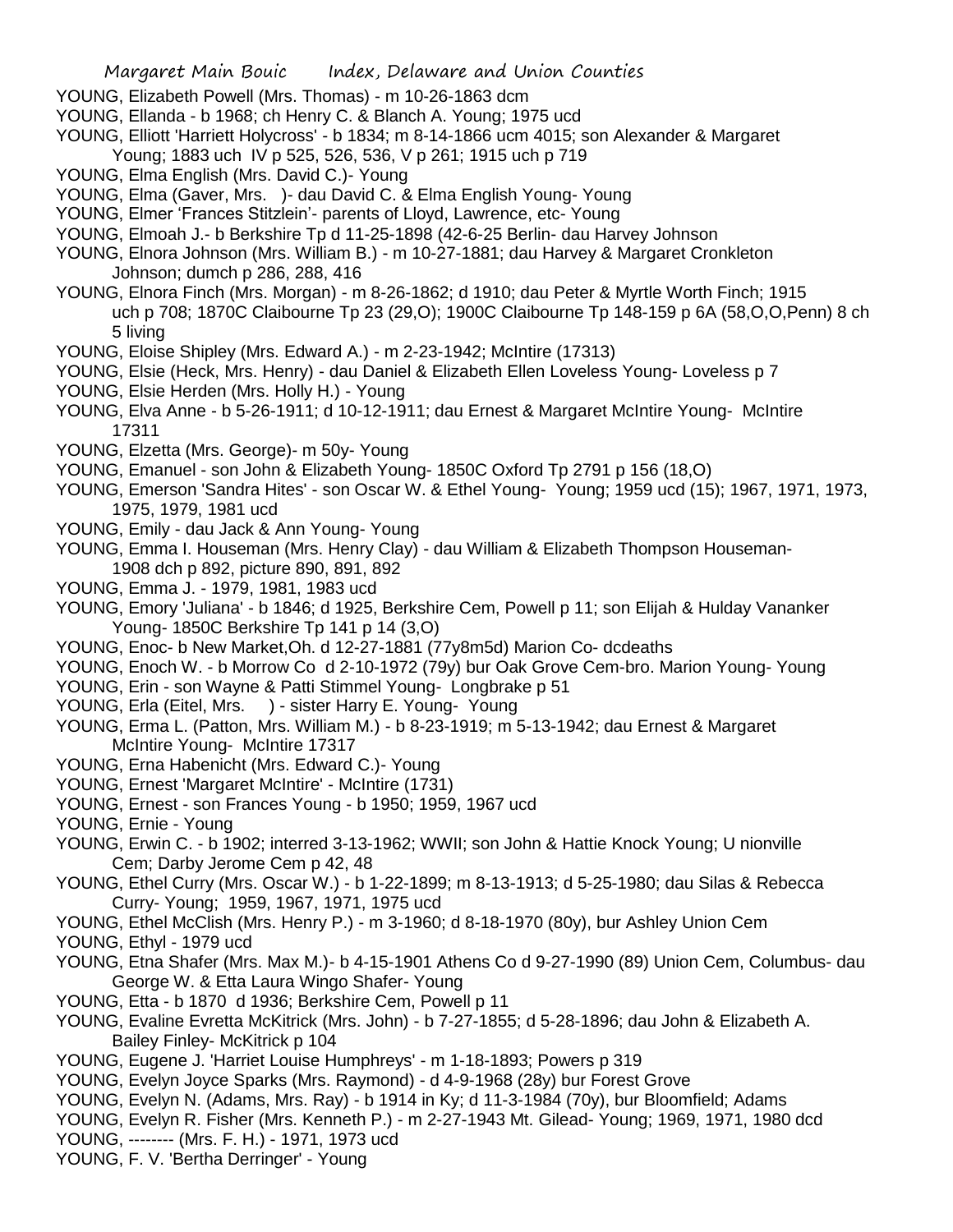YOUNG, Elizabeth Powell (Mrs. Thomas) - m 10-26-1863 dcm

YOUNG, Ellanda - b 1968; ch Henry C. & Blanch A. Young; 1975 ucd

YOUNG, Elliott 'Harriett Holycross' - b 1834; m 8-14-1866 ucm 4015; son Alexander & Margaret Young; 1883 uch IV p 525, 526, 536, V p 261; 1915 uch p 719

YOUNG, Elma English (Mrs. David C.)- Young

YOUNG, Elma (Gaver, Mrs. )- dau David C. & Elma English Young- Young

YOUNG, Elmer 'Frances Stitzlein'- parents of Lloyd, Lawrence, etc- Young

YOUNG, Elmoah J.- b Berkshire Tp d 11-25-1898 (42-6-25 Berlin- dau Harvey Johnson

YOUNG, Elnora Johnson (Mrs. William B.) - m 10-27-1881; dau Harvey & Margaret Cronkleton Johnson; dumch p 286, 288, 416

YOUNG, Elnora Finch (Mrs. Morgan) - m 8-26-1862; d 1910; dau Peter & Myrtle Worth Finch; 1915 uch p 708; 1870C Claibourne Tp 23 (29,O); 1900C Claibourne Tp 148-159 p 6A (58,O,O,Penn) 8 ch 5 living

YOUNG, Eloise Shipley (Mrs. Edward A.) - m 2-23-1942; McIntire (17313)

YOUNG, Elsie (Heck, Mrs. Henry) - dau Daniel & Elizabeth Ellen Loveless Young- Loveless p 7

YOUNG, Elsie Herden (Mrs. Holly H.) - Young

YOUNG, Elva Anne - b 5-26-1911; d 10-12-1911; dau Ernest & Margaret McIntire Young- McIntire 17311

YOUNG, Elzetta (Mrs. George)- m 50y- Young

YOUNG, Emanuel - son John & Elizabeth Young- 1850C Oxford Tp 2791 p 156 (18,O)

YOUNG, Emerson 'Sandra Hites' - son Oscar W. & Ethel Young- Young; 1959 ucd (15); 1967, 1971, 1973, 1975, 1979, 1981 ucd

YOUNG, Emily - dau Jack & Ann Young- Young

YOUNG, Emma I. Houseman (Mrs. Henry Clay) - dau William & Elizabeth Thompson Houseman- 1908 dch p 892, picture 890, 891, 892

YOUNG, Emma J. - 1979, 1981, 1983 ucd

YOUNG, Emory 'Juliana' - b 1846; d 1925, Berkshire Cem, Powell p 11; son Elijah & Hulday Vananker Young- 1850C Berkshire Tp 141 p 14 (3,O)

YOUNG, Enoc- b New Market,Oh. d 12-27-1881 (77y8m5d) Marion Co- dcdeaths

YOUNG, Enoch W. - b Morrow Co d 2-10-1972 (79y) bur Oak Grove Cem-bro. Marion Young- Young

YOUNG, Erin - son Wayne & Patti Stimmel Young- Longbrake p 51

YOUNG, Erla (Eitel, Mrs. ) - sister Harry E. Young- Young

YOUNG, Erma L. (Patton, Mrs. William M.) - b 8-23-1919; m 5-13-1942; dau Ernest & Margaret McIntire Young- McIntire 17317

YOUNG, Erna Habenicht (Mrs. Edward C.)- Young

YOUNG, Ernest 'Margaret McIntire' - McIntire (1731)

YOUNG, Ernest - son Frances Young - b 1950; 1959, 1967 ucd

YOUNG, Ernie - Young

YOUNG, Erwin C. - b 1902; interred 3-13-1962; WWII; son John & Hattie Knock Young; U nionville Cem; Darby Jerome Cem p 42, 48

YOUNG, Ethel Curry (Mrs. Oscar W.) - b 1-22-1899; m 8-13-1913; d 5-25-1980; dau Silas & Rebecca Curry- Young; 1959, 1967, 1971, 1975 ucd

YOUNG, Ethel McClish (Mrs. Henry P.) - m 3-1960; d 8-18-1970 (80y), bur Ashley Union Cem

YOUNG, Ethyl - 1979 ucd

YOUNG, Etna Shafer (Mrs. Max M.)- b 4-15-1901 Athens Co d 9-27-1990 (89) Union Cem, Columbus- dau George W. & Etta Laura Wingo Shafer- Young

YOUNG, Etta - b 1870 d 1936; Berkshire Cem, Powell p 11

YOUNG, Evaline Evretta McKitrick (Mrs. John) - b 7-27-1855; d 5-28-1896; dau John & Elizabeth A. Bailey Finley- McKitrick p 104

YOUNG, Eugene J. 'Harriet Louise Humphreys' - m 1-18-1893; Powers p 319

YOUNG, Evelyn Joyce Sparks (Mrs. Raymond) - d 4-9-1968 (28y) bur Forest Grove

YOUNG, Evelyn N. (Adams, Mrs. Ray) - b 1914 in Ky; d 11-3-1984 (70y), bur Bloomfield; Adams

YOUNG, Evelyn R. Fisher (Mrs. Kenneth P.) - m 2-27-1943 Mt. Gilead- Young; 1969, 1971, 1980 dcd

YOUNG, -------- (Mrs. F. H.) - 1971, 1973 ucd

YOUNG, F. V. 'Bertha Derringer' - Young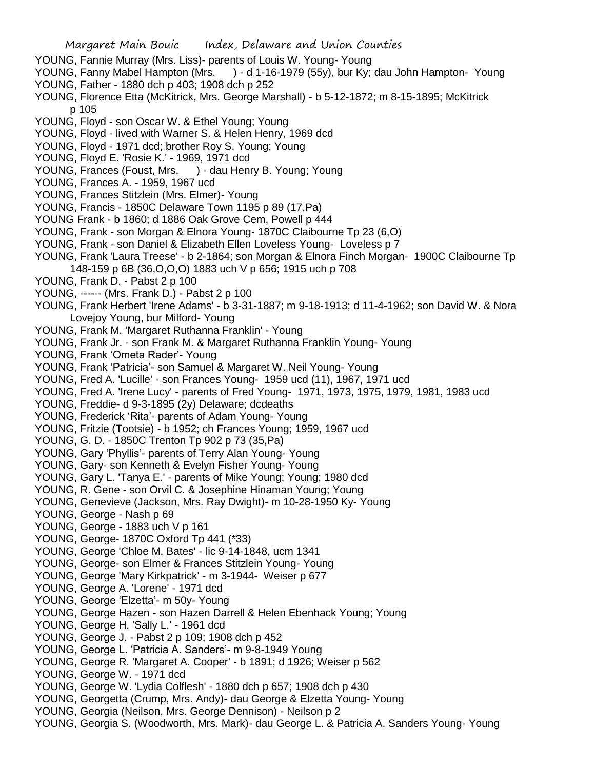YOUNG, Fannie Murray (Mrs. Liss)- parents of Louis W. Young- Young
YOUNG, Fanny Mabel Hampton (Mrs. ) - d 1-16-1979 (55y), bur Ky; dau John Hampton- Young
YOUNG, Father - 1880 dch p 403; 1908 dch p 252
YOUNG, Florence Etta (McKitrick, Mrs. George Marshall) - b 5-12-1872; m 8-15-1895; McKitrick p 105
YOUNG, Floyd - son Oscar W. & Ethel Young; Young
YOUNG, Floyd - lived with Warner S. & Helen Henry, 1969 dcd
YOUNG, Floyd - 1971 dcd; brother Roy S. Young; Young
YOUNG, Floyd E. 'Rosie K.' - 1969, 1971 dcd
YOUNG, Frances (Foust, Mrs. ) - dau Henry B. Young; Young
YOUNG, Frances A. - 1959, 1967 ucd
YOUNG, Frances Stitzlein (Mrs. Elmer)- Young
YOUNG, Francis - 1850C Delaware Town 1195 p 89 (17,Pa)
YOUNG Frank - b 1860; d 1886 Oak Grove Cem, Powell p 444
YOUNG, Frank - son Morgan & Elnora Young- 1870C Claibourne Tp 23 (6,O)
YOUNG, Frank - son Daniel & Elizabeth Ellen Loveless Young- Loveless p 7
YOUNG, Frank 'Laura Treese' - b 2-1864; son Morgan & Elnora Finch Morgan- 1900C Claibourne Tp 148-159 p 6B (36,O,O,O) 1883 uch V p 656; 1915 uch p 708
YOUNG, Frank D. - Pabst 2 p 100
YOUNG, ------ (Mrs. Frank D.) - Pabst 2 p 100
YOUNG, Frank Herbert 'Irene Adams' - b 3-31-1887; m 9-18-1913; d 11-4-1962; son David W. & Nora Lovejoy Young, bur Milford- Young
YOUNG, Frank M. 'Margaret Ruthanna Franklin' - Young
YOUNG, Frank Jr. - son Frank M. & Margaret Ruthanna Franklin Young- Young
YOUNG, Frank 'Ometa Rader'- Young
YOUNG, Frank 'Patricia'- son Samuel & Margaret W. Neil Young- Young
YOUNG, Fred A. 'Lucille' - son Frances Young- 1959 ucd (11), 1967, 1971 ucd
YOUNG, Fred A. 'Irene Lucy' - parents of Fred Young- 1971, 1973, 1975, 1979, 1981, 1983 ucd
YOUNG, Freddie- d 9-3-1895 (2y) Delaware; dcdeaths
YOUNG, Frederick 'Rita'- parents of Adam Young- Young
YOUNG, Fritzie (Tootsie) - b 1952; ch Frances Young; 1959, 1967 ucd
YOUNG, G. D. - 1850C Trenton Tp 902 p 73 (35,Pa)
YOUNG, Gary 'Phyllis'- parents of Terry Alan Young- Young
YOUNG, Gary- son Kenneth & Evelyn Fisher Young- Young
YOUNG, Gary L. 'Tanya E.' - parents of Mike Young; Young; 1980 dcd
YOUNG, R. Gene - son Orvil C. & Josephine Hinaman Young; Young
YOUNG, Genevieve (Jackson, Mrs. Ray Dwight)- m 10-28-1950 Ky- Young
YOUNG, George - Nash p 69
YOUNG, George - 1883 uch V p 161
YOUNG, George- 1870C Oxford Tp 441 (*33)
YOUNG, George 'Chloe M. Bates' - lic 9-14-1848, ucm 1341
YOUNG, George- son Elmer & Frances Stitzlein Young- Young
YOUNG, George 'Mary Kirkpatrick' - m 3-1944- Weiser p 677
YOUNG, George A. 'Lorene' - 1971 dcd
YOUNG, George 'Elzetta'- m 50y- Young
YOUNG, George Hazen - son Hazen Darrell & Helen Ebenhack Young; Young
YOUNG, George H. 'Sally L.' - 1961 dcd
YOUNG, George J. - Pabst 2 p 109; 1908 dch p 452
YOUNG, George L. 'Patricia A. Sanders'- m 9-8-1949 Young
YOUNG, George R. 'Margaret A. Cooper' - b 1891; d 1926; Weiser p 562
YOUNG, George W. - 1971 dcd
YOUNG, George W. 'Lydia Colflesh' - 1880 dch p 657; 1908 dch p 430
YOUNG, Georgetta (Crump, Mrs. Andy)- dau George & Elzetta Young- Young
YOUNG, Georgia (Neilson, Mrs. George Dennison) - Neilson p 2
YOUNG, Georgia S. (Woodworth, Mrs. Mark)- dau George L. & Patricia A. Sanders Young- Young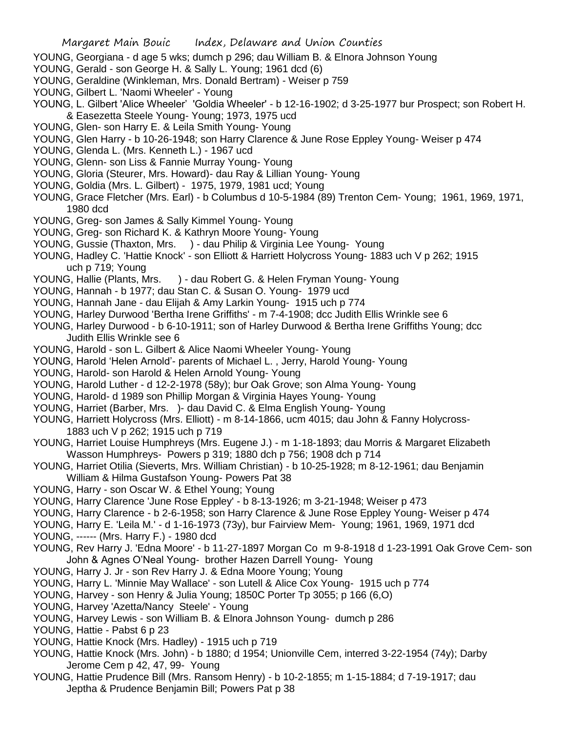YOUNG, Georgiana - d age 5 wks; dumch p 296; dau William B. & Elnora Johnson Young
YOUNG, Gerald - son George H. & Sally L. Young; 1961 dcd (6)
YOUNG, Geraldine (Winkleman, Mrs. Donald Bertram) - Weiser p 759
YOUNG, Gilbert L. 'Naomi Wheeler' - Young
YOUNG, L. Gilbert 'Alice Wheeler' 'Goldia Wheeler' - b 12-16-1902; d 3-25-1977 bur Prospect; son Robert H. & Easezetta Steele Young- Young; 1973, 1975 ucd
YOUNG, Glen- son Harry E. & Leila Smith Young- Young
YOUNG, Glen Harry - b 10-26-1948; son Harry Clarence & June Rose Eppley Young- Weiser p 474
YOUNG, Glenda L. (Mrs. Kenneth L.) - 1967 ucd
YOUNG, Glenn- son Liss & Fannie Murray Young- Young
YOUNG, Gloria (Steurer, Mrs. Howard)- dau Ray & Lillian Young- Young
YOUNG, Goldia (Mrs. L. Gilbert) - 1975, 1979, 1981 ucd; Young
YOUNG, Grace Fletcher (Mrs. Earl) - b Columbus d 10-5-1984 (89) Trenton Cem- Young; 1961, 1969, 1971, 1980 dcd
YOUNG, Greg- son James & Sally Kimmel Young- Young
YOUNG, Greg- son Richard K. & Kathryn Moore Young- Young
YOUNG, Gussie (Thaxton, Mrs. ) - dau Philip & Virginia Lee Young- Young
YOUNG, Hadley C. 'Hattie Knock' - son Elliott & Harriett Holycross Young- 1883 uch V p 262; 1915 uch p 719; Young
YOUNG, Hallie (Plants, Mrs. ) - dau Robert G. & Helen Fryman Young- Young
YOUNG, Hannah - b 1977; dau Stan C. & Susan O. Young- 1979 ucd
YOUNG, Hannah Jane - dau Elijah & Amy Larkin Young- 1915 uch p 774
YOUNG, Harley Durwood 'Bertha Irene Griffiths' - m 7-4-1908; dcc Judith Ellis Wrinkle see 6
YOUNG, Harley Durwood - b 6-10-1911; son of Harley Durwood & Bertha Irene Griffiths Young; dcc Judith Ellis Wrinkle see 6
YOUNG, Harold - son L. Gilbert & Alice Naomi Wheeler Young- Young
YOUNG, Harold 'Helen Arnold'- parents of Michael L. , Jerry, Harold Young- Young
YOUNG, Harold- son Harold & Helen Arnold Young- Young
YOUNG, Harold Luther - d 12-2-1978 (58y); bur Oak Grove; son Alma Young- Young
YOUNG, Harold- d 1989 son Phillip Morgan & Virginia Hayes Young- Young
YOUNG, Harriet (Barber, Mrs. )- dau David C. & Elma English Young- Young
YOUNG, Harriett Holycross (Mrs. Elliott) - m 8-14-1866, ucm 4015; dau John & Fanny Holycross- 1883 uch V p 262; 1915 uch p 719
YOUNG, Harriet Louise Humphreys (Mrs. Eugene J.) - m 1-18-1893; dau Morris & Margaret Elizabeth Wasson Humphreys- Powers p 319; 1880 dch p 756; 1908 dch p 714
YOUNG, Harriet Otilia (Sieverts, Mrs. William Christian) - b 10-25-1928; m 8-12-1961; dau Benjamin William & Hilma Gustafson Young- Powers Pat 38
YOUNG, Harry - son Oscar W. & Ethel Young; Young
YOUNG, Harry Clarence 'June Rose Eppley' - b 8-13-1926; m 3-21-1948; Weiser p 473
YOUNG, Harry Clarence - b 2-6-1958; son Harry Clarence & June Rose Eppley Young- Weiser p 474
YOUNG, Harry E. 'Leila M.' - d 1-16-1973 (73y), bur Fairview Mem- Young; 1961, 1969, 1971 dcd
YOUNG, ------ (Mrs. Harry F.) - 1980 dcd
YOUNG, Rev Harry J. 'Edna Moore' - b 11-27-1897 Morgan Co m 9-8-1918 d 1-23-1991 Oak Grove Cem- son John & Agnes O'Neal Young- brother Hazen Darrell Young- Young
YOUNG, Harry J. Jr - son Rev Harry J. & Edna Moore Young; Young
YOUNG, Harry L. 'Minnie May Wallace' - son Lutell & Alice Cox Young- 1915 uch p 774
YOUNG, Harvey - son Henry & Julia Young; 1850C Porter Tp 3055; p 166 (6,O)
YOUNG, Harvey 'Azetta/Nancy Steele' - Young
YOUNG, Harvey Lewis - son William B. & Elnora Johnson Young- dumch p 286
YOUNG, Hattie - Pabst 6 p 23
YOUNG, Hattie Knock (Mrs. Hadley) - 1915 uch p 719
YOUNG, Hattie Knock (Mrs. John) - b 1880; d 1954; Unionville Cem, interred 3-22-1954 (74y); Darby Jerome Cem p 42, 47, 99- Young
YOUNG, Hattie Prudence Bill (Mrs. Ransom Henry) - b 10-2-1855; m 1-15-1884; d 7-19-1917; dau Jeptha & Prudence Benjamin Bill; Powers Pat p 38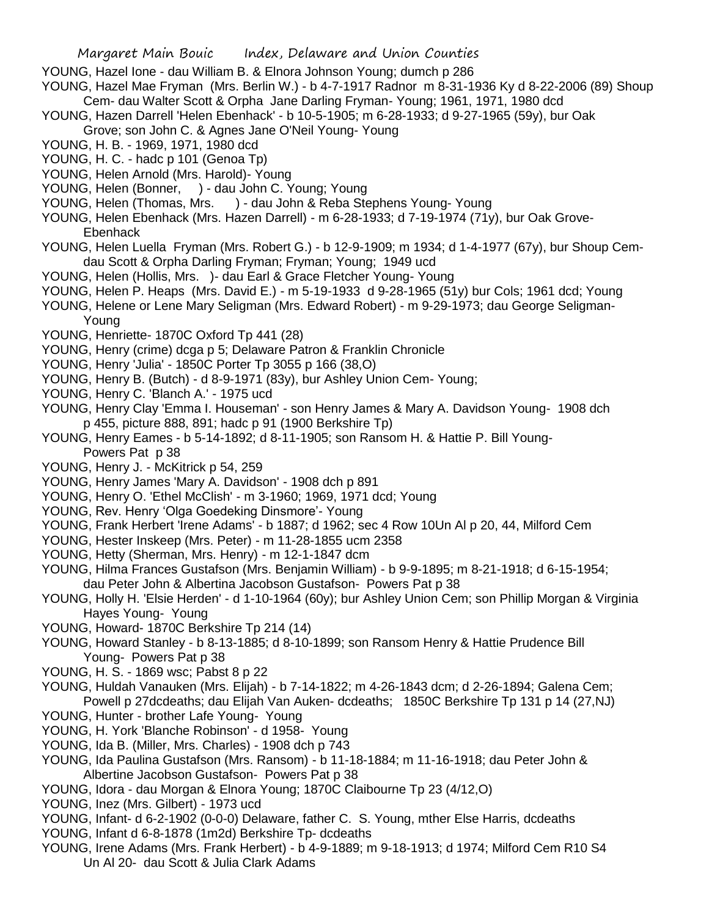YOUNG, Hazel Ione - dau William B. & Elnora Johnson Young; dumch p 286

YOUNG, Hazel Mae Fryman (Mrs. Berlin W.) - b 4-7-1917 Radnor m 8-31-1936 Ky d 8-22-2006 (89) Shoup Cem- dau Walter Scott & Orpha Jane Darling Fryman- Young; 1961, 1971, 1980 dcd

YOUNG, Hazen Darrell 'Helen Ebenhack' - b 10-5-1905; m 6-28-1933; d 9-27-1965 (59y), bur Oak Grove; son John C. & Agnes Jane O'Neil Young- Young

YOUNG, H. B. - 1969, 1971, 1980 dcd

YOUNG, H. C. - hadc p 101 (Genoa Tp)

YOUNG, Helen Arnold (Mrs. Harold)- Young

YOUNG, Helen (Bonner, ) - dau John C. Young; Young

YOUNG, Helen (Thomas, Mrs. ) - dau John & Reba Stephens Young- Young

YOUNG, Helen Ebenhack (Mrs. Hazen Darrell) - m 6-28-1933; d 7-19-1974 (71y), bur Oak Grove- Ebenhack

YOUNG, Helen Luella Fryman (Mrs. Robert G.) - b 12-9-1909; m 1934; d 1-4-1977 (67y), bur Shoup Cem- dau Scott & Orpha Darling Fryman; Fryman; Young; 1949 ucd

YOUNG, Helen (Hollis, Mrs. )- dau Earl & Grace Fletcher Young- Young

YOUNG, Helen P. Heaps (Mrs. David E.) - m 5-19-1933 d 9-28-1965 (51y) bur Cols; 1961 dcd; Young

YOUNG, Helene or Lene Mary Seligman (Mrs. Edward Robert) - m 9-29-1973; dau George Seligman- Young

YOUNG, Henriette- 1870C Oxford Tp 441 (28)

YOUNG, Henry (crime) dcga p 5; Delaware Patron & Franklin Chronicle

YOUNG, Henry 'Julia' - 1850C Porter Tp 3055 p 166 (38,O)

YOUNG, Henry B. (Butch) - d 8-9-1971 (83y), bur Ashley Union Cem- Young;

YOUNG, Henry C. 'Blanch A.' - 1975 ucd

YOUNG, Henry Clay 'Emma I. Houseman' - son Henry James & Mary A. Davidson Young- 1908 dch p 455, picture 888, 891; hadc p 91 (1900 Berkshire Tp)

YOUNG, Henry Eames - b 5-14-1892; d 8-11-1905; son Ransom H. & Hattie P. Bill Young- Powers Pat p 38

YOUNG, Henry J. - McKitrick p 54, 259

YOUNG, Henry James 'Mary A. Davidson' - 1908 dch p 891

YOUNG, Henry O. 'Ethel McClish' - m 3-1960; 1969, 1971 dcd; Young

YOUNG, Rev. Henry 'Olga Goedeking Dinsmore'- Young

YOUNG, Frank Herbert 'Irene Adams' - b 1887; d 1962; sec 4 Row 10Un Al p 20, 44, Milford Cem

YOUNG, Hester Inskeep (Mrs. Peter) - m 11-28-1855 ucm 2358

YOUNG, Hetty (Sherman, Mrs. Henry) - m 12-1-1847 dcm

YOUNG, Hilma Frances Gustafson (Mrs. Benjamin William) - b 9-9-1895; m 8-21-1918; d 6-15-1954; dau Peter John & Albertina Jacobson Gustafson- Powers Pat p 38

YOUNG, Holly H. 'Elsie Herden' - d 1-10-1964 (60y); bur Ashley Union Cem; son Phillip Morgan & Virginia Hayes Young- Young

YOUNG, Howard- 1870C Berkshire Tp 214 (14)

YOUNG, Howard Stanley - b 8-13-1885; d 8-10-1899; son Ransom Henry & Hattie Prudence Bill Young- Powers Pat p 38

YOUNG, H. S. - 1869 wsc; Pabst 8 p 22

YOUNG, Huldah Vanauken (Mrs. Elijah) - b 7-14-1822; m 4-26-1843 dcm; d 2-26-1894; Galena Cem; Powell p 27dcdeaths; dau Elijah Van Auken- dcdeaths; 1850C Berkshire Tp 131 p 14 (27,NJ)

YOUNG, Hunter - brother Lafe Young- Young

YOUNG, H. York 'Blanche Robinson' - d 1958- Young

YOUNG, Ida B. (Miller, Mrs. Charles) - 1908 dch p 743

YOUNG, Ida Paulina Gustafson (Mrs. Ransom) - b 11-18-1884; m 11-16-1918; dau Peter John & Albertine Jacobson Gustafson- Powers Pat p 38

YOUNG, Idora - dau Morgan & Elnora Young; 1870C Claibourne Tp 23 (4/12,O)

YOUNG, Inez (Mrs. Gilbert) - 1973 ucd

YOUNG, Infant- d 6-2-1902 (0-0-0) Delaware, father C. S. Young, mther Else Harris, dcdeaths

YOUNG, Infant d 6-8-1878 (1m2d) Berkshire Tp- dcdeaths

YOUNG, Irene Adams (Mrs. Frank Herbert) - b 4-9-1889; m 9-18-1913; d 1974; Milford Cem R10 S4 Un Al 20- dau Scott & Julia Clark Adams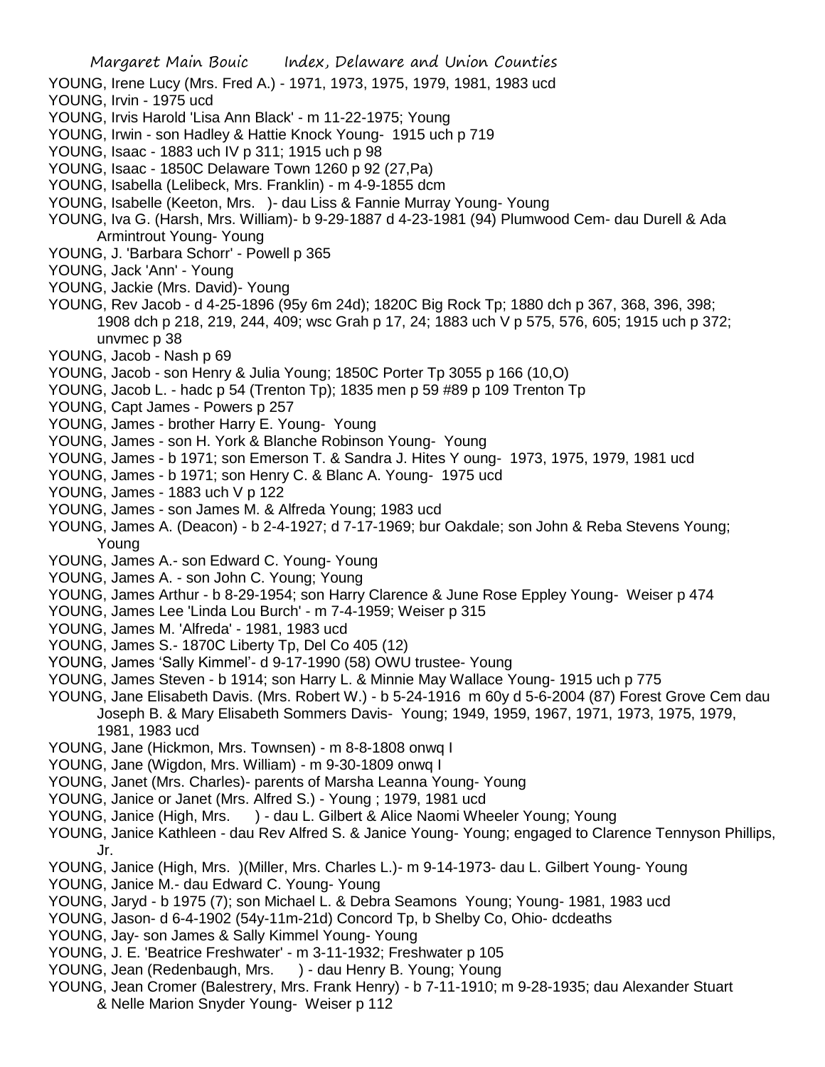YOUNG, Irene Lucy (Mrs. Fred A.) - 1971, 1973, 1975, 1979, 1981, 1983 ucd
YOUNG, Irvin - 1975 ucd
YOUNG, Irvis Harold 'Lisa Ann Black' - m 11-22-1975; Young
YOUNG, Irwin - son Hadley & Hattie Knock Young- 1915 uch p 719
YOUNG, Isaac - 1883 uch IV p 311; 1915 uch p 98
YOUNG, Isaac - 1850C Delaware Town 1260 p 92 (27,Pa)
YOUNG, Isabella (Lelibeck, Mrs. Franklin) - m 4-9-1855 dcm
YOUNG, Isabelle (Keeton, Mrs. )- dau Liss & Fannie Murray Young- Young
YOUNG, Iva G. (Harsh, Mrs. William)- b 9-29-1887 d 4-23-1981 (94) Plumwood Cem- dau Durell & Ada Armintrout Young- Young
YOUNG, J. 'Barbara Schorr' - Powell p 365
YOUNG, Jack 'Ann' - Young
YOUNG, Jackie (Mrs. David)- Young
YOUNG, Rev Jacob - d 4-25-1896 (95y 6m 24d); 1820C Big Rock Tp; 1880 dch p 367, 368, 396, 398; 1908 dch p 218, 219, 244, 409; wsc Grah p 17, 24; 1883 uch V p 575, 576, 605; 1915 uch p 372; unvmec p 38
YOUNG, Jacob - Nash p 69
YOUNG, Jacob - son Henry & Julia Young; 1850C Porter Tp 3055 p 166 (10,O)
YOUNG, Jacob L. - hadc p 54 (Trenton Tp); 1835 men p 59 #89 p 109 Trenton Tp
YOUNG, Capt James - Powers p 257
YOUNG, James - brother Harry E. Young- Young
YOUNG, James - son H. York & Blanche Robinson Young- Young
YOUNG, James - b 1971; son Emerson T. & Sandra J. Hites Y oung- 1973, 1975, 1979, 1981 ucd
YOUNG, James - b 1971; son Henry C. & Blanc A. Young- 1975 ucd
YOUNG, James - 1883 uch V p 122
YOUNG, James - son James M. & Alfreda Young; 1983 ucd
YOUNG, James A. (Deacon) - b 2-4-1927; d 7-17-1969; bur Oakdale; son John & Reba Stevens Young; Young
YOUNG, James A.- son Edward C. Young- Young
YOUNG, James A. - son John C. Young; Young
YOUNG, James Arthur - b 8-29-1954; son Harry Clarence & June Rose Eppley Young- Weiser p 474
YOUNG, James Lee 'Linda Lou Burch' - m 7-4-1959; Weiser p 315
YOUNG, James M. 'Alfreda' - 1981, 1983 ucd
YOUNG, James S.- 1870C Liberty Tp, Del Co 405 (12)
YOUNG, James 'Sally Kimmel'- d 9-17-1990 (58) OWU trustee- Young
YOUNG, James Steven - b 1914; son Harry L. & Minnie May Wallace Young- 1915 uch p 775
YOUNG, Jane Elisabeth Davis. (Mrs. Robert W.) - b 5-24-1916 m 60y d 5-6-2004 (87) Forest Grove Cem dau Joseph B. & Mary Elisabeth Sommers Davis- Young; 1949, 1959, 1967, 1971, 1973, 1975, 1979, 1981, 1983 ucd
YOUNG, Jane (Hickmon, Mrs. Townsen) - m 8-8-1808 onwq I
YOUNG, Jane (Wigdon, Mrs. William) - m 9-30-1809 onwq I
YOUNG, Janet (Mrs. Charles)- parents of Marsha Leanna Young- Young
YOUNG, Janice or Janet (Mrs. Alfred S.) - Young ; 1979, 1981 ucd
YOUNG, Janice (High, Mrs. ) - dau L. Gilbert & Alice Naomi Wheeler Young; Young
YOUNG, Janice Kathleen - dau Rev Alfred S. & Janice Young- Young; engaged to Clarence Tennyson Phillips, Jr.
YOUNG, Janice (High, Mrs. )(Miller, Mrs. Charles L.)- m 9-14-1973- dau L. Gilbert Young- Young
YOUNG, Janice M.- dau Edward C. Young- Young
YOUNG, Jaryd - b 1975 (7); son Michael L. & Debra Seamons Young; Young- 1981, 1983 ucd
YOUNG, Jason- d 6-4-1902 (54y-11m-21d) Concord Tp, b Shelby Co, Ohio- dcdeaths
YOUNG, Jay- son James & Sally Kimmel Young- Young
YOUNG, J. E. 'Beatrice Freshwater' - m 3-11-1932; Freshwater p 105
YOUNG, Jean (Redenbaugh, Mrs. ) - dau Henry B. Young; Young
YOUNG, Jean Cromer (Balestrery, Mrs. Frank Henry) - b 7-11-1910; m 9-28-1935; dau Alexander Stuart & Nelle Marion Snyder Young- Weiser p 112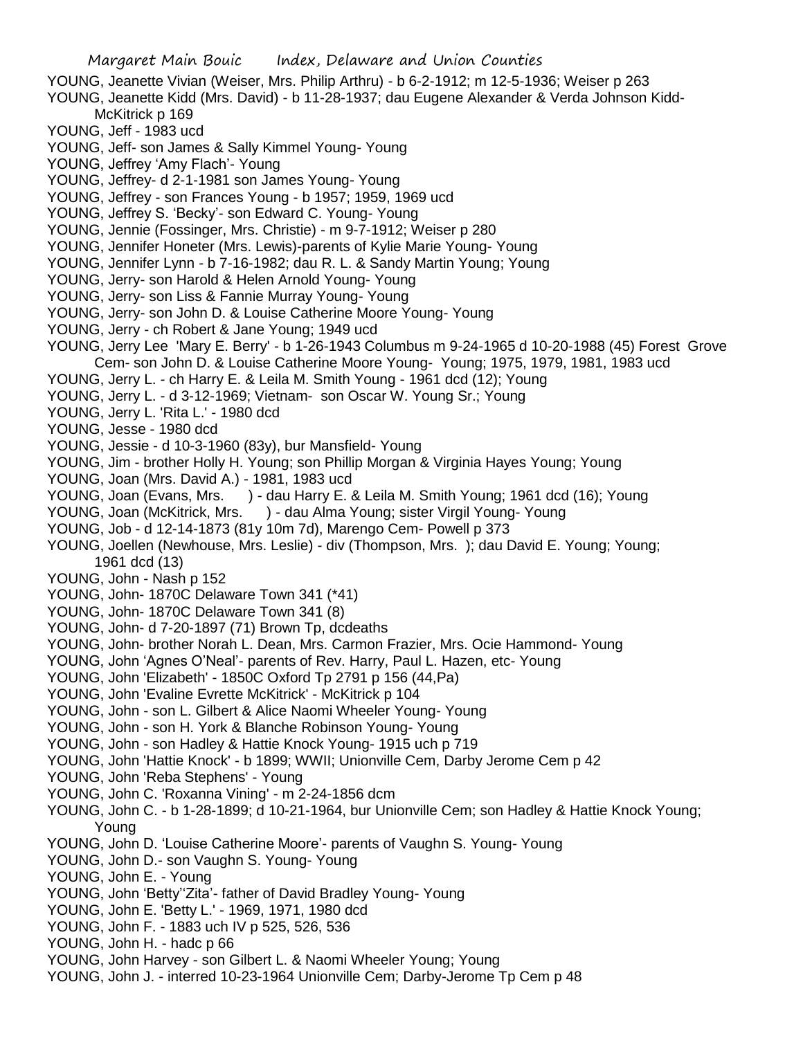YOUNG, Jeanette Vivian (Weiser, Mrs. Philip Arthru) - b 6-2-1912; m 12-5-1936; Weiser p 263

YOUNG, Jeanette Kidd (Mrs. David) - b 11-28-1937; dau Eugene Alexander & Verda Johnson Kidd- McKitrick p 169

YOUNG, Jeff - 1983 ucd

YOUNG, Jeff- son James & Sally Kimmel Young- Young

YOUNG, Jeffrey 'Amy Flach'- Young

YOUNG, Jeffrey- d 2-1-1981 son James Young- Young

YOUNG, Jeffrey - son Frances Young - b 1957; 1959, 1969 ucd

YOUNG, Jeffrey S. 'Becky'- son Edward C. Young- Young

YOUNG, Jennie (Fossinger, Mrs. Christie) - m 9-7-1912; Weiser p 280

YOUNG, Jennifer Honeter (Mrs. Lewis)-parents of Kylie Marie Young- Young

YOUNG, Jennifer Lynn - b 7-16-1982; dau R. L. & Sandy Martin Young; Young

YOUNG, Jerry- son Harold & Helen Arnold Young- Young

YOUNG, Jerry- son Liss & Fannie Murray Young- Young

YOUNG, Jerry- son John D. & Louise Catherine Moore Young- Young

YOUNG, Jerry - ch Robert & Jane Young; 1949 ucd

YOUNG, Jerry Lee 'Mary E. Berry' - b 1-26-1943 Columbus m 9-24-1965 d 10-20-1988 (45) Forest Grove Cem- son John D. & Louise Catherine Moore Young- Young; 1975, 1979, 1981, 1983 ucd

YOUNG, Jerry L. - ch Harry E. & Leila M. Smith Young - 1961 dcd (12); Young

YOUNG, Jerry L. - d 3-12-1969; Vietnam- son Oscar W. Young Sr.; Young

YOUNG, Jerry L. 'Rita L.' - 1980 dcd

YOUNG, Jesse - 1980 dcd

YOUNG, Jessie - d 10-3-1960 (83y), bur Mansfield- Young

YOUNG, Jim - brother Holly H. Young; son Phillip Morgan & Virginia Hayes Young; Young

YOUNG, Joan (Mrs. David A.) - 1981, 1983 ucd

YOUNG, Joan (Evans, Mrs. ) - dau Harry E. & Leila M. Smith Young; 1961 dcd (16); Young

YOUNG, Joan (McKitrick, Mrs. ) - dau Alma Young; sister Virgil Young- Young

YOUNG, Job - d 12-14-1873 (81y 10m 7d), Marengo Cem- Powell p 373

YOUNG, Joellen (Newhouse, Mrs. Leslie) - div (Thompson, Mrs. ); dau David E. Young; Young; 1961 dcd (13)

YOUNG, John - Nash p 152

YOUNG, John- 1870C Delaware Town 341 (*41)

YOUNG, John- 1870C Delaware Town 341 (8)

YOUNG, John- d 7-20-1897 (71) Brown Tp, dcdeaths

YOUNG, John- brother Norah L. Dean, Mrs. Carmon Frazier, Mrs. Ocie Hammond- Young

YOUNG, John 'Agnes O'Neal'- parents of Rev. Harry, Paul L. Hazen, etc- Young

YOUNG, John 'Elizabeth' - 1850C Oxford Tp 2791 p 156 (44,Pa)

YOUNG, John 'Evaline Evrette McKitrick' - McKitrick p 104

YOUNG, John - son L. Gilbert & Alice Naomi Wheeler Young- Young

YOUNG, John - son H. York & Blanche Robinson Young- Young

YOUNG, John - son Hadley & Hattie Knock Young- 1915 uch p 719

YOUNG, John 'Hattie Knock' - b 1899; WWII; Unionville Cem, Darby Jerome Cem p 42

YOUNG, John 'Reba Stephens' - Young

YOUNG, John C. 'Roxanna Vining' - m 2-24-1856 dcm

YOUNG, John C. - b 1-28-1899; d 10-21-1964, bur Unionville Cem; son Hadley & Hattie Knock Young; Young

YOUNG, John D. 'Louise Catherine Moore'- parents of Vaughn S. Young- Young

YOUNG, John D.- son Vaughn S. Young- Young

YOUNG, John E. - Young

YOUNG, John 'Betty''Zita'- father of David Bradley Young- Young

YOUNG, John E. 'Betty L.' - 1969, 1971, 1980 dcd

YOUNG, John F. - 1883 uch IV p 525, 526, 536

YOUNG, John H. - hadc p 66

YOUNG, John Harvey - son Gilbert L. & Naomi Wheeler Young; Young

YOUNG, John J. - interred 10-23-1964 Unionville Cem; Darby-Jerome Tp Cem p 48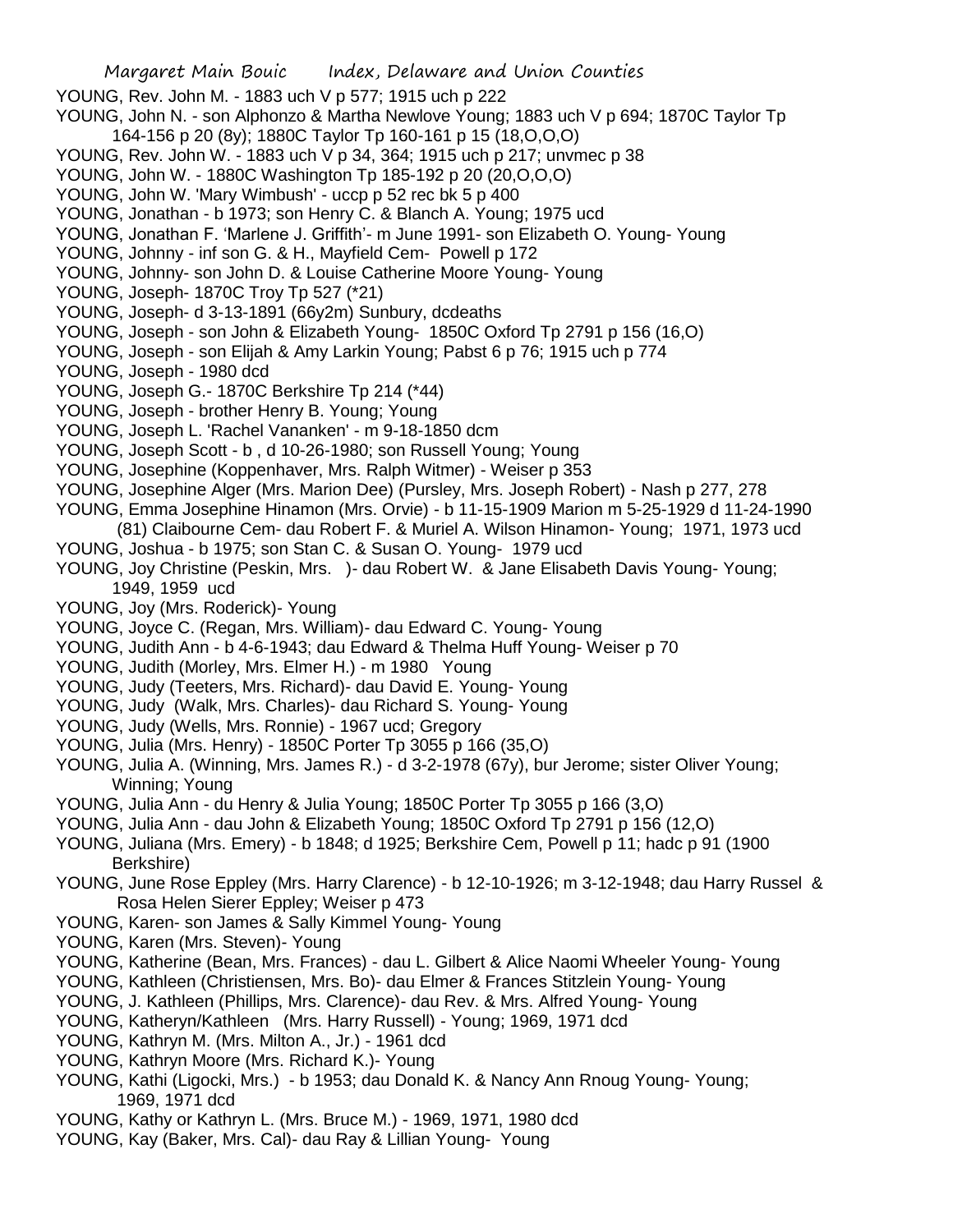YOUNG, Rev. John M. - 1883 uch V p 577; 1915 uch p 222

YOUNG, John N. - son Alphonzo & Martha Newlove Young; 1883 uch V p 694; 1870C Taylor Tp 164-156 p 20 (8y); 1880C Taylor Tp 160-161 p 15 (18,O,O,O)

YOUNG, Rev. John W. - 1883 uch V p 34, 364; 1915 uch p 217; unvmec p 38

YOUNG, John W. - 1880C Washington Tp 185-192 p 20 (20,O,O,O)

YOUNG, John W. 'Mary Wimbush' - uccp p 52 rec bk 5 p 400

YOUNG, Jonathan - b 1973; son Henry C. & Blanch A. Young; 1975 ucd

YOUNG, Jonathan F. 'Marlene J. Griffith'- m June 1991- son Elizabeth O. Young- Young

YOUNG, Johnny - inf son G. & H., Mayfield Cem- Powell p 172

YOUNG, Johnny- son John D. & Louise Catherine Moore Young- Young

YOUNG, Joseph- 1870C Troy Tp 527 (*21)

YOUNG, Joseph- d 3-13-1891 (66y2m) Sunbury, dcdeaths

YOUNG, Joseph - son John & Elizabeth Young- 1850C Oxford Tp 2791 p 156 (16,O)

YOUNG, Joseph - son Elijah & Amy Larkin Young; Pabst 6 p 76; 1915 uch p 774

YOUNG, Joseph - 1980 dcd

YOUNG, Joseph G.- 1870C Berkshire Tp 214 (*44)

YOUNG, Joseph - brother Henry B. Young; Young

YOUNG, Joseph L. 'Rachel Vananken' - m 9-18-1850 dcm

YOUNG, Joseph Scott - b , d 10-26-1980; son Russell Young; Young

YOUNG, Josephine (Koppenhaver, Mrs. Ralph Witmer) - Weiser p 353

YOUNG, Josephine Alger (Mrs. Marion Dee) (Pursley, Mrs. Joseph Robert) - Nash p 277, 278

YOUNG, Emma Josephine Hinamon (Mrs. Orvie) - b 11-15-1909 Marion m 5-25-1929 d 11-24-1990 (81) Claibourne Cem- dau Robert F. & Muriel A. Wilson Hinamon- Young; 1971, 1973 ucd

YOUNG, Joshua - b 1975; son Stan C. & Susan O. Young- 1979 ucd

YOUNG, Joy Christine (Peskin, Mrs. )- dau Robert W. & Jane Elisabeth Davis Young- Young; 1949, 1959 ucd

YOUNG, Joy (Mrs. Roderick)- Young

YOUNG, Joyce C. (Regan, Mrs. William)- dau Edward C. Young- Young

YOUNG, Judith Ann - b 4-6-1943; dau Edward & Thelma Huff Young- Weiser p 70

YOUNG, Judith (Morley, Mrs. Elmer H.) - m 1980 Young

YOUNG, Judy (Teeters, Mrs. Richard)- dau David E. Young- Young

YOUNG, Judy (Walk, Mrs. Charles)- dau Richard S. Young- Young

YOUNG, Judy (Wells, Mrs. Ronnie) - 1967 ucd; Gregory

YOUNG, Julia (Mrs. Henry) - 1850C Porter Tp 3055 p 166 (35,O)

YOUNG, Julia A. (Winning, Mrs. James R.) - d 3-2-1978 (67y), bur Jerome; sister Oliver Young; Winning; Young

YOUNG, Julia Ann - du Henry & Julia Young; 1850C Porter Tp 3055 p 166 (3,O)

YOUNG, Julia Ann - dau John & Elizabeth Young; 1850C Oxford Tp 2791 p 156 (12,O)

YOUNG, Juliana (Mrs. Emery) - b 1848; d 1925; Berkshire Cem, Powell p 11; hadc p 91 (1900 Berkshire)

YOUNG, June Rose Eppley (Mrs. Harry Clarence) - b 12-10-1926; m 3-12-1948; dau Harry Russel & Rosa Helen Sierer Eppley; Weiser p 473

YOUNG, Karen- son James & Sally Kimmel Young- Young

YOUNG, Karen (Mrs. Steven)- Young

YOUNG, Katherine (Bean, Mrs. Frances) - dau L. Gilbert & Alice Naomi Wheeler Young- Young

YOUNG, Kathleen (Christiensen, Mrs. Bo)- dau Elmer & Frances Stitzlein Young- Young

YOUNG, J. Kathleen (Phillips, Mrs. Clarence)- dau Rev. & Mrs. Alfred Young- Young

YOUNG, Katheryn/Kathleen (Mrs. Harry Russell) - Young; 1969, 1971 dcd

YOUNG, Kathryn M. (Mrs. Milton A., Jr.) - 1961 dcd

YOUNG, Kathryn Moore (Mrs. Richard K.)- Young

YOUNG, Kathi (Ligocki, Mrs.) - b 1953; dau Donald K. & Nancy Ann Rnoug Young- Young; 1969, 1971 dcd

YOUNG, Kathy or Kathryn L. (Mrs. Bruce M.) - 1969, 1971, 1980 dcd

YOUNG, Kay (Baker, Mrs. Cal)- dau Ray & Lillian Young- Young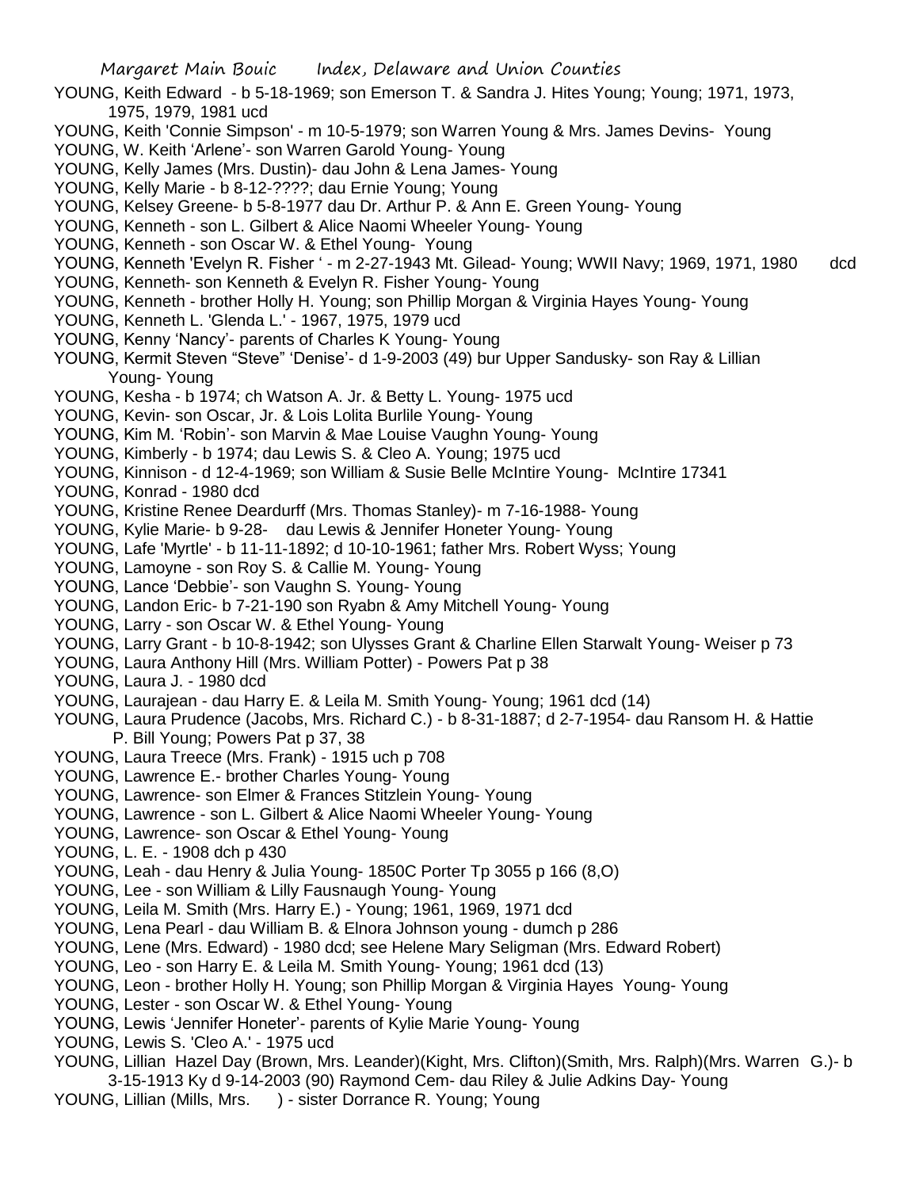YOUNG, Keith Edward - b 5-18-1969; son Emerson T. & Sandra J. Hites Young; Young; 1971, 1973, 1975, 1979, 1981 ucd

YOUNG, Keith 'Connie Simpson' - m 10-5-1979; son Warren Young & Mrs. James Devins- Young

YOUNG, W. Keith 'Arlene'- son Warren Garold Young- Young

YOUNG, Kelly James (Mrs. Dustin)- dau John & Lena James- Young

YOUNG, Kelly Marie - b 8-12-????; dau Ernie Young; Young

YOUNG, Kelsey Greene- b 5-8-1977 dau Dr. Arthur P. & Ann E. Green Young- Young

YOUNG, Kenneth - son L. Gilbert & Alice Naomi Wheeler Young- Young

YOUNG, Kenneth - son Oscar W. & Ethel Young- Young

YOUNG, Kenneth 'Evelyn R. Fisher ' - m 2-27-1943 Mt. Gilead- Young; WWII Navy; 1969, 1971, 1980 dcd

YOUNG, Kenneth- son Kenneth & Evelyn R. Fisher Young- Young

YOUNG, Kenneth - brother Holly H. Young; son Phillip Morgan & Virginia Hayes Young- Young

YOUNG, Kenneth L. 'Glenda L.' - 1967, 1975, 1979 ucd

YOUNG, Kenny 'Nancy'- parents of Charles K Young- Young

YOUNG, Kermit Steven "Steve" 'Denise'- d 1-9-2003 (49) bur Upper Sandusky- son Ray & Lillian Young- Young

YOUNG, Kesha - b 1974; ch Watson A. Jr. & Betty L. Young- 1975 ucd

YOUNG, Kevin- son Oscar, Jr. & Lois Lolita Burlile Young- Young

YOUNG, Kim M. 'Robin'- son Marvin & Mae Louise Vaughn Young- Young

YOUNG, Kimberly - b 1974; dau Lewis S. & Cleo A. Young; 1975 ucd

YOUNG, Kinnison - d 12-4-1969; son William & Susie Belle McIntire Young- McIntire 17341

YOUNG, Konrad - 1980 dcd

YOUNG, Kristine Renee Deardurff (Mrs. Thomas Stanley)- m 7-16-1988- Young

YOUNG, Kylie Marie- b 9-28- dau Lewis & Jennifer Honeter Young- Young

YOUNG, Lafe 'Myrtle' - b 11-11-1892; d 10-10-1961; father Mrs. Robert Wyss; Young

YOUNG, Lamoyne - son Roy S. & Callie M. Young- Young

YOUNG, Lance 'Debbie'- son Vaughn S. Young- Young

YOUNG, Landon Eric- b 7-21-190 son Ryabn & Amy Mitchell Young- Young

YOUNG, Larry - son Oscar W. & Ethel Young- Young

YOUNG, Larry Grant - b 10-8-1942; son Ulysses Grant & Charline Ellen Starwalt Young- Weiser p 73

YOUNG, Laura Anthony Hill (Mrs. William Potter) - Powers Pat p 38

YOUNG, Laura J. - 1980 dcd

YOUNG, Laurajean - dau Harry E. & Leila M. Smith Young- Young; 1961 dcd (14)

YOUNG, Laura Prudence (Jacobs, Mrs. Richard C.) - b 8-31-1887; d 2-7-1954- dau Ransom H. & Hattie P. Bill Young; Powers Pat p 37, 38

YOUNG, Laura Treece (Mrs. Frank) - 1915 uch p 708

YOUNG, Lawrence E.- brother Charles Young- Young

YOUNG, Lawrence- son Elmer & Frances Stitzlein Young- Young

YOUNG, Lawrence - son L. Gilbert & Alice Naomi Wheeler Young- Young

YOUNG, Lawrence- son Oscar & Ethel Young- Young

YOUNG, L. E. - 1908 dch p 430

YOUNG, Leah - dau Henry & Julia Young- 1850C Porter Tp 3055 p 166 (8,O)

YOUNG, Lee - son William & Lilly Fausnaugh Young- Young

YOUNG, Leila M. Smith (Mrs. Harry E.) - Young; 1961, 1969, 1971 dcd

YOUNG, Lena Pearl - dau William B. & Elnora Johnson young - dumch p 286

YOUNG, Lene (Mrs. Edward) - 1980 dcd; see Helene Mary Seligman (Mrs. Edward Robert)

YOUNG, Leo - son Harry E. & Leila M. Smith Young- Young; 1961 dcd (13)

YOUNG, Leon - brother Holly H. Young; son Phillip Morgan & Virginia Hayes Young- Young

YOUNG, Lester - son Oscar W. & Ethel Young- Young

YOUNG, Lewis 'Jennifer Honeter'- parents of Kylie Marie Young- Young

YOUNG, Lewis S. 'Cleo A.' - 1975 ucd

YOUNG, Lillian Hazel Day (Brown, Mrs. Leander)(Kight, Mrs. Clifton)(Smith, Mrs. Ralph)(Mrs. Warren G.)- b 3-15-1913 Ky d 9-14-2003 (90) Raymond Cem- dau Riley & Julie Adkins Day- Young

YOUNG, Lillian (Mills, Mrs. ) - sister Dorrance R. Young; Young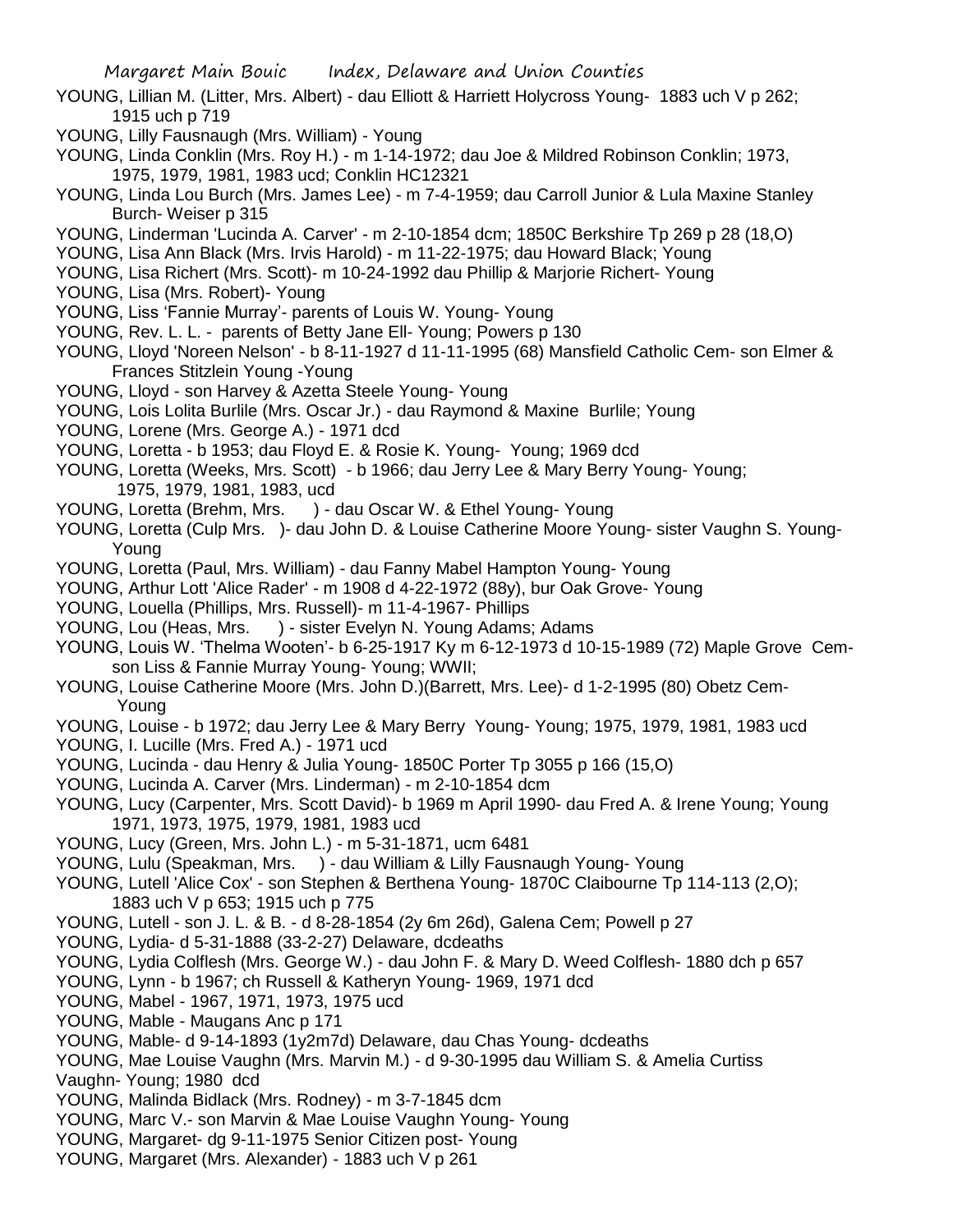YOUNG, Lillian M. (Litter, Mrs. Albert) - dau Elliott & Harriett Holycross Young- 1883 uch V p 262; 1915 uch p 719

YOUNG, Lilly Fausnaugh (Mrs. William) - Young

YOUNG, Linda Conklin (Mrs. Roy H.) - m 1-14-1972; dau Joe & Mildred Robinson Conklin; 1973, 1975, 1979, 1981, 1983 ucd; Conklin HC12321

YOUNG, Linda Lou Burch (Mrs. James Lee) - m 7-4-1959; dau Carroll Junior & Lula Maxine Stanley Burch- Weiser p 315

YOUNG, Linderman 'Lucinda A. Carver' - m 2-10-1854 dcm; 1850C Berkshire Tp 269 p 28 (18,O)

YOUNG, Lisa Ann Black (Mrs. Irvis Harold) - m 11-22-1975; dau Howard Black; Young

YOUNG, Lisa Richert (Mrs. Scott)- m 10-24-1992 dau Phillip & Marjorie Richert- Young

YOUNG, Lisa (Mrs. Robert)- Young

YOUNG, Liss 'Fannie Murray'- parents of Louis W. Young- Young

YOUNG, Rev. L. L. - parents of Betty Jane Ell- Young; Powers p 130

YOUNG, Lloyd 'Noreen Nelson' - b 8-11-1927 d 11-11-1995 (68) Mansfield Catholic Cem- son Elmer & Frances Stitzlein Young -Young

YOUNG, Lloyd - son Harvey & Azetta Steele Young- Young

YOUNG, Lois Lolita Burlile (Mrs. Oscar Jr.) - dau Raymond & Maxine Burlile; Young

YOUNG, Lorene (Mrs. George A.) - 1971 dcd

YOUNG, Loretta - b 1953; dau Floyd E. & Rosie K. Young- Young; 1969 dcd

YOUNG, Loretta (Weeks, Mrs. Scott) - b 1966; dau Jerry Lee & Mary Berry Young- Young; 1975, 1979, 1981, 1983, ucd

YOUNG, Loretta (Brehm, Mrs. ) - dau Oscar W. & Ethel Young- Young

YOUNG, Loretta (Culp Mrs. )- dau John D. & Louise Catherine Moore Young- sister Vaughn S. Young- Young

YOUNG, Loretta (Paul, Mrs. William) - dau Fanny Mabel Hampton Young- Young

YOUNG, Arthur Lott 'Alice Rader' - m 1908 d 4-22-1972 (88y), bur Oak Grove- Young

YOUNG, Louella (Phillips, Mrs. Russell)- m 11-4-1967- Phillips

YOUNG, Lou (Heas, Mrs. ) - sister Evelyn N. Young Adams; Adams

YOUNG, Louis W. 'Thelma Wooten'- b 6-25-1917 Ky m 6-12-1973 d 10-15-1989 (72) Maple Grove Cem- son Liss & Fannie Murray Young- Young; WWII;

YOUNG, Louise Catherine Moore (Mrs. John D.)(Barrett, Mrs. Lee)- d 1-2-1995 (80) Obetz Cem- Young

YOUNG, Louise - b 1972; dau Jerry Lee & Mary Berry Young- Young; 1975, 1979, 1981, 1983 ucd

YOUNG, I. Lucille (Mrs. Fred A.) - 1971 ucd

YOUNG, Lucinda - dau Henry & Julia Young- 1850C Porter Tp 3055 p 166 (15,O)

YOUNG, Lucinda A. Carver (Mrs. Linderman) - m 2-10-1854 dcm

YOUNG, Lucy (Carpenter, Mrs. Scott David)- b 1969 m April 1990- dau Fred A. & Irene Young; Young 1971, 1973, 1975, 1979, 1981, 1983 ucd

YOUNG, Lucy (Green, Mrs. John L.) - m 5-31-1871, ucm 6481

YOUNG, Lulu (Speakman, Mrs. ) - dau William & Lilly Fausnaugh Young- Young

YOUNG, Lutell 'Alice Cox' - son Stephen & Berthena Young- 1870C Claibourne Tp 114-113 (2,O); 1883 uch V p 653; 1915 uch p 775

YOUNG, Lutell - son J. L. & B. - d 8-28-1854 (2y 6m 26d), Galena Cem; Powell p 27

YOUNG, Lydia- d 5-31-1888 (33-2-27) Delaware, dcdeaths

YOUNG, Lydia Colflesh (Mrs. George W.) - dau John F. & Mary D. Weed Colflesh- 1880 dch p 657

YOUNG, Lynn - b 1967; ch Russell & Katheryn Young- 1969, 1971 dcd

YOUNG, Mabel - 1967, 1971, 1973, 1975 ucd

YOUNG, Mable - Maugans Anc p 171

YOUNG, Mable- d 9-14-1893 (1y2m7d) Delaware, dau Chas Young- dcdeaths

YOUNG, Mae Louise Vaughn (Mrs. Marvin M.) - d 9-30-1995 dau William S. & Amelia Curtiss Vaughn- Young; 1980 dcd

YOUNG, Malinda Bidlack (Mrs. Rodney) - m 3-7-1845 dcm

YOUNG, Marc V.- son Marvin & Mae Louise Vaughn Young- Young

YOUNG, Margaret- dg 9-11-1975 Senior Citizen post- Young

YOUNG, Margaret (Mrs. Alexander) - 1883 uch V p 261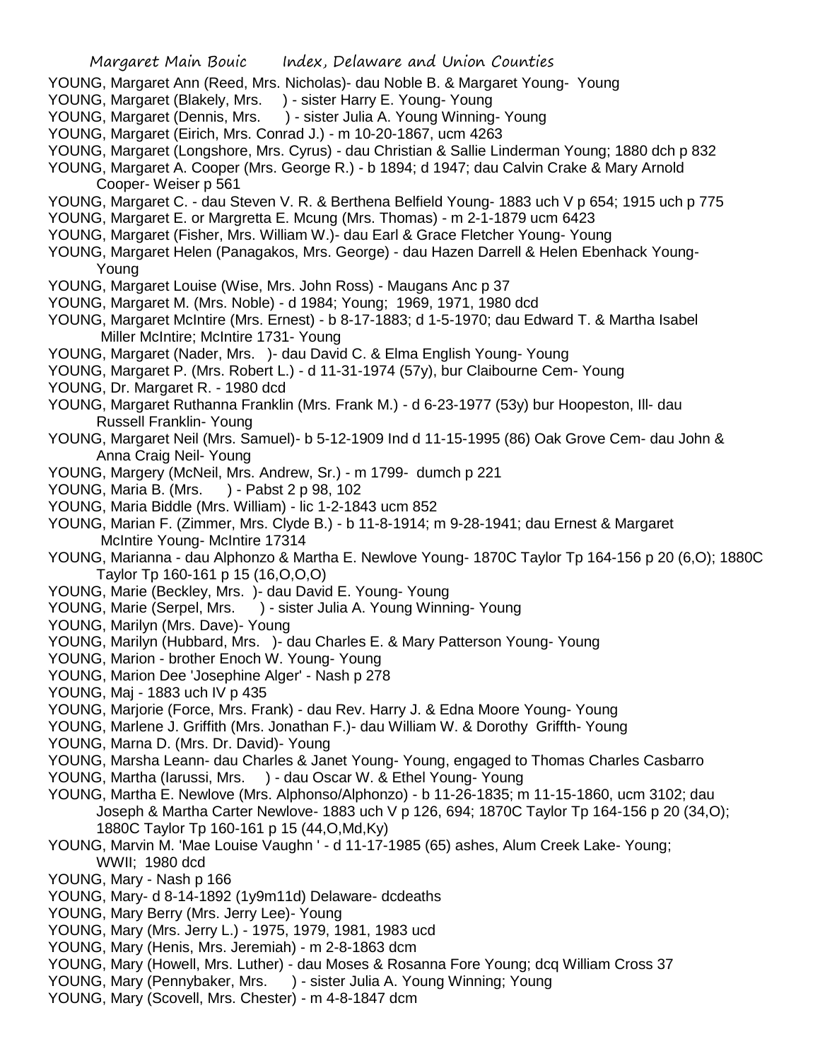YOUNG, Margaret Ann (Reed, Mrs. Nicholas)- dau Noble B. & Margaret Young- Young
YOUNG, Margaret (Blakely, Mrs. ) - sister Harry E. Young- Young
YOUNG, Margaret (Dennis, Mrs. ) - sister Julia A. Young Winning- Young
YOUNG, Margaret (Eirich, Mrs. Conrad J.) - m 10-20-1867, ucm 4263
YOUNG, Margaret (Longshore, Mrs. Cyrus) - dau Christian & Sallie Linderman Young; 1880 dch p 832
YOUNG, Margaret A. Cooper (Mrs. George R.) - b 1894; d 1947; dau Calvin Crake & Mary Arnold Cooper- Weiser p 561
YOUNG, Margaret C. - dau Steven V. R. & Berthena Belfield Young- 1883 uch V p 654; 1915 uch p 775
YOUNG, Margaret E. or Margretta E. Mcung (Mrs. Thomas) - m 2-1-1879 ucm 6423
YOUNG, Margaret (Fisher, Mrs. William W.)- dau Earl & Grace Fletcher Young- Young
YOUNG, Margaret Helen (Panagakos, Mrs. George) - dau Hazen Darrell & Helen Ebenhack Young- Young
YOUNG, Margaret Louise (Wise, Mrs. John Ross) - Maugans Anc p 37
YOUNG, Margaret M. (Mrs. Noble) - d 1984; Young; 1969, 1971, 1980 dcd
YOUNG, Margaret McIntire (Mrs. Ernest) - b 8-17-1883; d 1-5-1970; dau Edward T. & Martha Isabel Miller McIntire; McIntire 1731- Young
YOUNG, Margaret (Nader, Mrs. )- dau David C. & Elma English Young- Young
YOUNG, Margaret P. (Mrs. Robert L.) - d 11-31-1974 (57y), bur Claibourne Cem- Young
YOUNG, Dr. Margaret R. - 1980 dcd
YOUNG, Margaret Ruthanna Franklin (Mrs. Frank M.) - d 6-23-1977 (53y) bur Hoopeston, Ill- dau Russell Franklin- Young
YOUNG, Margaret Neil (Mrs. Samuel)- b 5-12-1909 Ind d 11-15-1995 (86) Oak Grove Cem- dau John & Anna Craig Neil- Young
YOUNG, Margery (McNeil, Mrs. Andrew, Sr.) - m 1799- dumch p 221
YOUNG, Maria B. (Mrs. ) - Pabst 2 p 98, 102
YOUNG, Maria Biddle (Mrs. William) - lic 1-2-1843 ucm 852
YOUNG, Marian F. (Zimmer, Mrs. Clyde B.) - b 11-8-1914; m 9-28-1941; dau Ernest & Margaret McIntire Young- McIntire 17314
YOUNG, Marianna - dau Alphonzo & Martha E. Newlove Young- 1870C Taylor Tp 164-156 p 20 (6,O); 1880C Taylor Tp 160-161 p 15 (16,O,O,O)
YOUNG, Marie (Beckley, Mrs. )- dau David E. Young- Young
YOUNG, Marie (Serpel, Mrs. ) - sister Julia A. Young Winning- Young
YOUNG, Marilyn (Mrs. Dave)- Young
YOUNG, Marilyn (Hubbard, Mrs. )- dau Charles E. & Mary Patterson Young- Young
YOUNG, Marion - brother Enoch W. Young- Young
YOUNG, Marion Dee 'Josephine Alger' - Nash p 278
YOUNG, Maj - 1883 uch IV p 435
YOUNG, Marjorie (Force, Mrs. Frank) - dau Rev. Harry J. & Edna Moore Young- Young
YOUNG, Marlene J. Griffith (Mrs. Jonathan F.)- dau William W. & Dorothy Griffth- Young
YOUNG, Marna D. (Mrs. Dr. David)- Young
YOUNG, Marsha Leann- dau Charles & Janet Young- Young, engaged to Thomas Charles Casbarro
YOUNG, Martha (Iarussi, Mrs. ) - dau Oscar W. & Ethel Young- Young
YOUNG, Martha E. Newlove (Mrs. Alphonso/Alphonzo) - b 11-26-1835; m 11-15-1860, ucm 3102; dau Joseph & Martha Carter Newlove- 1883 uch V p 126, 694; 1870C Taylor Tp 164-156 p 20 (34,O); 1880C Taylor Tp 160-161 p 15 (44,O,Md,Ky)
YOUNG, Marvin M. 'Mae Louise Vaughn ' - d 11-17-1985 (65) ashes, Alum Creek Lake- Young; WWII; 1980 dcd
YOUNG, Mary - Nash p 166
YOUNG, Mary- d 8-14-1892 (1y9m11d) Delaware- dcdeaths
YOUNG, Mary Berry (Mrs. Jerry Lee)- Young
YOUNG, Mary (Mrs. Jerry L.) - 1975, 1979, 1981, 1983 ucd
YOUNG, Mary (Henis, Mrs. Jeremiah) - m 2-8-1863 dcm
YOUNG, Mary (Howell, Mrs. Luther) - dau Moses & Rosanna Fore Young; dcq William Cross 37
YOUNG, Mary (Pennybaker, Mrs. ) - sister Julia A. Young Winning; Young
YOUNG, Mary (Scovell, Mrs. Chester) - m 4-8-1847 dcm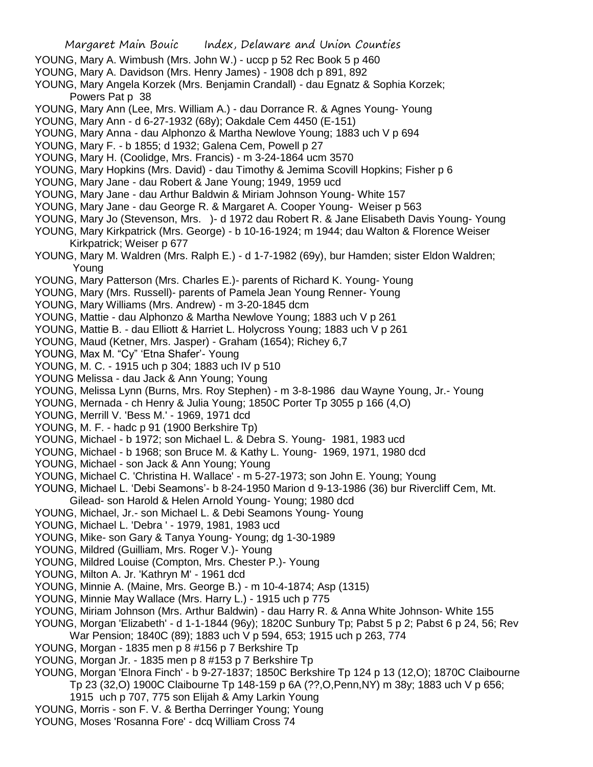YOUNG, Mary A. Wimbush (Mrs. John W.) - uccp p 52 Rec Book 5 p 460

YOUNG, Mary A. Davidson (Mrs. Henry James) - 1908 dch p 891, 892

YOUNG, Mary Angela Korzek (Mrs. Benjamin Crandall) - dau Egnatz & Sophia Korzek; Powers Pat p 38

YOUNG, Mary Ann (Lee, Mrs. William A.) - dau Dorrance R. & Agnes Young- Young

YOUNG, Mary Ann - d 6-27-1932 (68y); Oakdale Cem 4450 (E-151)

YOUNG, Mary Anna - dau Alphonzo & Martha Newlove Young; 1883 uch V p 694

YOUNG, Mary F. - b 1855; d 1932; Galena Cem, Powell p 27

YOUNG, Mary H. (Coolidge, Mrs. Francis) - m 3-24-1864 ucm 3570

YOUNG, Mary Hopkins (Mrs. David) - dau Timothy & Jemima Scovill Hopkins; Fisher p 6

YOUNG, Mary Jane - dau Robert & Jane Young; 1949, 1959 ucd

YOUNG, Mary Jane - dau Arthur Baldwin & Miriam Johnson Young- White 157

YOUNG, Mary Jane - dau George R. & Margaret A. Cooper Young- Weiser p 563

YOUNG, Mary Jo (Stevenson, Mrs. )- d 1972 dau Robert R. & Jane Elisabeth Davis Young- Young

YOUNG, Mary Kirkpatrick (Mrs. George) - b 10-16-1924; m 1944; dau Walton & Florence Weiser Kirkpatrick; Weiser p 677

YOUNG, Mary M. Waldren (Mrs. Ralph E.) - d 1-7-1982 (69y), bur Hamden; sister Eldon Waldren; Young

YOUNG, Mary Patterson (Mrs. Charles E.)- parents of Richard K. Young- Young

YOUNG, Mary (Mrs. Russell)- parents of Pamela Jean Young Renner- Young

YOUNG, Mary Williams (Mrs. Andrew) - m 3-20-1845 dcm

YOUNG, Mattie - dau Alphonzo & Martha Newlove Young; 1883 uch V p 261

YOUNG, Mattie B. - dau Elliott & Harriet L. Holycross Young; 1883 uch V p 261

YOUNG, Maud (Ketner, Mrs. Jasper) - Graham (1654); Richey 6,7

YOUNG, Max M. "Cy" 'Etna Shafer'- Young

YOUNG, M. C. - 1915 uch p 304; 1883 uch IV p 510

YOUNG Melissa - dau Jack & Ann Young; Young

YOUNG, Melissa Lynn (Burns, Mrs. Roy Stephen) - m 3-8-1986 dau Wayne Young, Jr.- Young

YOUNG, Mernada - ch Henry & Julia Young; 1850C Porter Tp 3055 p 166 (4,O)

YOUNG, Merrill V. 'Bess M.' - 1969, 1971 dcd

YOUNG, M. F. - hadc p 91 (1900 Berkshire Tp)

YOUNG, Michael - b 1972; son Michael L. & Debra S. Young- 1981, 1983 ucd

YOUNG, Michael - b 1968; son Bruce M. & Kathy L. Young- 1969, 1971, 1980 dcd

YOUNG, Michael - son Jack & Ann Young; Young

YOUNG, Michael C. 'Christina H. Wallace' - m 5-27-1973; son John E. Young; Young

YOUNG, Michael L. 'Debi Seamons'- b 8-24-1950 Marion d 9-13-1986 (36) bur Rivercliff Cem, Mt. Gilead- son Harold & Helen Arnold Young- Young; 1980 dcd

YOUNG, Michael, Jr.- son Michael L. & Debi Seamons Young- Young

YOUNG, Michael L. 'Debra ' - 1979, 1981, 1983 ucd

YOUNG, Mike- son Gary & Tanya Young- Young; dg 1-30-1989

YOUNG, Mildred (Guilliam, Mrs. Roger V.)- Young

YOUNG, Mildred Louise (Compton, Mrs. Chester P.)- Young

YOUNG, Milton A. Jr. 'Kathryn M' - 1961 dcd

YOUNG, Minnie A. (Maine, Mrs. George B.) - m 10-4-1874; Asp (1315)

YOUNG, Minnie May Wallace (Mrs. Harry L.) - 1915 uch p 775

YOUNG, Miriam Johnson (Mrs. Arthur Baldwin) - dau Harry R. & Anna White Johnson- White 155

YOUNG, Morgan 'Elizabeth' - d 1-1-1844 (96y); 1820C Sunbury Tp; Pabst 5 p 2; Pabst 6 p 24, 56; Rev War Pension; 1840C (89); 1883 uch V p 594, 653; 1915 uch p 263, 774

YOUNG, Morgan - 1835 men p 8 #156 p 7 Berkshire Tp

YOUNG, Morgan Jr. - 1835 men p 8 #153 p 7 Berkshire Tp

YOUNG, Morgan 'Elnora Finch' - b 9-27-1837; 1850C Berkshire Tp 124 p 13 (12,O); 1870C Claibourne Tp 23 (32,O) 1900C Claibourne Tp 148-159 p 6A (??,O,Penn,NY) m 38y; 1883 uch V p 656; 1915 uch p 707, 775 son Elijah & Amy Larkin Young

YOUNG, Morris - son F. V. & Bertha Derringer Young; Young

YOUNG, Moses 'Rosanna Fore' - dcq William Cross 74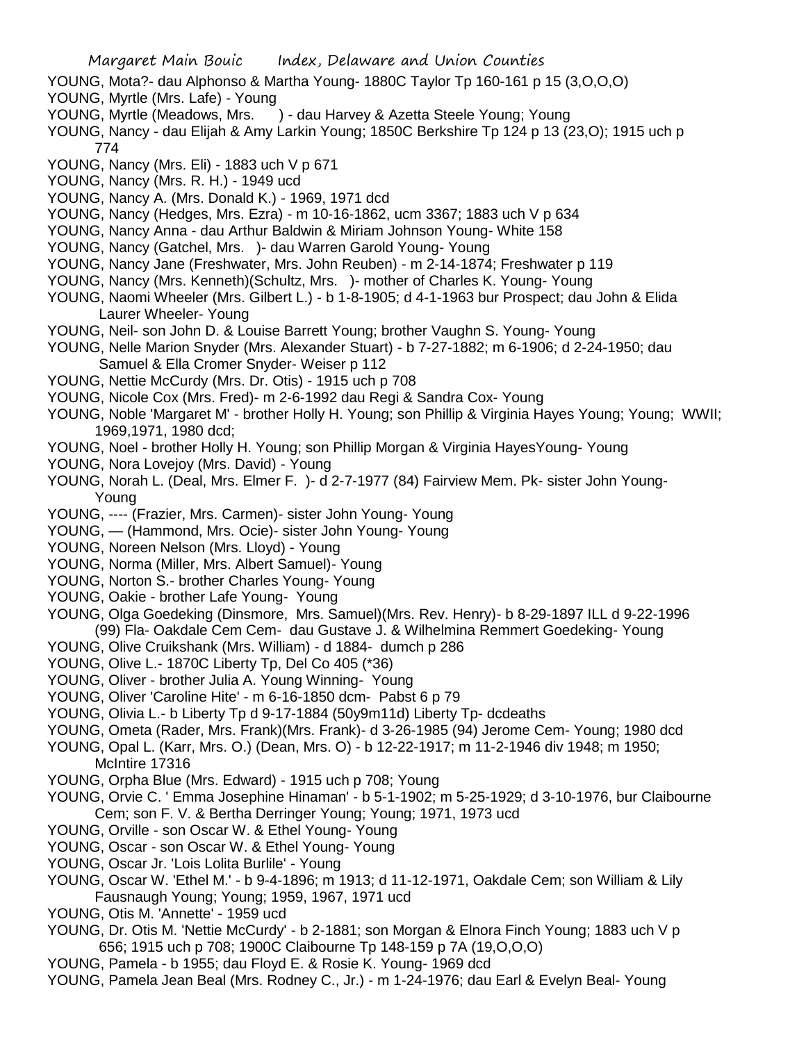YOUNG, Mota?- dau Alphonso & Martha Young- 1880C Taylor Tp 160-161 p 15 (3,O,O,O)

YOUNG, Myrtle (Mrs. Lafe) - Young

YOUNG, Myrtle (Meadows, Mrs. ) - dau Harvey & Azetta Steele Young; Young

YOUNG, Nancy - dau Elijah & Amy Larkin Young; 1850C Berkshire Tp 124 p 13 (23,O); 1915 uch p 774

YOUNG, Nancy (Mrs. Eli) - 1883 uch V p 671

YOUNG, Nancy (Mrs. R. H.) - 1949 ucd

YOUNG, Nancy A. (Mrs. Donald K.) - 1969, 1971 dcd

YOUNG, Nancy (Hedges, Mrs. Ezra) - m 10-16-1862, ucm 3367; 1883 uch V p 634

YOUNG, Nancy Anna - dau Arthur Baldwin & Miriam Johnson Young- White 158

YOUNG, Nancy (Gatchel, Mrs. )- dau Warren Garold Young- Young

YOUNG, Nancy Jane (Freshwater, Mrs. John Reuben) - m 2-14-1874; Freshwater p 119

YOUNG, Nancy (Mrs. Kenneth)(Schultz, Mrs. )- mother of Charles K. Young- Young

YOUNG, Naomi Wheeler (Mrs. Gilbert L.) - b 1-8-1905; d 4-1-1963 bur Prospect; dau John & Elida Laurer Wheeler- Young

YOUNG, Neil- son John D. & Louise Barrett Young; brother Vaughn S. Young- Young

YOUNG, Nelle Marion Snyder (Mrs. Alexander Stuart) - b 7-27-1882; m 6-1906; d 2-24-1950; dau Samuel & Ella Cromer Snyder- Weiser p 112

YOUNG, Nettie McCurdy (Mrs. Dr. Otis) - 1915 uch p 708

YOUNG, Nicole Cox (Mrs. Fred)- m 2-6-1992 dau Regi & Sandra Cox- Young

YOUNG, Noble 'Margaret M' - brother Holly H. Young; son Phillip & Virginia Hayes Young; Young; WWII; 1969,1971, 1980 dcd;

YOUNG, Noel - brother Holly H. Young; son Phillip Morgan & Virginia HayesYoung- Young

YOUNG, Nora Lovejoy (Mrs. David) - Young

YOUNG, Norah L. (Deal, Mrs. Elmer F. )- d 2-7-1977 (84) Fairview Mem. Pk- sister John Young- Young

YOUNG, ---- (Frazier, Mrs. Carmen)- sister John Young- Young

YOUNG, — (Hammond, Mrs. Ocie)- sister John Young- Young

YOUNG, Noreen Nelson (Mrs. Lloyd) - Young

YOUNG, Norma (Miller, Mrs. Albert Samuel)- Young

YOUNG, Norton S.- brother Charles Young- Young

YOUNG, Oakie - brother Lafe Young- Young

YOUNG, Olga Goedeking (Dinsmore, Mrs. Samuel)(Mrs. Rev. Henry)- b 8-29-1897 ILL d 9-22-1996 (99) Fla- Oakdale Cem Cem- dau Gustave J. & Wilhelmina Remmert Goedeking- Young

YOUNG, Olive Cruikshank (Mrs. William) - d 1884- dumch p 286

YOUNG, Olive L.- 1870C Liberty Tp, Del Co 405 (*36)

YOUNG, Oliver - brother Julia A. Young Winning- Young

YOUNG, Oliver 'Caroline Hite' - m 6-16-1850 dcm- Pabst 6 p 79

YOUNG, Olivia L.- b Liberty Tp d 9-17-1884 (50y9m11d) Liberty Tp- dcdeaths

YOUNG, Ometa (Rader, Mrs. Frank)(Mrs. Frank)- d 3-26-1985 (94) Jerome Cem- Young; 1980 dcd

YOUNG, Opal L. (Karr, Mrs. O.) (Dean, Mrs. O) - b 12-22-1917; m 11-2-1946 div 1948; m 1950; McIntire 17316

YOUNG, Orpha Blue (Mrs. Edward) - 1915 uch p 708; Young

YOUNG, Orvie C. ' Emma Josephine Hinaman' - b 5-1-1902; m 5-25-1929; d 3-10-1976, bur Claibourne Cem; son F. V. & Bertha Derringer Young; Young; 1971, 1973 ucd

YOUNG, Orville - son Oscar W. & Ethel Young- Young

YOUNG, Oscar - son Oscar W. & Ethel Young- Young

YOUNG, Oscar Jr. 'Lois Lolita Burlile' - Young

YOUNG, Oscar W. 'Ethel M.' - b 9-4-1896; m 1913; d 11-12-1971, Oakdale Cem; son William & Lily Fausnaugh Young; Young; 1959, 1967, 1971 ucd

YOUNG, Otis M. 'Annette' - 1959 ucd

YOUNG, Dr. Otis M. 'Nettie McCurdy' - b 2-1881; son Morgan & Elnora Finch Young; 1883 uch V p 656; 1915 uch p 708; 1900C Claibourne Tp 148-159 p 7A (19,O,O,O)

YOUNG, Pamela - b 1955; dau Floyd E. & Rosie K. Young- 1969 dcd

YOUNG, Pamela Jean Beal (Mrs. Rodney C., Jr.) - m 1-24-1976; dau Earl & Evelyn Beal- Young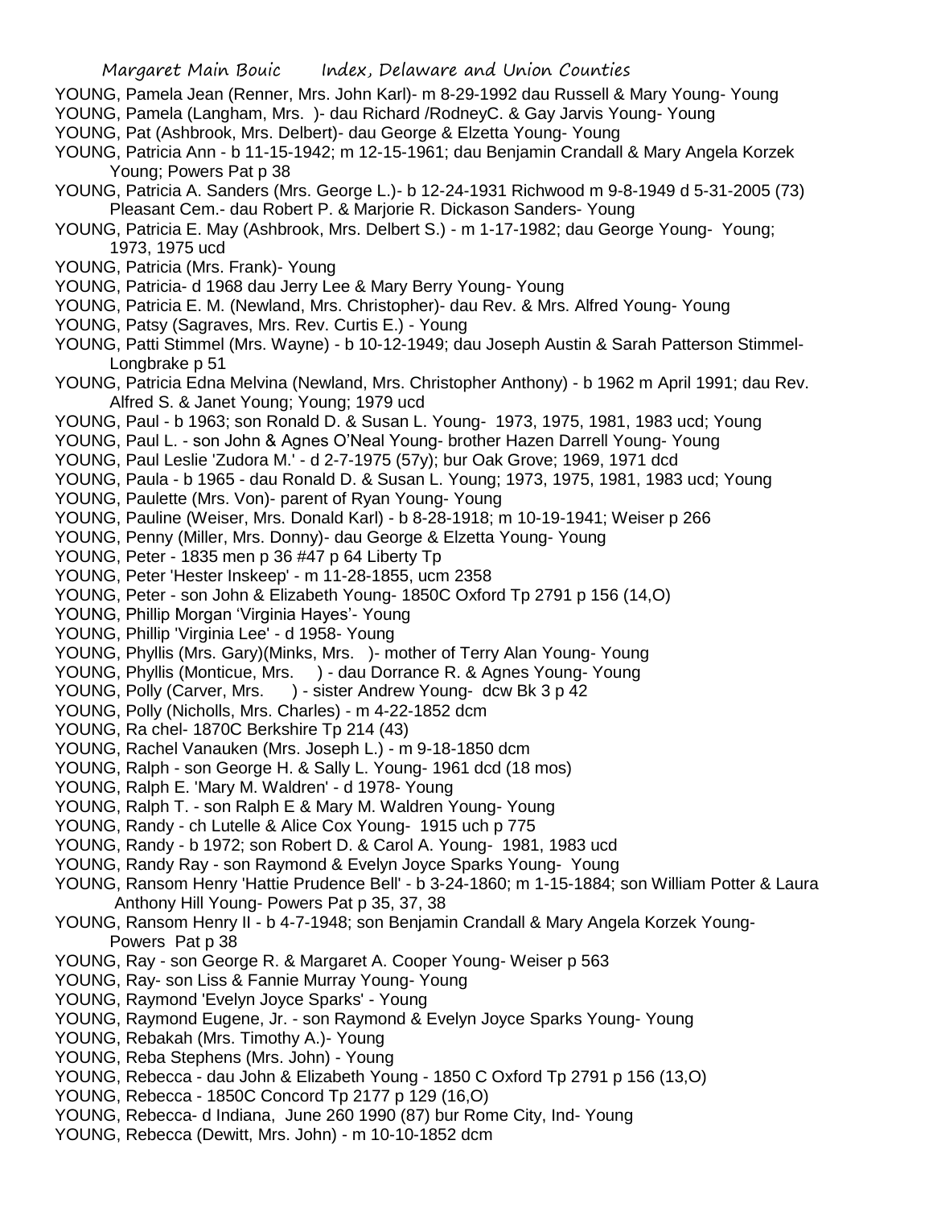YOUNG, Pamela Jean (Renner, Mrs. John Karl)- m 8-29-1992 dau Russell & Mary Young- Young
YOUNG, Pamela (Langham, Mrs. )- dau Richard /RodneyC. & Gay Jarvis Young- Young
YOUNG, Pat (Ashbrook, Mrs. Delbert)- dau George & Elzetta Young- Young
YOUNG, Patricia Ann - b 11-15-1942; m 12-15-1961; dau Benjamin Crandall & Mary Angela Korzek Young; Powers Pat p 38
YOUNG, Patricia A. Sanders (Mrs. George L.)- b 12-24-1931 Richwood m 9-8-1949 d 5-31-2005 (73) Pleasant Cem.- dau Robert P. & Marjorie R. Dickason Sanders- Young
YOUNG, Patricia E. May (Ashbrook, Mrs. Delbert S.) - m 1-17-1982; dau George Young- Young; 1973, 1975 ucd
YOUNG, Patricia (Mrs. Frank)- Young
YOUNG, Patricia- d 1968 dau Jerry Lee & Mary Berry Young- Young
YOUNG, Patricia E. M. (Newland, Mrs. Christopher)- dau Rev. & Mrs. Alfred Young- Young
YOUNG, Patsy (Sagraves, Mrs. Rev. Curtis E.) - Young
YOUNG, Patti Stimmel (Mrs. Wayne) - b 10-12-1949; dau Joseph Austin & Sarah Patterson Stimmel- Longbrake p 51
YOUNG, Patricia Edna Melvina (Newland, Mrs. Christopher Anthony) - b 1962 m April 1991; dau Rev. Alfred S. & Janet Young; Young; 1979 ucd
YOUNG, Paul - b 1963; son Ronald D. & Susan L. Young- 1973, 1975, 1981, 1983 ucd; Young
YOUNG, Paul L. - son John & Agnes O'Neal Young- brother Hazen Darrell Young- Young
YOUNG, Paul Leslie 'Zudora M.' - d 2-7-1975 (57y); bur Oak Grove; 1969, 1971 dcd
YOUNG, Paula - b 1965 - dau Ronald D. & Susan L. Young; 1973, 1975, 1981, 1983 ucd; Young
YOUNG, Paulette (Mrs. Von)- parent of Ryan Young- Young
YOUNG, Pauline (Weiser, Mrs. Donald Karl) - b 8-28-1918; m 10-19-1941; Weiser p 266
YOUNG, Penny (Miller, Mrs. Donny)- dau George & Elzetta Young- Young
YOUNG, Peter - 1835 men p 36 #47 p 64 Liberty Tp
YOUNG, Peter 'Hester Inskeep' - m 11-28-1855, ucm 2358
YOUNG, Peter - son John & Elizabeth Young- 1850C Oxford Tp 2791 p 156 (14,O)
YOUNG, Phillip Morgan 'Virginia Hayes'- Young
YOUNG, Phillip 'Virginia Lee' - d 1958- Young
YOUNG, Phyllis (Mrs. Gary)(Minks, Mrs. )- mother of Terry Alan Young- Young
YOUNG, Phyllis (Monticue, Mrs. ) - dau Dorrance R. & Agnes Young- Young
YOUNG, Polly (Carver, Mrs. ) - sister Andrew Young- dcw Bk 3 p 42
YOUNG, Polly (Nicholls, Mrs. Charles) - m 4-22-1852 dcm
YOUNG, Ra chel- 1870C Berkshire Tp 214 (43)
YOUNG, Rachel Vanauken (Mrs. Joseph L.) - m 9-18-1850 dcm
YOUNG, Ralph - son George H. & Sally L. Young- 1961 dcd (18 mos)
YOUNG, Ralph E. 'Mary M. Waldren' - d 1978- Young
YOUNG, Ralph T. - son Ralph E & Mary M. Waldren Young- Young
YOUNG, Randy - ch Lutelle & Alice Cox Young- 1915 uch p 775
YOUNG, Randy - b 1972; son Robert D. & Carol A. Young- 1981, 1983 ucd
YOUNG, Randy Ray - son Raymond & Evelyn Joyce Sparks Young- Young
YOUNG, Ransom Henry 'Hattie Prudence Bell' - b 3-24-1860; m 1-15-1884; son William Potter & Laura Anthony Hill Young- Powers Pat p 35, 37, 38
YOUNG, Ransom Henry II - b 4-7-1948; son Benjamin Crandall & Mary Angela Korzek Young- Powers Pat p 38
YOUNG, Ray - son George R. & Margaret A. Cooper Young- Weiser p 563
YOUNG, Ray- son Liss & Fannie Murray Young- Young
YOUNG, Raymond 'Evelyn Joyce Sparks' - Young
YOUNG, Raymond Eugene, Jr. - son Raymond & Evelyn Joyce Sparks Young- Young
YOUNG, Rebakah (Mrs. Timothy A.)- Young
YOUNG, Reba Stephens (Mrs. John) - Young
YOUNG, Rebecca - dau John & Elizabeth Young - 1850 C Oxford Tp 2791 p 156 (13,O)
YOUNG, Rebecca - 1850C Concord Tp 2177 p 129 (16,O)
YOUNG, Rebecca- d Indiana, June 260 1990 (87) bur Rome City, Ind- Young
YOUNG, Rebecca (Dewitt, Mrs. John) - m 10-10-1852 dcm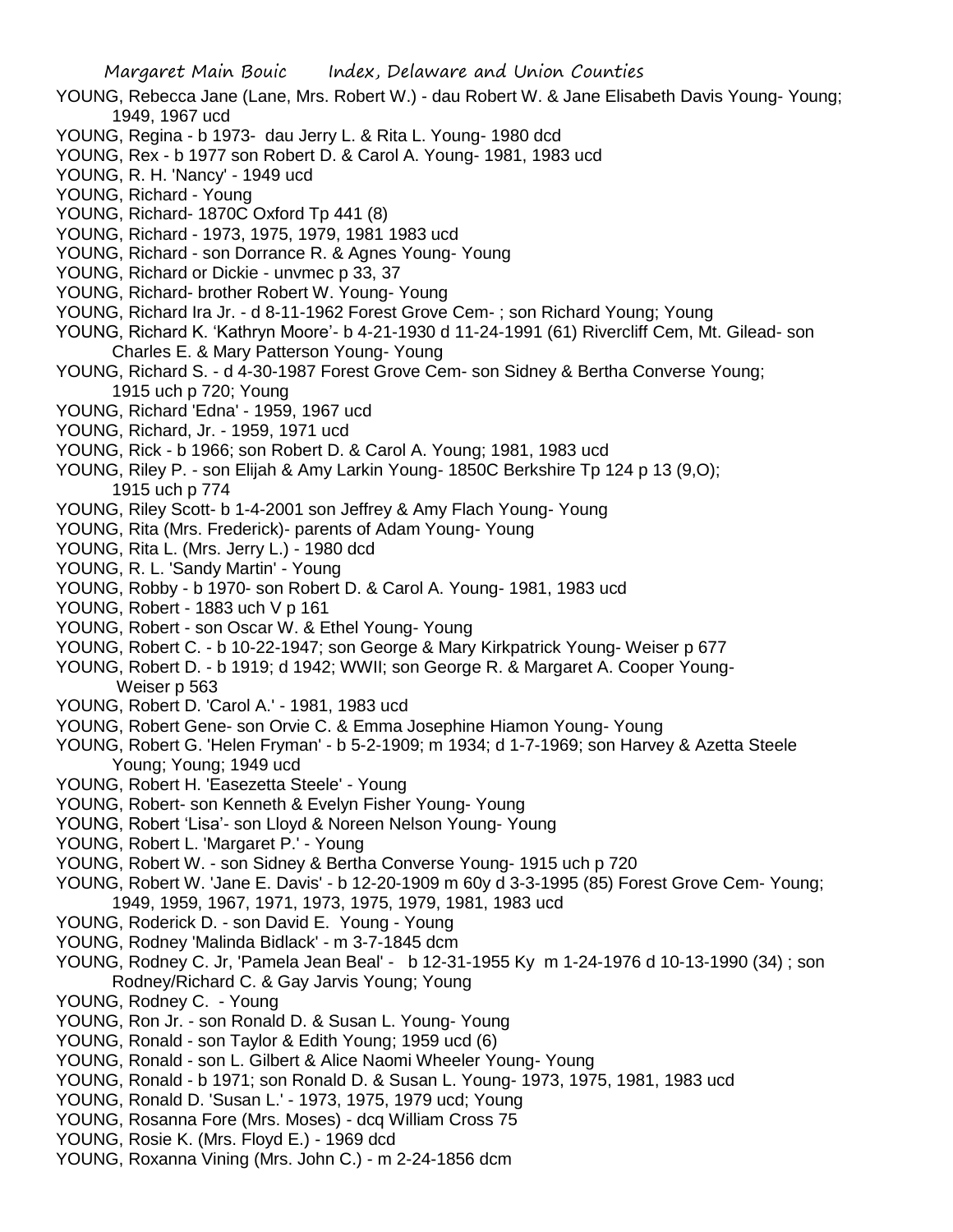YOUNG, Rebecca Jane (Lane, Mrs. Robert W.) - dau Robert W. & Jane Elisabeth Davis Young- Young; 1949, 1967 ucd

YOUNG, Regina - b 1973- dau Jerry L. & Rita L. Young- 1980 dcd

YOUNG, Rex - b 1977 son Robert D. & Carol A. Young- 1981, 1983 ucd

YOUNG, R. H. 'Nancy' - 1949 ucd

YOUNG, Richard - Young

YOUNG, Richard- 1870C Oxford Tp 441 (8)

YOUNG, Richard - 1973, 1975, 1979, 1981 1983 ucd

YOUNG, Richard - son Dorrance R. & Agnes Young- Young

YOUNG, Richard or Dickie - unvmec p 33, 37

YOUNG, Richard- brother Robert W. Young- Young

YOUNG, Richard Ira Jr. - d 8-11-1962 Forest Grove Cem- ; son Richard Young; Young

YOUNG, Richard K. 'Kathryn Moore'- b 4-21-1930 d 11-24-1991 (61) Rivercliff Cem, Mt. Gilead- son Charles E. & Mary Patterson Young- Young

YOUNG, Richard S. - d 4-30-1987 Forest Grove Cem- son Sidney & Bertha Converse Young; 1915 uch p 720; Young

YOUNG, Richard 'Edna' - 1959, 1967 ucd

YOUNG, Richard, Jr. - 1959, 1971 ucd

YOUNG, Rick - b 1966; son Robert D. & Carol A. Young; 1981, 1983 ucd

YOUNG, Riley P. - son Elijah & Amy Larkin Young- 1850C Berkshire Tp 124 p 13 (9,O); 1915 uch p 774

YOUNG, Riley Scott- b 1-4-2001 son Jeffrey & Amy Flach Young- Young

YOUNG, Rita (Mrs. Frederick)- parents of Adam Young- Young

YOUNG, Rita L. (Mrs. Jerry L.) - 1980 dcd

YOUNG, R. L. 'Sandy Martin' - Young

YOUNG, Robby - b 1970- son Robert D. & Carol A. Young- 1981, 1983 ucd

YOUNG, Robert - 1883 uch V p 161

YOUNG, Robert - son Oscar W. & Ethel Young- Young

YOUNG, Robert C. - b 10-22-1947; son George & Mary Kirkpatrick Young- Weiser p 677

YOUNG, Robert D. - b 1919; d 1942; WWII; son George R. & Margaret A. Cooper Young- Weiser p 563

YOUNG, Robert D. 'Carol A.' - 1981, 1983 ucd

YOUNG, Robert Gene- son Orvie C. & Emma Josephine Hiamon Young- Young

YOUNG, Robert G. 'Helen Fryman' - b 5-2-1909; m 1934; d 1-7-1969; son Harvey & Azetta Steele Young; Young; 1949 ucd

YOUNG, Robert H. 'Easezetta Steele' - Young

YOUNG, Robert- son Kenneth & Evelyn Fisher Young- Young

YOUNG, Robert 'Lisa'- son Lloyd & Noreen Nelson Young- Young

YOUNG, Robert L. 'Margaret P.' - Young

YOUNG, Robert W. - son Sidney & Bertha Converse Young- 1915 uch p 720

YOUNG, Robert W. 'Jane E. Davis' - b 12-20-1909 m 60y d 3-3-1995 (85) Forest Grove Cem- Young; 1949, 1959, 1967, 1971, 1973, 1975, 1979, 1981, 1983 ucd

YOUNG, Roderick D. - son David E. Young - Young

YOUNG, Rodney 'Malinda Bidlack' - m 3-7-1845 dcm

YOUNG, Rodney C. Jr, 'Pamela Jean Beal' - b 12-31-1955 Ky m 1-24-1976 d 10-13-1990 (34) ; son Rodney/Richard C. & Gay Jarvis Young; Young

YOUNG, Rodney C. - Young

YOUNG, Ron Jr. - son Ronald D. & Susan L. Young- Young

YOUNG, Ronald - son Taylor & Edith Young; 1959 ucd (6)

YOUNG, Ronald - son L. Gilbert & Alice Naomi Wheeler Young- Young

YOUNG, Ronald - b 1971; son Ronald D. & Susan L. Young- 1973, 1975, 1981, 1983 ucd

YOUNG, Ronald D. 'Susan L.' - 1973, 1975, 1979 ucd; Young

YOUNG, Rosanna Fore (Mrs. Moses) - dcq William Cross 75

YOUNG, Rosie K. (Mrs. Floyd E.) - 1969 dcd

YOUNG, Roxanna Vining (Mrs. John C.) - m 2-24-1856 dcm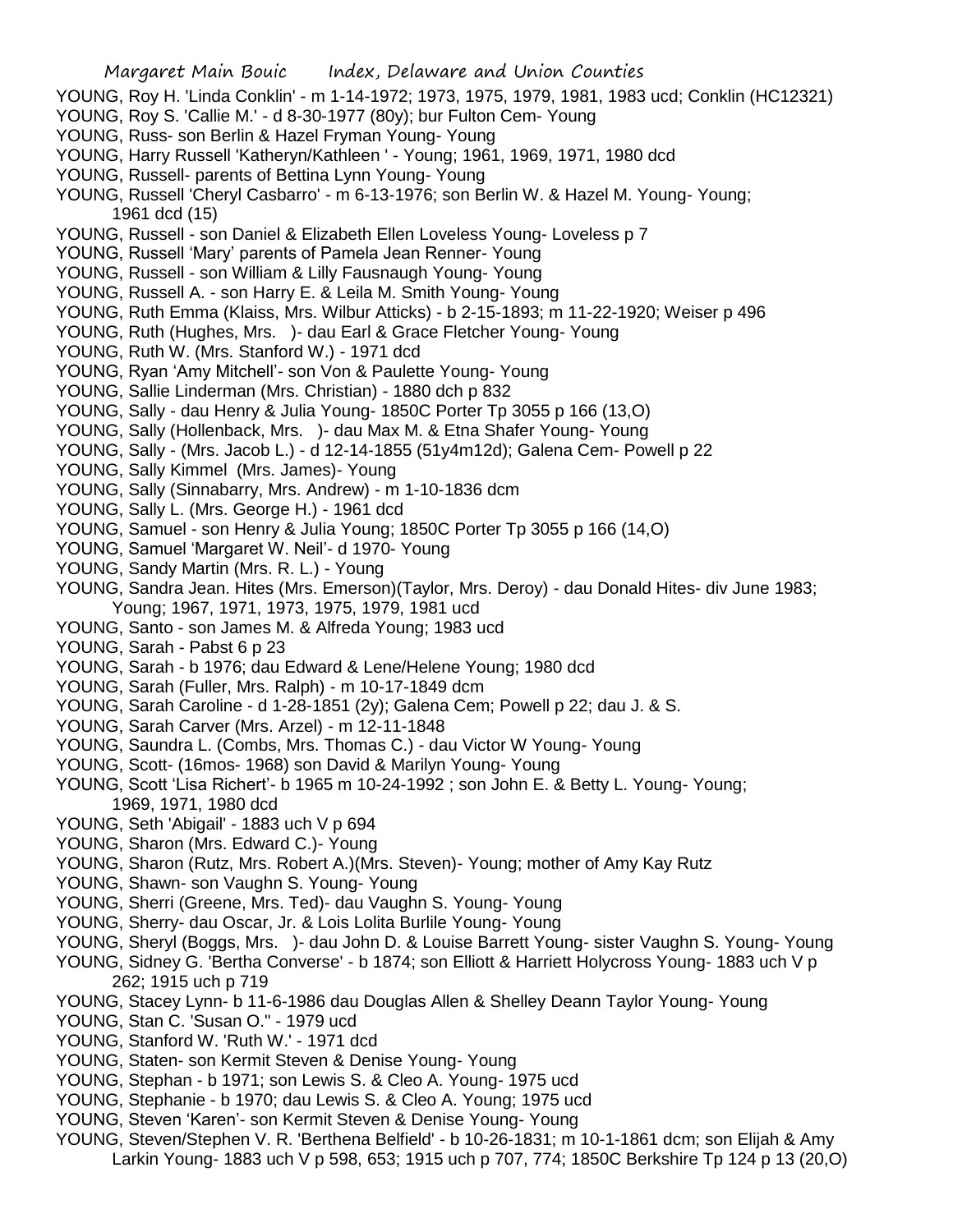YOUNG, Roy H. 'Linda Conklin' - m 1-14-1972; 1973, 1975, 1979, 1981, 1983 ucd; Conklin (HC12321)
YOUNG, Roy S. 'Callie M.' - d 8-30-1977 (80y); bur Fulton Cem- Young
YOUNG, Russ- son Berlin & Hazel Fryman Young- Young
YOUNG, Harry Russell 'Katheryn/Kathleen ' - Young; 1961, 1969, 1971, 1980 dcd
YOUNG, Russell- parents of Bettina Lynn Young- Young
YOUNG, Russell 'Cheryl Casbarro' - m 6-13-1976; son Berlin W. & Hazel M. Young- Young; 1961 dcd (15)
YOUNG, Russell - son Daniel & Elizabeth Ellen Loveless Young- Loveless p 7
YOUNG, Russell 'Mary' parents of Pamela Jean Renner- Young
YOUNG, Russell - son William & Lilly Fausnaugh Young- Young
YOUNG, Russell A. - son Harry E. & Leila M. Smith Young- Young
YOUNG, Ruth Emma (Klaiss, Mrs. Wilbur Atticks) - b 2-15-1893; m 11-22-1920; Weiser p 496
YOUNG, Ruth (Hughes, Mrs. )- dau Earl & Grace Fletcher Young- Young
YOUNG, Ruth W. (Mrs. Stanford W.) - 1971 dcd
YOUNG, Ryan 'Amy Mitchell'- son Von & Paulette Young- Young
YOUNG, Sallie Linderman (Mrs. Christian) - 1880 dch p 832
YOUNG, Sally - dau Henry & Julia Young- 1850C Porter Tp 3055 p 166 (13,O)
YOUNG, Sally (Hollenback, Mrs. )- dau Max M. & Etna Shafer Young- Young
YOUNG, Sally - (Mrs. Jacob L.) - d 12-14-1855 (51y4m12d); Galena Cem- Powell p 22
YOUNG, Sally Kimmel (Mrs. James)- Young
YOUNG, Sally (Sinnabarry, Mrs. Andrew) - m 1-10-1836 dcm
YOUNG, Sally L. (Mrs. George H.) - 1961 dcd
YOUNG, Samuel - son Henry & Julia Young; 1850C Porter Tp 3055 p 166 (14,O)
YOUNG, Samuel 'Margaret W. Neil'- d 1970- Young
YOUNG, Sandy Martin (Mrs. R. L.) - Young
YOUNG, Sandra Jean. Hites (Mrs. Emerson)(Taylor, Mrs. Deroy) - dau Donald Hites- div June 1983; Young; 1967, 1971, 1973, 1975, 1979, 1981 ucd
YOUNG, Santo - son James M. & Alfreda Young; 1983 ucd
YOUNG, Sarah - Pabst 6 p 23
YOUNG, Sarah - b 1976; dau Edward & Lene/Helene Young; 1980 dcd
YOUNG, Sarah (Fuller, Mrs. Ralph) - m 10-17-1849 dcm
YOUNG, Sarah Caroline - d 1-28-1851 (2y); Galena Cem; Powell p 22; dau J. & S.
YOUNG, Sarah Carver (Mrs. Arzel) - m 12-11-1848
YOUNG, Saundra L. (Combs, Mrs. Thomas C.) - dau Victor W Young- Young
YOUNG, Scott- (16mos- 1968) son David & Marilyn Young- Young
YOUNG, Scott 'Lisa Richert'- b 1965 m 10-24-1992 ; son John E. & Betty L. Young- Young; 1969, 1971, 1980 dcd
YOUNG, Seth 'Abigail' - 1883 uch V p 694
YOUNG, Sharon (Mrs. Edward C.)- Young
YOUNG, Sharon (Rutz, Mrs. Robert A.)(Mrs. Steven)- Young; mother of Amy Kay Rutz
YOUNG, Shawn- son Vaughn S. Young- Young
YOUNG, Sherri (Greene, Mrs. Ted)- dau Vaughn S. Young- Young
YOUNG, Sherry- dau Oscar, Jr. & Lois Lolita Burlile Young- Young
YOUNG, Sheryl (Boggs, Mrs. )- dau John D. & Louise Barrett Young- sister Vaughn S. Young- Young
YOUNG, Sidney G. 'Bertha Converse' - b 1874; son Elliott & Harriett Holycross Young- 1883 uch V p 262; 1915 uch p 719
YOUNG, Stacey Lynn- b 11-6-1986 dau Douglas Allen & Shelley Deann Taylor Young- Young
YOUNG, Stan C. 'Susan O." - 1979 ucd
YOUNG, Stanford W. 'Ruth W.' - 1971 dcd
YOUNG, Staten- son Kermit Steven & Denise Young- Young
YOUNG, Stephan - b 1971; son Lewis S. & Cleo A. Young- 1975 ucd
YOUNG, Stephanie - b 1970; dau Lewis S. & Cleo A. Young; 1975 ucd
YOUNG, Steven 'Karen'- son Kermit Steven & Denise Young- Young
YOUNG, Steven/Stephen V. R. 'Berthena Belfield' - b 10-26-1831; m 10-1-1861 dcm; son Elijah & Amy Larkin Young- 1883 uch V p 598, 653; 1915 uch p 707, 774; 1850C Berkshire Tp 124 p 13 (20,O)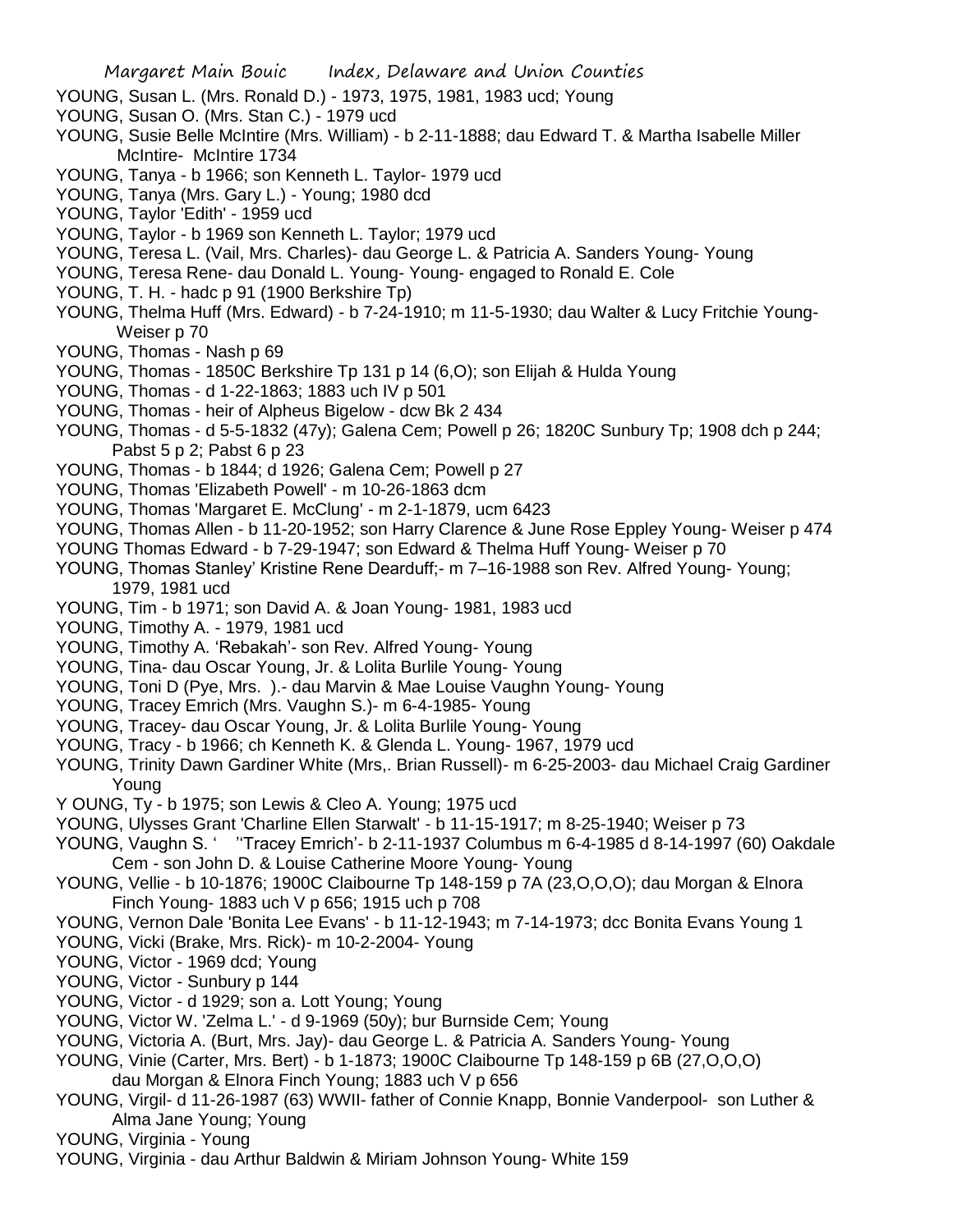YOUNG, Susan L. (Mrs. Ronald D.) - 1973, 1975, 1981, 1983 ucd; Young
YOUNG, Susan O. (Mrs. Stan C.) - 1979 ucd
YOUNG, Susie Belle McIntire (Mrs. William) - b 2-11-1888; dau Edward T. & Martha Isabelle Miller McIntire- McIntire 1734
YOUNG, Tanya - b 1966; son Kenneth L. Taylor- 1979 ucd
YOUNG, Tanya (Mrs. Gary L.) - Young; 1980 dcd
YOUNG, Taylor 'Edith' - 1959 ucd
YOUNG, Taylor - b 1969 son Kenneth L. Taylor; 1979 ucd
YOUNG, Teresa L. (Vail, Mrs. Charles)- dau George L. & Patricia A. Sanders Young- Young
YOUNG, Teresa Rene- dau Donald L. Young- Young- engaged to Ronald E. Cole
YOUNG, T. H. - hadc p 91 (1900 Berkshire Tp)
YOUNG, Thelma Huff (Mrs. Edward) - b 7-24-1910; m 11-5-1930; dau Walter & Lucy Fritchie Young- Weiser p 70
YOUNG, Thomas - Nash p 69
YOUNG, Thomas - 1850C Berkshire Tp 131 p 14 (6,O); son Elijah & Hulda Young
YOUNG, Thomas - d 1-22-1863; 1883 uch IV p 501
YOUNG, Thomas - heir of Alpheus Bigelow - dcw Bk 2 434
YOUNG, Thomas - d 5-5-1832 (47y); Galena Cem; Powell p 26; 1820C Sunbury Tp; 1908 dch p 244; Pabst 5 p 2; Pabst 6 p 23
YOUNG, Thomas - b 1844; d 1926; Galena Cem; Powell p 27
YOUNG, Thomas 'Elizabeth Powell' - m 10-26-1863 dcm
YOUNG, Thomas 'Margaret E. McClung' - m 2-1-1879, ucm 6423
YOUNG, Thomas Allen - b 11-20-1952; son Harry Clarence & June Rose Eppley Young- Weiser p 474
YOUNG Thomas Edward - b 7-29-1947; son Edward & Thelma Huff Young- Weiser p 70
YOUNG, Thomas Stanley' Kristine Rene Dearduff;- m 7–16-1988 son Rev. Alfred Young- Young; 1979, 1981 ucd
YOUNG, Tim - b 1971; son David A. & Joan Young- 1981, 1983 ucd
YOUNG, Timothy A. - 1979, 1981 ucd
YOUNG, Timothy A. 'Rebakah'- son Rev. Alfred Young- Young
YOUNG, Tina- dau Oscar Young, Jr. & Lolita Burlile Young- Young
YOUNG, Toni D (Pye, Mrs. ).- dau Marvin & Mae Louise Vaughn Young- Young
YOUNG, Tracey Emrich (Mrs. Vaughn S.)- m 6-4-1985- Young
YOUNG, Tracey- dau Oscar Young, Jr. & Lolita Burlile Young- Young
YOUNG, Tracy - b 1966; ch Kenneth K. & Glenda L. Young- 1967, 1979 ucd
YOUNG, Trinity Dawn Gardiner White (Mrs,. Brian Russell)- m 6-25-2003- dau Michael Craig Gardiner Young
Y OUNG, Ty - b 1975; son Lewis & Cleo A. Young; 1975 ucd
YOUNG, Ulysses Grant 'Charline Ellen Starwalt' - b 11-15-1917; m 8-25-1940; Weiser p 73
YOUNG, Vaughn S. ' ''Tracey Emrich'- b 2-11-1937 Columbus m 6-4-1985 d 8-14-1997 (60) Oakdale Cem - son John D. & Louise Catherine Moore Young- Young
YOUNG, Vellie - b 10-1876; 1900C Claibourne Tp 148-159 p 7A (23,O,O,O); dau Morgan & Elnora Finch Young- 1883 uch V p 656; 1915 uch p 708
YOUNG, Vernon Dale 'Bonita Lee Evans' - b 11-12-1943; m 7-14-1973; dcc Bonita Evans Young 1
YOUNG, Vicki (Brake, Mrs. Rick)- m 10-2-2004- Young
YOUNG, Victor - 1969 dcd; Young
YOUNG, Victor - Sunbury p 144
YOUNG, Victor - d 1929; son a. Lott Young; Young
YOUNG, Victor W. 'Zelma L.' - d 9-1969 (50y); bur Burnside Cem; Young
YOUNG, Victoria A. (Burt, Mrs. Jay)- dau George L. & Patricia A. Sanders Young- Young
YOUNG, Vinie (Carter, Mrs. Bert) - b 1-1873; 1900C Claibourne Tp 148-159 p 6B (27,O,O,O) dau Morgan & Elnora Finch Young; 1883 uch V p 656
YOUNG, Virgil- d 11-26-1987 (63) WWII- father of Connie Knapp, Bonnie Vanderpool- son Luther & Alma Jane Young; Young
YOUNG, Virginia - Young
YOUNG, Virginia - dau Arthur Baldwin & Miriam Johnson Young- White 159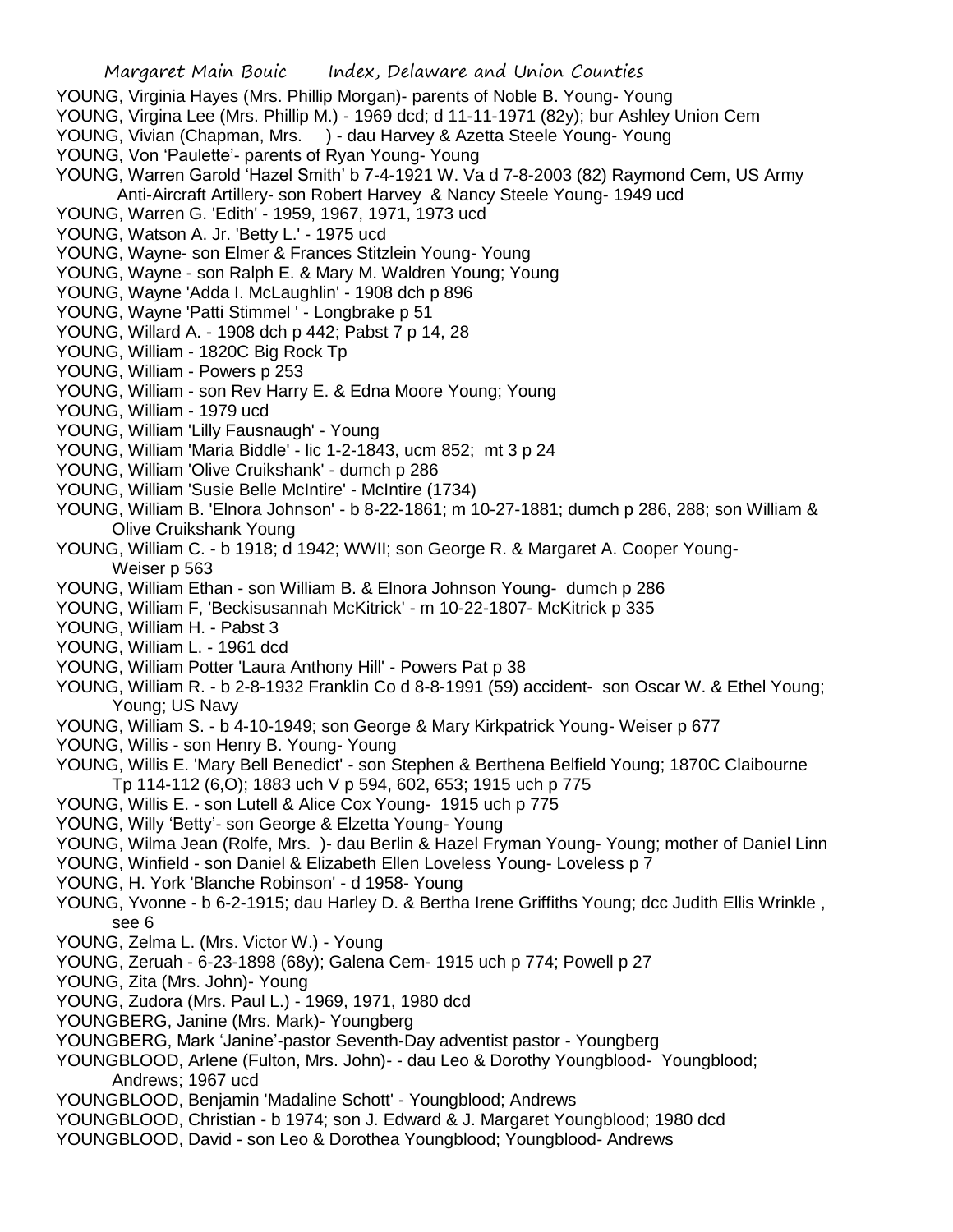YOUNG, Virginia Hayes (Mrs. Phillip Morgan)- parents of Noble B. Young- Young
YOUNG, Virgina Lee (Mrs. Phillip M.) - 1969 dcd; d 11-11-1971 (82y); bur Ashley Union Cem
YOUNG, Vivian (Chapman, Mrs. ) - dau Harvey & Azetta Steele Young- Young
YOUNG, Von 'Paulette'- parents of Ryan Young- Young
YOUNG, Warren Garold 'Hazel Smith' b 7-4-1921 W. Va d 7-8-2003 (82) Raymond Cem, US Army Anti-Aircraft Artillery- son Robert Harvey & Nancy Steele Young- 1949 ucd
YOUNG, Warren G. 'Edith' - 1959, 1967, 1971, 1973 ucd
YOUNG, Watson A. Jr. 'Betty L.' - 1975 ucd
YOUNG, Wayne- son Elmer & Frances Stitzlein Young- Young
YOUNG, Wayne - son Ralph E. & Mary M. Waldren Young; Young
YOUNG, Wayne 'Adda I. McLaughlin' - 1908 dch p 896
YOUNG, Wayne 'Patti Stimmel ' - Longbrake p 51
YOUNG, Willard A. - 1908 dch p 442; Pabst 7 p 14, 28
YOUNG, William - 1820C Big Rock Tp
YOUNG, William - Powers p 253
YOUNG, William - son Rev Harry E. & Edna Moore Young; Young
YOUNG, William - 1979 ucd
YOUNG, William 'Lilly Fausnaugh' - Young
YOUNG, William 'Maria Biddle' - lic 1-2-1843, ucm 852; mt 3 p 24
YOUNG, William 'Olive Cruikshank' - dumch p 286
YOUNG, William 'Susie Belle McIntire' - McIntire (1734)
YOUNG, William B. 'Elnora Johnson' - b 8-22-1861; m 10-27-1881; dumch p 286, 288; son William & Olive Cruikshank Young
YOUNG, William C. - b 1918; d 1942; WWII; son George R. & Margaret A. Cooper Young- Weiser p 563
YOUNG, William Ethan - son William B. & Elnora Johnson Young- dumch p 286
YOUNG, William F, 'Beckisusannah McKitrick' - m 10-22-1807- McKitrick p 335
YOUNG, William H. - Pabst 3
YOUNG, William L. - 1961 dcd
YOUNG, William Potter 'Laura Anthony Hill' - Powers Pat p 38
YOUNG, William R. - b 2-8-1932 Franklin Co d 8-8-1991 (59) accident- son Oscar W. & Ethel Young; Young; US Navy
YOUNG, William S. - b 4-10-1949; son George & Mary Kirkpatrick Young- Weiser p 677
YOUNG, Willis - son Henry B. Young- Young
YOUNG, Willis E. 'Mary Bell Benedict' - son Stephen & Berthena Belfield Young; 1870C Claibourne Tp 114-112 (6,O); 1883 uch V p 594, 602, 653; 1915 uch p 775
YOUNG, Willis E. - son Lutell & Alice Cox Young- 1915 uch p 775
YOUNG, Willy 'Betty'- son George & Elzetta Young- Young
YOUNG, Wilma Jean (Rolfe, Mrs. )- dau Berlin & Hazel Fryman Young- Young; mother of Daniel Linn
YOUNG, Winfield - son Daniel & Elizabeth Ellen Loveless Young- Loveless p 7
YOUNG, H. York 'Blanche Robinson' - d 1958- Young
YOUNG, Yvonne - b 6-2-1915; dau Harley D. & Bertha Irene Griffiths Young; dcc Judith Ellis Wrinkle , see 6
YOUNG, Zelma L. (Mrs. Victor W.) - Young
YOUNG, Zeruah - 6-23-1898 (68y); Galena Cem- 1915 uch p 774; Powell p 27
YOUNG, Zita (Mrs. John)- Young
YOUNG, Zudora (Mrs. Paul L.) - 1969, 1971, 1980 dcd
YOUNGBERG, Janine (Mrs. Mark)- Youngberg
YOUNGBERG, Mark 'Janine'-pastor Seventh-Day adventist pastor - Youngberg
YOUNGBLOOD, Arlene (Fulton, Mrs. John)- - dau Leo & Dorothy Youngblood- Youngblood; Andrews; 1967 ucd
YOUNGBLOOD, Benjamin 'Madaline Schott' - Youngblood; Andrews
YOUNGBLOOD, Christian - b 1974; son J. Edward & J. Margaret Youngblood; 1980 dcd
YOUNGBLOOD, David - son Leo & Dorothea Youngblood; Youngblood- Andrews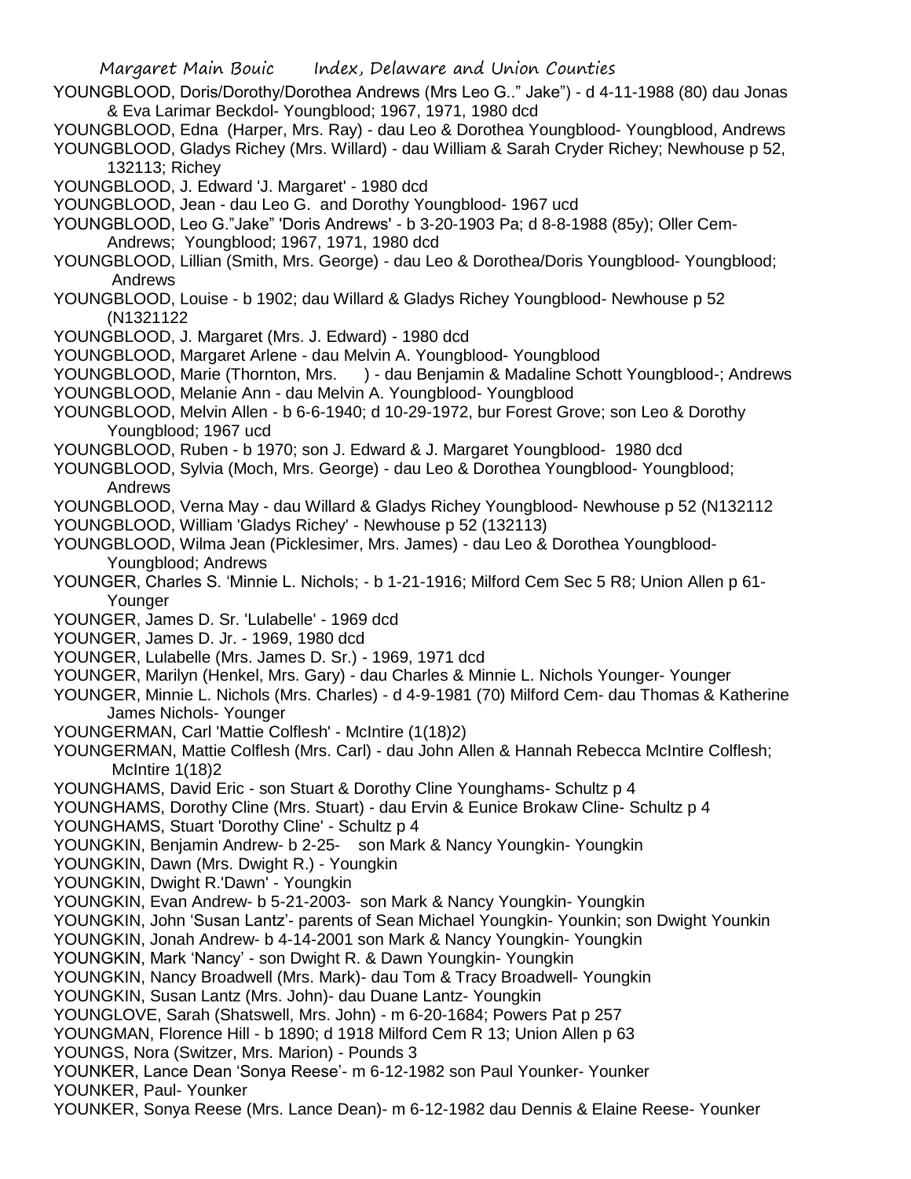YOUNGBLOOD, Doris/Dorothy/Dorothea Andrews (Mrs Leo G..” Jake”) - d 4-11-1988 (80) dau Jonas & Eva Larimar Beckdol- Youngblood; 1967, 1971, 1980 dcd

YOUNGBLOOD, Edna (Harper, Mrs. Ray) - dau Leo & Dorothea Youngblood- Youngblood, Andrews

YOUNGBLOOD, Gladys Richey (Mrs. Willard) - dau William & Sarah Cryder Richey; Newhouse p 52, 132113; Richey

YOUNGBLOOD, J. Edward 'J. Margaret' - 1980 dcd

YOUNGBLOOD, Jean - dau Leo G. and Dorothy Youngblood- 1967 ucd

YOUNGBLOOD, Leo G.”Jake” 'Doris Andrews' - b 3-20-1903 Pa; d 8-8-1988 (85y); Oller Cem- Andrews; Youngblood; 1967, 1971, 1980 dcd

YOUNGBLOOD, Lillian (Smith, Mrs. George) - dau Leo & Dorothea/Doris Youngblood- Youngblood; Andrews

YOUNGBLOOD, Louise - b 1902; dau Willard & Gladys Richey Youngblood- Newhouse p 52 (N1321122

YOUNGBLOOD, J. Margaret (Mrs. J. Edward) - 1980 dcd

YOUNGBLOOD, Margaret Arlene - dau Melvin A. Youngblood- Youngblood

YOUNGBLOOD, Marie (Thornton, Mrs. ) - dau Benjamin & Madaline Schott Youngblood-; Andrews

YOUNGBLOOD, Melanie Ann - dau Melvin A. Youngblood- Youngblood

YOUNGBLOOD, Melvin Allen - b 6-6-1940; d 10-29-1972, bur Forest Grove; son Leo & Dorothy Youngblood; 1967 ucd

YOUNGBLOOD, Ruben - b 1970; son J. Edward & J. Margaret Youngblood- 1980 dcd

YOUNGBLOOD, Sylvia (Moch, Mrs. George) - dau Leo & Dorothea Youngblood- Youngblood; Andrews

YOUNGBLOOD, Verna May - dau Willard & Gladys Richey Youngblood- Newhouse p 52 (N132112

YOUNGBLOOD, William 'Gladys Richey' - Newhouse p 52 (132113)

YOUNGBLOOD, Wilma Jean (Picklesimer, Mrs. James) - dau Leo & Dorothea Youngblood- Youngblood; Andrews

YOUNGER, Charles S. ‘Minnie L. Nichols; - b 1-21-1916; Milford Cem Sec 5 R8; Union Allen p 61- Younger

YOUNGER, James D. Sr. 'Lulabelle' - 1969 dcd

YOUNGER, James D. Jr. - 1969, 1980 dcd

YOUNGER, Lulabelle (Mrs. James D. Sr.) - 1969, 1971 dcd

YOUNGER, Marilyn (Henkel, Mrs. Gary) - dau Charles & Minnie L. Nichols Younger- Younger

YOUNGER, Minnie L. Nichols (Mrs. Charles) - d 4-9-1981 (70) Milford Cem- dau Thomas & Katherine James Nichols- Younger

YOUNGERMAN, Carl 'Mattie Colflesh' - McIntire (1(18)2)

YOUNGERMAN, Mattie Colflesh (Mrs. Carl) - dau John Allen & Hannah Rebecca McIntire Colflesh; McIntire 1(18)2

YOUNGHAMS, David Eric - son Stuart & Dorothy Cline Younghams- Schultz p 4

YOUNGHAMS, Dorothy Cline (Mrs. Stuart) - dau Ervin & Eunice Brokaw Cline- Schultz p 4

YOUNGHAMS, Stuart 'Dorothy Cline' - Schultz p 4

YOUNGKIN, Benjamin Andrew- b 2-25- son Mark & Nancy Youngkin- Youngkin

YOUNGKIN, Dawn (Mrs. Dwight R.) - Youngkin

YOUNGKIN, Dwight R.'Dawn' - Youngkin

YOUNGKIN, Evan Andrew- b 5-21-2003- son Mark & Nancy Youngkin- Youngkin

YOUNGKIN, John ‘Susan Lantz’- parents of Sean Michael Youngkin- Younkin; son Dwight Younkin

YOUNGKIN, Jonah Andrew- b 4-14-2001 son Mark & Nancy Youngkin- Youngkin

YOUNGKIN, Mark ‘Nancy’ - son Dwight R. & Dawn Youngkin- Youngkin

YOUNGKIN, Nancy Broadwell (Mrs. Mark)- dau Tom & Tracy Broadwell- Youngkin

YOUNGKIN, Susan Lantz (Mrs. John)- dau Duane Lantz- Youngkin

YOUNGLOVE, Sarah (Shatswell, Mrs. John) - m 6-20-1684; Powers Pat p 257

YOUNGMAN, Florence Hill - b 1890; d 1918 Milford Cem R 13; Union Allen p 63

YOUNGS, Nora (Switzer, Mrs. Marion) - Pounds 3

YOUNKER, Lance Dean ‘Sonya Reese’- m 6-12-1982 son Paul Younker- Younker

YOUNKER, Paul- Younker

YOUNKER, Sonya Reese (Mrs. Lance Dean)- m 6-12-1982 dau Dennis & Elaine Reese- Younker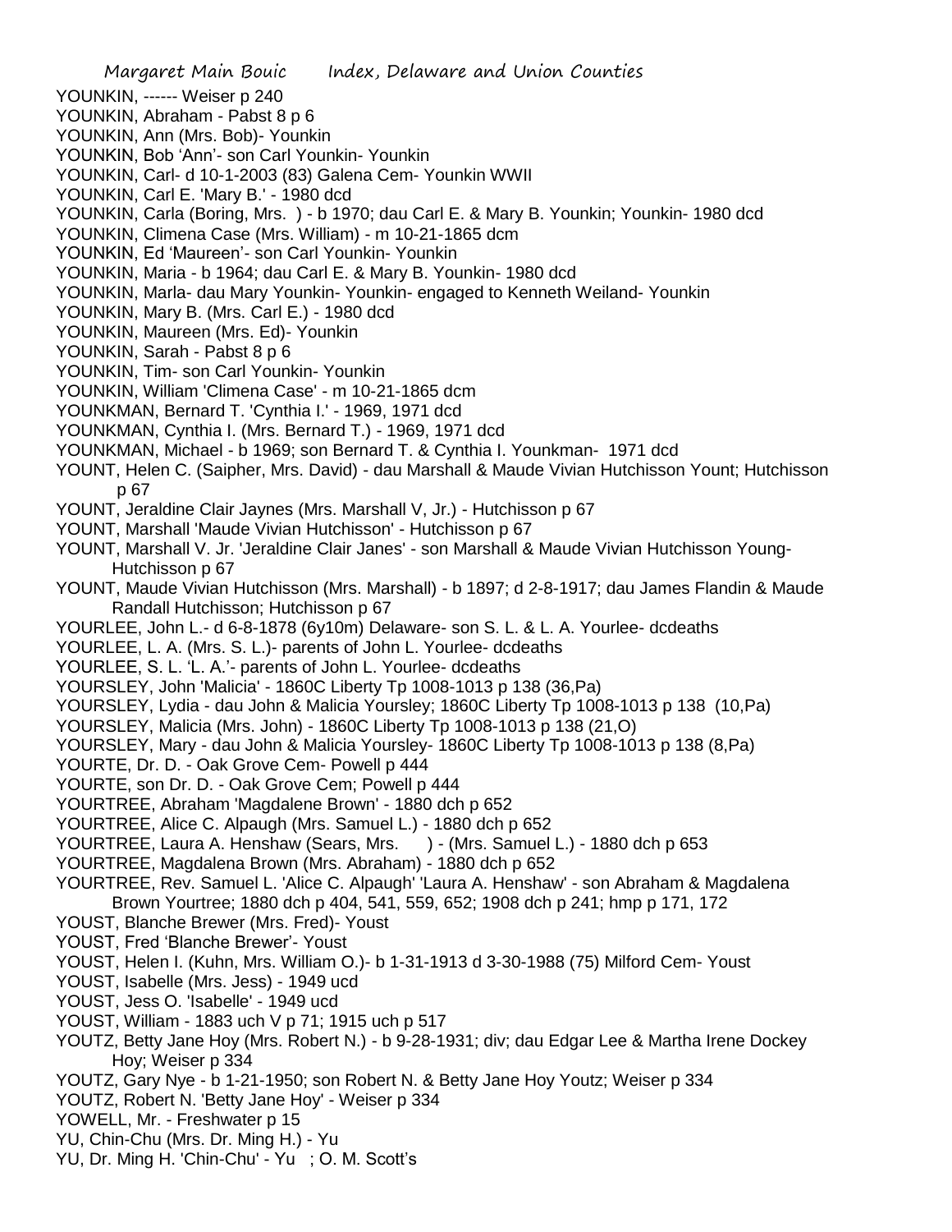YOUNKIN, ------ Weiser p 240
YOUNKIN, Abraham - Pabst 8 p 6
YOUNKIN, Ann (Mrs. Bob)- Younkin
YOUNKIN, Bob 'Ann'- son Carl Younkin- Younkin
YOUNKIN, Carl- d 10-1-2003 (83) Galena Cem- Younkin WWII
YOUNKIN, Carl E. 'Mary B.' - 1980 dcd
YOUNKIN, Carla (Boring, Mrs. ) - b 1970; dau Carl E. & Mary B. Younkin; Younkin- 1980 dcd
YOUNKIN, Climena Case (Mrs. William) - m 10-21-1865 dcm
YOUNKIN, Ed 'Maureen'- son Carl Younkin- Younkin
YOUNKIN, Maria - b 1964; dau Carl E. & Mary B. Younkin- 1980 dcd
YOUNKIN, Marla- dau Mary Younkin- Younkin- engaged to Kenneth Weiland- Younkin
YOUNKIN, Mary B. (Mrs. Carl E.) - 1980 dcd
YOUNKIN, Maureen (Mrs. Ed)- Younkin
YOUNKIN, Sarah - Pabst 8 p 6
YOUNKIN, Tim- son Carl Younkin- Younkin
YOUNKIN, William 'Climena Case' - m 10-21-1865 dcm
YOUNKMAN, Bernard T. 'Cynthia I.' - 1969, 1971 dcd
YOUNKMAN, Cynthia I. (Mrs. Bernard T.) - 1969, 1971 dcd
YOUNKMAN, Michael - b 1969; son Bernard T. & Cynthia I. Younkman- 1971 dcd
YOUNT, Helen C. (Saipher, Mrs. David) - dau Marshall & Maude Vivian Hutchisson Yount; Hutchisson p 67
YOUNT, Jeraldine Clair Jaynes (Mrs. Marshall V, Jr.) - Hutchisson p 67
YOUNT, Marshall 'Maude Vivian Hutchisson' - Hutchisson p 67
YOUNT, Marshall V. Jr. 'Jeraldine Clair Janes' - son Marshall & Maude Vivian Hutchisson Young- Hutchisson p 67
YOUNT, Maude Vivian Hutchisson (Mrs. Marshall) - b 1897; d 2-8-1917; dau James Flandin & Maude Randall Hutchisson; Hutchisson p 67
YOURLEE, John L.- d 6-8-1878 (6y10m) Delaware- son S. L. & L. A. Yourlee- dcdeaths
YOURLEE, L. A. (Mrs. S. L.)- parents of John L. Yourlee- dcdeaths
YOURLEE, S. L. 'L. A.'- parents of John L. Yourlee- dcdeaths
YOURSLEY, John 'Malicia' - 1860C Liberty Tp 1008-1013 p 138 (36,Pa)
YOURSLEY, Lydia - dau John & Malicia Yoursley; 1860C Liberty Tp 1008-1013 p 138 (10,Pa)
YOURSLEY, Malicia (Mrs. John) - 1860C Liberty Tp 1008-1013 p 138 (21,O)
YOURSLEY, Mary - dau John & Malicia Yoursley- 1860C Liberty Tp 1008-1013 p 138 (8,Pa)
YOURTE, Dr. D. - Oak Grove Cem- Powell p 444
YOURTE, son Dr. D. - Oak Grove Cem; Powell p 444
YOURTREE, Abraham 'Magdalene Brown' - 1880 dch p 652
YOURTREE, Alice C. Alpaugh (Mrs. Samuel L.) - 1880 dch p 652
YOURTREE, Laura A. Henshaw (Sears, Mrs. ) - (Mrs. Samuel L.) - 1880 dch p 653
YOURTREE, Magdalena Brown (Mrs. Abraham) - 1880 dch p 652
YOURTREE, Rev. Samuel L. 'Alice C. Alpaugh' 'Laura A. Henshaw' - son Abraham & Magdalena Brown Yourtree; 1880 dch p 404, 541, 559, 652; 1908 dch p 241; hmp p 171, 172
YOUST, Blanche Brewer (Mrs. Fred)- Youst
YOUST, Fred 'Blanche Brewer'- Youst
YOUST, Helen I. (Kuhn, Mrs. William O.)- b 1-31-1913 d 3-30-1988 (75) Milford Cem- Youst
YOUST, Isabelle (Mrs. Jess) - 1949 ucd
YOUST, Jess O. 'Isabelle' - 1949 ucd
YOUST, William - 1883 uch V p 71; 1915 uch p 517
YOUTZ, Betty Jane Hoy (Mrs. Robert N.) - b 9-28-1931; div; dau Edgar Lee & Martha Irene Dockey Hoy; Weiser p 334
YOUTZ, Gary Nye - b 1-21-1950; son Robert N. & Betty Jane Hoy Youtz; Weiser p 334
YOUTZ, Robert N. 'Betty Jane Hoy' - Weiser p 334
YOWELL, Mr. - Freshwater p 15
YU, Chin-Chu (Mrs. Dr. Ming H.) - Yu
YU, Dr. Ming H. 'Chin-Chu' - Yu ; O. M. Scott's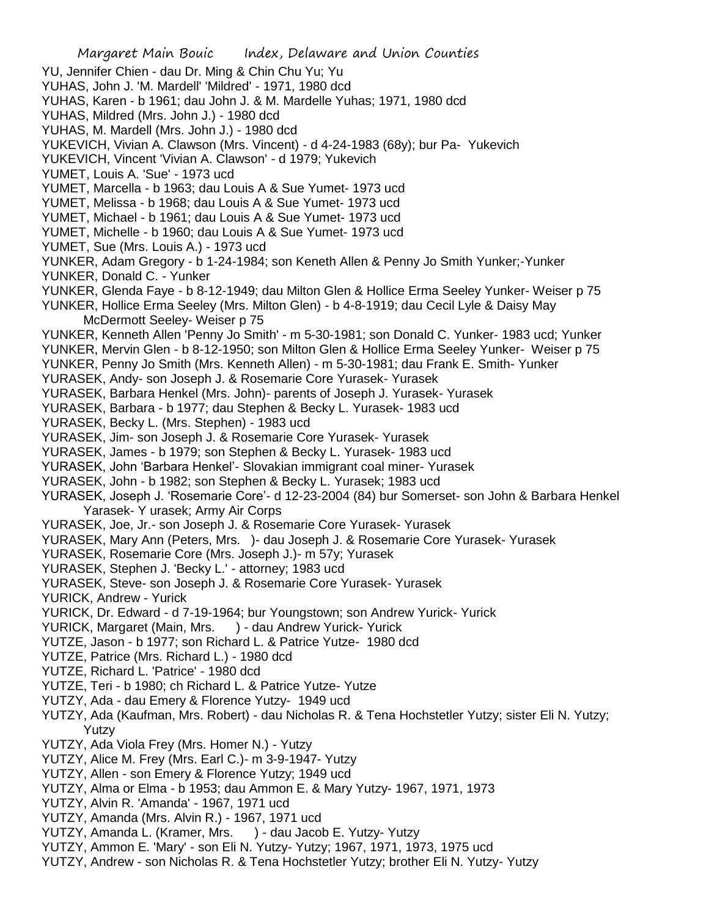YU, Jennifer Chien - dau Dr. Ming & Chin Chu Yu; Yu
YUHAS, John J. 'M. Mardell' 'Mildred' - 1971, 1980 dcd
YUHAS, Karen - b 1961; dau John J. & M. Mardelle Yuhas; 1971, 1980 dcd
YUHAS, Mildred (Mrs. John J.) - 1980 dcd
YUHAS, M. Mardell (Mrs. John J.) - 1980 dcd
YUKEVICH, Vivian A. Clawson (Mrs. Vincent) - d 4-24-1983 (68y); bur Pa- Yukevich
YUKEVICH, Vincent 'Vivian A. Clawson' - d 1979; Yukevich
YUMET, Louis A. 'Sue' - 1973 ucd
YUMET, Marcella - b 1963; dau Louis A & Sue Yumet- 1973 ucd
YUMET, Melissa - b 1968; dau Louis A & Sue Yumet- 1973 ucd
YUMET, Michael - b 1961; dau Louis A & Sue Yumet- 1973 ucd
YUMET, Michelle - b 1960; dau Louis A & Sue Yumet- 1973 ucd
YUMET, Sue (Mrs. Louis A.) - 1973 ucd
YUNKER, Adam Gregory - b 1-24-1984; son Keneth Allen & Penny Jo Smith Yunker;-Yunker
YUNKER, Donald C. - Yunker
YUNKER, Glenda Faye - b 8-12-1949; dau Milton Glen & Hollice Erma Seeley Yunker- Weiser p 75
YUNKER, Hollice Erma Seeley (Mrs. Milton Glen) - b 4-8-1919; dau Cecil Lyle & Daisy May McDermott Seeley- Weiser p 75
YUNKER, Kenneth Allen 'Penny Jo Smith' - m 5-30-1981; son Donald C. Yunker- 1983 ucd; Yunker
YUNKER, Mervin Glen - b 8-12-1950; son Milton Glen & Hollice Erma Seeley Yunker- Weiser p 75
YUNKER, Penny Jo Smith (Mrs. Kenneth Allen) - m 5-30-1981; dau Frank E. Smith- Yunker
YURASEK, Andy- son Joseph J. & Rosemarie Core Yurasek- Yurasek
YURASEK, Barbara Henkel (Mrs. John)- parents of Joseph J. Yurasek- Yurasek
YURASEK, Barbara - b 1977; dau Stephen & Becky L. Yurasek- 1983 ucd
YURASEK, Becky L. (Mrs. Stephen) - 1983 ucd
YURASEK, Jim- son Joseph J. & Rosemarie Core Yurasek- Yurasek
YURASEK, James - b 1979; son Stephen & Becky L. Yurasek- 1983 ucd
YURASEK, John 'Barbara Henkel'- Slovakian immigrant coal miner- Yurasek
YURASEK, John - b 1982; son Stephen & Becky L. Yurasek; 1983 ucd
YURASEK, Joseph J. 'Rosemarie Core'- d 12-23-2004 (84) bur Somerset- son John & Barbara Henkel Yarasek- Y urasek; Army Air Corps
YURASEK, Joe, Jr.- son Joseph J. & Rosemarie Core Yurasek- Yurasek
YURASEK, Mary Ann (Peters, Mrs. )- dau Joseph J. & Rosemarie Core Yurasek- Yurasek
YURASEK, Rosemarie Core (Mrs. Joseph J.)- m 57y; Yurasek
YURASEK, Stephen J. 'Becky L.' - attorney; 1983 ucd
YURASEK, Steve- son Joseph J. & Rosemarie Core Yurasek- Yurasek
YURICK, Andrew - Yurick
YURICK, Dr. Edward - d 7-19-1964; bur Youngstown; son Andrew Yurick- Yurick
YURICK, Margaret (Main, Mrs. ) - dau Andrew Yurick- Yurick
YUTZE, Jason - b 1977; son Richard L. & Patrice Yutze- 1980 dcd
YUTZE, Patrice (Mrs. Richard L.) - 1980 dcd
YUTZE, Richard L. 'Patrice' - 1980 dcd
YUTZE, Teri - b 1980; ch Richard L. & Patrice Yutze- Yutze
YUTZY, Ada - dau Emery & Florence Yutzy- 1949 ucd
YUTZY, Ada (Kaufman, Mrs. Robert) - dau Nicholas R. & Tena Hochstetler Yutzy; sister Eli N. Yutzy; Yutzy
YUTZY, Ada Viola Frey (Mrs. Homer N.) - Yutzy
YUTZY, Alice M. Frey (Mrs. Earl C.)- m 3-9-1947- Yutzy
YUTZY, Allen - son Emery & Florence Yutzy; 1949 ucd
YUTZY, Alma or Elma - b 1953; dau Ammon E. & Mary Yutzy- 1967, 1971, 1973
YUTZY, Alvin R. 'Amanda' - 1967, 1971 ucd
YUTZY, Amanda (Mrs. Alvin R.) - 1967, 1971 ucd
YUTZY, Amanda L. (Kramer, Mrs. ) - dau Jacob E. Yutzy- Yutzy
YUTZY, Ammon E. 'Mary' - son Eli N. Yutzy- Yutzy; 1967, 1971, 1973, 1975 ucd
YUTZY, Andrew - son Nicholas R. & Tena Hochstetler Yutzy; brother Eli N. Yutzy- Yutzy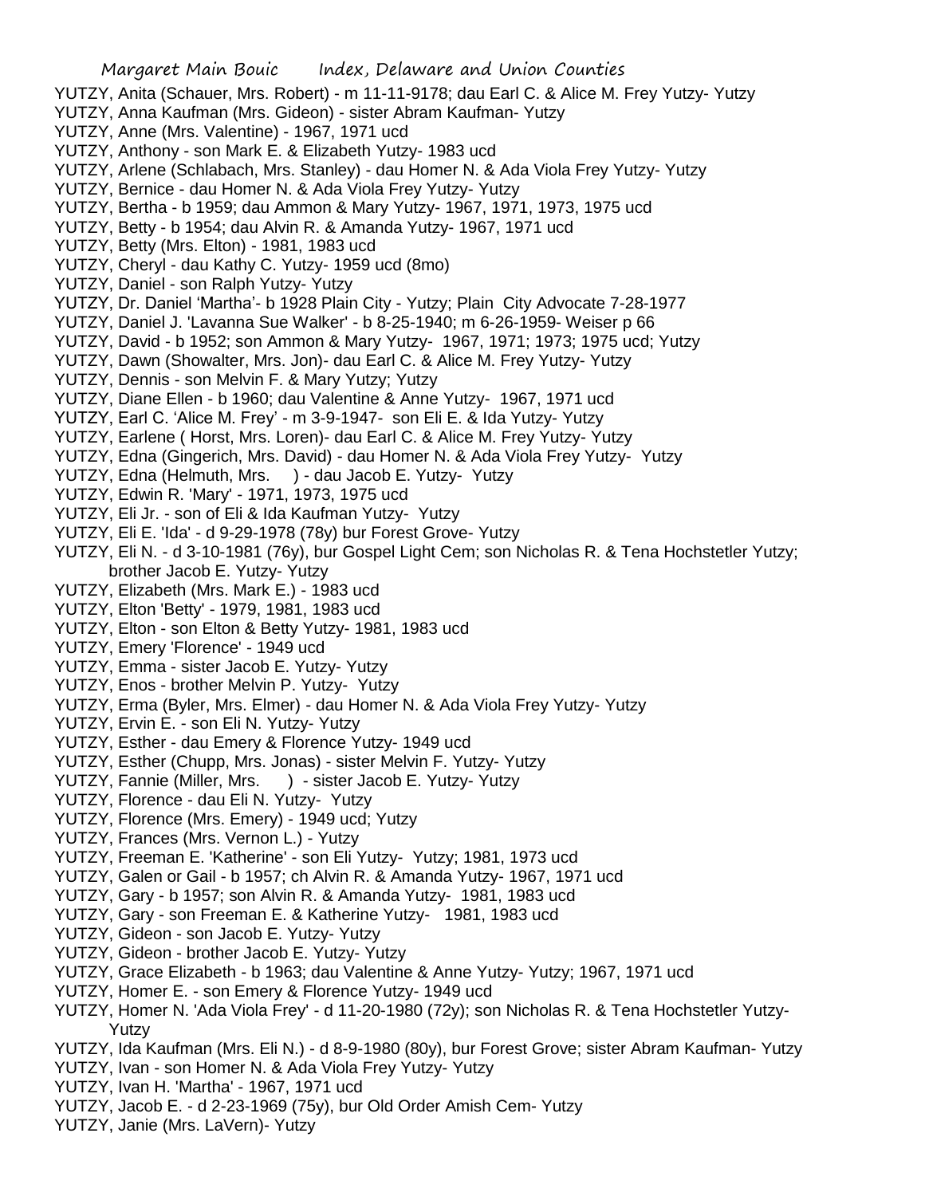YUTZY, Anita (Schauer, Mrs. Robert) - m 11-11-9178; dau Earl C. & Alice M. Frey Yutzy- Yutzy
YUTZY, Anna Kaufman (Mrs. Gideon) - sister Abram Kaufman- Yutzy
YUTZY, Anne (Mrs. Valentine) - 1967, 1971 ucd
YUTZY, Anthony - son Mark E. & Elizabeth Yutzy- 1983 ucd
YUTZY, Arlene (Schlabach, Mrs. Stanley) - dau Homer N. & Ada Viola Frey Yutzy- Yutzy
YUTZY, Bernice - dau Homer N. & Ada Viola Frey Yutzy- Yutzy
YUTZY, Bertha - b 1959; dau Ammon & Mary Yutzy- 1967, 1971, 1973, 1975 ucd
YUTZY, Betty - b 1954; dau Alvin R. & Amanda Yutzy- 1967, 1971 ucd
YUTZY, Betty (Mrs. Elton) - 1981, 1983 ucd
YUTZY, Cheryl - dau Kathy C. Yutzy- 1959 ucd (8mo)
YUTZY, Daniel - son Ralph Yutzy- Yutzy
YUTZY, Dr. Daniel 'Martha'- b 1928 Plain City - Yutzy; Plain City Advocate 7-28-1977
YUTZY, Daniel J. 'Lavanna Sue Walker' - b 8-25-1940; m 6-26-1959- Weiser p 66
YUTZY, David - b 1952; son Ammon & Mary Yutzy- 1967, 1971; 1973; 1975 ucd; Yutzy
YUTZY, Dawn (Showalter, Mrs. Jon)- dau Earl C. & Alice M. Frey Yutzy- Yutzy
YUTZY, Dennis - son Melvin F. & Mary Yutzy; Yutzy
YUTZY, Diane Ellen - b 1960; dau Valentine & Anne Yutzy- 1967, 1971 ucd
YUTZY, Earl C. 'Alice M. Frey' - m 3-9-1947- son Eli E. & Ida Yutzy- Yutzy
YUTZY, Earlene ( Horst, Mrs. Loren)- dau Earl C. & Alice M. Frey Yutzy- Yutzy
YUTZY, Edna (Gingerich, Mrs. David) - dau Homer N. & Ada Viola Frey Yutzy- Yutzy
YUTZY, Edna (Helmuth, Mrs. ) - dau Jacob E. Yutzy- Yutzy
YUTZY, Edwin R. 'Mary' - 1971, 1973, 1975 ucd
YUTZY, Eli Jr. - son of Eli & Ida Kaufman Yutzy- Yutzy
YUTZY, Eli E. 'Ida' - d 9-29-1978 (78y) bur Forest Grove- Yutzy
YUTZY, Eli N. - d 3-10-1981 (76y), bur Gospel Light Cem; son Nicholas R. & Tena Hochstetler Yutzy; brother Jacob E. Yutzy- Yutzy
YUTZY, Elizabeth (Mrs. Mark E.) - 1983 ucd
YUTZY, Elton 'Betty' - 1979, 1981, 1983 ucd
YUTZY, Elton - son Elton & Betty Yutzy- 1981, 1983 ucd
YUTZY, Emery 'Florence' - 1949 ucd
YUTZY, Emma - sister Jacob E. Yutzy- Yutzy
YUTZY, Enos - brother Melvin P. Yutzy- Yutzy
YUTZY, Erma (Byler, Mrs. Elmer) - dau Homer N. & Ada Viola Frey Yutzy- Yutzy
YUTZY, Ervin E. - son Eli N. Yutzy- Yutzy
YUTZY, Esther - dau Emery & Florence Yutzy- 1949 ucd
YUTZY, Esther (Chupp, Mrs. Jonas) - sister Melvin F. Yutzy- Yutzy
YUTZY, Fannie (Miller, Mrs. ) - sister Jacob E. Yutzy- Yutzy
YUTZY, Florence - dau Eli N. Yutzy- Yutzy
YUTZY, Florence (Mrs. Emery) - 1949 ucd; Yutzy
YUTZY, Frances (Mrs. Vernon L.) - Yutzy
YUTZY, Freeman E. 'Katherine' - son Eli Yutzy- Yutzy; 1981, 1973 ucd
YUTZY, Galen or Gail - b 1957; ch Alvin R. & Amanda Yutzy- 1967, 1971 ucd
YUTZY, Gary - b 1957; son Alvin R. & Amanda Yutzy- 1981, 1983 ucd
YUTZY, Gary - son Freeman E. & Katherine Yutzy- 1981, 1983 ucd
YUTZY, Gideon - son Jacob E. Yutzy- Yutzy
YUTZY, Gideon - brother Jacob E. Yutzy- Yutzy
YUTZY, Grace Elizabeth - b 1963; dau Valentine & Anne Yutzy- Yutzy; 1967, 1971 ucd
YUTZY, Homer E. - son Emery & Florence Yutzy- 1949 ucd
YUTZY, Homer N. 'Ada Viola Frey' - d 11-20-1980 (72y); son Nicholas R. & Tena Hochstetler Yutzy- Yutzy
YUTZY, Ida Kaufman (Mrs. Eli N.) - d 8-9-1980 (80y), bur Forest Grove; sister Abram Kaufman- Yutzy
YUTZY, Ivan - son Homer N. & Ada Viola Frey Yutzy- Yutzy
YUTZY, Ivan H. 'Martha' - 1967, 1971 ucd
YUTZY, Jacob E. - d 2-23-1969 (75y), bur Old Order Amish Cem- Yutzy
YUTZY, Janie (Mrs. LaVern)- Yutzy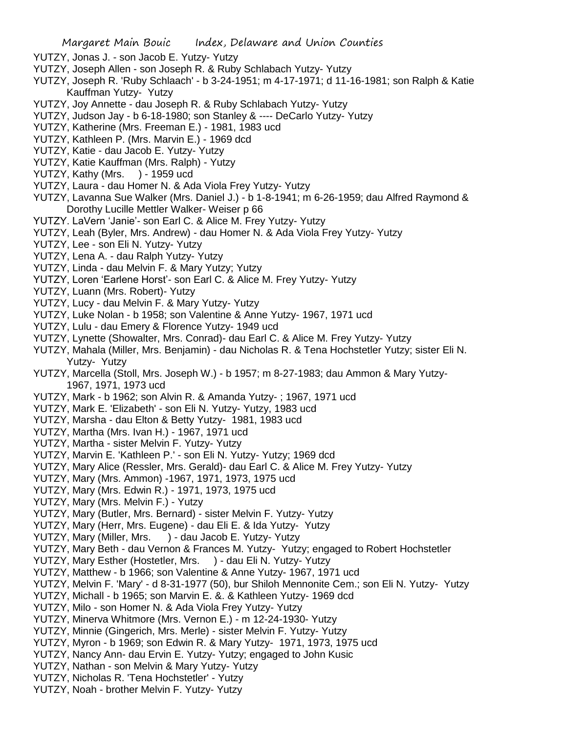YUTZY, Jonas J. - son Jacob E. Yutzy- Yutzy
YUTZY, Joseph Allen - son Joseph R. & Ruby Schlabach Yutzy- Yutzy
YUTZY, Joseph R. 'Ruby Schlaach' - b 3-24-1951; m 4-17-1971; d 11-16-1981; son Ralph & Katie Kauffman Yutzy- Yutzy
YUTZY, Joy Annette - dau Joseph R. & Ruby Schlabach Yutzy- Yutzy
YUTZY, Judson Jay - b 6-18-1980; son Stanley & ---- DeCarlo Yutzy- Yutzy
YUTZY, Katherine (Mrs. Freeman E.) - 1981, 1983 ucd
YUTZY, Kathleen P. (Mrs. Marvin E.) - 1969 dcd
YUTZY, Katie - dau Jacob E. Yutzy- Yutzy
YUTZY, Katie Kauffman (Mrs. Ralph) - Yutzy
YUTZY, Kathy (Mrs. ) - 1959 ucd
YUTZY, Laura - dau Homer N. & Ada Viola Frey Yutzy- Yutzy
YUTZY, Lavanna Sue Walker (Mrs. Daniel J.) - b 1-8-1941; m 6-26-1959; dau Alfred Raymond & Dorothy Lucille Mettler Walker- Weiser p 66
YUTZY. LaVern 'Janie'- son Earl C. & Alice M. Frey Yutzy- Yutzy
YUTZY, Leah (Byler, Mrs. Andrew) - dau Homer N. & Ada Viola Frey Yutzy- Yutzy
YUTZY, Lee - son Eli N. Yutzy- Yutzy
YUTZY, Lena A. - dau Ralph Yutzy- Yutzy
YUTZY, Linda - dau Melvin F. & Mary Yutzy; Yutzy
YUTZY, Loren 'Earlene Horst'- son Earl C. & Alice M. Frey Yutzy- Yutzy
YUTZY, Luann (Mrs. Robert)- Yutzy
YUTZY, Lucy - dau Melvin F. & Mary Yutzy- Yutzy
YUTZY, Luke Nolan - b 1958; son Valentine & Anne Yutzy- 1967, 1971 ucd
YUTZY, Lulu - dau Emery & Florence Yutzy- 1949 ucd
YUTZY, Lynette (Showalter, Mrs. Conrad)- dau Earl C. & Alice M. Frey Yutzy- Yutzy
YUTZY, Mahala (Miller, Mrs. Benjamin) - dau Nicholas R. & Tena Hochstetler Yutzy; sister Eli N. Yutzy- Yutzy
YUTZY, Marcella (Stoll, Mrs. Joseph W.) - b 1957; m 8-27-1983; dau Ammon & Mary Yutzy- 1967, 1971, 1973 ucd
YUTZY, Mark - b 1962; son Alvin R. & Amanda Yutzy- ; 1967, 1971 ucd
YUTZY, Mark E. 'Elizabeth' - son Eli N. Yutzy- Yutzy, 1983 ucd
YUTZY, Marsha - dau Elton & Betty Yutzy- 1981, 1983 ucd
YUTZY, Martha (Mrs. Ivan H.) - 1967, 1971 ucd
YUTZY, Martha - sister Melvin F. Yutzy- Yutzy
YUTZY, Marvin E. 'Kathleen P.' - son Eli N. Yutzy- Yutzy; 1969 dcd
YUTZY, Mary Alice (Ressler, Mrs. Gerald)- dau Earl C. & Alice M. Frey Yutzy- Yutzy
YUTZY, Mary (Mrs. Ammon) -1967, 1971, 1973, 1975 ucd
YUTZY, Mary (Mrs. Edwin R.) - 1971, 1973, 1975 ucd
YUTZY, Mary (Mrs. Melvin F.) - Yutzy
YUTZY, Mary (Butler, Mrs. Bernard) - sister Melvin F. Yutzy- Yutzy
YUTZY, Mary (Herr, Mrs. Eugene) - dau Eli E. & Ida Yutzy- Yutzy
YUTZY, Mary (Miller, Mrs. ) - dau Jacob E. Yutzy- Yutzy
YUTZY, Mary Beth - dau Vernon & Frances M. Yutzy- Yutzy; engaged to Robert Hochstetler
YUTZY, Mary Esther (Hostetler, Mrs. ) - dau Eli N. Yutzy- Yutzy
YUTZY, Matthew - b 1966; son Valentine & Anne Yutzy- 1967, 1971 ucd
YUTZY, Melvin F. 'Mary' - d 8-31-1977 (50), bur Shiloh Mennonite Cem.; son Eli N. Yutzy- Yutzy
YUTZY, Michall - b 1965; son Marvin E. &. & Kathleen Yutzy- 1969 dcd
YUTZY, Milo - son Homer N. & Ada Viola Frey Yutzy- Yutzy
YUTZY, Minerva Whitmore (Mrs. Vernon E.) - m 12-24-1930- Yutzy
YUTZY, Minnie (Gingerich, Mrs. Merle) - sister Melvin F. Yutzy- Yutzy
YUTZY, Myron - b 1969; son Edwin R. & Mary Yutzy- 1971, 1973, 1975 ucd
YUTZY, Nancy Ann- dau Ervin E. Yutzy- Yutzy; engaged to John Kusic
YUTZY, Nathan - son Melvin & Mary Yutzy- Yutzy
YUTZY, Nicholas R. 'Tena Hochstetler' - Yutzy
YUTZY, Noah - brother Melvin F. Yutzy- Yutzy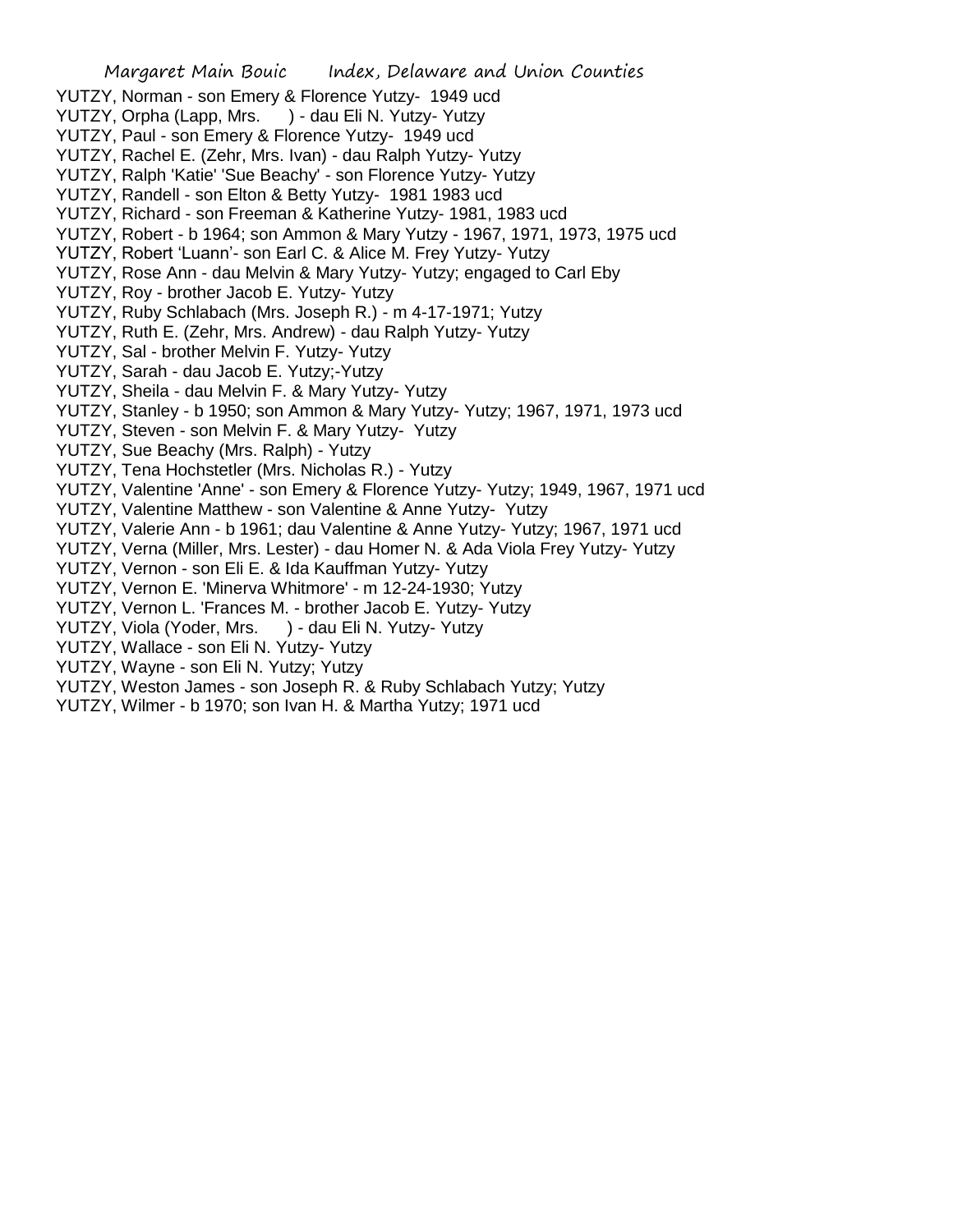YUTZY, Norman - son Emery & Florence Yutzy-  1949 ucd
YUTZY, Orpha (Lapp, Mrs.      ) - dau Eli N. Yutzy- Yutzy
YUTZY, Paul - son Emery & Florence Yutzy-  1949 ucd
YUTZY, Rachel E. (Zehr, Mrs. Ivan) - dau Ralph Yutzy- Yutzy
YUTZY, Ralph 'Katie' 'Sue Beachy' - son Florence Yutzy- Yutzy
YUTZY, Randell - son Elton & Betty Yutzy-  1981 1983 ucd
YUTZY, Richard - son Freeman & Katherine Yutzy- 1981, 1983 ucd
YUTZY, Robert - b 1964; son Ammon & Mary Yutzy - 1967, 1971, 1973, 1975 ucd
YUTZY, Robert 'Luann'- son Earl C. & Alice M. Frey Yutzy- Yutzy
YUTZY, Rose Ann - dau Melvin & Mary Yutzy- Yutzy; engaged to Carl Eby
YUTZY, Roy - brother Jacob E. Yutzy- Yutzy
YUTZY, Ruby Schlabach (Mrs. Joseph R.) - m 4-17-1971; Yutzy
YUTZY, Ruth E. (Zehr, Mrs. Andrew) - dau Ralph Yutzy- Yutzy
YUTZY, Sal - brother Melvin F. Yutzy- Yutzy
YUTZY, Sarah - dau Jacob E. Yutzy;-Yutzy
YUTZY, Sheila - dau Melvin F. & Mary Yutzy- Yutzy
YUTZY, Stanley - b 1950; son Ammon & Mary Yutzy- Yutzy; 1967, 1971, 1973 ucd
YUTZY, Steven - son Melvin F. & Mary Yutzy-  Yutzy
YUTZY, Sue Beachy (Mrs. Ralph) - Yutzy
YUTZY, Tena Hochstetler (Mrs. Nicholas R.) - Yutzy
YUTZY, Valentine 'Anne' - son Emery & Florence Yutzy- Yutzy; 1949, 1967, 1971 ucd
YUTZY, Valentine Matthew - son Valentine & Anne Yutzy-  Yutzy
YUTZY, Valerie Ann - b 1961; dau Valentine & Anne Yutzy- Yutzy; 1967, 1971 ucd
YUTZY, Verna (Miller, Mrs. Lester) - dau Homer N. & Ada Viola Frey Yutzy- Yutzy
YUTZY, Vernon - son Eli E. & Ida Kauffman Yutzy- Yutzy
YUTZY, Vernon E. 'Minerva Whitmore' - m 12-24-1930; Yutzy
YUTZY, Vernon L. 'Frances M. - brother Jacob E. Yutzy- Yutzy
YUTZY, Viola (Yoder, Mrs.      ) - dau Eli N. Yutzy- Yutzy
YUTZY, Wallace - son Eli N. Yutzy- Yutzy
YUTZY, Wayne - son Eli N. Yutzy; Yutzy
YUTZY, Weston James - son Joseph R. & Ruby Schlabach Yutzy; Yutzy
YUTZY, Wilmer - b 1970; son Ivan H. & Martha Yutzy; 1971 ucd